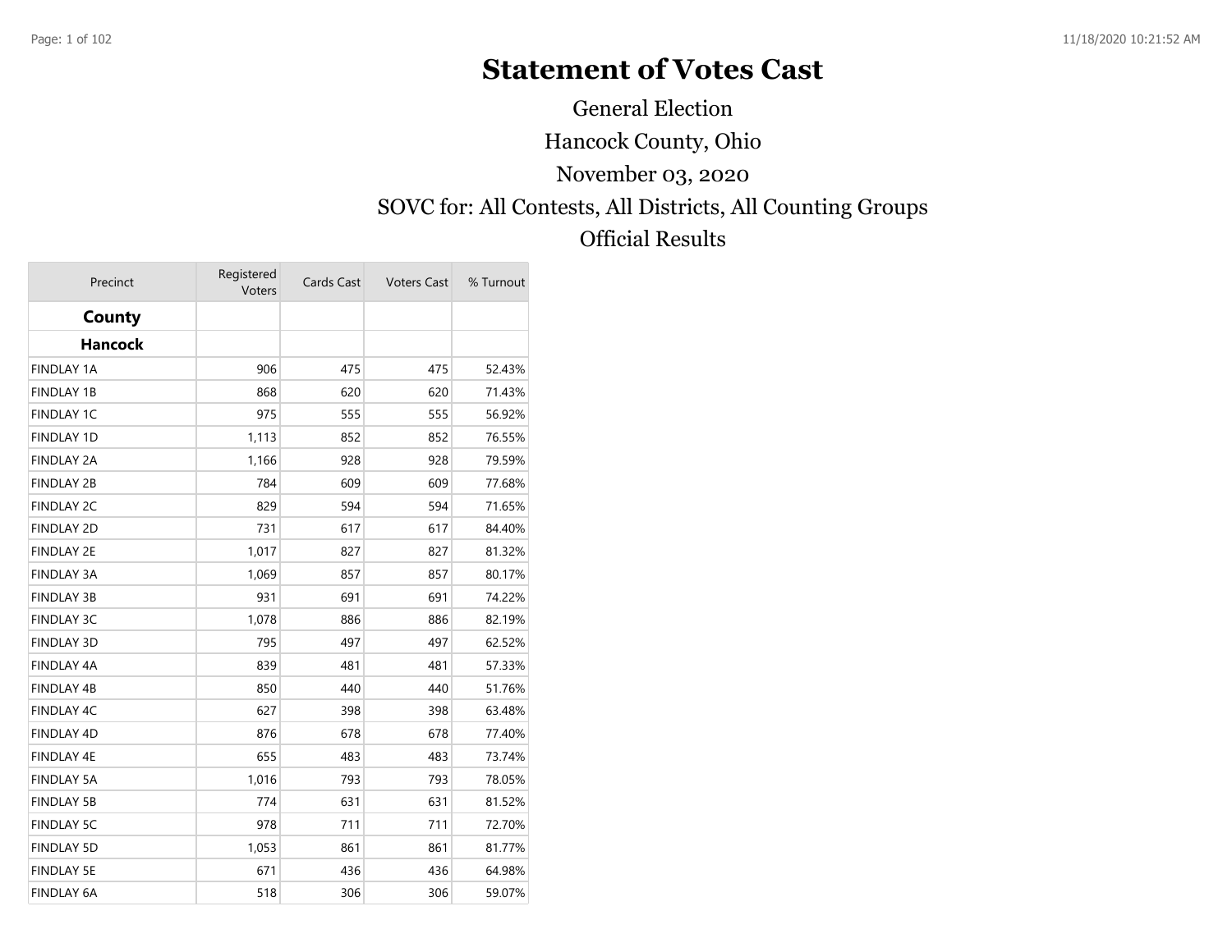# Statement of Votes Cast

General Election

Hancock County, Ohio

November 03, 2020

SOVC for: All Contests, All Districts, All Counting Groups

Official Results

| Precinct | Registered Voters | Cards Cast | Voters Cast | % Turnout |
|---|---|---|---|---|
| **County** | | | | |
| **Hancock** | | | | |
| FINDLAY 1A | 906 | 475 | 475 | 52.43% |
| FINDLAY 1B | 868 | 620 | 620 | 71.43% |
| FINDLAY 1C | 975 | 555 | 555 | 56.92% |
| FINDLAY 1D | 1,113 | 852 | 852 | 76.55% |
| FINDLAY 2A | 1,166 | 928 | 928 | 79.59% |
| FINDLAY 2B | 784 | 609 | 609 | 77.68% |
| FINDLAY 2C | 829 | 594 | 594 | 71.65% |
| FINDLAY 2D | 731 | 617 | 617 | 84.40% |
| FINDLAY 2E | 1,017 | 827 | 827 | 81.32% |
| FINDLAY 3A | 1,069 | 857 | 857 | 80.17% |
| FINDLAY 3B | 931 | 691 | 691 | 74.22% |
| FINDLAY 3C | 1,078 | 886 | 886 | 82.19% |
| FINDLAY 3D | 795 | 497 | 497 | 62.52% |
| FINDLAY 4A | 839 | 481 | 481 | 57.33% |
| FINDLAY 4B | 850 | 440 | 440 | 51.76% |
| FINDLAY 4C | 627 | 398 | 398 | 63.48% |
| FINDLAY 4D | 876 | 678 | 678 | 77.40% |
| FINDLAY 4E | 655 | 483 | 483 | 73.74% |
| FINDLAY 5A | 1,016 | 793 | 793 | 78.05% |
| FINDLAY 5B | 774 | 631 | 631 | 81.52% |
| FINDLAY 5C | 978 | 711 | 711 | 72.70% |
| FINDLAY 5D | 1,053 | 861 | 861 | 81.77% |
| FINDLAY 5E | 671 | 436 | 436 | 64.98% |
| FINDLAY 6A | 518 | 306 | 306 | 59.07% |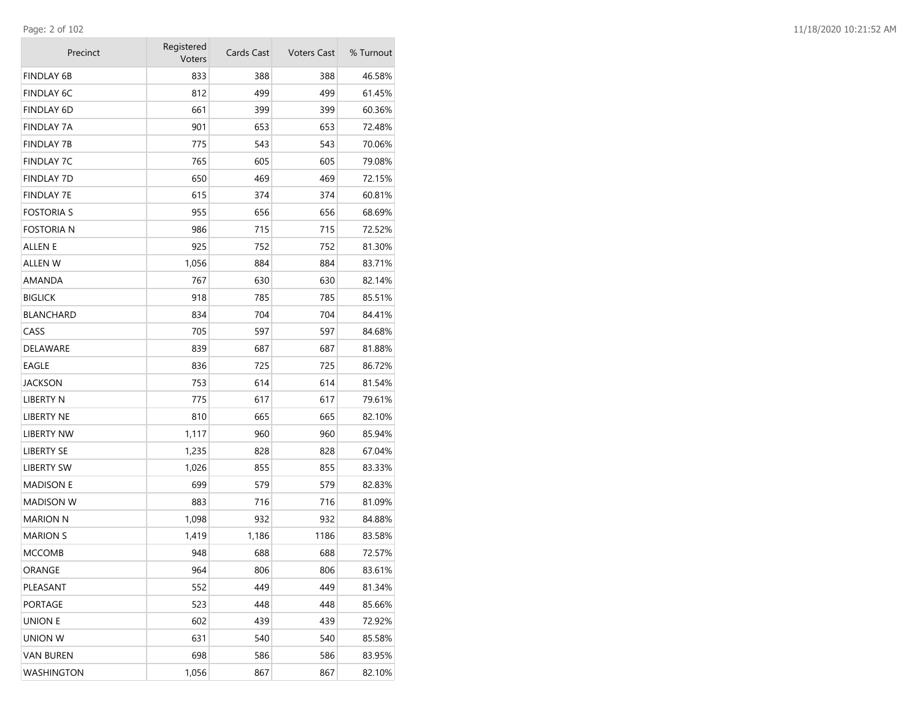| Precinct | Registered Voters | Cards Cast | Voters Cast | % Turnout |
|---|---|---|---|---|
| FINDLAY 6B | 833 | 388 | 388 | 46.58% |
| FINDLAY 6C | 812 | 499 | 499 | 61.45% |
| FINDLAY 6D | 661 | 399 | 399 | 60.36% |
| FINDLAY 7A | 901 | 653 | 653 | 72.48% |
| FINDLAY 7B | 775 | 543 | 543 | 70.06% |
| FINDLAY 7C | 765 | 605 | 605 | 79.08% |
| FINDLAY 7D | 650 | 469 | 469 | 72.15% |
| FINDLAY 7E | 615 | 374 | 374 | 60.81% |
| FOSTORIA S | 955 | 656 | 656 | 68.69% |
| FOSTORIA N | 986 | 715 | 715 | 72.52% |
| ALLEN E | 925 | 752 | 752 | 81.30% |
| ALLEN W | 1,056 | 884 | 884 | 83.71% |
| AMANDA | 767 | 630 | 630 | 82.14% |
| BIGLICK | 918 | 785 | 785 | 85.51% |
| BLANCHARD | 834 | 704 | 704 | 84.41% |
| CASS | 705 | 597 | 597 | 84.68% |
| DELAWARE | 839 | 687 | 687 | 81.88% |
| EAGLE | 836 | 725 | 725 | 86.72% |
| JACKSON | 753 | 614 | 614 | 81.54% |
| LIBERTY N | 775 | 617 | 617 | 79.61% |
| LIBERTY NE | 810 | 665 | 665 | 82.10% |
| LIBERTY NW | 1,117 | 960 | 960 | 85.94% |
| LIBERTY SE | 1,235 | 828 | 828 | 67.04% |
| LIBERTY SW | 1,026 | 855 | 855 | 83.33% |
| MADISON E | 699 | 579 | 579 | 82.83% |
| MADISON W | 883 | 716 | 716 | 81.09% |
| MARION N | 1,098 | 932 | 932 | 84.88% |
| MARION S | 1,419 | 1,186 | 1186 | 83.58% |
| MCCOMB | 948 | 688 | 688 | 72.57% |
| ORANGE | 964 | 806 | 806 | 83.61% |
| PLEASANT | 552 | 449 | 449 | 81.34% |
| PORTAGE | 523 | 448 | 448 | 85.66% |
| UNION E | 602 | 439 | 439 | 72.92% |
| UNION W | 631 | 540 | 540 | 85.58% |
| VAN BUREN | 698 | 586 | 586 | 83.95% |
| WASHINGTON | 1,056 | 867 | 867 | 82.10% |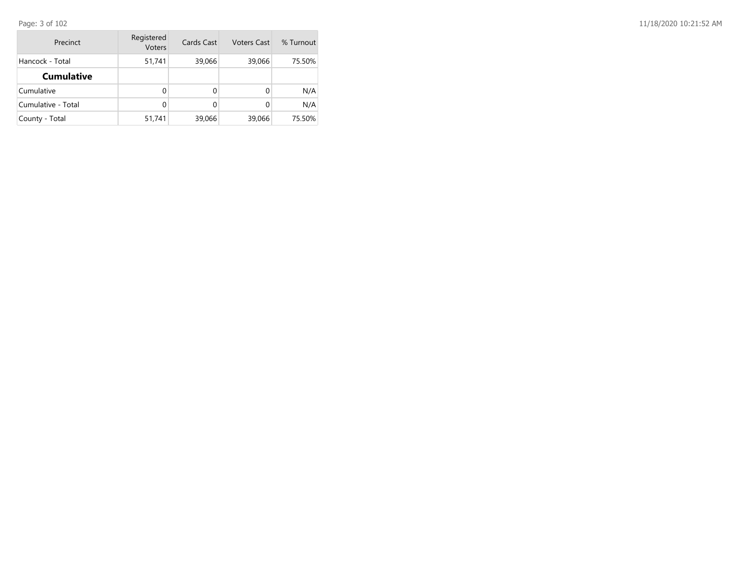| Precinct | Registered Voters | Cards Cast | Voters Cast | % Turnout |
|---|---|---|---|---|
| Hancock - Total | 51,741 | 39,066 | 39,066 | 75.50% |
| **Cumulative** | | | | |
| Cumulative | 0 | 0 | 0 | N/A |
| Cumulative - Total | 0 | 0 | 0 | N/A |
| County - Total | 51,741 | 39,066 | 39,066 | 75.50% |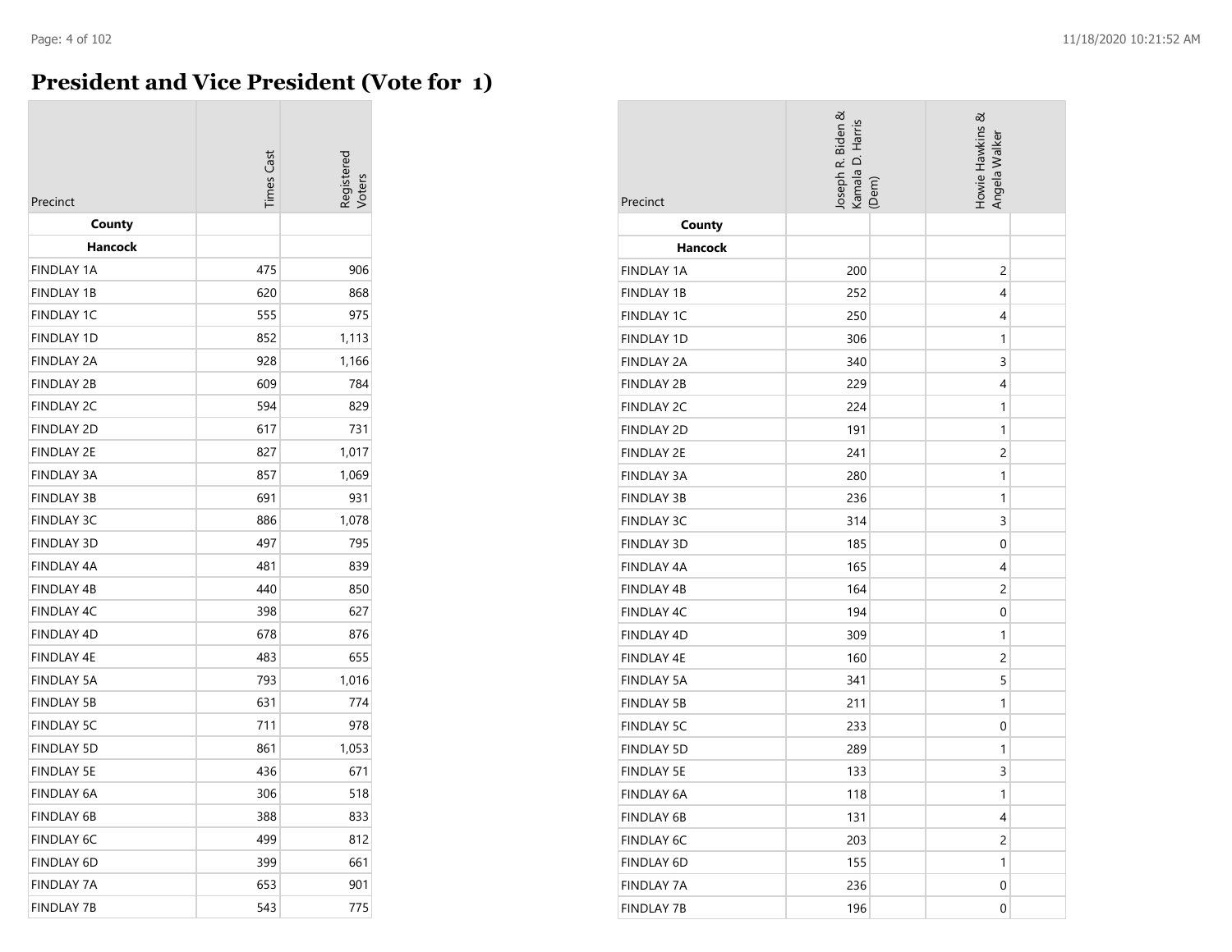# President and Vice President (Vote for 1)

| Precinct | Times Cast | Registered Voters |
|---|---|---|
| **County** | | |
| **Hancock** | | |
| FINDLAY 1A | 475 | 906 |
| FINDLAY 1B | 620 | 868 |
| FINDLAY 1C | 555 | 975 |
| FINDLAY 1D | 852 | 1,113 |
| FINDLAY 2A | 928 | 1,166 |
| FINDLAY 2B | 609 | 784 |
| FINDLAY 2C | 594 | 829 |
| FINDLAY 2D | 617 | 731 |
| FINDLAY 2E | 827 | 1,017 |
| FINDLAY 3A | 857 | 1,069 |
| FINDLAY 3B | 691 | 931 |
| FINDLAY 3C | 886 | 1,078 |
| FINDLAY 3D | 497 | 795 |
| FINDLAY 4A | 481 | 839 |
| FINDLAY 4B | 440 | 850 |
| FINDLAY 4C | 398 | 627 |
| FINDLAY 4D | 678 | 876 |
| FINDLAY 4E | 483 | 655 |
| FINDLAY 5A | 793 | 1,016 |
| FINDLAY 5B | 631 | 774 |
| FINDLAY 5C | 711 | 978 |
| FINDLAY 5D | 861 | 1,053 |
| FINDLAY 5E | 436 | 671 |
| FINDLAY 6A | 306 | 518 |
| FINDLAY 6B | 388 | 833 |
| FINDLAY 6C | 499 | 812 |
| FINDLAY 6D | 399 | 661 |
| FINDLAY 7A | 653 | 901 |
| FINDLAY 7B | 543 | 775 |

| Precinct | Joseph R. Biden & Kamala D. Harris (Dem) | | Howie Hawkins & Angela Walker | |
|---|---|---|---|---|
| **County** | | | | |
| **Hancock** | | | | |
| FINDLAY 1A | 200 | | 2 | |
| FINDLAY 1B | 252 | | 4 | |
| FINDLAY 1C | 250 | | 4 | |
| FINDLAY 1D | 306 | | 1 | |
| FINDLAY 2A | 340 | | 3 | |
| FINDLAY 2B | 229 | | 4 | |
| FINDLAY 2C | 224 | | 1 | |
| FINDLAY 2D | 191 | | 1 | |
| FINDLAY 2E | 241 | | 2 | |
| FINDLAY 3A | 280 | | 1 | |
| FINDLAY 3B | 236 | | 1 | |
| FINDLAY 3C | 314 | | 3 | |
| FINDLAY 3D | 185 | | 0 | |
| FINDLAY 4A | 165 | | 4 | |
| FINDLAY 4B | 164 | | 2 | |
| FINDLAY 4C | 194 | | 0 | |
| FINDLAY 4D | 309 | | 1 | |
| FINDLAY 4E | 160 | | 2 | |
| FINDLAY 5A | 341 | | 5 | |
| FINDLAY 5B | 211 | | 1 | |
| FINDLAY 5C | 233 | | 0 | |
| FINDLAY 5D | 289 | | 1 | |
| FINDLAY 5E | 133 | | 3 | |
| FINDLAY 6A | 118 | | 1 | |
| FINDLAY 6B | 131 | | 4 | |
| FINDLAY 6C | 203 | | 2 | |
| FINDLAY 6D | 155 | | 1 | |
| FINDLAY 7A | 236 | | 0 | |
| FINDLAY 7B | 196 | | 0 | |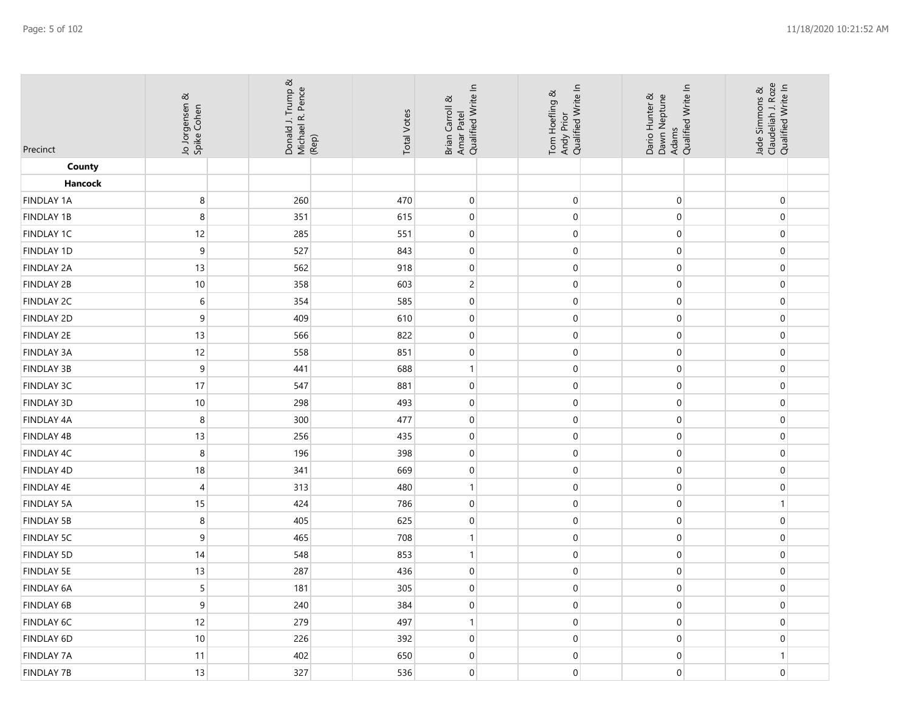| Precinct | Jo Jorgensen & Spike Cohen | Donald J. Trump & Michael R. Pence (Rep) | Total Votes | Brian Carroll & Amar Patel Qualified Write In | Tom Hoefling & Andy Prior Qualified Write In | Dario Hunter & Dawn Neptune Adams Qualified Write In | Jade Simmons & Claudeliah J. Roze Qualified Write In |
| --- | --- | --- | --- | --- | --- | --- | --- |
| **County** | | | | | | | |
| **Hancock** | | | | | | | |
| FINDLAY 1A | 8 | 260 | 470 | 0 | 0 | 0 | 0 |
| FINDLAY 1B | 8 | 351 | 615 | 0 | 0 | 0 | 0 |
| FINDLAY 1C | 12 | 285 | 551 | 0 | 0 | 0 | 0 |
| FINDLAY 1D | 9 | 527 | 843 | 0 | 0 | 0 | 0 |
| FINDLAY 2A | 13 | 562 | 918 | 0 | 0 | 0 | 0 |
| FINDLAY 2B | 10 | 358 | 603 | 2 | 0 | 0 | 0 |
| FINDLAY 2C | 6 | 354 | 585 | 0 | 0 | 0 | 0 |
| FINDLAY 2D | 9 | 409 | 610 | 0 | 0 | 0 | 0 |
| FINDLAY 2E | 13 | 566 | 822 | 0 | 0 | 0 | 0 |
| FINDLAY 3A | 12 | 558 | 851 | 0 | 0 | 0 | 0 |
| FINDLAY 3B | 9 | 441 | 688 | 1 | 0 | 0 | 0 |
| FINDLAY 3C | 17 | 547 | 881 | 0 | 0 | 0 | 0 |
| FINDLAY 3D | 10 | 298 | 493 | 0 | 0 | 0 | 0 |
| FINDLAY 4A | 8 | 300 | 477 | 0 | 0 | 0 | 0 |
| FINDLAY 4B | 13 | 256 | 435 | 0 | 0 | 0 | 0 |
| FINDLAY 4C | 8 | 196 | 398 | 0 | 0 | 0 | 0 |
| FINDLAY 4D | 18 | 341 | 669 | 0 | 0 | 0 | 0 |
| FINDLAY 4E | 4 | 313 | 480 | 1 | 0 | 0 | 0 |
| FINDLAY 5A | 15 | 424 | 786 | 0 | 0 | 0 | 1 |
| FINDLAY 5B | 8 | 405 | 625 | 0 | 0 | 0 | 0 |
| FINDLAY 5C | 9 | 465 | 708 | 1 | 0 | 0 | 0 |
| FINDLAY 5D | 14 | 548 | 853 | 1 | 0 | 0 | 0 |
| FINDLAY 5E | 13 | 287 | 436 | 0 | 0 | 0 | 0 |
| FINDLAY 6A | 5 | 181 | 305 | 0 | 0 | 0 | 0 |
| FINDLAY 6B | 9 | 240 | 384 | 0 | 0 | 0 | 0 |
| FINDLAY 6C | 12 | 279 | 497 | 1 | 0 | 0 | 0 |
| FINDLAY 6D | 10 | 226 | 392 | 0 | 0 | 0 | 0 |
| FINDLAY 7A | 11 | 402 | 650 | 0 | 0 | 0 | 1 |
| FINDLAY 7B | 13 | 327 | 536 | 0 | 0 | 0 | 0 |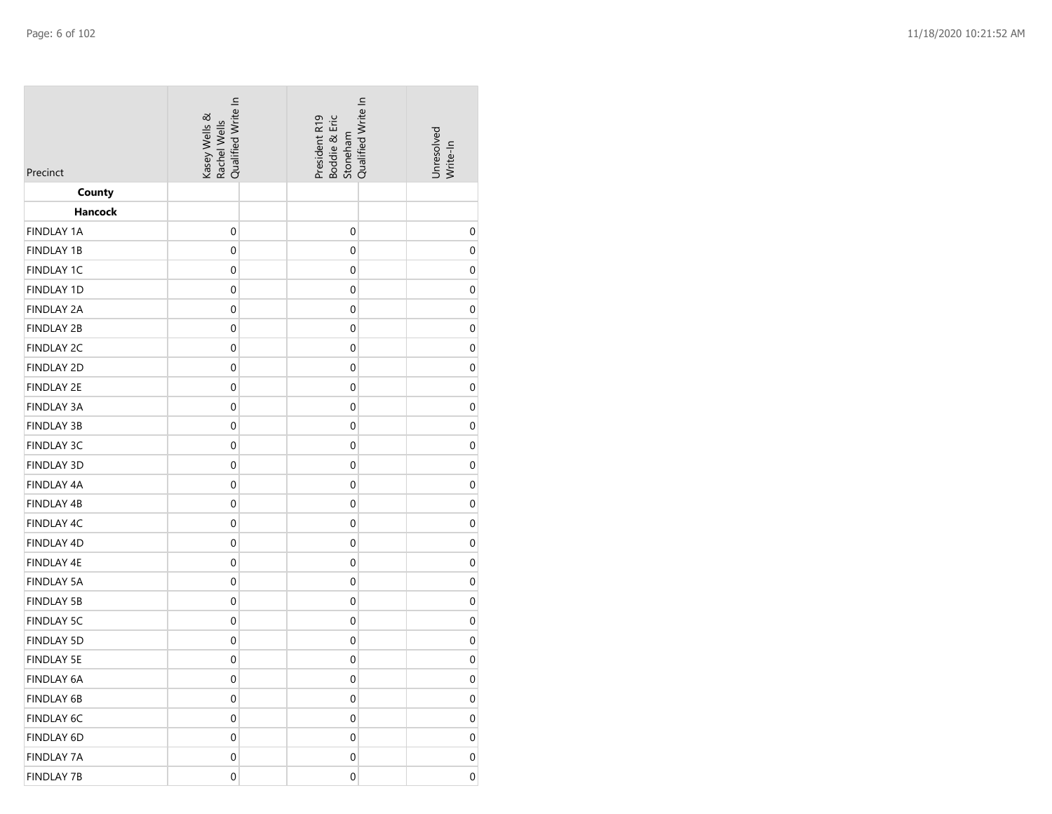| Precinct | Kasey Wells & Rachel Wells Qualified Write In | President R19 Boddie & Eric Stoneham Qualified Write In | Unresolved Write-In |
|---|---|---|---|
| **County** | | | |
| **Hancock** | | | |
| FINDLAY 1A | 0 | 0 | 0 |
| FINDLAY 1B | 0 | 0 | 0 |
| FINDLAY 1C | 0 | 0 | 0 |
| FINDLAY 1D | 0 | 0 | 0 |
| FINDLAY 2A | 0 | 0 | 0 |
| FINDLAY 2B | 0 | 0 | 0 |
| FINDLAY 2C | 0 | 0 | 0 |
| FINDLAY 2D | 0 | 0 | 0 |
| FINDLAY 2E | 0 | 0 | 0 |
| FINDLAY 3A | 0 | 0 | 0 |
| FINDLAY 3B | 0 | 0 | 0 |
| FINDLAY 3C | 0 | 0 | 0 |
| FINDLAY 3D | 0 | 0 | 0 |
| FINDLAY 4A | 0 | 0 | 0 |
| FINDLAY 4B | 0 | 0 | 0 |
| FINDLAY 4C | 0 | 0 | 0 |
| FINDLAY 4D | 0 | 0 | 0 |
| FINDLAY 4E | 0 | 0 | 0 |
| FINDLAY 5A | 0 | 0 | 0 |
| FINDLAY 5B | 0 | 0 | 0 |
| FINDLAY 5C | 0 | 0 | 0 |
| FINDLAY 5D | 0 | 0 | 0 |
| FINDLAY 5E | 0 | 0 | 0 |
| FINDLAY 6A | 0 | 0 | 0 |
| FINDLAY 6B | 0 | 0 | 0 |
| FINDLAY 6C | 0 | 0 | 0 |
| FINDLAY 6D | 0 | 0 | 0 |
| FINDLAY 7A | 0 | 0 | 0 |
| FINDLAY 7B | 0 | 0 | 0 |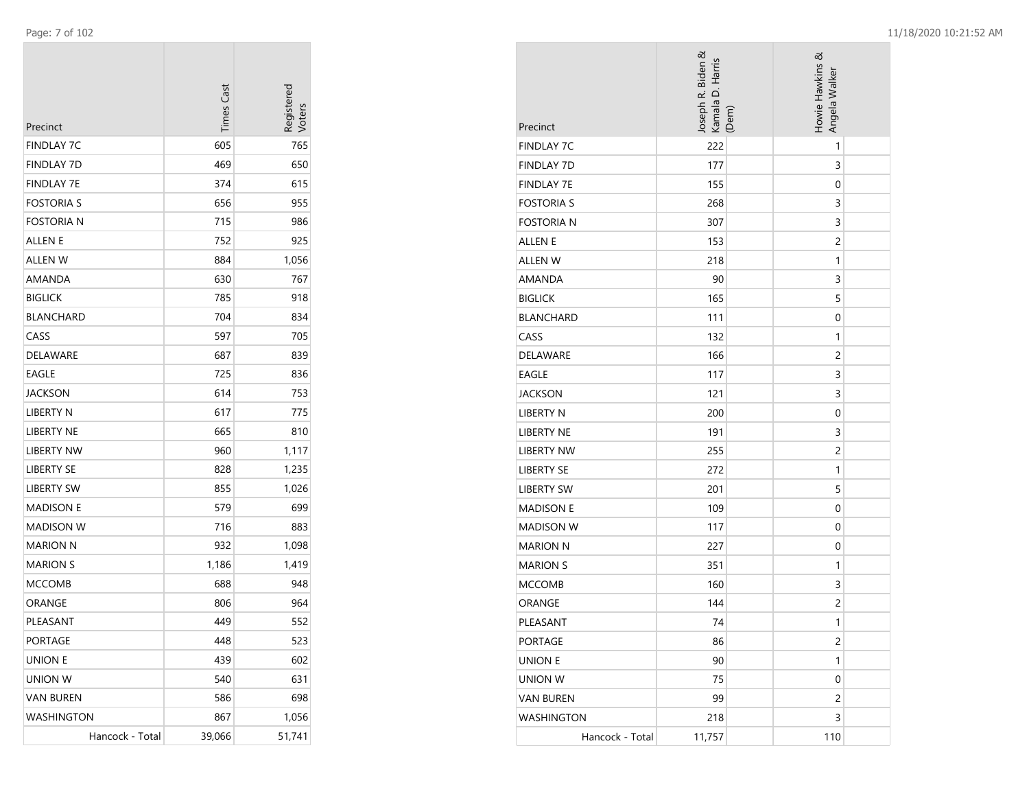| Precinct | Times Cast | Registered Voters |
|---|---|---|
| FINDLAY 7C | 605 | 765 |
| FINDLAY 7D | 469 | 650 |
| FINDLAY 7E | 374 | 615 |
| FOSTORIA S | 656 | 955 |
| FOSTORIA N | 715 | 986 |
| ALLEN E | 752 | 925 |
| ALLEN W | 884 | 1,056 |
| AMANDA | 630 | 767 |
| BIGLICK | 785 | 918 |
| BLANCHARD | 704 | 834 |
| CASS | 597 | 705 |
| DELAWARE | 687 | 839 |
| EAGLE | 725 | 836 |
| JACKSON | 614 | 753 |
| LIBERTY N | 617 | 775 |
| LIBERTY NE | 665 | 810 |
| LIBERTY NW | 960 | 1,117 |
| LIBERTY SE | 828 | 1,235 |
| LIBERTY SW | 855 | 1,026 |
| MADISON E | 579 | 699 |
| MADISON W | 716 | 883 |
| MARION N | 932 | 1,098 |
| MARION S | 1,186 | 1,419 |
| MCCOMB | 688 | 948 |
| ORANGE | 806 | 964 |
| PLEASANT | 449 | 552 |
| PORTAGE | 448 | 523 |
| UNION E | 439 | 602 |
| UNION W | 540 | 631 |
| VAN BUREN | 586 | 698 |
| WASHINGTON | 867 | 1,056 |
| Hancock - Total | 39,066 | 51,741 |

| Precinct | Joseph R. Biden & Kamala D. Harris (Dem) | Howie Hawkins & Angela Walker |
|---|---|---|
| FINDLAY 7C | 222 | 1 |
| FINDLAY 7D | 177 | 3 |
| FINDLAY 7E | 155 | 0 |
| FOSTORIA S | 268 | 3 |
| FOSTORIA N | 307 | 3 |
| ALLEN E | 153 | 2 |
| ALLEN W | 218 | 1 |
| AMANDA | 90 | 3 |
| BIGLICK | 165 | 5 |
| BLANCHARD | 111 | 0 |
| CASS | 132 | 1 |
| DELAWARE | 166 | 2 |
| EAGLE | 117 | 3 |
| JACKSON | 121 | 3 |
| LIBERTY N | 200 | 0 |
| LIBERTY NE | 191 | 3 |
| LIBERTY NW | 255 | 2 |
| LIBERTY SE | 272 | 1 |
| LIBERTY SW | 201 | 5 |
| MADISON E | 109 | 0 |
| MADISON W | 117 | 0 |
| MARION N | 227 | 0 |
| MARION S | 351 | 1 |
| MCCOMB | 160 | 3 |
| ORANGE | 144 | 2 |
| PLEASANT | 74 | 1 |
| PORTAGE | 86 | 2 |
| UNION E | 90 | 1 |
| UNION W | 75 | 0 |
| VAN BUREN | 99 | 2 |
| WASHINGTON | 218 | 3 |
| Hancock - Total | 11,757 | 110 |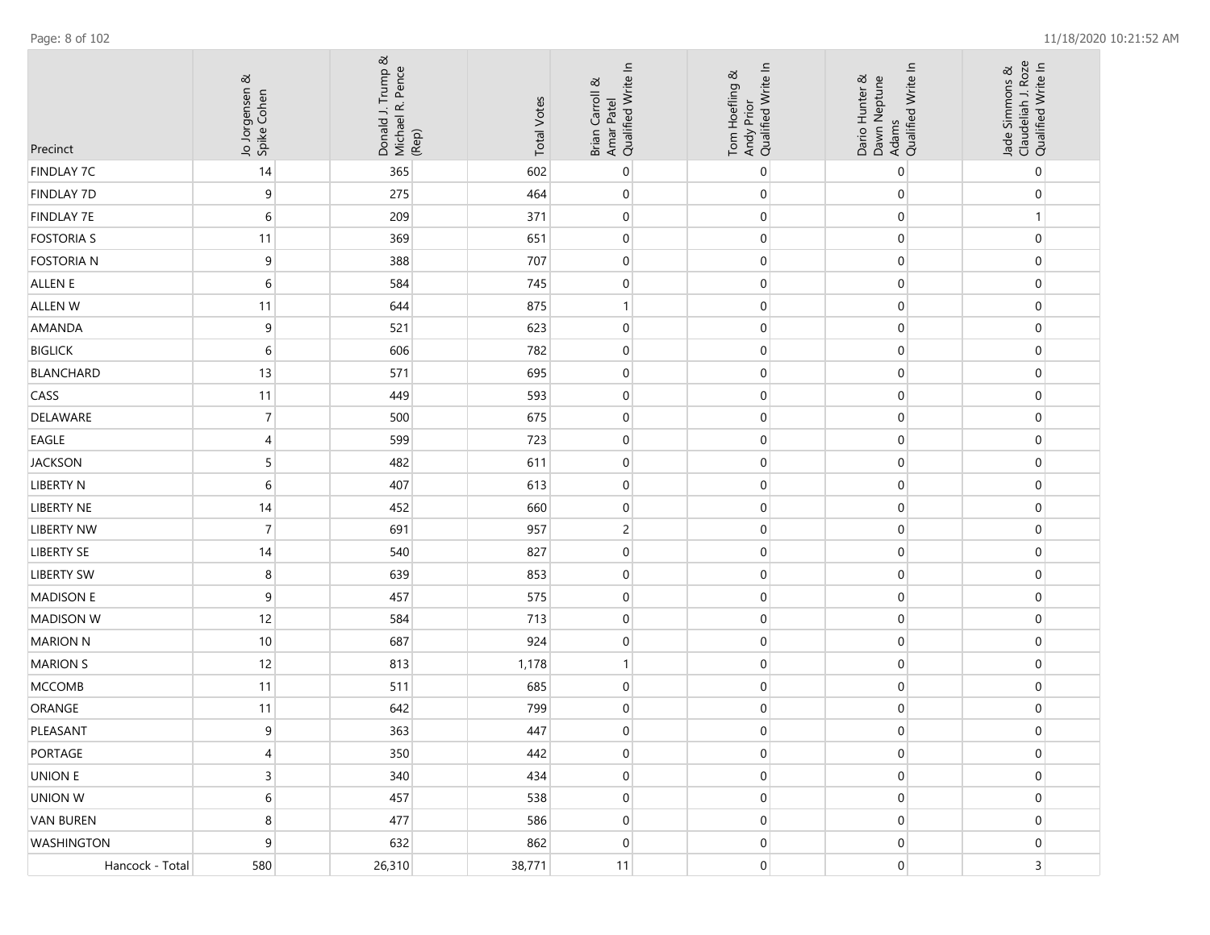| Precinct | Jo Jorgensen & Spike Cohen | Donald J. Trump & Michael R. Pence (Rep) | Total Votes | Brian Carroll & Amar Patel Qualified Write In | Tom Hoefling & Andy Prior Qualified Write In | Dario Hunter & Dawn Neptune Adams Qualified Write In | Jade Simmons & Claudeliah J. Roze Qualified Write In |
|---|---|---|---|---|---|---|---|
| FINDLAY 7C | 14 | 365 | 602 | 0 | 0 | 0 | 0 |
| FINDLAY 7D | 9 | 275 | 464 | 0 | 0 | 0 | 0 |
| FINDLAY 7E | 6 | 209 | 371 | 0 | 0 | 0 | 1 |
| FOSTORIA S | 11 | 369 | 651 | 0 | 0 | 0 | 0 |
| FOSTORIA N | 9 | 388 | 707 | 0 | 0 | 0 | 0 |
| ALLEN E | 6 | 584 | 745 | 0 | 0 | 0 | 0 |
| ALLEN W | 11 | 644 | 875 | 1 | 0 | 0 | 0 |
| AMANDA | 9 | 521 | 623 | 0 | 0 | 0 | 0 |
| BIGLICK | 6 | 606 | 782 | 0 | 0 | 0 | 0 |
| BLANCHARD | 13 | 571 | 695 | 0 | 0 | 0 | 0 |
| CASS | 11 | 449 | 593 | 0 | 0 | 0 | 0 |
| DELAWARE | 7 | 500 | 675 | 0 | 0 | 0 | 0 |
| EAGLE | 4 | 599 | 723 | 0 | 0 | 0 | 0 |
| JACKSON | 5 | 482 | 611 | 0 | 0 | 0 | 0 |
| LIBERTY N | 6 | 407 | 613 | 0 | 0 | 0 | 0 |
| LIBERTY NE | 14 | 452 | 660 | 0 | 0 | 0 | 0 |
| LIBERTY NW | 7 | 691 | 957 | 2 | 0 | 0 | 0 |
| LIBERTY SE | 14 | 540 | 827 | 0 | 0 | 0 | 0 |
| LIBERTY SW | 8 | 639 | 853 | 0 | 0 | 0 | 0 |
| MADISON E | 9 | 457 | 575 | 0 | 0 | 0 | 0 |
| MADISON W | 12 | 584 | 713 | 0 | 0 | 0 | 0 |
| MARION N | 10 | 687 | 924 | 0 | 0 | 0 | 0 |
| MARION S | 12 | 813 | 1,178 | 1 | 0 | 0 | 0 |
| MCCOMB | 11 | 511 | 685 | 0 | 0 | 0 | 0 |
| ORANGE | 11 | 642 | 799 | 0 | 0 | 0 | 0 |
| PLEASANT | 9 | 363 | 447 | 0 | 0 | 0 | 0 |
| PORTAGE | 4 | 350 | 442 | 0 | 0 | 0 | 0 |
| UNION E | 3 | 340 | 434 | 0 | 0 | 0 | 0 |
| UNION W | 6 | 457 | 538 | 0 | 0 | 0 | 0 |
| VAN BUREN | 8 | 477 | 586 | 0 | 0 | 0 | 0 |
| WASHINGTON | 9 | 632 | 862 | 0 | 0 | 0 | 0 |
| Hancock - Total | 580 | 26,310 | 38,771 | 11 | 0 | 0 | 3 |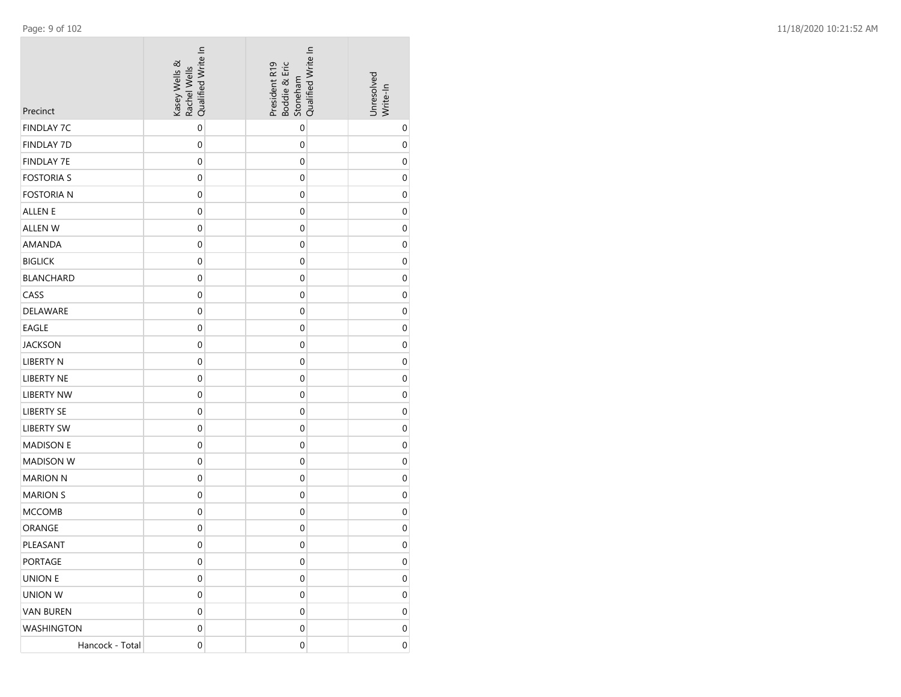| Precinct | Kasey Wells & Rachel Wells Qualified Write In | President R19 Boddie & Eric Stoneham Qualified Write In | Unresolved Write-In |
|---|---|---|---|
| FINDLAY 7C | 0 | 0 | 0 |
| FINDLAY 7D | 0 | 0 | 0 |
| FINDLAY 7E | 0 | 0 | 0 |
| FOSTORIA S | 0 | 0 | 0 |
| FOSTORIA N | 0 | 0 | 0 |
| ALLEN E | 0 | 0 | 0 |
| ALLEN W | 0 | 0 | 0 |
| AMANDA | 0 | 0 | 0 |
| BIGLICK | 0 | 0 | 0 |
| BLANCHARD | 0 | 0 | 0 |
| CASS | 0 | 0 | 0 |
| DELAWARE | 0 | 0 | 0 |
| EAGLE | 0 | 0 | 0 |
| JACKSON | 0 | 0 | 0 |
| LIBERTY N | 0 | 0 | 0 |
| LIBERTY NE | 0 | 0 | 0 |
| LIBERTY NW | 0 | 0 | 0 |
| LIBERTY SE | 0 | 0 | 0 |
| LIBERTY SW | 0 | 0 | 0 |
| MADISON E | 0 | 0 | 0 |
| MADISON W | 0 | 0 | 0 |
| MARION N | 0 | 0 | 0 |
| MARION S | 0 | 0 | 0 |
| MCCOMB | 0 | 0 | 0 |
| ORANGE | 0 | 0 | 0 |
| PLEASANT | 0 | 0 | 0 |
| PORTAGE | 0 | 0 | 0 |
| UNION E | 0 | 0 | 0 |
| UNION W | 0 | 0 | 0 |
| VAN BUREN | 0 | 0 | 0 |
| WASHINGTON | 0 | 0 | 0 |
| Hancock - Total | 0 | 0 | 0 |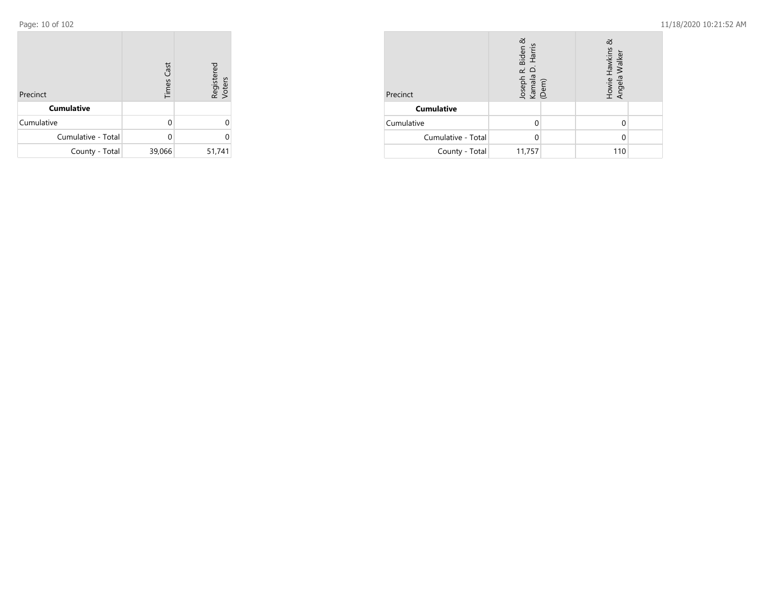| Precinct | Times Cast | Registered Voters |
| --- | --- | --- |
| **Cumulative** | | |
| Cumulative | 0 | 0 |
| Cumulative - Total | 0 | 0 |
| County - Total | 39,066 | 51,741 |

| Precinct | Joseph R. Biden & Kamala D. Harris (Dem) | | Howie Hawkins & Angela Walker | |
| --- | --- | --- | --- | --- |
| **Cumulative** | | | | |
| Cumulative | 0 | | 0 | |
| Cumulative - Total | 0 | | 0 | |
| County - Total | 11,757 | | 110 | |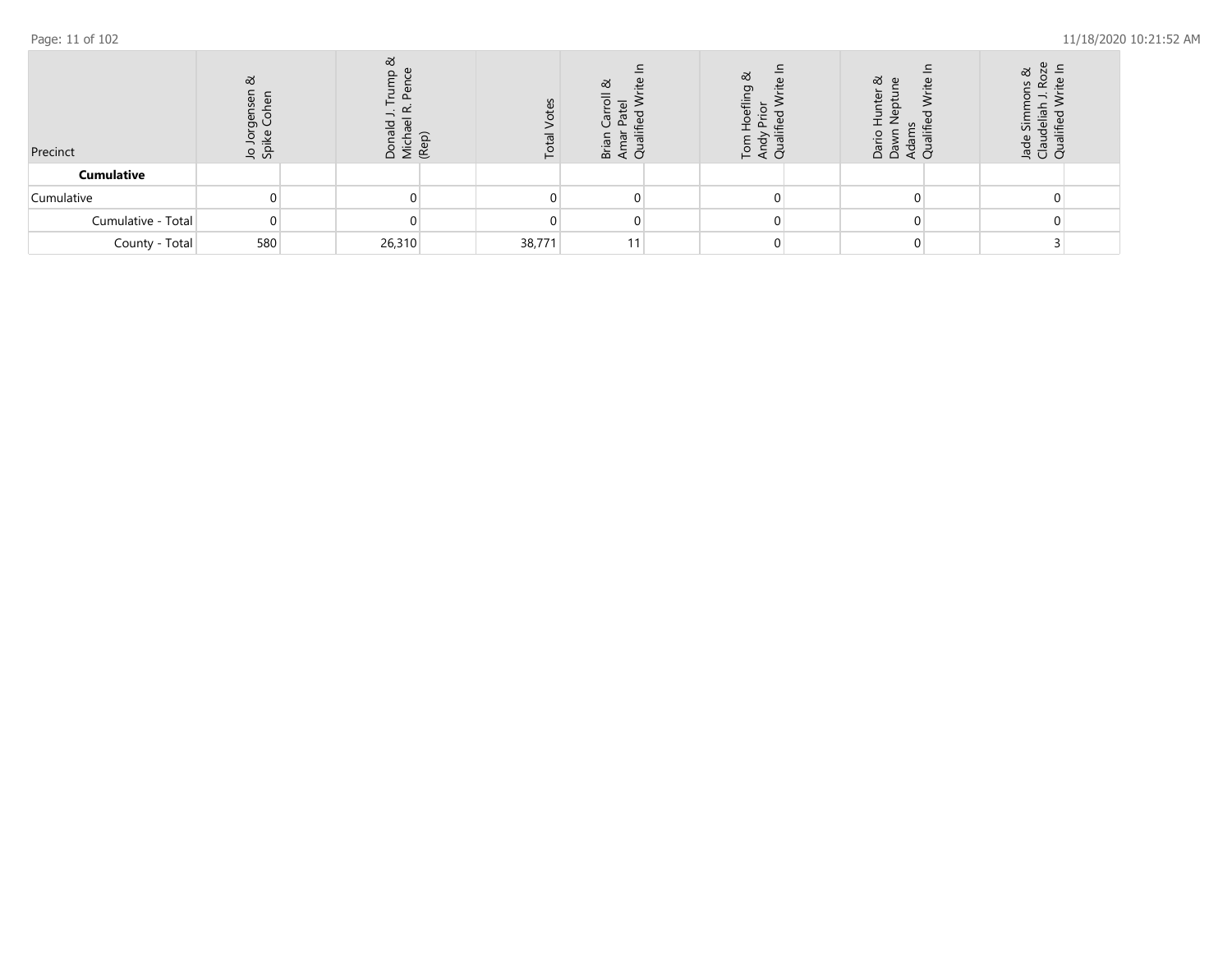| Precinct | Jo Jorgensen & Spike Cohen | | Donald J. Trump & Michael R. Pence (Rep) | | Total Votes | Brian Carroll & Amar Patel Qualified Write In | | Tom Hoefling & Andy Prior Qualified Write In | | Dario Hunter & Dawn Neptune Adams Qualified Write In | | Jade Simmons & Claudeliah J. Roze Qualified Write In | |
|---|---|---|---|---|---|---|---|---|---|---|---|---|---|
| **Cumulative** | | | | | | | | | | | | | |
| Cumulative | 0 | | 0 | | 0 | 0 | | 0 | | 0 | | 0 | |
| Cumulative - Total | 0 | | 0 | | 0 | 0 | | 0 | | 0 | | 0 | |
| County - Total | 580 | | 26,310 | | 38,771 | 11 | | 0 | | 0 | | 3 | |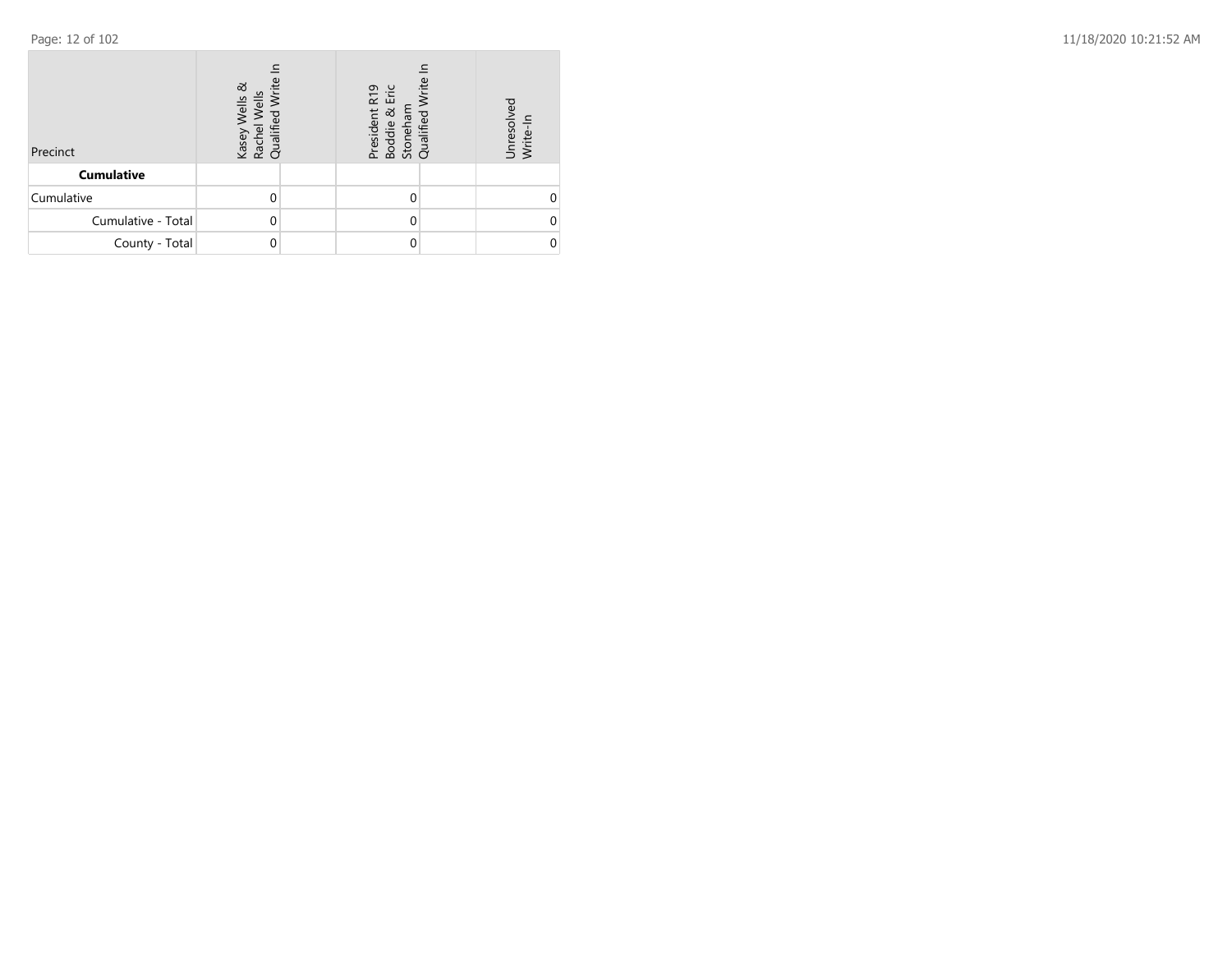| Precinct | Kasey Wells & Rachel Wells Qualified Write In | | President R19 Boddie & Eric Stoneham Qualified Write In | | Unresolved Write-In |
|---|---|---|---|---|---|
| **Cumulative** | | | | | |
| Cumulative | 0 | | 0 | | 0 |
| Cumulative - Total | 0 | | 0 | | 0 |
| County - Total | 0 | | 0 | | 0 |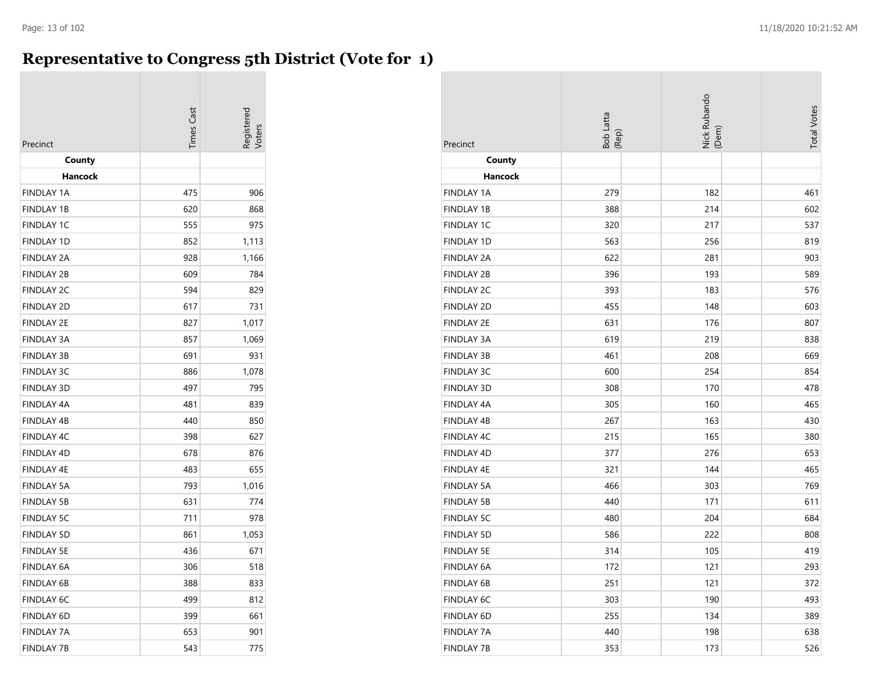# Representative to Congress 5th District (Vote for 1)

| Precinct | Times Cast | Registered Voters |
|---|---|---|
| **County** | | |
| **Hancock** | | |
| FINDLAY 1A | 475 | 906 |
| FINDLAY 1B | 620 | 868 |
| FINDLAY 1C | 555 | 975 |
| FINDLAY 1D | 852 | 1,113 |
| FINDLAY 2A | 928 | 1,166 |
| FINDLAY 2B | 609 | 784 |
| FINDLAY 2C | 594 | 829 |
| FINDLAY 2D | 617 | 731 |
| FINDLAY 2E | 827 | 1,017 |
| FINDLAY 3A | 857 | 1,069 |
| FINDLAY 3B | 691 | 931 |
| FINDLAY 3C | 886 | 1,078 |
| FINDLAY 3D | 497 | 795 |
| FINDLAY 4A | 481 | 839 |
| FINDLAY 4B | 440 | 850 |
| FINDLAY 4C | 398 | 627 |
| FINDLAY 4D | 678 | 876 |
| FINDLAY 4E | 483 | 655 |
| FINDLAY 5A | 793 | 1,016 |
| FINDLAY 5B | 631 | 774 |
| FINDLAY 5C | 711 | 978 |
| FINDLAY 5D | 861 | 1,053 |
| FINDLAY 5E | 436 | 671 |
| FINDLAY 6A | 306 | 518 |
| FINDLAY 6B | 388 | 833 |
| FINDLAY 6C | 499 | 812 |
| FINDLAY 6D | 399 | 661 |
| FINDLAY 7A | 653 | 901 |
| FINDLAY 7B | 543 | 775 |

| Precinct | Bob Latta (Rep) | Nick Rubando (Dem) | Total Votes |
|---|---|---|---|
| **County** | | | |
| **Hancock** | | | |
| FINDLAY 1A | 279 | 182 | 461 |
| FINDLAY 1B | 388 | 214 | 602 |
| FINDLAY 1C | 320 | 217 | 537 |
| FINDLAY 1D | 563 | 256 | 819 |
| FINDLAY 2A | 622 | 281 | 903 |
| FINDLAY 2B | 396 | 193 | 589 |
| FINDLAY 2C | 393 | 183 | 576 |
| FINDLAY 2D | 455 | 148 | 603 |
| FINDLAY 2E | 631 | 176 | 807 |
| FINDLAY 3A | 619 | 219 | 838 |
| FINDLAY 3B | 461 | 208 | 669 |
| FINDLAY 3C | 600 | 254 | 854 |
| FINDLAY 3D | 308 | 170 | 478 |
| FINDLAY 4A | 305 | 160 | 465 |
| FINDLAY 4B | 267 | 163 | 430 |
| FINDLAY 4C | 215 | 165 | 380 |
| FINDLAY 4D | 377 | 276 | 653 |
| FINDLAY 4E | 321 | 144 | 465 |
| FINDLAY 5A | 466 | 303 | 769 |
| FINDLAY 5B | 440 | 171 | 611 |
| FINDLAY 5C | 480 | 204 | 684 |
| FINDLAY 5D | 586 | 222 | 808 |
| FINDLAY 5E | 314 | 105 | 419 |
| FINDLAY 6A | 172 | 121 | 293 |
| FINDLAY 6B | 251 | 121 | 372 |
| FINDLAY 6C | 303 | 190 | 493 |
| FINDLAY 6D | 255 | 134 | 389 |
| FINDLAY 7A | 440 | 198 | 638 |
| FINDLAY 7B | 353 | 173 | 526 |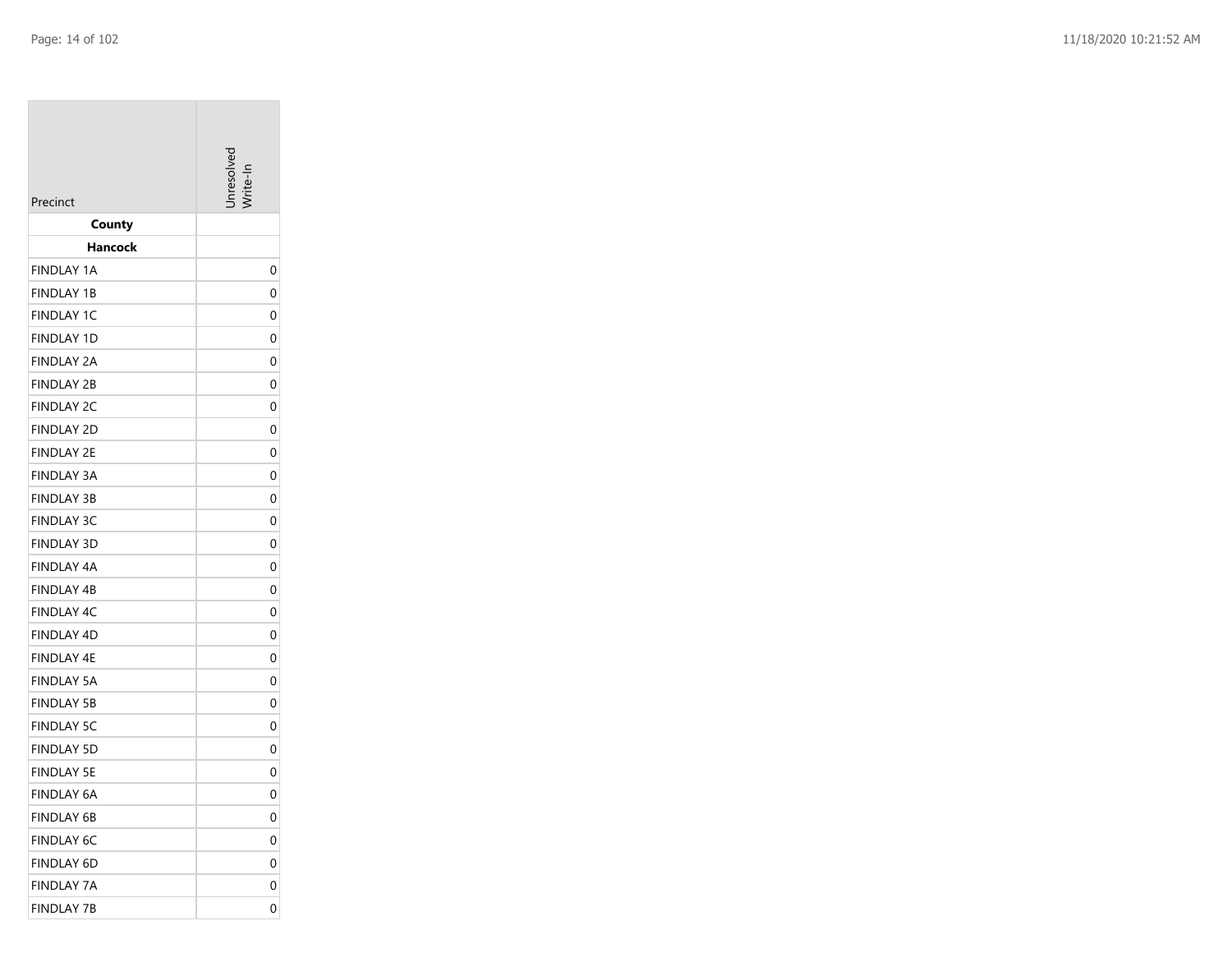| Precinct | Unresolved Write-In |
|---|---|
| **County** | |
| **Hancock** | |
| FINDLAY 1A | 0 |
| FINDLAY 1B | 0 |
| FINDLAY 1C | 0 |
| FINDLAY 1D | 0 |
| FINDLAY 2A | 0 |
| FINDLAY 2B | 0 |
| FINDLAY 2C | 0 |
| FINDLAY 2D | 0 |
| FINDLAY 2E | 0 |
| FINDLAY 3A | 0 |
| FINDLAY 3B | 0 |
| FINDLAY 3C | 0 |
| FINDLAY 3D | 0 |
| FINDLAY 4A | 0 |
| FINDLAY 4B | 0 |
| FINDLAY 4C | 0 |
| FINDLAY 4D | 0 |
| FINDLAY 4E | 0 |
| FINDLAY 5A | 0 |
| FINDLAY 5B | 0 |
| FINDLAY 5C | 0 |
| FINDLAY 5D | 0 |
| FINDLAY 5E | 0 |
| FINDLAY 6A | 0 |
| FINDLAY 6B | 0 |
| FINDLAY 6C | 0 |
| FINDLAY 6D | 0 |
| FINDLAY 7A | 0 |
| FINDLAY 7B | 0 |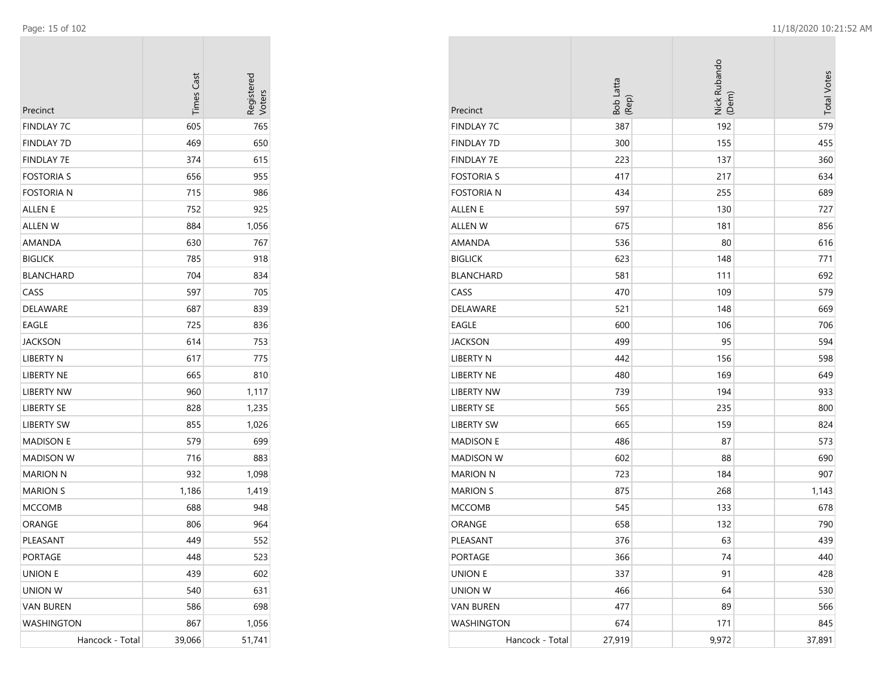| Precinct | Times Cast | Registered Voters |
|---|---|---|
| FINDLAY 7C | 605 | 765 |
| FINDLAY 7D | 469 | 650 |
| FINDLAY 7E | 374 | 615 |
| FOSTORIA S | 656 | 955 |
| FOSTORIA N | 715 | 986 |
| ALLEN E | 752 | 925 |
| ALLEN W | 884 | 1,056 |
| AMANDA | 630 | 767 |
| BIGLICK | 785 | 918 |
| BLANCHARD | 704 | 834 |
| CASS | 597 | 705 |
| DELAWARE | 687 | 839 |
| EAGLE | 725 | 836 |
| JACKSON | 614 | 753 |
| LIBERTY N | 617 | 775 |
| LIBERTY NE | 665 | 810 |
| LIBERTY NW | 960 | 1,117 |
| LIBERTY SE | 828 | 1,235 |
| LIBERTY SW | 855 | 1,026 |
| MADISON E | 579 | 699 |
| MADISON W | 716 | 883 |
| MARION N | 932 | 1,098 |
| MARION S | 1,186 | 1,419 |
| MCCOMB | 688 | 948 |
| ORANGE | 806 | 964 |
| PLEASANT | 449 | 552 |
| PORTAGE | 448 | 523 |
| UNION E | 439 | 602 |
| UNION W | 540 | 631 |
| VAN BUREN | 586 | 698 |
| WASHINGTON | 867 | 1,056 |
| Hancock - Total | 39,066 | 51,741 |

| Precinct | Bob Latta (Rep) | Nick Rubando (Dem) | Total Votes |
|---|---|---|---|
| FINDLAY 7C | 387 | 192 | 579 |
| FINDLAY 7D | 300 | 155 | 455 |
| FINDLAY 7E | 223 | 137 | 360 |
| FOSTORIA S | 417 | 217 | 634 |
| FOSTORIA N | 434 | 255 | 689 |
| ALLEN E | 597 | 130 | 727 |
| ALLEN W | 675 | 181 | 856 |
| AMANDA | 536 | 80 | 616 |
| BIGLICK | 623 | 148 | 771 |
| BLANCHARD | 581 | 111 | 692 |
| CASS | 470 | 109 | 579 |
| DELAWARE | 521 | 148 | 669 |
| EAGLE | 600 | 106 | 706 |
| JACKSON | 499 | 95 | 594 |
| LIBERTY N | 442 | 156 | 598 |
| LIBERTY NE | 480 | 169 | 649 |
| LIBERTY NW | 739 | 194 | 933 |
| LIBERTY SE | 565 | 235 | 800 |
| LIBERTY SW | 665 | 159 | 824 |
| MADISON E | 486 | 87 | 573 |
| MADISON W | 602 | 88 | 690 |
| MARION N | 723 | 184 | 907 |
| MARION S | 875 | 268 | 1,143 |
| MCCOMB | 545 | 133 | 678 |
| ORANGE | 658 | 132 | 790 |
| PLEASANT | 376 | 63 | 439 |
| PORTAGE | 366 | 74 | 440 |
| UNION E | 337 | 91 | 428 |
| UNION W | 466 | 64 | 530 |
| VAN BUREN | 477 | 89 | 566 |
| WASHINGTON | 674 | 171 | 845 |
| Hancock - Total | 27,919 | 9,972 | 37,891 |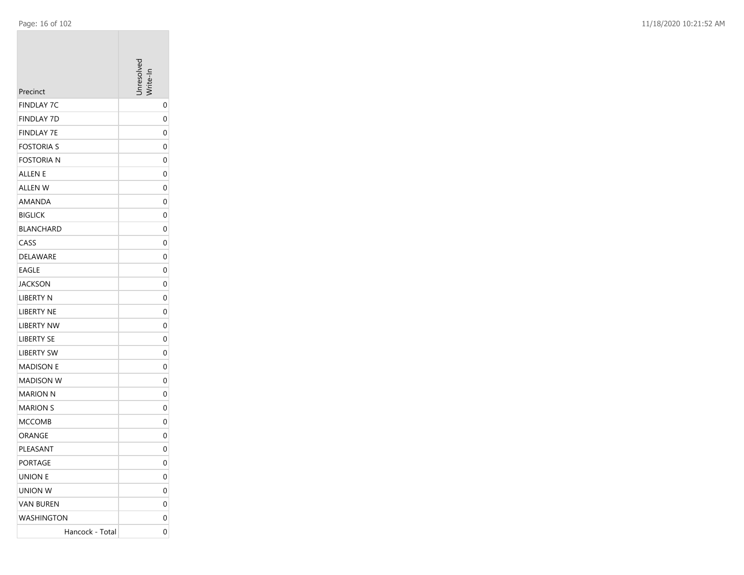| Precinct | Unresolved Write-In |
| --- | --- |
| FINDLAY 7C | 0 |
| FINDLAY 7D | 0 |
| FINDLAY 7E | 0 |
| FOSTORIA S | 0 |
| FOSTORIA N | 0 |
| ALLEN E | 0 |
| ALLEN W | 0 |
| AMANDA | 0 |
| BIGLICK | 0 |
| BLANCHARD | 0 |
| CASS | 0 |
| DELAWARE | 0 |
| EAGLE | 0 |
| JACKSON | 0 |
| LIBERTY N | 0 |
| LIBERTY NE | 0 |
| LIBERTY NW | 0 |
| LIBERTY SE | 0 |
| LIBERTY SW | 0 |
| MADISON E | 0 |
| MADISON W | 0 |
| MARION N | 0 |
| MARION S | 0 |
| MCCOMB | 0 |
| ORANGE | 0 |
| PLEASANT | 0 |
| PORTAGE | 0 |
| UNION E | 0 |
| UNION W | 0 |
| VAN BUREN | 0 |
| WASHINGTON | 0 |
| Hancock - Total | 0 |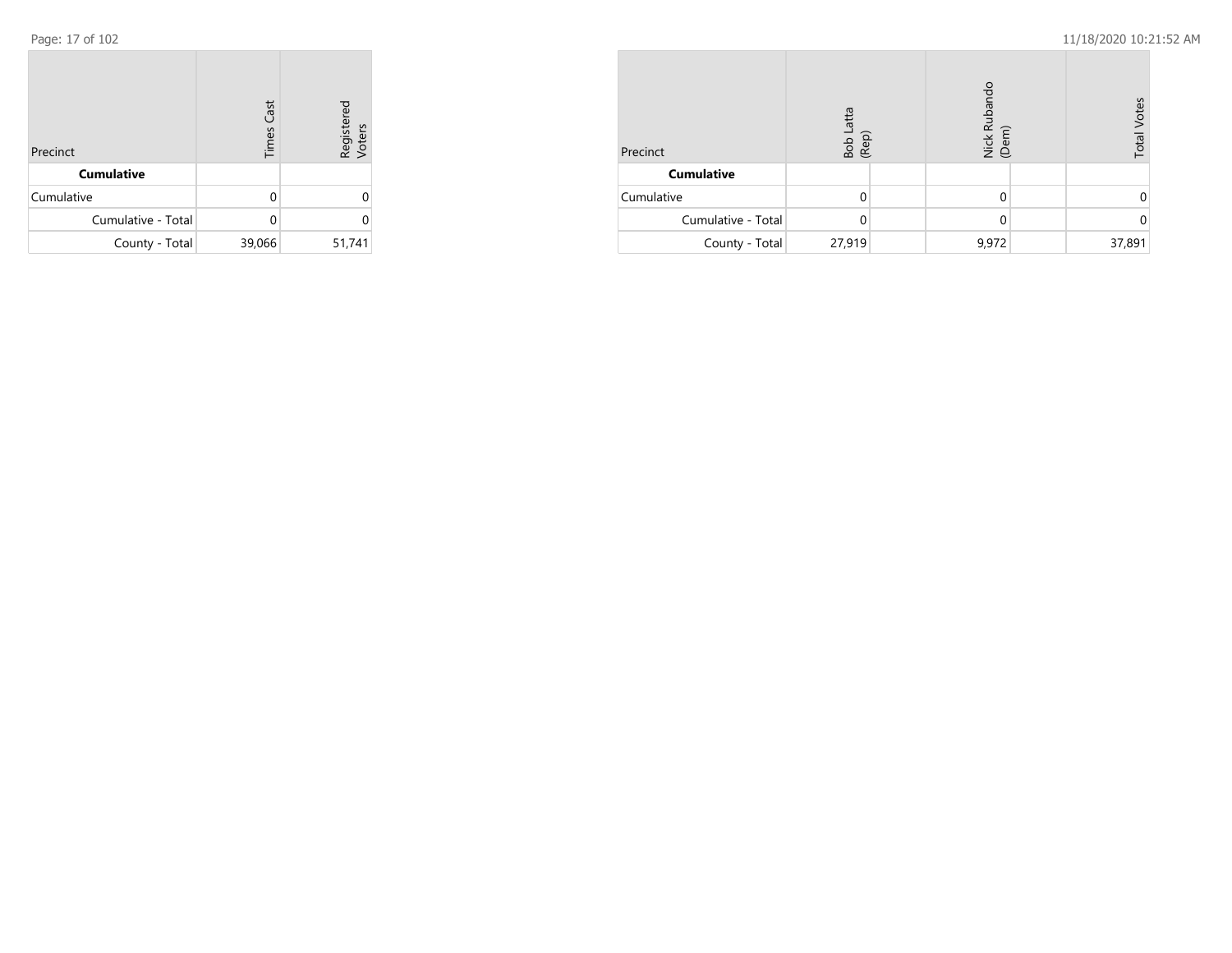| Precinct | Times Cast | Registered Voters |
|---|---|---|
| **Cumulative** | | |
| Cumulative | 0 | 0 |
| Cumulative - Total | 0 | 0 |
| County - Total | 39,066 | 51,741 |

| Precinct | Bob Latta (Rep) | | Nick Rubando (Dem) | | Total Votes |
|---|---|---|---|---|---|
| **Cumulative** | | | | | |
| Cumulative | 0 | | 0 | | 0 |
| Cumulative - Total | 0 | | 0 | | 0 |
| County - Total | 27,919 | | 9,972 | | 37,891 |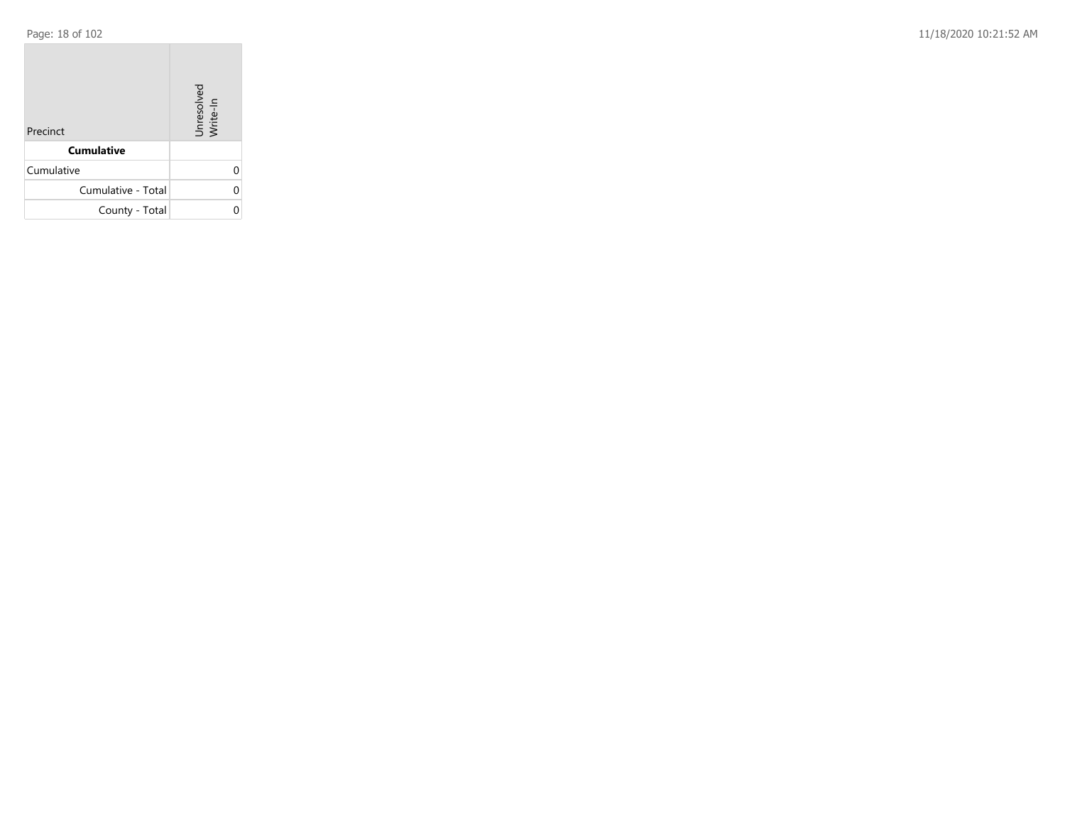| Precinct | Unresolved Write-In |
|---|---|
| **Cumulative** | |
| Cumulative | 0 |
| Cumulative - Total | 0 |
| County - Total | 0 |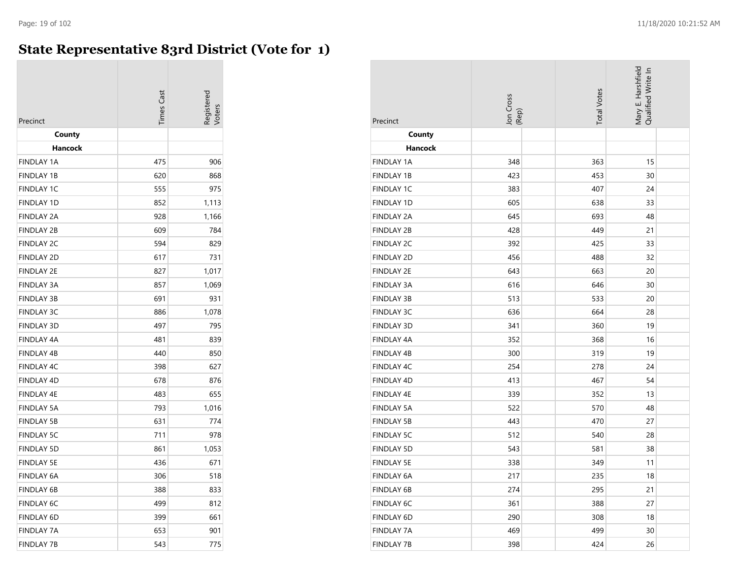# State Representative 83rd District (Vote for 1)

| Precinct | Times Cast | Registered Voters | Jon Cross (Rep) | Total Votes | Mary E. Harshfield Qualified Write In |
|---|---|---|---|---|---|
| **County** | | | | | |
| **Hancock** | | | | | |
| FINDLAY 1A | 475 | 906 | 348 | 363 | 15 |
| FINDLAY 1B | 620 | 868 | 423 | 453 | 30 |
| FINDLAY 1C | 555 | 975 | 383 | 407 | 24 |
| FINDLAY 1D | 852 | 1,113 | 605 | 638 | 33 |
| FINDLAY 2A | 928 | 1,166 | 645 | 693 | 48 |
| FINDLAY 2B | 609 | 784 | 428 | 449 | 21 |
| FINDLAY 2C | 594 | 829 | 392 | 425 | 33 |
| FINDLAY 2D | 617 | 731 | 456 | 488 | 32 |
| FINDLAY 2E | 827 | 1,017 | 643 | 663 | 20 |
| FINDLAY 3A | 857 | 1,069 | 616 | 646 | 30 |
| FINDLAY 3B | 691 | 931 | 513 | 533 | 20 |
| FINDLAY 3C | 886 | 1,078 | 636 | 664 | 28 |
| FINDLAY 3D | 497 | 795 | 341 | 360 | 19 |
| FINDLAY 4A | 481 | 839 | 352 | 368 | 16 |
| FINDLAY 4B | 440 | 850 | 300 | 319 | 19 |
| FINDLAY 4C | 398 | 627 | 254 | 278 | 24 |
| FINDLAY 4D | 678 | 876 | 413 | 467 | 54 |
| FINDLAY 4E | 483 | 655 | 339 | 352 | 13 |
| FINDLAY 5A | 793 | 1,016 | 522 | 570 | 48 |
| FINDLAY 5B | 631 | 774 | 443 | 470 | 27 |
| FINDLAY 5C | 711 | 978 | 512 | 540 | 28 |
| FINDLAY 5D | 861 | 1,053 | 543 | 581 | 38 |
| FINDLAY 5E | 436 | 671 | 338 | 349 | 11 |
| FINDLAY 6A | 306 | 518 | 217 | 235 | 18 |
| FINDLAY 6B | 388 | 833 | 274 | 295 | 21 |
| FINDLAY 6C | 499 | 812 | 361 | 388 | 27 |
| FINDLAY 6D | 399 | 661 | 290 | 308 | 18 |
| FINDLAY 7A | 653 | 901 | 469 | 499 | 30 |
| FINDLAY 7B | 543 | 775 | 398 | 424 | 26 |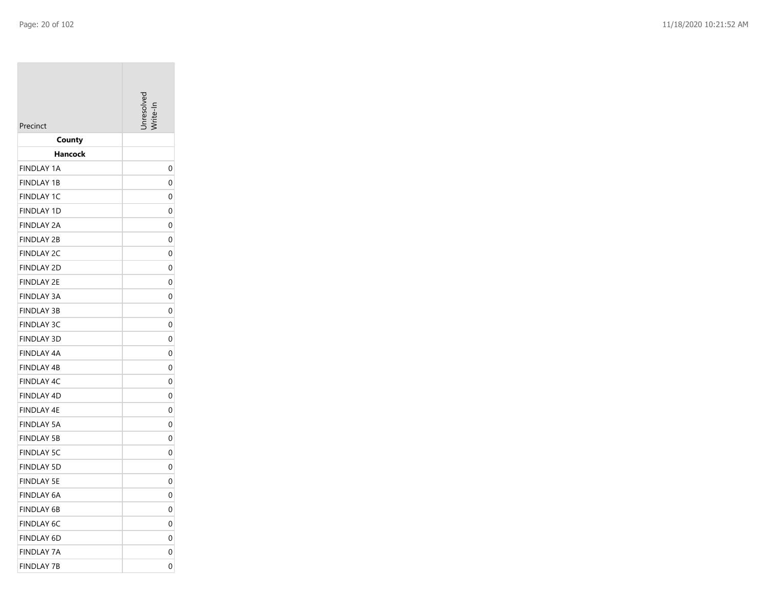| Precinct | Unresolved Write-In |
| --- | --- |
| **County** | |
| **Hancock** | |
| FINDLAY 1A | 0 |
| FINDLAY 1B | 0 |
| FINDLAY 1C | 0 |
| FINDLAY 1D | 0 |
| FINDLAY 2A | 0 |
| FINDLAY 2B | 0 |
| FINDLAY 2C | 0 |
| FINDLAY 2D | 0 |
| FINDLAY 2E | 0 |
| FINDLAY 3A | 0 |
| FINDLAY 3B | 0 |
| FINDLAY 3C | 0 |
| FINDLAY 3D | 0 |
| FINDLAY 4A | 0 |
| FINDLAY 4B | 0 |
| FINDLAY 4C | 0 |
| FINDLAY 4D | 0 |
| FINDLAY 4E | 0 |
| FINDLAY 5A | 0 |
| FINDLAY 5B | 0 |
| FINDLAY 5C | 0 |
| FINDLAY 5D | 0 |
| FINDLAY 5E | 0 |
| FINDLAY 6A | 0 |
| FINDLAY 6B | 0 |
| FINDLAY 6C | 0 |
| FINDLAY 6D | 0 |
| FINDLAY 7A | 0 |
| FINDLAY 7B | 0 |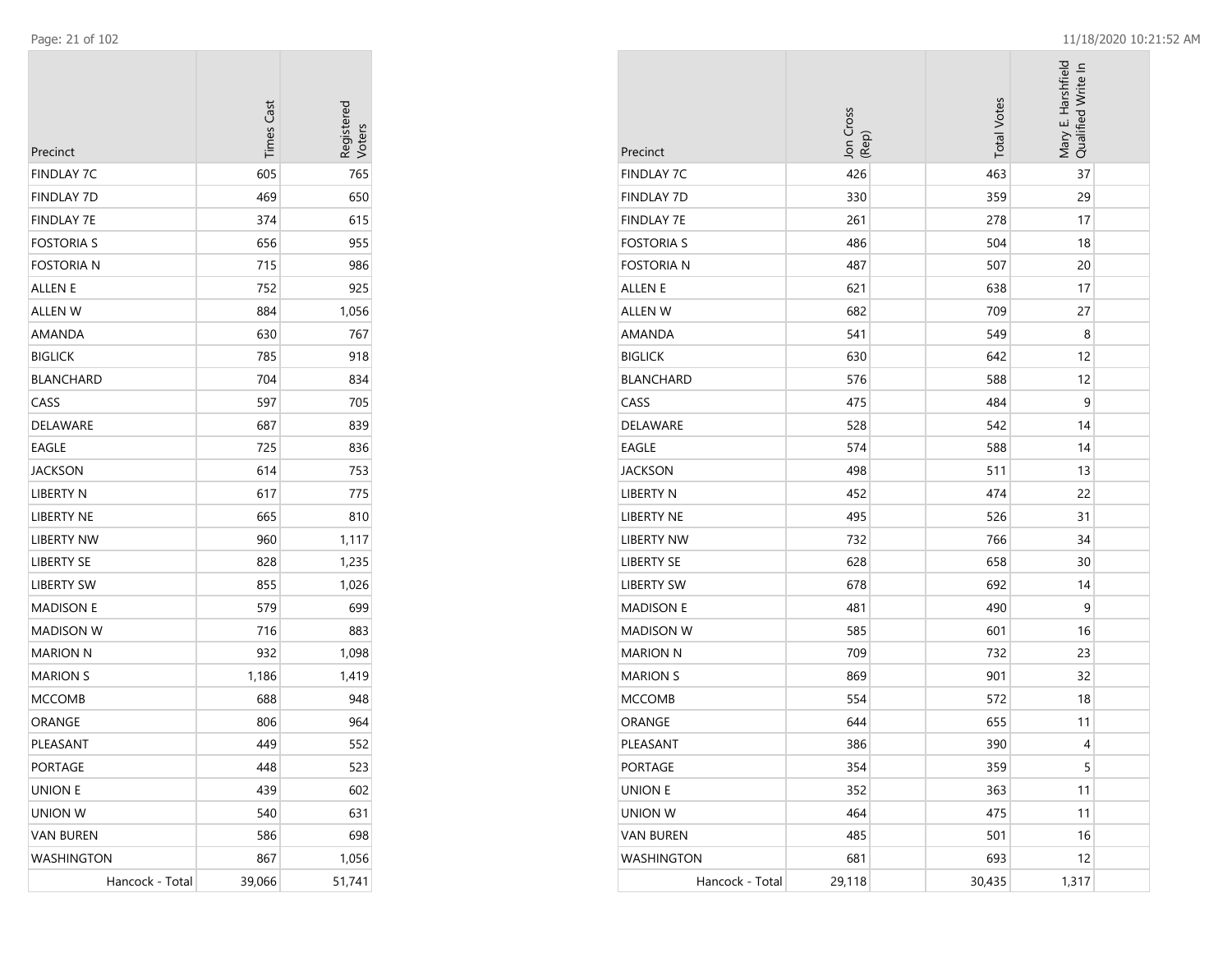| Precinct | Times Cast | Registered Voters |
|---|---|---|
| FINDLAY 7C | 605 | 765 |
| FINDLAY 7D | 469 | 650 |
| FINDLAY 7E | 374 | 615 |
| FOSTORIA S | 656 | 955 |
| FOSTORIA N | 715 | 986 |
| ALLEN E | 752 | 925 |
| ALLEN W | 884 | 1,056 |
| AMANDA | 630 | 767 |
| BIGLICK | 785 | 918 |
| BLANCHARD | 704 | 834 |
| CASS | 597 | 705 |
| DELAWARE | 687 | 839 |
| EAGLE | 725 | 836 |
| JACKSON | 614 | 753 |
| LIBERTY N | 617 | 775 |
| LIBERTY NE | 665 | 810 |
| LIBERTY NW | 960 | 1,117 |
| LIBERTY SE | 828 | 1,235 |
| LIBERTY SW | 855 | 1,026 |
| MADISON E | 579 | 699 |
| MADISON W | 716 | 883 |
| MARION N | 932 | 1,098 |
| MARION S | 1,186 | 1,419 |
| MCCOMB | 688 | 948 |
| ORANGE | 806 | 964 |
| PLEASANT | 449 | 552 |
| PORTAGE | 448 | 523 |
| UNION E | 439 | 602 |
| UNION W | 540 | 631 |
| VAN BUREN | 586 | 698 |
| WASHINGTON | 867 | 1,056 |
| Hancock - Total | 39,066 | 51,741 |

| Precinct | Jon Cross (Rep) | Total Votes | Mary E. Harshfield Qualified Write In |
|---|---|---|---|
| FINDLAY 7C | 426 | 463 | 37 |
| FINDLAY 7D | 330 | 359 | 29 |
| FINDLAY 7E | 261 | 278 | 17 |
| FOSTORIA S | 486 | 504 | 18 |
| FOSTORIA N | 487 | 507 | 20 |
| ALLEN E | 621 | 638 | 17 |
| ALLEN W | 682 | 709 | 27 |
| AMANDA | 541 | 549 | 8 |
| BIGLICK | 630 | 642 | 12 |
| BLANCHARD | 576 | 588 | 12 |
| CASS | 475 | 484 | 9 |
| DELAWARE | 528 | 542 | 14 |
| EAGLE | 574 | 588 | 14 |
| JACKSON | 498 | 511 | 13 |
| LIBERTY N | 452 | 474 | 22 |
| LIBERTY NE | 495 | 526 | 31 |
| LIBERTY NW | 732 | 766 | 34 |
| LIBERTY SE | 628 | 658 | 30 |
| LIBERTY SW | 678 | 692 | 14 |
| MADISON E | 481 | 490 | 9 |
| MADISON W | 585 | 601 | 16 |
| MARION N | 709 | 732 | 23 |
| MARION S | 869 | 901 | 32 |
| MCCOMB | 554 | 572 | 18 |
| ORANGE | 644 | 655 | 11 |
| PLEASANT | 386 | 390 | 4 |
| PORTAGE | 354 | 359 | 5 |
| UNION E | 352 | 363 | 11 |
| UNION W | 464 | 475 | 11 |
| VAN BUREN | 485 | 501 | 16 |
| WASHINGTON | 681 | 693 | 12 |
| Hancock - Total | 29,118 | 30,435 | 1,317 |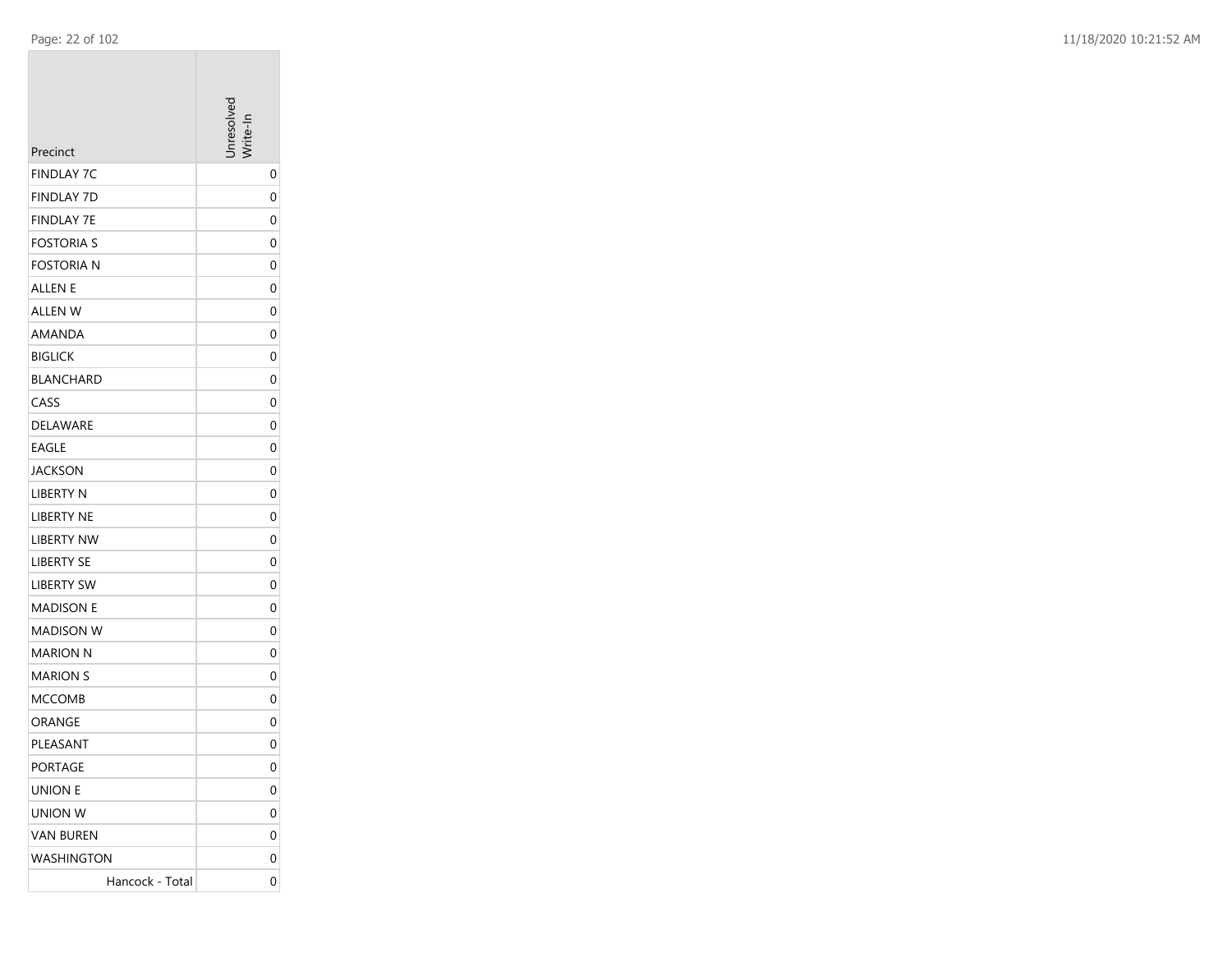| Precinct | Unresolved Write-In |
|---|---|
| FINDLAY 7C | 0 |
| FINDLAY 7D | 0 |
| FINDLAY 7E | 0 |
| FOSTORIA S | 0 |
| FOSTORIA N | 0 |
| ALLEN E | 0 |
| ALLEN W | 0 |
| AMANDA | 0 |
| BIGLICK | 0 |
| BLANCHARD | 0 |
| CASS | 0 |
| DELAWARE | 0 |
| EAGLE | 0 |
| JACKSON | 0 |
| LIBERTY N | 0 |
| LIBERTY NE | 0 |
| LIBERTY NW | 0 |
| LIBERTY SE | 0 |
| LIBERTY SW | 0 |
| MADISON E | 0 |
| MADISON W | 0 |
| MARION N | 0 |
| MARION S | 0 |
| MCCOMB | 0 |
| ORANGE | 0 |
| PLEASANT | 0 |
| PORTAGE | 0 |
| UNION E | 0 |
| UNION W | 0 |
| VAN BUREN | 0 |
| WASHINGTON | 0 |
| Hancock - Total | 0 |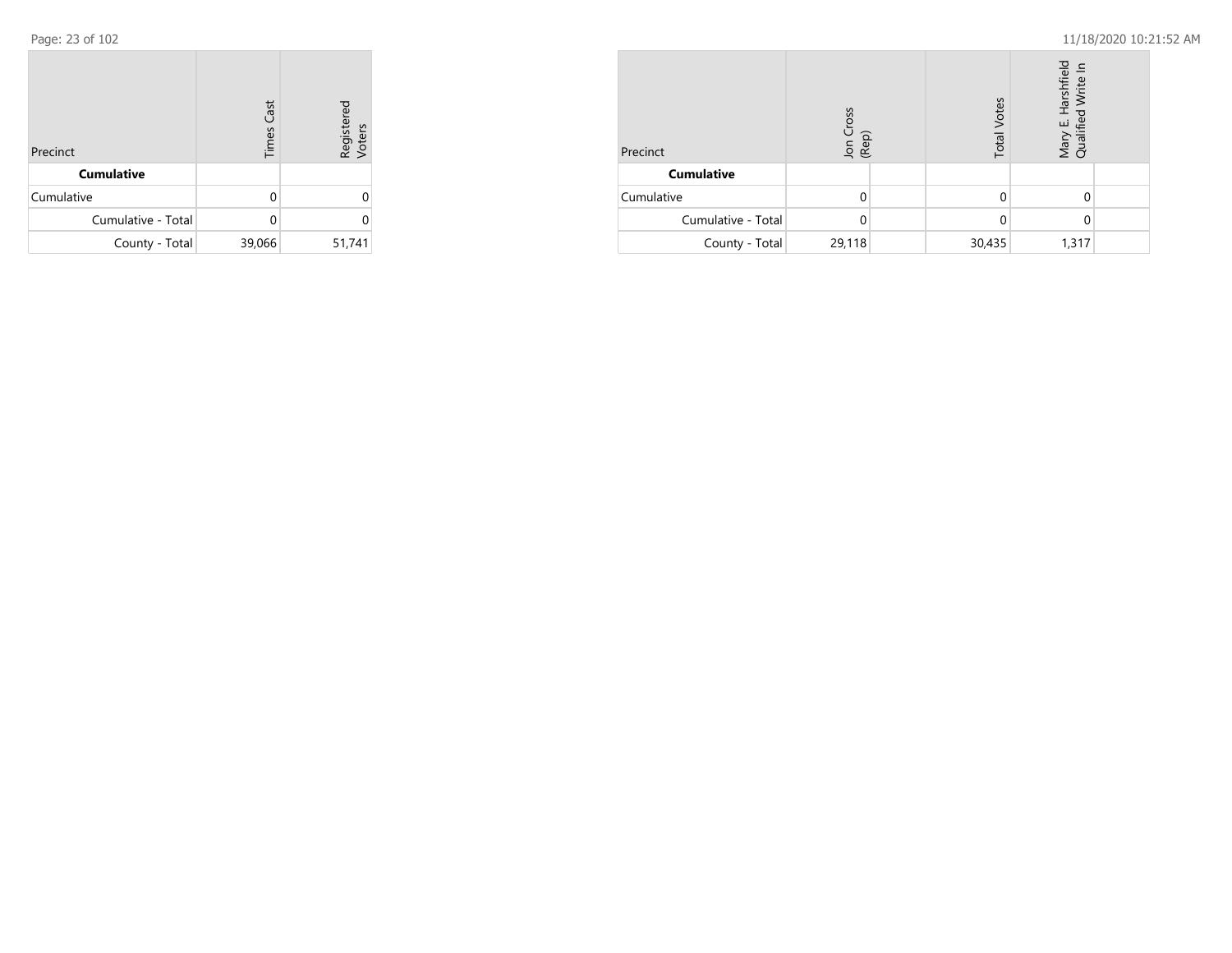| Precinct | Times Cast | Registered Voters |
|---|---|---|
| **Cumulative** | | |
| Cumulative | 0 | 0 |
| Cumulative - Total | 0 | 0 |
| County - Total | 39,066 | 51,741 |

| Precinct | Jon Cross (Rep) | | Total Votes | Mary E. Harshfield Qualified Write In | |
|---|---|---|---|---|---|
| **Cumulative** | | | | | |
| Cumulative | 0 | | 0 | 0 | |
| Cumulative - Total | 0 | | 0 | 0 | |
| County - Total | 29,118 | | 30,435 | 1,317 | |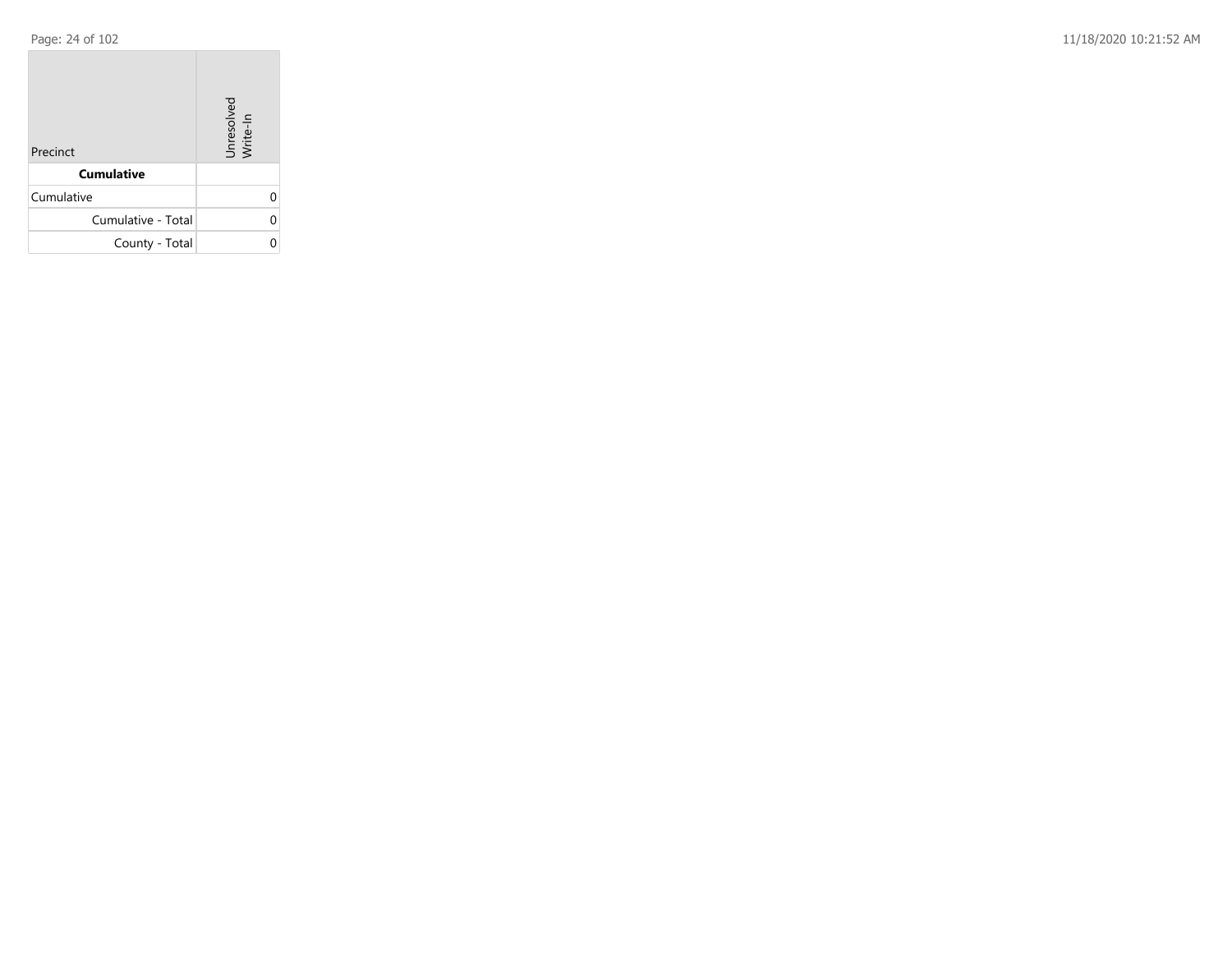| Precinct | Unresolved Write-In |
|---|---|
| **Cumulative** | |
| Cumulative | 0 |
| Cumulative - Total | 0 |
| County - Total | 0 |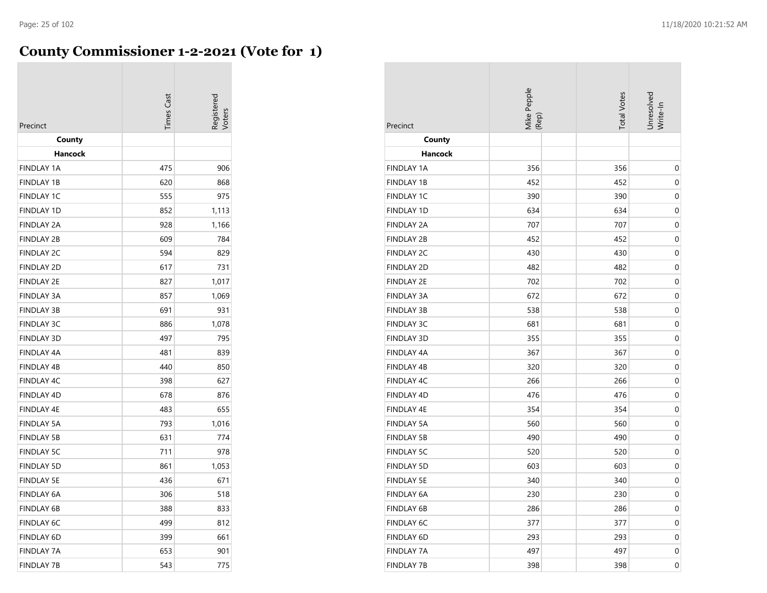# County Commissioner 1-2-2021 (Vote for 1)

| Precinct | Times Cast | Registered Voters | Mike Pepple (Rep) | Total Votes | Unresolved Write-In |
|---|---|---|---|---|---|
| **County** | | | | | |
| **Hancock** | | | | | |
| FINDLAY 1A | 475 | 906 | 356 | 356 | 0 |
| FINDLAY 1B | 620 | 868 | 452 | 452 | 0 |
| FINDLAY 1C | 555 | 975 | 390 | 390 | 0 |
| FINDLAY 1D | 852 | 1,113 | 634 | 634 | 0 |
| FINDLAY 2A | 928 | 1,166 | 707 | 707 | 0 |
| FINDLAY 2B | 609 | 784 | 452 | 452 | 0 |
| FINDLAY 2C | 594 | 829 | 430 | 430 | 0 |
| FINDLAY 2D | 617 | 731 | 482 | 482 | 0 |
| FINDLAY 2E | 827 | 1,017 | 702 | 702 | 0 |
| FINDLAY 3A | 857 | 1,069 | 672 | 672 | 0 |
| FINDLAY 3B | 691 | 931 | 538 | 538 | 0 |
| FINDLAY 3C | 886 | 1,078 | 681 | 681 | 0 |
| FINDLAY 3D | 497 | 795 | 355 | 355 | 0 |
| FINDLAY 4A | 481 | 839 | 367 | 367 | 0 |
| FINDLAY 4B | 440 | 850 | 320 | 320 | 0 |
| FINDLAY 4C | 398 | 627 | 266 | 266 | 0 |
| FINDLAY 4D | 678 | 876 | 476 | 476 | 0 |
| FINDLAY 4E | 483 | 655 | 354 | 354 | 0 |
| FINDLAY 5A | 793 | 1,016 | 560 | 560 | 0 |
| FINDLAY 5B | 631 | 774 | 490 | 490 | 0 |
| FINDLAY 5C | 711 | 978 | 520 | 520 | 0 |
| FINDLAY 5D | 861 | 1,053 | 603 | 603 | 0 |
| FINDLAY 5E | 436 | 671 | 340 | 340 | 0 |
| FINDLAY 6A | 306 | 518 | 230 | 230 | 0 |
| FINDLAY 6B | 388 | 833 | 286 | 286 | 0 |
| FINDLAY 6C | 499 | 812 | 377 | 377 | 0 |
| FINDLAY 6D | 399 | 661 | 293 | 293 | 0 |
| FINDLAY 7A | 653 | 901 | 497 | 497 | 0 |
| FINDLAY 7B | 543 | 775 | 398 | 398 | 0 |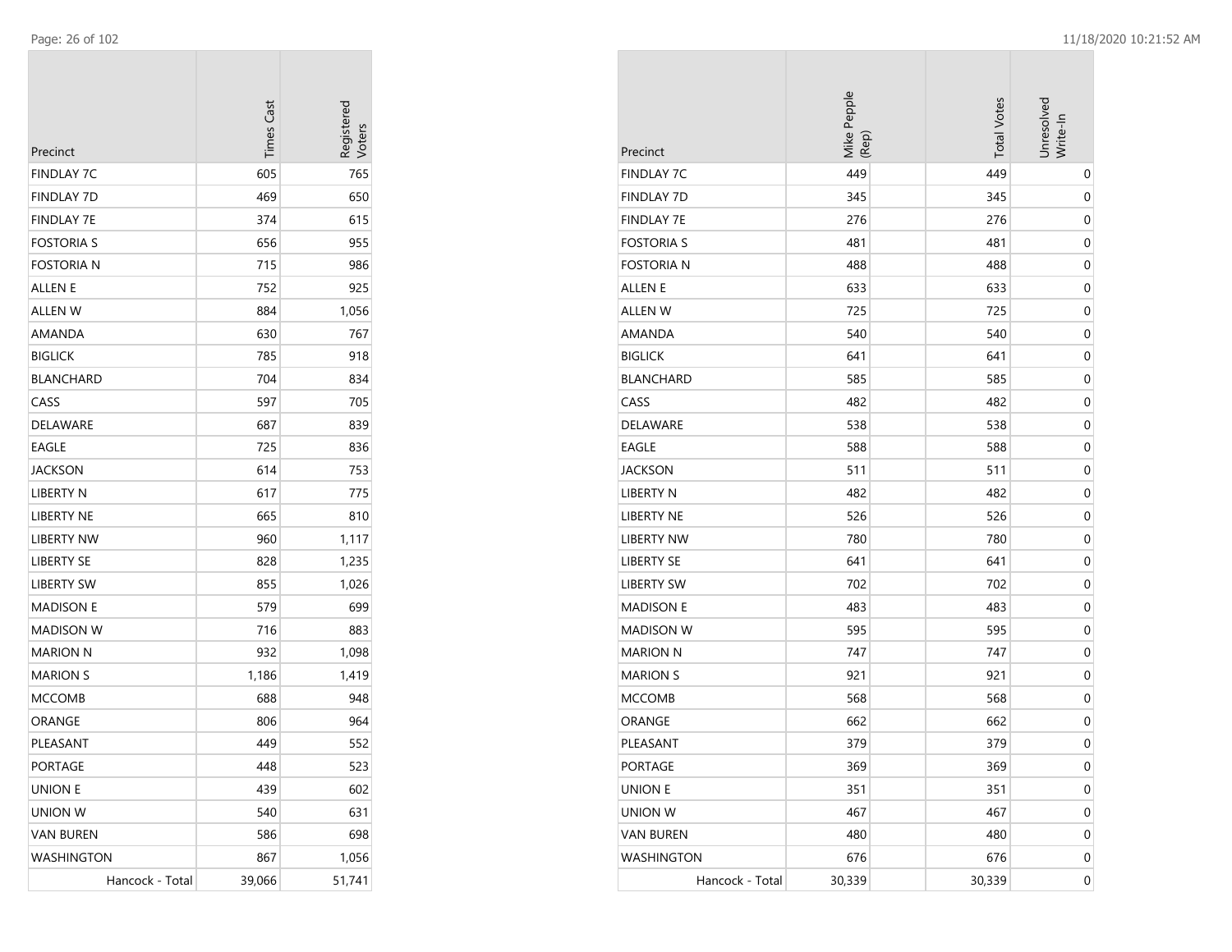| Precinct | Times Cast | Registered Voters |
|---|---|---|
| FINDLAY 7C | 605 | 765 |
| FINDLAY 7D | 469 | 650 |
| FINDLAY 7E | 374 | 615 |
| FOSTORIA S | 656 | 955 |
| FOSTORIA N | 715 | 986 |
| ALLEN E | 752 | 925 |
| ALLEN W | 884 | 1,056 |
| AMANDA | 630 | 767 |
| BIGLICK | 785 | 918 |
| BLANCHARD | 704 | 834 |
| CASS | 597 | 705 |
| DELAWARE | 687 | 839 |
| EAGLE | 725 | 836 |
| JACKSON | 614 | 753 |
| LIBERTY N | 617 | 775 |
| LIBERTY NE | 665 | 810 |
| LIBERTY NW | 960 | 1,117 |
| LIBERTY SE | 828 | 1,235 |
| LIBERTY SW | 855 | 1,026 |
| MADISON E | 579 | 699 |
| MADISON W | 716 | 883 |
| MARION N | 932 | 1,098 |
| MARION S | 1,186 | 1,419 |
| MCCOMB | 688 | 948 |
| ORANGE | 806 | 964 |
| PLEASANT | 449 | 552 |
| PORTAGE | 448 | 523 |
| UNION E | 439 | 602 |
| UNION W | 540 | 631 |
| VAN BUREN | 586 | 698 |
| WASHINGTON | 867 | 1,056 |
| Hancock - Total | 39,066 | 51,741 |

| Precinct | Mike Pepple (Rep) | Total Votes | Unresolved Write-In |
|---|---|---|---|
| FINDLAY 7C | 449 | 449 | 0 |
| FINDLAY 7D | 345 | 345 | 0 |
| FINDLAY 7E | 276 | 276 | 0 |
| FOSTORIA S | 481 | 481 | 0 |
| FOSTORIA N | 488 | 488 | 0 |
| ALLEN E | 633 | 633 | 0 |
| ALLEN W | 725 | 725 | 0 |
| AMANDA | 540 | 540 | 0 |
| BIGLICK | 641 | 641 | 0 |
| BLANCHARD | 585 | 585 | 0 |
| CASS | 482 | 482 | 0 |
| DELAWARE | 538 | 538 | 0 |
| EAGLE | 588 | 588 | 0 |
| JACKSON | 511 | 511 | 0 |
| LIBERTY N | 482 | 482 | 0 |
| LIBERTY NE | 526 | 526 | 0 |
| LIBERTY NW | 780 | 780 | 0 |
| LIBERTY SE | 641 | 641 | 0 |
| LIBERTY SW | 702 | 702 | 0 |
| MADISON E | 483 | 483 | 0 |
| MADISON W | 595 | 595 | 0 |
| MARION N | 747 | 747 | 0 |
| MARION S | 921 | 921 | 0 |
| MCCOMB | 568 | 568 | 0 |
| ORANGE | 662 | 662 | 0 |
| PLEASANT | 379 | 379 | 0 |
| PORTAGE | 369 | 369 | 0 |
| UNION E | 351 | 351 | 0 |
| UNION W | 467 | 467 | 0 |
| VAN BUREN | 480 | 480 | 0 |
| WASHINGTON | 676 | 676 | 0 |
| Hancock - Total | 30,339 | 30,339 | 0 |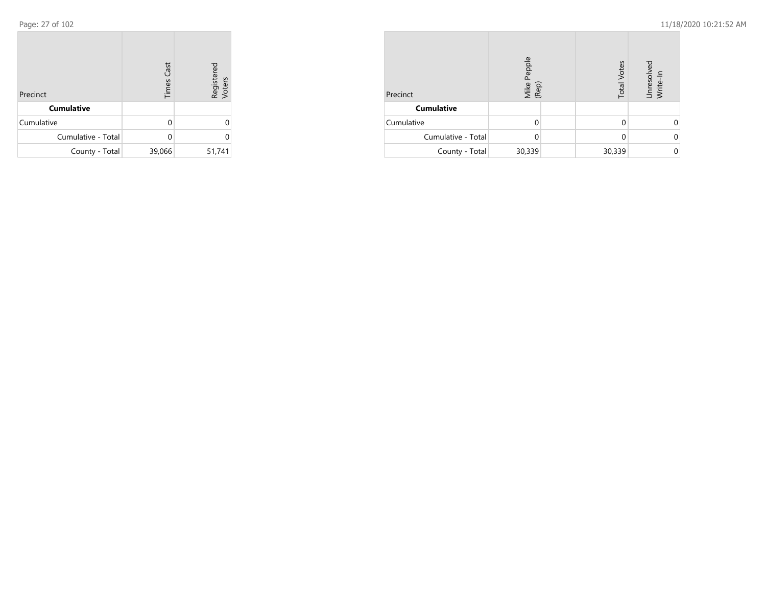| Precinct | Times Cast | Registered Voters |
|---|---|---|
| **Cumulative** | | |
| Cumulative | 0 | 0 |
| Cumulative - Total | 0 | 0 |
| County - Total | 39,066 | 51,741 |

| Precinct | Mike Pepple (Rep) | | Total Votes | Unresolved Write-In |
|---|---|---|---|---|
| **Cumulative** | | | | |
| Cumulative | 0 | | 0 | 0 |
| Cumulative - Total | 0 | | 0 | 0 |
| County - Total | 30,339 | | 30,339 | 0 |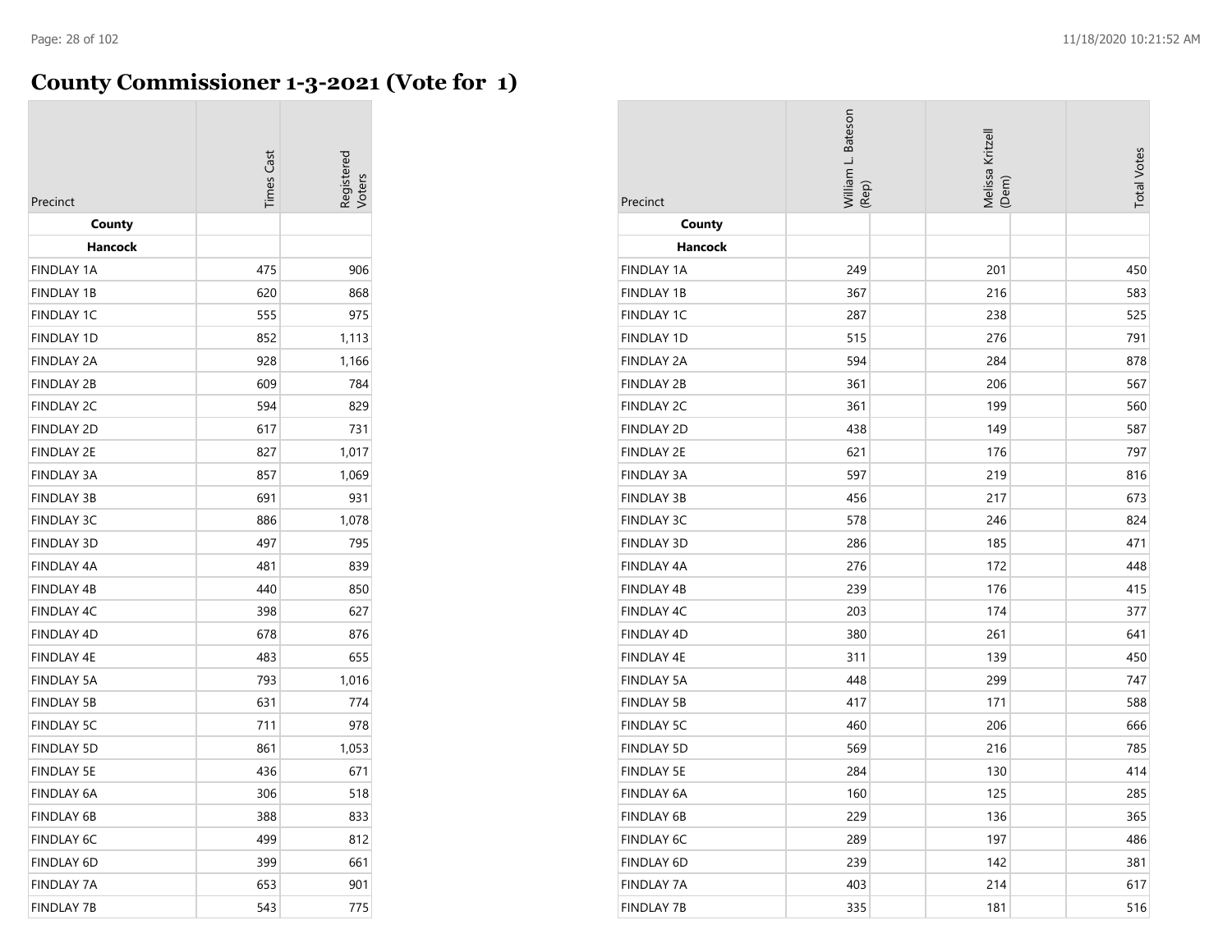# County Commissioner 1-3-2021 (Vote for 1)

| Precinct | Times Cast | Registered Voters | William L. Bateson (Rep) | Melissa Kritzell (Dem) | Total Votes |
|---|---|---|---|---|---|
| **County** | | | | | |
| **Hancock** | | | | | |
| FINDLAY 1A | 475 | 906 | 249 | 201 | 450 |
| FINDLAY 1B | 620 | 868 | 367 | 216 | 583 |
| FINDLAY 1C | 555 | 975 | 287 | 238 | 525 |
| FINDLAY 1D | 852 | 1,113 | 515 | 276 | 791 |
| FINDLAY 2A | 928 | 1,166 | 594 | 284 | 878 |
| FINDLAY 2B | 609 | 784 | 361 | 206 | 567 |
| FINDLAY 2C | 594 | 829 | 361 | 199 | 560 |
| FINDLAY 2D | 617 | 731 | 438 | 149 | 587 |
| FINDLAY 2E | 827 | 1,017 | 621 | 176 | 797 |
| FINDLAY 3A | 857 | 1,069 | 597 | 219 | 816 |
| FINDLAY 3B | 691 | 931 | 456 | 217 | 673 |
| FINDLAY 3C | 886 | 1,078 | 578 | 246 | 824 |
| FINDLAY 3D | 497 | 795 | 286 | 185 | 471 |
| FINDLAY 4A | 481 | 839 | 276 | 172 | 448 |
| FINDLAY 4B | 440 | 850 | 239 | 176 | 415 |
| FINDLAY 4C | 398 | 627 | 203 | 174 | 377 |
| FINDLAY 4D | 678 | 876 | 380 | 261 | 641 |
| FINDLAY 4E | 483 | 655 | 311 | 139 | 450 |
| FINDLAY 5A | 793 | 1,016 | 448 | 299 | 747 |
| FINDLAY 5B | 631 | 774 | 417 | 171 | 588 |
| FINDLAY 5C | 711 | 978 | 460 | 206 | 666 |
| FINDLAY 5D | 861 | 1,053 | 569 | 216 | 785 |
| FINDLAY 5E | 436 | 671 | 284 | 130 | 414 |
| FINDLAY 6A | 306 | 518 | 160 | 125 | 285 |
| FINDLAY 6B | 388 | 833 | 229 | 136 | 365 |
| FINDLAY 6C | 499 | 812 | 289 | 197 | 486 |
| FINDLAY 6D | 399 | 661 | 239 | 142 | 381 |
| FINDLAY 7A | 653 | 901 | 403 | 214 | 617 |
| FINDLAY 7B | 543 | 775 | 335 | 181 | 516 |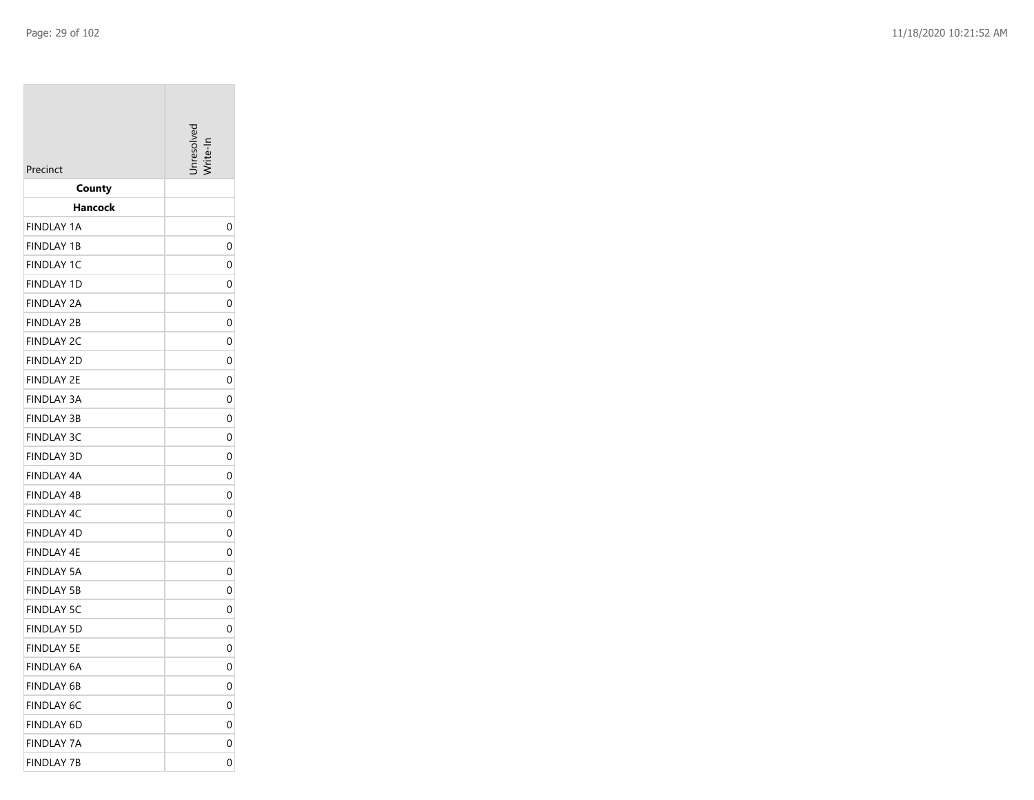| Precinct | Unresolved Write-In |
|---|---|
| **County** | |
| **Hancock** | |
| FINDLAY 1A | 0 |
| FINDLAY 1B | 0 |
| FINDLAY 1C | 0 |
| FINDLAY 1D | 0 |
| FINDLAY 2A | 0 |
| FINDLAY 2B | 0 |
| FINDLAY 2C | 0 |
| FINDLAY 2D | 0 |
| FINDLAY 2E | 0 |
| FINDLAY 3A | 0 |
| FINDLAY 3B | 0 |
| FINDLAY 3C | 0 |
| FINDLAY 3D | 0 |
| FINDLAY 4A | 0 |
| FINDLAY 4B | 0 |
| FINDLAY 4C | 0 |
| FINDLAY 4D | 0 |
| FINDLAY 4E | 0 |
| FINDLAY 5A | 0 |
| FINDLAY 5B | 0 |
| FINDLAY 5C | 0 |
| FINDLAY 5D | 0 |
| FINDLAY 5E | 0 |
| FINDLAY 6A | 0 |
| FINDLAY 6B | 0 |
| FINDLAY 6C | 0 |
| FINDLAY 6D | 0 |
| FINDLAY 7A | 0 |
| FINDLAY 7B | 0 |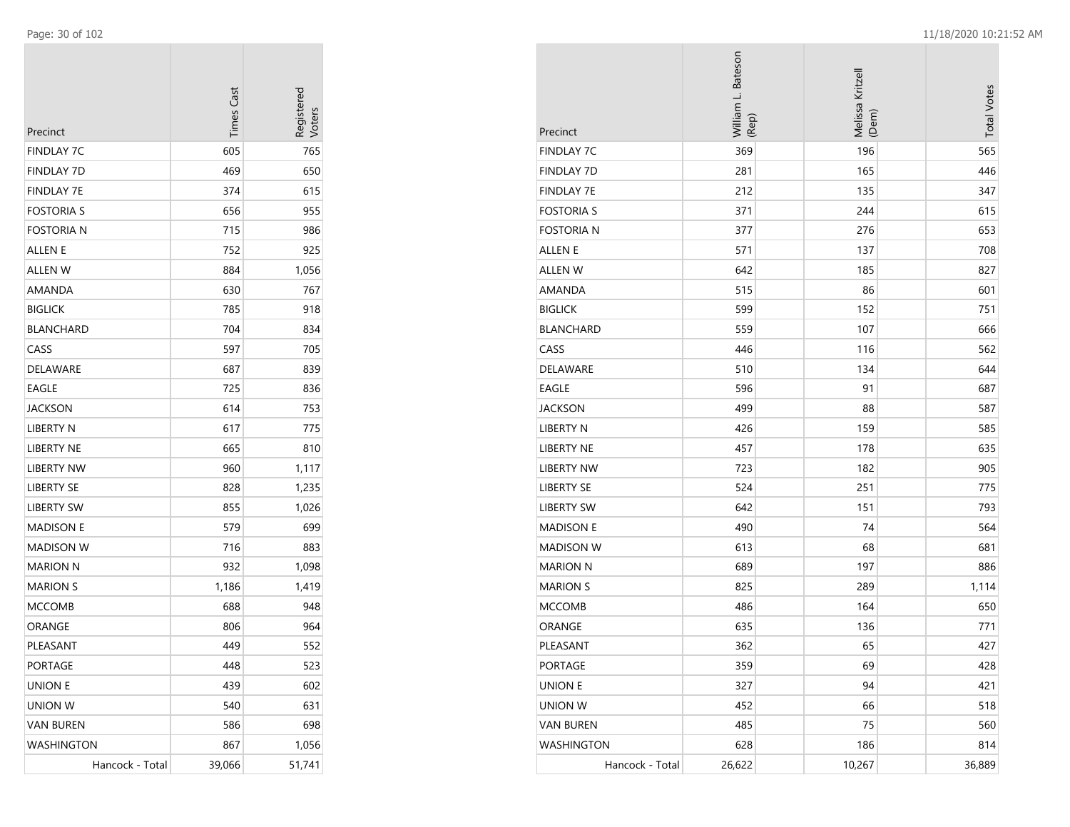| Precinct | Times Cast | Registered Voters |
|---|---|---|
| FINDLAY 7C | 605 | 765 |
| FINDLAY 7D | 469 | 650 |
| FINDLAY 7E | 374 | 615 |
| FOSTORIA S | 656 | 955 |
| FOSTORIA N | 715 | 986 |
| ALLEN E | 752 | 925 |
| ALLEN W | 884 | 1,056 |
| AMANDA | 630 | 767 |
| BIGLICK | 785 | 918 |
| BLANCHARD | 704 | 834 |
| CASS | 597 | 705 |
| DELAWARE | 687 | 839 |
| EAGLE | 725 | 836 |
| JACKSON | 614 | 753 |
| LIBERTY N | 617 | 775 |
| LIBERTY NE | 665 | 810 |
| LIBERTY NW | 960 | 1,117 |
| LIBERTY SE | 828 | 1,235 |
| LIBERTY SW | 855 | 1,026 |
| MADISON E | 579 | 699 |
| MADISON W | 716 | 883 |
| MARION N | 932 | 1,098 |
| MARION S | 1,186 | 1,419 |
| MCCOMB | 688 | 948 |
| ORANGE | 806 | 964 |
| PLEASANT | 449 | 552 |
| PORTAGE | 448 | 523 |
| UNION E | 439 | 602 |
| UNION W | 540 | 631 |
| VAN BUREN | 586 | 698 |
| WASHINGTON | 867 | 1,056 |
| Hancock - Total | 39,066 | 51,741 |

| Precinct | William L. Bateson (Rep) | Melissa Kritzell (Dem) | Total Votes |
|---|---|---|---|
| FINDLAY 7C | 369 | 196 | 565 |
| FINDLAY 7D | 281 | 165 | 446 |
| FINDLAY 7E | 212 | 135 | 347 |
| FOSTORIA S | 371 | 244 | 615 |
| FOSTORIA N | 377 | 276 | 653 |
| ALLEN E | 571 | 137 | 708 |
| ALLEN W | 642 | 185 | 827 |
| AMANDA | 515 | 86 | 601 |
| BIGLICK | 599 | 152 | 751 |
| BLANCHARD | 559 | 107 | 666 |
| CASS | 446 | 116 | 562 |
| DELAWARE | 510 | 134 | 644 |
| EAGLE | 596 | 91 | 687 |
| JACKSON | 499 | 88 | 587 |
| LIBERTY N | 426 | 159 | 585 |
| LIBERTY NE | 457 | 178 | 635 |
| LIBERTY NW | 723 | 182 | 905 |
| LIBERTY SE | 524 | 251 | 775 |
| LIBERTY SW | 642 | 151 | 793 |
| MADISON E | 490 | 74 | 564 |
| MADISON W | 613 | 68 | 681 |
| MARION N | 689 | 197 | 886 |
| MARION S | 825 | 289 | 1,114 |
| MCCOMB | 486 | 164 | 650 |
| ORANGE | 635 | 136 | 771 |
| PLEASANT | 362 | 65 | 427 |
| PORTAGE | 359 | 69 | 428 |
| UNION E | 327 | 94 | 421 |
| UNION W | 452 | 66 | 518 |
| VAN BUREN | 485 | 75 | 560 |
| WASHINGTON | 628 | 186 | 814 |
| Hancock - Total | 26,622 | 10,267 | 36,889 |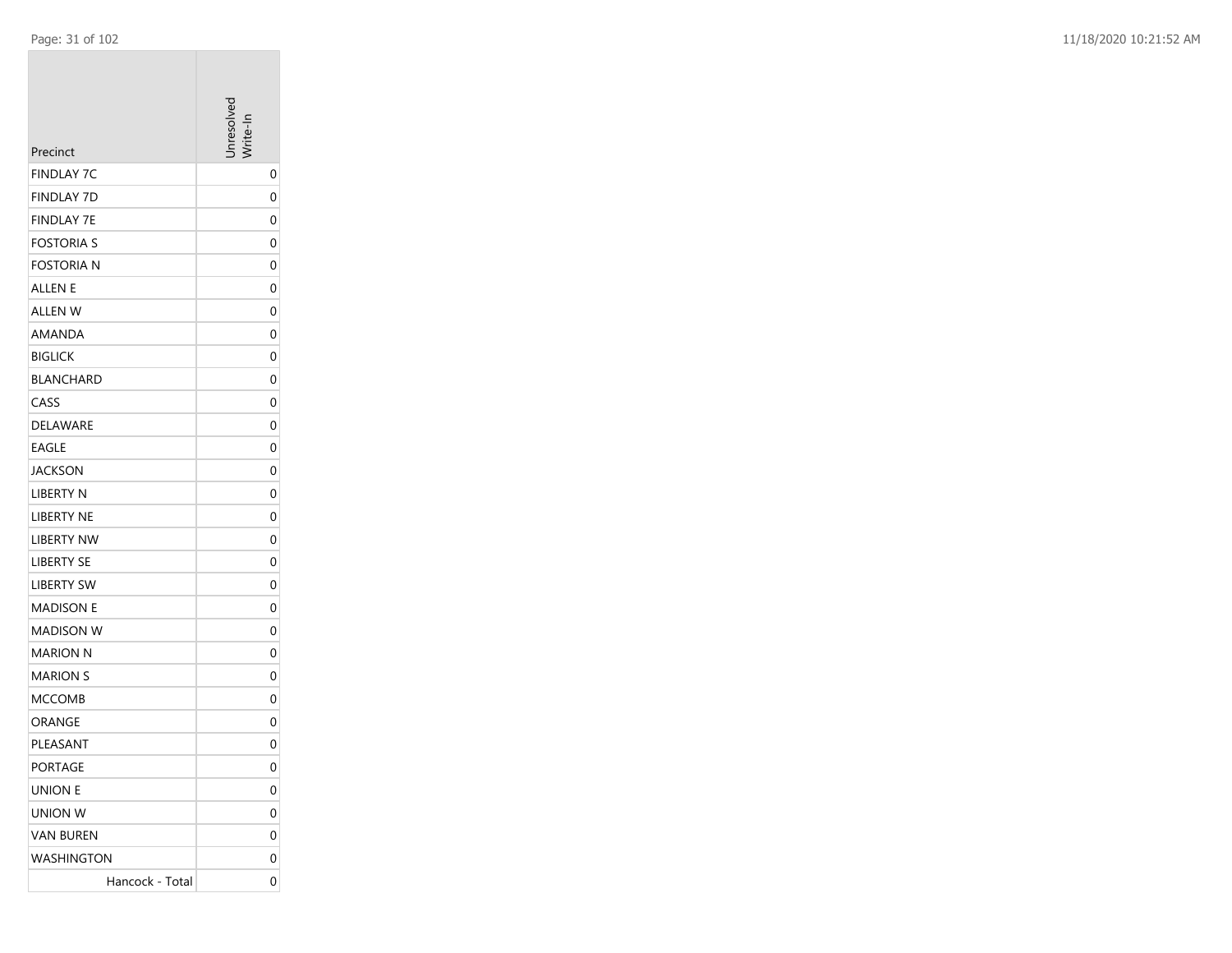| Precinct | Unresolved Write-In |
|---|---|
| FINDLAY 7C | 0 |
| FINDLAY 7D | 0 |
| FINDLAY 7E | 0 |
| FOSTORIA S | 0 |
| FOSTORIA N | 0 |
| ALLEN E | 0 |
| ALLEN W | 0 |
| AMANDA | 0 |
| BIGLICK | 0 |
| BLANCHARD | 0 |
| CASS | 0 |
| DELAWARE | 0 |
| EAGLE | 0 |
| JACKSON | 0 |
| LIBERTY N | 0 |
| LIBERTY NE | 0 |
| LIBERTY NW | 0 |
| LIBERTY SE | 0 |
| LIBERTY SW | 0 |
| MADISON E | 0 |
| MADISON W | 0 |
| MARION N | 0 |
| MARION S | 0 |
| MCCOMB | 0 |
| ORANGE | 0 |
| PLEASANT | 0 |
| PORTAGE | 0 |
| UNION E | 0 |
| UNION W | 0 |
| VAN BUREN | 0 |
| WASHINGTON | 0 |
| Hancock - Total | 0 |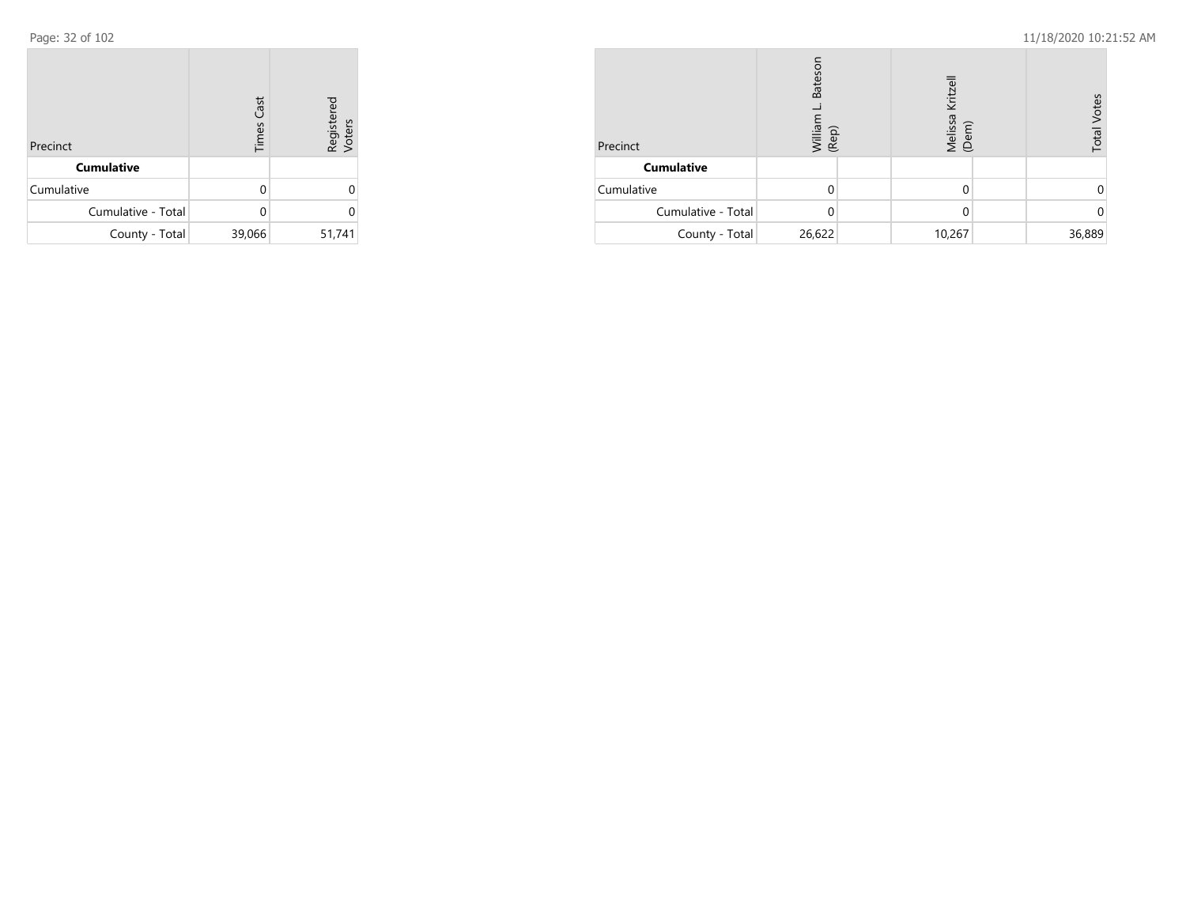| Precinct | Times Cast | Registered Voters |
|---|---|---|
| **Cumulative** | | |
| Cumulative | 0 | 0 |
| Cumulative - Total | 0 | 0 |
| County - Total | 39,066 | 51,741 |

| Precinct | William L. Bateson (Rep) | | Melissa Kritzell (Dem) | | Total Votes |
|---|---|---|---|---|---|
| **Cumulative** | | | | | |
| Cumulative | 0 | | 0 | | 0 |
| Cumulative - Total | 0 | | 0 | | 0 |
| County - Total | 26,622 | | 10,267 | | 36,889 |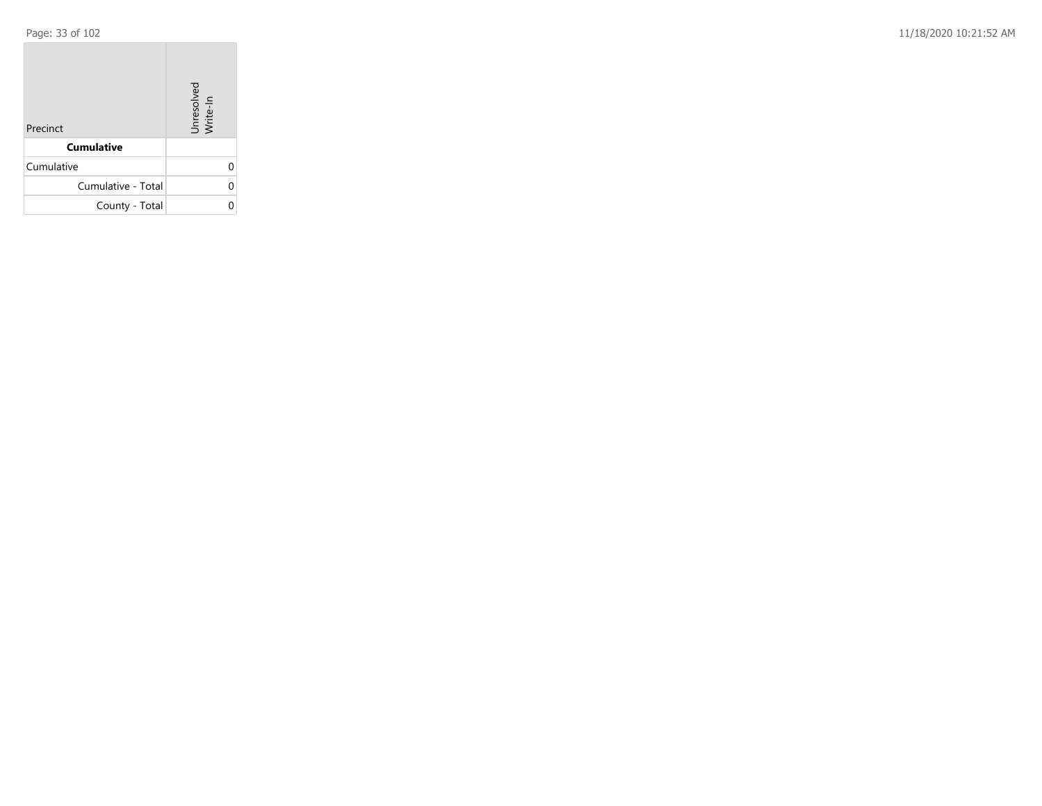| Precinct | Unresolved Write-In |
|---|---|
| **Cumulative** | |
| Cumulative | 0 |
| Cumulative - Total | 0 |
| County - Total | 0 |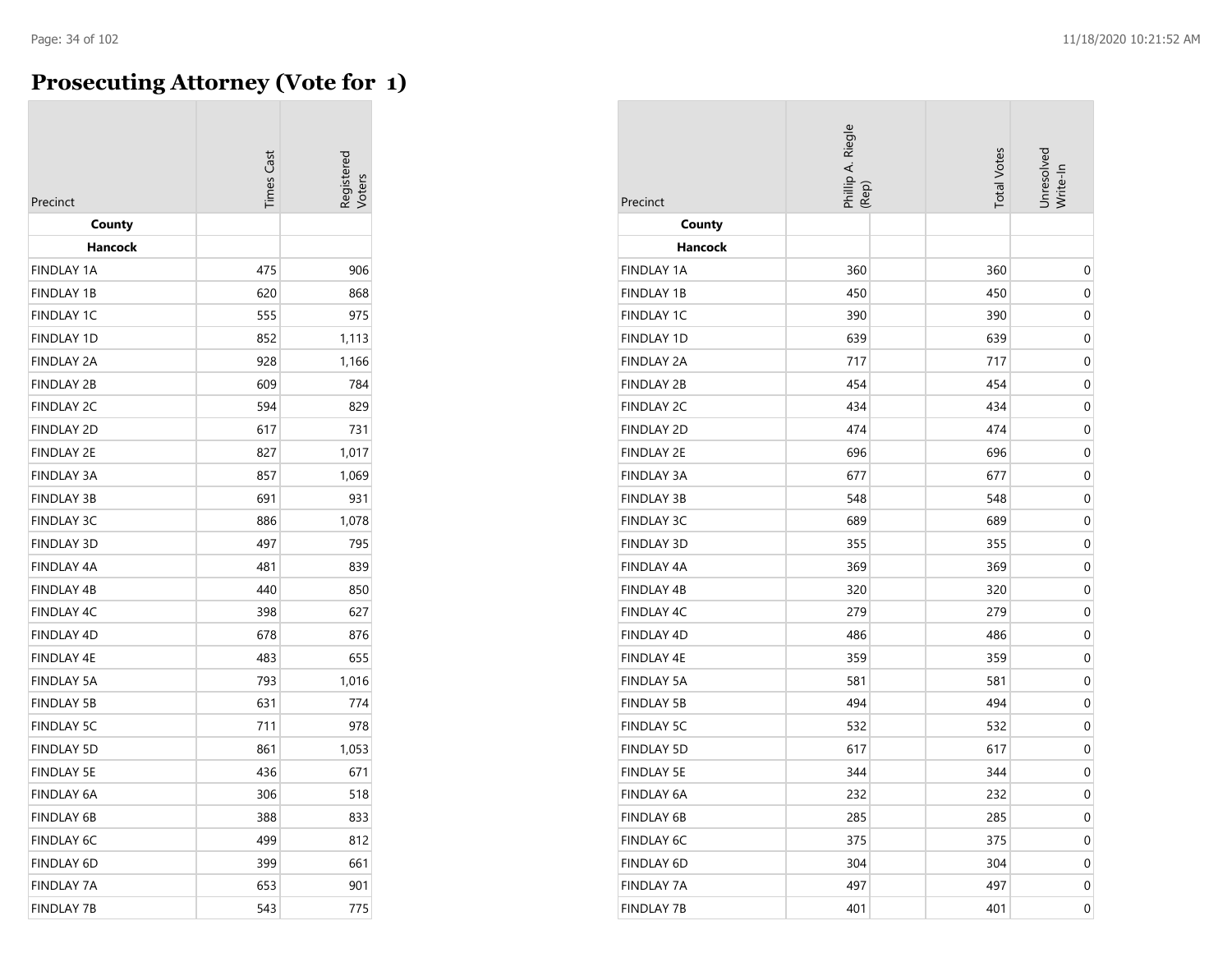# Prosecuting Attorney (Vote for 1)

| Precinct | Times Cast | Registered Voters | Phillip A. Riegle (Rep) | Total Votes | Unresolved Write-In |
|---|---|---|---|---|---|
| **County** | | | | | |
| **Hancock** | | | | | |
| FINDLAY 1A | 475 | 906 | 360 | 360 | 0 |
| FINDLAY 1B | 620 | 868 | 450 | 450 | 0 |
| FINDLAY 1C | 555 | 975 | 390 | 390 | 0 |
| FINDLAY 1D | 852 | 1,113 | 639 | 639 | 0 |
| FINDLAY 2A | 928 | 1,166 | 717 | 717 | 0 |
| FINDLAY 2B | 609 | 784 | 454 | 454 | 0 |
| FINDLAY 2C | 594 | 829 | 434 | 434 | 0 |
| FINDLAY 2D | 617 | 731 | 474 | 474 | 0 |
| FINDLAY 2E | 827 | 1,017 | 696 | 696 | 0 |
| FINDLAY 3A | 857 | 1,069 | 677 | 677 | 0 |
| FINDLAY 3B | 691 | 931 | 548 | 548 | 0 |
| FINDLAY 3C | 886 | 1,078 | 689 | 689 | 0 |
| FINDLAY 3D | 497 | 795 | 355 | 355 | 0 |
| FINDLAY 4A | 481 | 839 | 369 | 369 | 0 |
| FINDLAY 4B | 440 | 850 | 320 | 320 | 0 |
| FINDLAY 4C | 398 | 627 | 279 | 279 | 0 |
| FINDLAY 4D | 678 | 876 | 486 | 486 | 0 |
| FINDLAY 4E | 483 | 655 | 359 | 359 | 0 |
| FINDLAY 5A | 793 | 1,016 | 581 | 581 | 0 |
| FINDLAY 5B | 631 | 774 | 494 | 494 | 0 |
| FINDLAY 5C | 711 | 978 | 532 | 532 | 0 |
| FINDLAY 5D | 861 | 1,053 | 617 | 617 | 0 |
| FINDLAY 5E | 436 | 671 | 344 | 344 | 0 |
| FINDLAY 6A | 306 | 518 | 232 | 232 | 0 |
| FINDLAY 6B | 388 | 833 | 285 | 285 | 0 |
| FINDLAY 6C | 499 | 812 | 375 | 375 | 0 |
| FINDLAY 6D | 399 | 661 | 304 | 304 | 0 |
| FINDLAY 7A | 653 | 901 | 497 | 497 | 0 |
| FINDLAY 7B | 543 | 775 | 401 | 401 | 0 |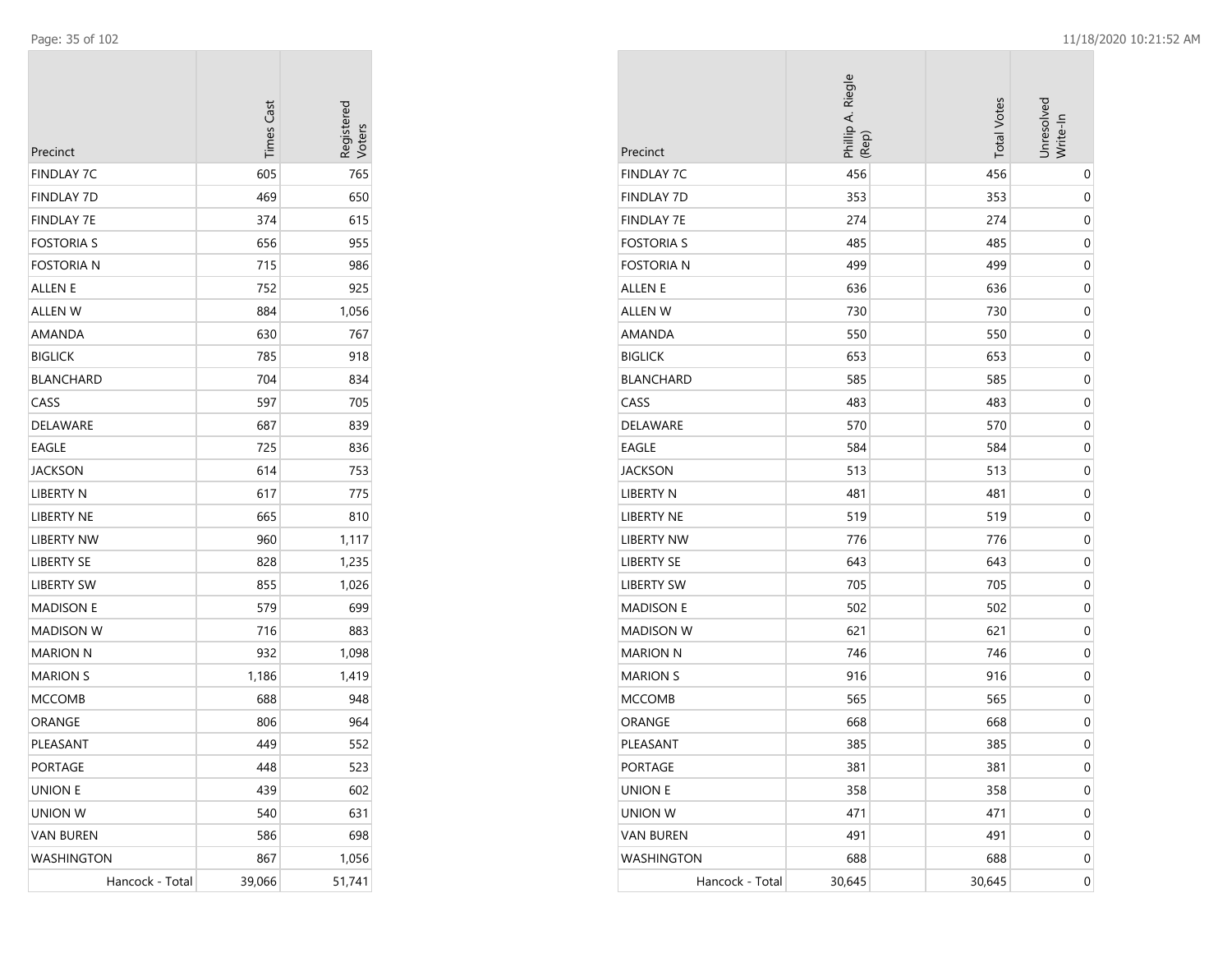| Precinct | Times Cast | Registered Voters |
|---|---|---|
| FINDLAY 7C | 605 | 765 |
| FINDLAY 7D | 469 | 650 |
| FINDLAY 7E | 374 | 615 |
| FOSTORIA S | 656 | 955 |
| FOSTORIA N | 715 | 986 |
| ALLEN E | 752 | 925 |
| ALLEN W | 884 | 1,056 |
| AMANDA | 630 | 767 |
| BIGLICK | 785 | 918 |
| BLANCHARD | 704 | 834 |
| CASS | 597 | 705 |
| DELAWARE | 687 | 839 |
| EAGLE | 725 | 836 |
| JACKSON | 614 | 753 |
| LIBERTY N | 617 | 775 |
| LIBERTY NE | 665 | 810 |
| LIBERTY NW | 960 | 1,117 |
| LIBERTY SE | 828 | 1,235 |
| LIBERTY SW | 855 | 1,026 |
| MADISON E | 579 | 699 |
| MADISON W | 716 | 883 |
| MARION N | 932 | 1,098 |
| MARION S | 1,186 | 1,419 |
| MCCOMB | 688 | 948 |
| ORANGE | 806 | 964 |
| PLEASANT | 449 | 552 |
| PORTAGE | 448 | 523 |
| UNION E | 439 | 602 |
| UNION W | 540 | 631 |
| VAN BUREN | 586 | 698 |
| WASHINGTON | 867 | 1,056 |
| Hancock - Total | 39,066 | 51,741 |

| Precinct | Phillip A. Riegle (Rep) | Total Votes | Unresolved Write-In |
|---|---|---|---|
| FINDLAY 7C | 456 | 456 | 0 |
| FINDLAY 7D | 353 | 353 | 0 |
| FINDLAY 7E | 274 | 274 | 0 |
| FOSTORIA S | 485 | 485 | 0 |
| FOSTORIA N | 499 | 499 | 0 |
| ALLEN E | 636 | 636 | 0 |
| ALLEN W | 730 | 730 | 0 |
| AMANDA | 550 | 550 | 0 |
| BIGLICK | 653 | 653 | 0 |
| BLANCHARD | 585 | 585 | 0 |
| CASS | 483 | 483 | 0 |
| DELAWARE | 570 | 570 | 0 |
| EAGLE | 584 | 584 | 0 |
| JACKSON | 513 | 513 | 0 |
| LIBERTY N | 481 | 481 | 0 |
| LIBERTY NE | 519 | 519 | 0 |
| LIBERTY NW | 776 | 776 | 0 |
| LIBERTY SE | 643 | 643 | 0 |
| LIBERTY SW | 705 | 705 | 0 |
| MADISON E | 502 | 502 | 0 |
| MADISON W | 621 | 621 | 0 |
| MARION N | 746 | 746 | 0 |
| MARION S | 916 | 916 | 0 |
| MCCOMB | 565 | 565 | 0 |
| ORANGE | 668 | 668 | 0 |
| PLEASANT | 385 | 385 | 0 |
| PORTAGE | 381 | 381 | 0 |
| UNION E | 358 | 358 | 0 |
| UNION W | 471 | 471 | 0 |
| VAN BUREN | 491 | 491 | 0 |
| WASHINGTON | 688 | 688 | 0 |
| Hancock - Total | 30,645 | 30,645 | 0 |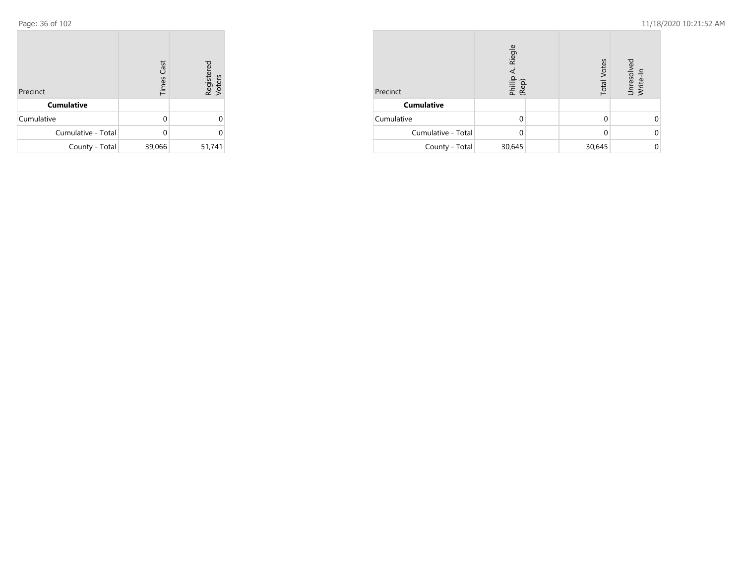| Precinct | Times Cast | Registered Voters |
|---|---|---|
| **Cumulative** | | |
| Cumulative | 0 | 0 |
| Cumulative - Total | 0 | 0 |
| County - Total | 39,066 | 51,741 |

| Precinct | Phillip A. Riegle (Rep) | | Total Votes | Unresolved Write-In |
|---|---|---|---|---|
| **Cumulative** | | | | |
| Cumulative | 0 | | 0 | 0 |
| Cumulative - Total | 0 | | 0 | 0 |
| County - Total | 30,645 | | 30,645 | 0 |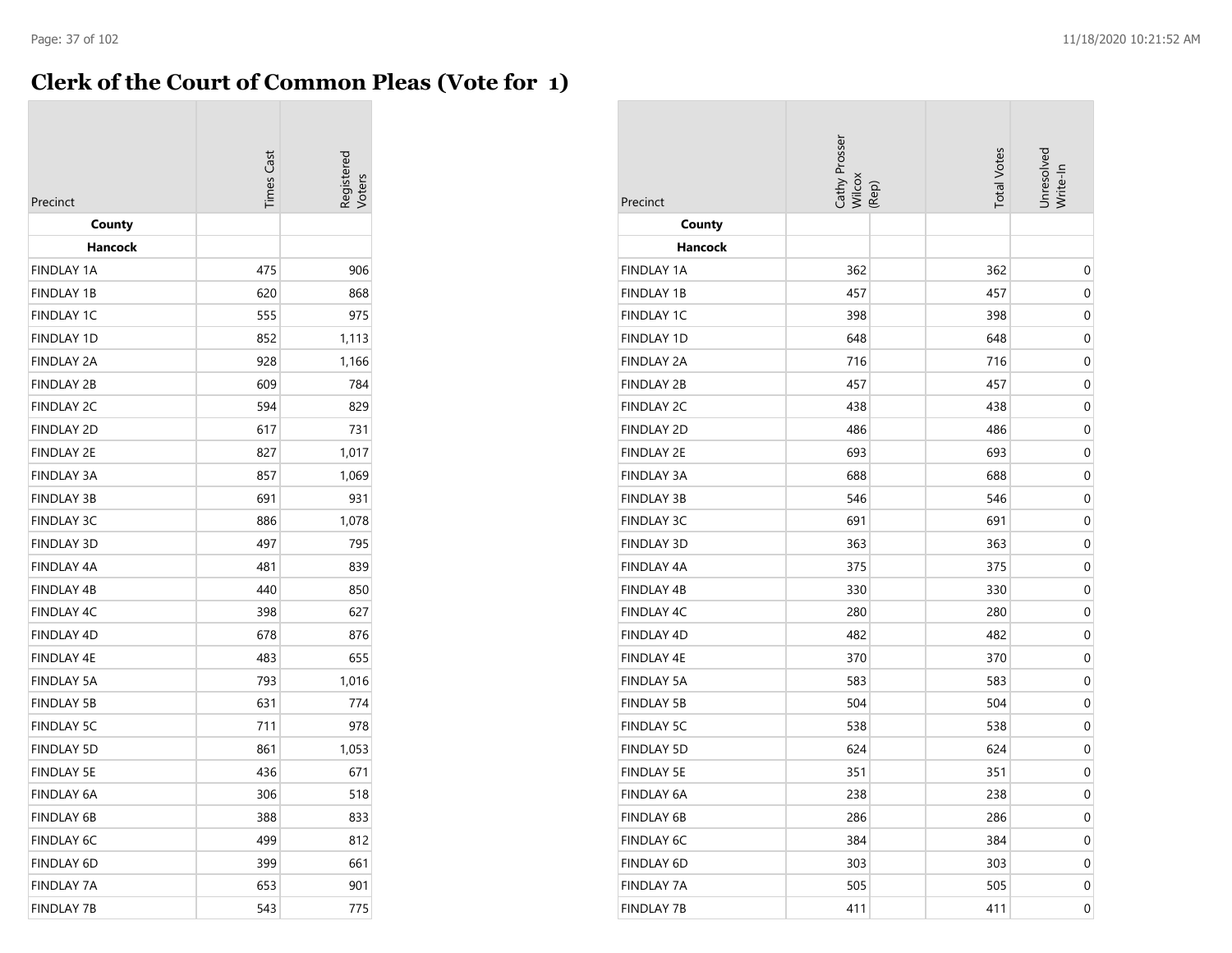# Clerk of the Court of Common Pleas (Vote for 1)

| Precinct | Times Cast | Registered Voters | Cathy Prosser Wilcox (Rep) | Total Votes | Unresolved Write-In |
|---|---|---|---|---|---|
| **County** | | | | | |
| **Hancock** | | | | | |
| FINDLAY 1A | 475 | 906 | 362 | 362 | 0 |
| FINDLAY 1B | 620 | 868 | 457 | 457 | 0 |
| FINDLAY 1C | 555 | 975 | 398 | 398 | 0 |
| FINDLAY 1D | 852 | 1,113 | 648 | 648 | 0 |
| FINDLAY 2A | 928 | 1,166 | 716 | 716 | 0 |
| FINDLAY 2B | 609 | 784 | 457 | 457 | 0 |
| FINDLAY 2C | 594 | 829 | 438 | 438 | 0 |
| FINDLAY 2D | 617 | 731 | 486 | 486 | 0 |
| FINDLAY 2E | 827 | 1,017 | 693 | 693 | 0 |
| FINDLAY 3A | 857 | 1,069 | 688 | 688 | 0 |
| FINDLAY 3B | 691 | 931 | 546 | 546 | 0 |
| FINDLAY 3C | 886 | 1,078 | 691 | 691 | 0 |
| FINDLAY 3D | 497 | 795 | 363 | 363 | 0 |
| FINDLAY 4A | 481 | 839 | 375 | 375 | 0 |
| FINDLAY 4B | 440 | 850 | 330 | 330 | 0 |
| FINDLAY 4C | 398 | 627 | 280 | 280 | 0 |
| FINDLAY 4D | 678 | 876 | 482 | 482 | 0 |
| FINDLAY 4E | 483 | 655 | 370 | 370 | 0 |
| FINDLAY 5A | 793 | 1,016 | 583 | 583 | 0 |
| FINDLAY 5B | 631 | 774 | 504 | 504 | 0 |
| FINDLAY 5C | 711 | 978 | 538 | 538 | 0 |
| FINDLAY 5D | 861 | 1,053 | 624 | 624 | 0 |
| FINDLAY 5E | 436 | 671 | 351 | 351 | 0 |
| FINDLAY 6A | 306 | 518 | 238 | 238 | 0 |
| FINDLAY 6B | 388 | 833 | 286 | 286 | 0 |
| FINDLAY 6C | 499 | 812 | 384 | 384 | 0 |
| FINDLAY 6D | 399 | 661 | 303 | 303 | 0 |
| FINDLAY 7A | 653 | 901 | 505 | 505 | 0 |
| FINDLAY 7B | 543 | 775 | 411 | 411 | 0 |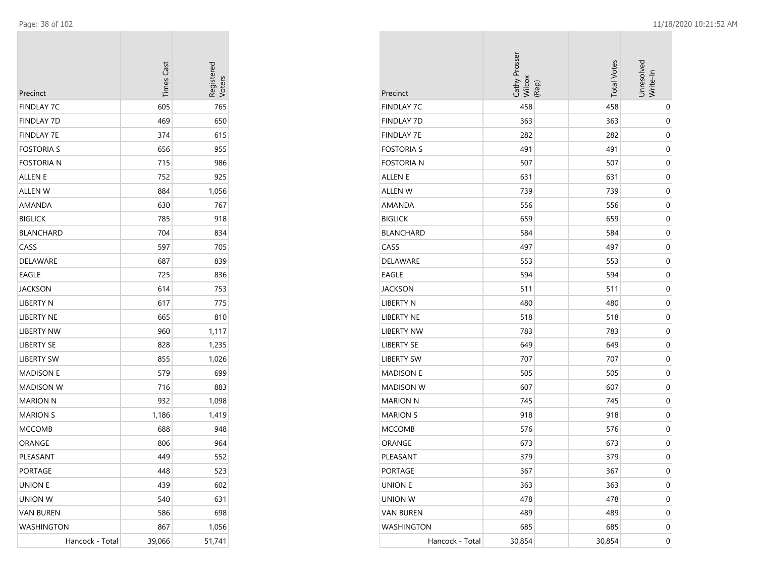| Precinct | Times Cast | Registered Voters |
|---|---|---|
| FINDLAY 7C | 605 | 765 |
| FINDLAY 7D | 469 | 650 |
| FINDLAY 7E | 374 | 615 |
| FOSTORIA S | 656 | 955 |
| FOSTORIA N | 715 | 986 |
| ALLEN E | 752 | 925 |
| ALLEN W | 884 | 1,056 |
| AMANDA | 630 | 767 |
| BIGLICK | 785 | 918 |
| BLANCHARD | 704 | 834 |
| CASS | 597 | 705 |
| DELAWARE | 687 | 839 |
| EAGLE | 725 | 836 |
| JACKSON | 614 | 753 |
| LIBERTY N | 617 | 775 |
| LIBERTY NE | 665 | 810 |
| LIBERTY NW | 960 | 1,117 |
| LIBERTY SE | 828 | 1,235 |
| LIBERTY SW | 855 | 1,026 |
| MADISON E | 579 | 699 |
| MADISON W | 716 | 883 |
| MARION N | 932 | 1,098 |
| MARION S | 1,186 | 1,419 |
| MCCOMB | 688 | 948 |
| ORANGE | 806 | 964 |
| PLEASANT | 449 | 552 |
| PORTAGE | 448 | 523 |
| UNION E | 439 | 602 |
| UNION W | 540 | 631 |
| VAN BUREN | 586 | 698 |
| WASHINGTON | 867 | 1,056 |
| Hancock - Total | 39,066 | 51,741 |

| Precinct | Cathy Prosser Wilcox (Rep) | Total Votes | Unresolved Write-In |
|---|---|---|---|
| FINDLAY 7C | 458 | 458 | 0 |
| FINDLAY 7D | 363 | 363 | 0 |
| FINDLAY 7E | 282 | 282 | 0 |
| FOSTORIA S | 491 | 491 | 0 |
| FOSTORIA N | 507 | 507 | 0 |
| ALLEN E | 631 | 631 | 0 |
| ALLEN W | 739 | 739 | 0 |
| AMANDA | 556 | 556 | 0 |
| BIGLICK | 659 | 659 | 0 |
| BLANCHARD | 584 | 584 | 0 |
| CASS | 497 | 497 | 0 |
| DELAWARE | 553 | 553 | 0 |
| EAGLE | 594 | 594 | 0 |
| JACKSON | 511 | 511 | 0 |
| LIBERTY N | 480 | 480 | 0 |
| LIBERTY NE | 518 | 518 | 0 |
| LIBERTY NW | 783 | 783 | 0 |
| LIBERTY SE | 649 | 649 | 0 |
| LIBERTY SW | 707 | 707 | 0 |
| MADISON E | 505 | 505 | 0 |
| MADISON W | 607 | 607 | 0 |
| MARION N | 745 | 745 | 0 |
| MARION S | 918 | 918 | 0 |
| MCCOMB | 576 | 576 | 0 |
| ORANGE | 673 | 673 | 0 |
| PLEASANT | 379 | 379 | 0 |
| PORTAGE | 367 | 367 | 0 |
| UNION E | 363 | 363 | 0 |
| UNION W | 478 | 478 | 0 |
| VAN BUREN | 489 | 489 | 0 |
| WASHINGTON | 685 | 685 | 0 |
| Hancock - Total | 30,854 | 30,854 | 0 |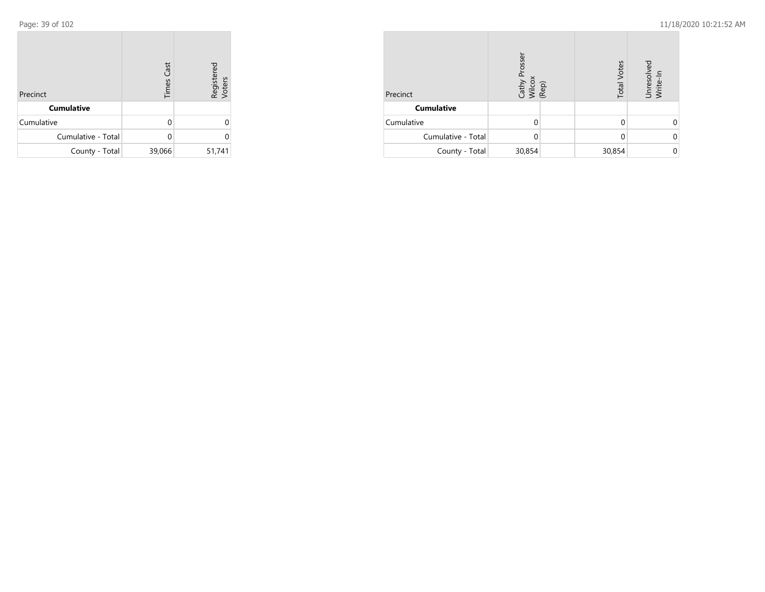| Precinct | Times Cast | Registered Voters |
|---|---|---|
| **Cumulative** | | |
| Cumulative | 0 | 0 |
| Cumulative - Total | 0 | 0 |
| County - Total | 39,066 | 51,741 |

| Precinct | Cathy Prosser Wilcox (Rep) | | Total Votes | Unresolved Write-In |
|---|---|---|---|---|
| **Cumulative** | | | | |
| Cumulative | 0 | | 0 | 0 |
| Cumulative - Total | 0 | | 0 | 0 |
| County - Total | 30,854 | | 30,854 | 0 |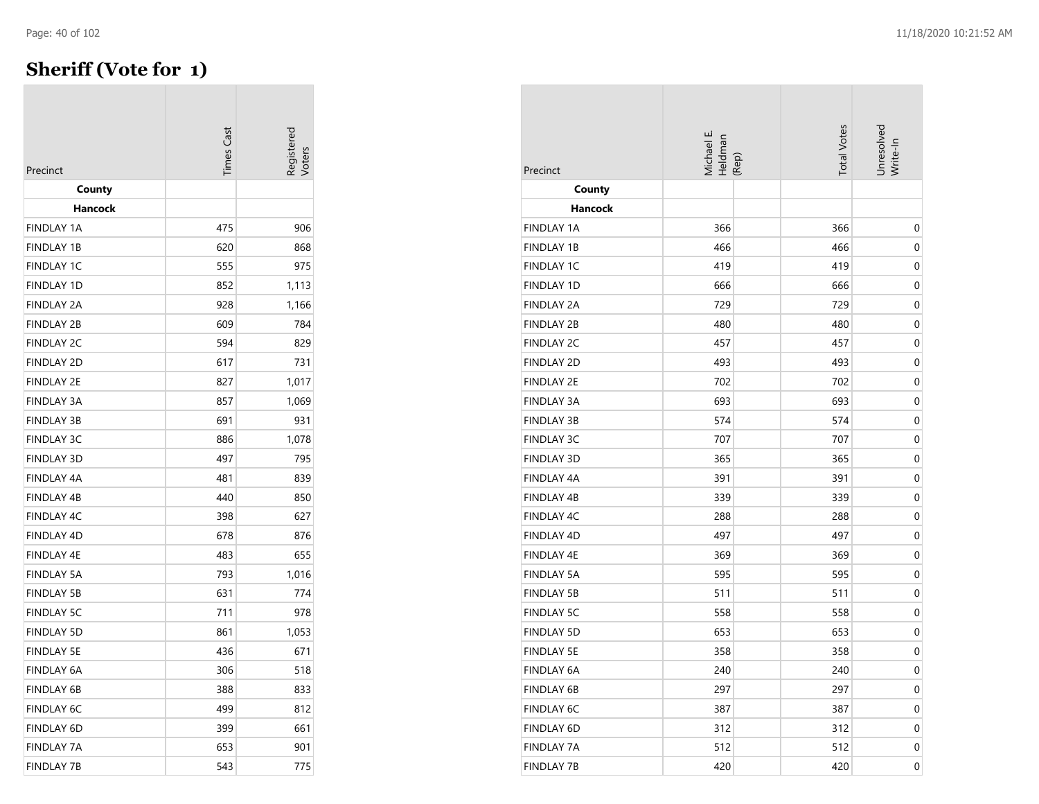# Sheriff (Vote for 1)

| Precinct | Times Cast | Registered Voters |
|---|---|---|
| **County** | | |
| **Hancock** | | |
| FINDLAY 1A | 475 | 906 |
| FINDLAY 1B | 620 | 868 |
| FINDLAY 1C | 555 | 975 |
| FINDLAY 1D | 852 | 1,113 |
| FINDLAY 2A | 928 | 1,166 |
| FINDLAY 2B | 609 | 784 |
| FINDLAY 2C | 594 | 829 |
| FINDLAY 2D | 617 | 731 |
| FINDLAY 2E | 827 | 1,017 |
| FINDLAY 3A | 857 | 1,069 |
| FINDLAY 3B | 691 | 931 |
| FINDLAY 3C | 886 | 1,078 |
| FINDLAY 3D | 497 | 795 |
| FINDLAY 4A | 481 | 839 |
| FINDLAY 4B | 440 | 850 |
| FINDLAY 4C | 398 | 627 |
| FINDLAY 4D | 678 | 876 |
| FINDLAY 4E | 483 | 655 |
| FINDLAY 5A | 793 | 1,016 |
| FINDLAY 5B | 631 | 774 |
| FINDLAY 5C | 711 | 978 |
| FINDLAY 5D | 861 | 1,053 |
| FINDLAY 5E | 436 | 671 |
| FINDLAY 6A | 306 | 518 |
| FINDLAY 6B | 388 | 833 |
| FINDLAY 6C | 499 | 812 |
| FINDLAY 6D | 399 | 661 |
| FINDLAY 7A | 653 | 901 |
| FINDLAY 7B | 543 | 775 |

| Precinct | Michael E. Heldman (Rep) | | Total Votes | Unresolved Write-In |
|---|---|---|---|---|
| **County** | | | | |
| **Hancock** | | | | |
| FINDLAY 1A | 366 | | 366 | 0 |
| FINDLAY 1B | 466 | | 466 | 0 |
| FINDLAY 1C | 419 | | 419 | 0 |
| FINDLAY 1D | 666 | | 666 | 0 |
| FINDLAY 2A | 729 | | 729 | 0 |
| FINDLAY 2B | 480 | | 480 | 0 |
| FINDLAY 2C | 457 | | 457 | 0 |
| FINDLAY 2D | 493 | | 493 | 0 |
| FINDLAY 2E | 702 | | 702 | 0 |
| FINDLAY 3A | 693 | | 693 | 0 |
| FINDLAY 3B | 574 | | 574 | 0 |
| FINDLAY 3C | 707 | | 707 | 0 |
| FINDLAY 3D | 365 | | 365 | 0 |
| FINDLAY 4A | 391 | | 391 | 0 |
| FINDLAY 4B | 339 | | 339 | 0 |
| FINDLAY 4C | 288 | | 288 | 0 |
| FINDLAY 4D | 497 | | 497 | 0 |
| FINDLAY 4E | 369 | | 369 | 0 |
| FINDLAY 5A | 595 | | 595 | 0 |
| FINDLAY 5B | 511 | | 511 | 0 |
| FINDLAY 5C | 558 | | 558 | 0 |
| FINDLAY 5D | 653 | | 653 | 0 |
| FINDLAY 5E | 358 | | 358 | 0 |
| FINDLAY 6A | 240 | | 240 | 0 |
| FINDLAY 6B | 297 | | 297 | 0 |
| FINDLAY 6C | 387 | | 387 | 0 |
| FINDLAY 6D | 312 | | 312 | 0 |
| FINDLAY 7A | 512 | | 512 | 0 |
| FINDLAY 7B | 420 | | 420 | 0 |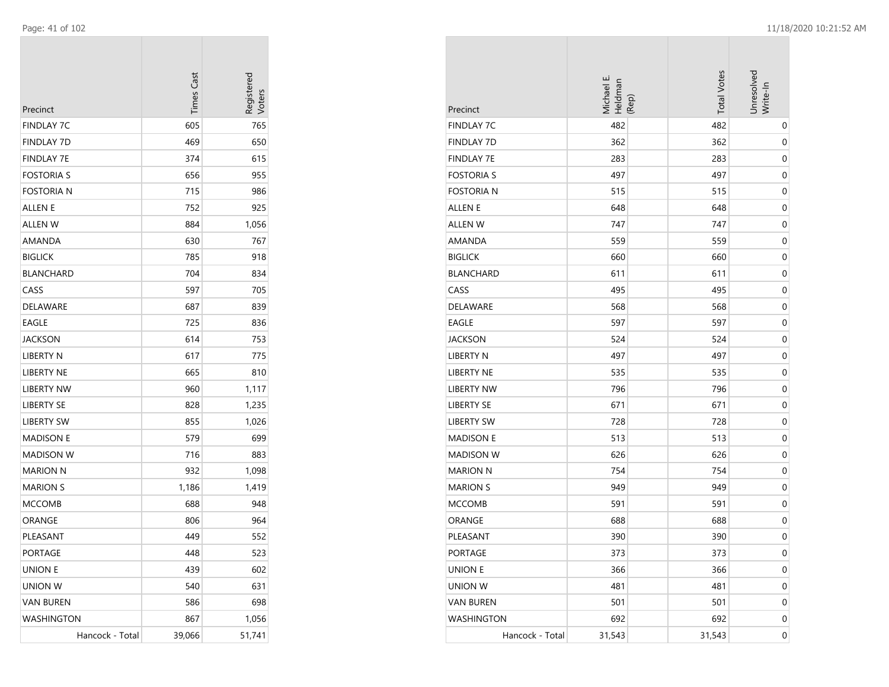| Precinct | Times Cast | Registered Voters |
|---|---|---|
| FINDLAY 7C | 605 | 765 |
| FINDLAY 7D | 469 | 650 |
| FINDLAY 7E | 374 | 615 |
| FOSTORIA S | 656 | 955 |
| FOSTORIA N | 715 | 986 |
| ALLEN E | 752 | 925 |
| ALLEN W | 884 | 1,056 |
| AMANDA | 630 | 767 |
| BIGLICK | 785 | 918 |
| BLANCHARD | 704 | 834 |
| CASS | 597 | 705 |
| DELAWARE | 687 | 839 |
| EAGLE | 725 | 836 |
| JACKSON | 614 | 753 |
| LIBERTY N | 617 | 775 |
| LIBERTY NE | 665 | 810 |
| LIBERTY NW | 960 | 1,117 |
| LIBERTY SE | 828 | 1,235 |
| LIBERTY SW | 855 | 1,026 |
| MADISON E | 579 | 699 |
| MADISON W | 716 | 883 |
| MARION N | 932 | 1,098 |
| MARION S | 1,186 | 1,419 |
| MCCOMB | 688 | 948 |
| ORANGE | 806 | 964 |
| PLEASANT | 449 | 552 |
| PORTAGE | 448 | 523 |
| UNION E | 439 | 602 |
| UNION W | 540 | 631 |
| VAN BUREN | 586 | 698 |
| WASHINGTON | 867 | 1,056 |
| Hancock - Total | 39,066 | 51,741 |

| Precinct | Michael E. Heldman (Rep) | Total Votes | Unresolved Write-In |
|---|---|---|---|
| FINDLAY 7C | 482 | 482 | 0 |
| FINDLAY 7D | 362 | 362 | 0 |
| FINDLAY 7E | 283 | 283 | 0 |
| FOSTORIA S | 497 | 497 | 0 |
| FOSTORIA N | 515 | 515 | 0 |
| ALLEN E | 648 | 648 | 0 |
| ALLEN W | 747 | 747 | 0 |
| AMANDA | 559 | 559 | 0 |
| BIGLICK | 660 | 660 | 0 |
| BLANCHARD | 611 | 611 | 0 |
| CASS | 495 | 495 | 0 |
| DELAWARE | 568 | 568 | 0 |
| EAGLE | 597 | 597 | 0 |
| JACKSON | 524 | 524 | 0 |
| LIBERTY N | 497 | 497 | 0 |
| LIBERTY NE | 535 | 535 | 0 |
| LIBERTY NW | 796 | 796 | 0 |
| LIBERTY SE | 671 | 671 | 0 |
| LIBERTY SW | 728 | 728 | 0 |
| MADISON E | 513 | 513 | 0 |
| MADISON W | 626 | 626 | 0 |
| MARION N | 754 | 754 | 0 |
| MARION S | 949 | 949 | 0 |
| MCCOMB | 591 | 591 | 0 |
| ORANGE | 688 | 688 | 0 |
| PLEASANT | 390 | 390 | 0 |
| PORTAGE | 373 | 373 | 0 |
| UNION E | 366 | 366 | 0 |
| UNION W | 481 | 481 | 0 |
| VAN BUREN | 501 | 501 | 0 |
| WASHINGTON | 692 | 692 | 0 |
| Hancock - Total | 31,543 | 31,543 | 0 |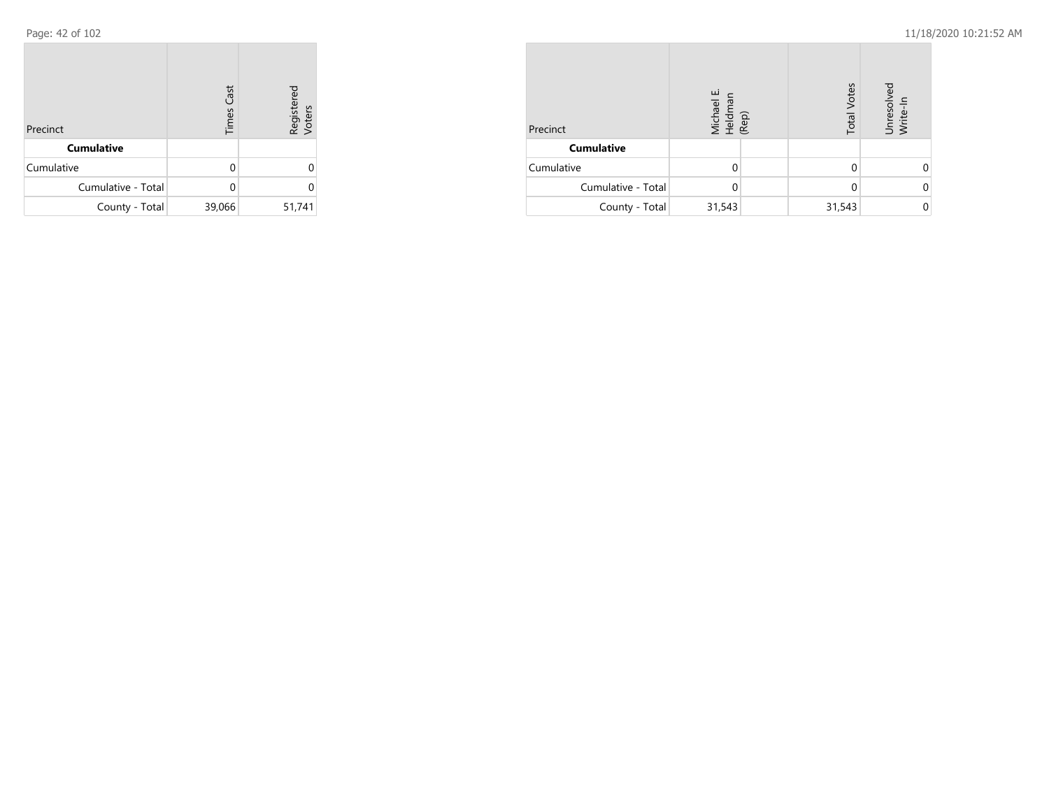| Precinct | Times Cast | Registered Voters |
|---|---|---|
| **Cumulative** | | |
| Cumulative | 0 | 0 |
| Cumulative - Total | 0 | 0 |
| County - Total | 39,066 | 51,741 |

| Precinct | Michael E. Heldman (Rep) | | Total Votes | Unresolved Write-In |
|---|---|---|---|---|
| **Cumulative** | | | | |
| Cumulative | 0 | | 0 | 0 |
| Cumulative - Total | 0 | | 0 | 0 |
| County - Total | 31,543 | | 31,543 | 0 |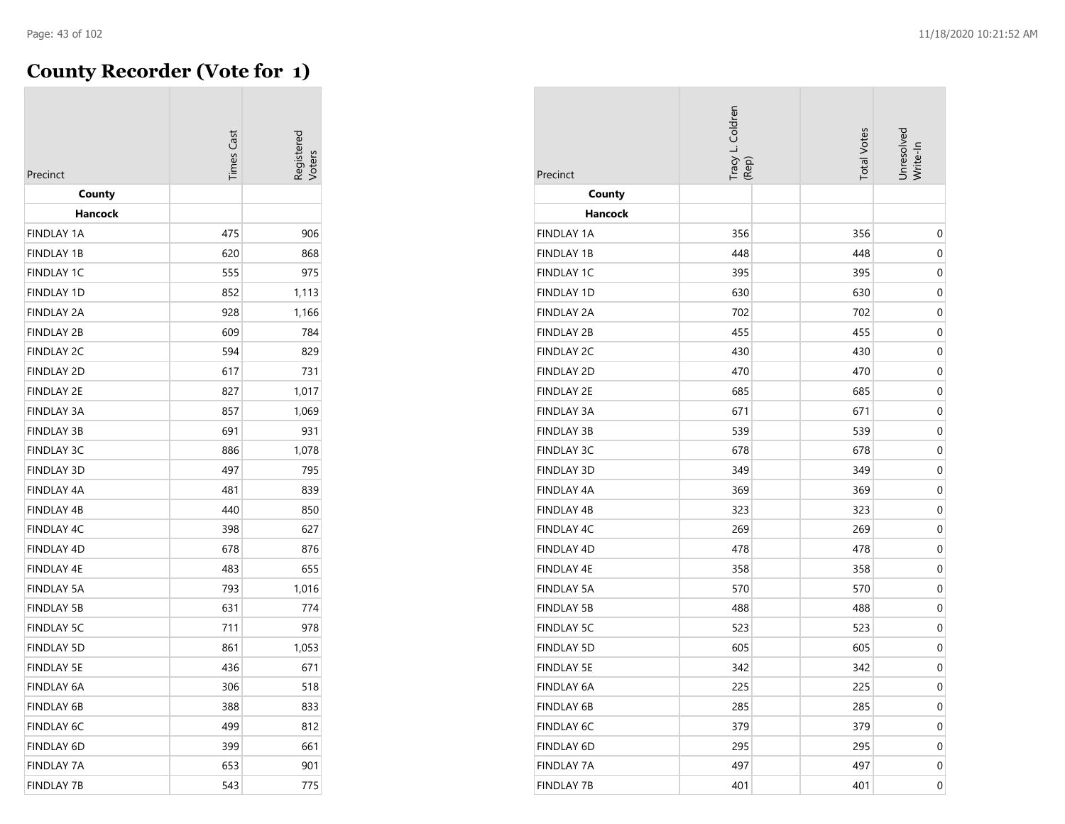# County Recorder (Vote for 1)

| Precinct | Times Cast | Registered Voters | Tracy L. Coldren (Rep) | Total Votes | Unresolved Write-In |
|---|---|---|---|---|---|
| **County** | | | | | |
| **Hancock** | | | | | |
| FINDLAY 1A | 475 | 906 | 356 | 356 | 0 |
| FINDLAY 1B | 620 | 868 | 448 | 448 | 0 |
| FINDLAY 1C | 555 | 975 | 395 | 395 | 0 |
| FINDLAY 1D | 852 | 1,113 | 630 | 630 | 0 |
| FINDLAY 2A | 928 | 1,166 | 702 | 702 | 0 |
| FINDLAY 2B | 609 | 784 | 455 | 455 | 0 |
| FINDLAY 2C | 594 | 829 | 430 | 430 | 0 |
| FINDLAY 2D | 617 | 731 | 470 | 470 | 0 |
| FINDLAY 2E | 827 | 1,017 | 685 | 685 | 0 |
| FINDLAY 3A | 857 | 1,069 | 671 | 671 | 0 |
| FINDLAY 3B | 691 | 931 | 539 | 539 | 0 |
| FINDLAY 3C | 886 | 1,078 | 678 | 678 | 0 |
| FINDLAY 3D | 497 | 795 | 349 | 349 | 0 |
| FINDLAY 4A | 481 | 839 | 369 | 369 | 0 |
| FINDLAY 4B | 440 | 850 | 323 | 323 | 0 |
| FINDLAY 4C | 398 | 627 | 269 | 269 | 0 |
| FINDLAY 4D | 678 | 876 | 478 | 478 | 0 |
| FINDLAY 4E | 483 | 655 | 358 | 358 | 0 |
| FINDLAY 5A | 793 | 1,016 | 570 | 570 | 0 |
| FINDLAY 5B | 631 | 774 | 488 | 488 | 0 |
| FINDLAY 5C | 711 | 978 | 523 | 523 | 0 |
| FINDLAY 5D | 861 | 1,053 | 605 | 605 | 0 |
| FINDLAY 5E | 436 | 671 | 342 | 342 | 0 |
| FINDLAY 6A | 306 | 518 | 225 | 225 | 0 |
| FINDLAY 6B | 388 | 833 | 285 | 285 | 0 |
| FINDLAY 6C | 499 | 812 | 379 | 379 | 0 |
| FINDLAY 6D | 399 | 661 | 295 | 295 | 0 |
| FINDLAY 7A | 653 | 901 | 497 | 497 | 0 |
| FINDLAY 7B | 543 | 775 | 401 | 401 | 0 |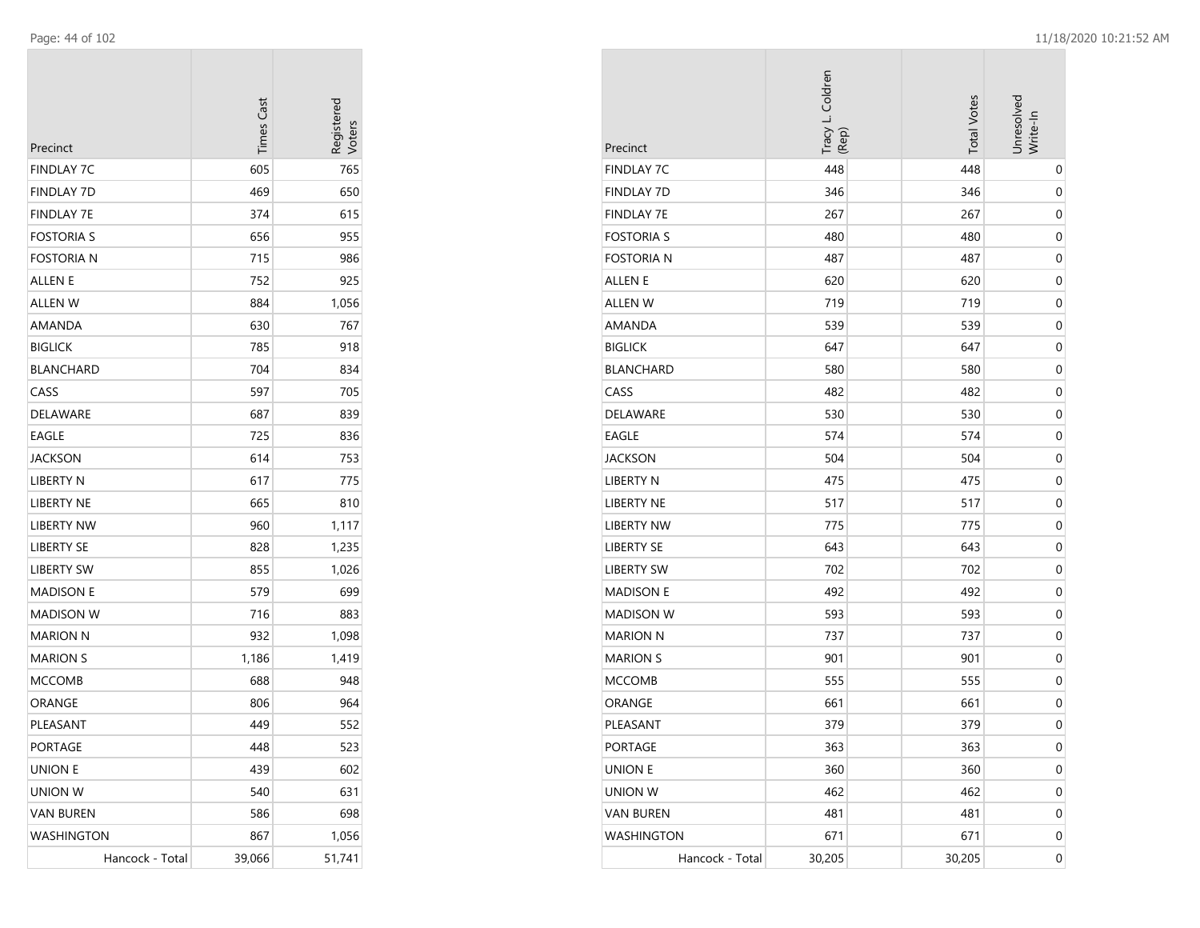| Precinct | Times Cast | Registered Voters |
|---|---|---|
| FINDLAY 7C | 605 | 765 |
| FINDLAY 7D | 469 | 650 |
| FINDLAY 7E | 374 | 615 |
| FOSTORIA S | 656 | 955 |
| FOSTORIA N | 715 | 986 |
| ALLEN E | 752 | 925 |
| ALLEN W | 884 | 1,056 |
| AMANDA | 630 | 767 |
| BIGLICK | 785 | 918 |
| BLANCHARD | 704 | 834 |
| CASS | 597 | 705 |
| DELAWARE | 687 | 839 |
| EAGLE | 725 | 836 |
| JACKSON | 614 | 753 |
| LIBERTY N | 617 | 775 |
| LIBERTY NE | 665 | 810 |
| LIBERTY NW | 960 | 1,117 |
| LIBERTY SE | 828 | 1,235 |
| LIBERTY SW | 855 | 1,026 |
| MADISON E | 579 | 699 |
| MADISON W | 716 | 883 |
| MARION N | 932 | 1,098 |
| MARION S | 1,186 | 1,419 |
| MCCOMB | 688 | 948 |
| ORANGE | 806 | 964 |
| PLEASANT | 449 | 552 |
| PORTAGE | 448 | 523 |
| UNION E | 439 | 602 |
| UNION W | 540 | 631 |
| VAN BUREN | 586 | 698 |
| WASHINGTON | 867 | 1,056 |
| Hancock - Total | 39,066 | 51,741 |

| Precinct | Tracy L. Coldren (Rep) | Total Votes | Unresolved Write-In |
|---|---|---|---|
| FINDLAY 7C | 448 | 448 | 0 |
| FINDLAY 7D | 346 | 346 | 0 |
| FINDLAY 7E | 267 | 267 | 0 |
| FOSTORIA S | 480 | 480 | 0 |
| FOSTORIA N | 487 | 487 | 0 |
| ALLEN E | 620 | 620 | 0 |
| ALLEN W | 719 | 719 | 0 |
| AMANDA | 539 | 539 | 0 |
| BIGLICK | 647 | 647 | 0 |
| BLANCHARD | 580 | 580 | 0 |
| CASS | 482 | 482 | 0 |
| DELAWARE | 530 | 530 | 0 |
| EAGLE | 574 | 574 | 0 |
| JACKSON | 504 | 504 | 0 |
| LIBERTY N | 475 | 475 | 0 |
| LIBERTY NE | 517 | 517 | 0 |
| LIBERTY NW | 775 | 775 | 0 |
| LIBERTY SE | 643 | 643 | 0 |
| LIBERTY SW | 702 | 702 | 0 |
| MADISON E | 492 | 492 | 0 |
| MADISON W | 593 | 593 | 0 |
| MARION N | 737 | 737 | 0 |
| MARION S | 901 | 901 | 0 |
| MCCOMB | 555 | 555 | 0 |
| ORANGE | 661 | 661 | 0 |
| PLEASANT | 379 | 379 | 0 |
| PORTAGE | 363 | 363 | 0 |
| UNION E | 360 | 360 | 0 |
| UNION W | 462 | 462 | 0 |
| VAN BUREN | 481 | 481 | 0 |
| WASHINGTON | 671 | 671 | 0 |
| Hancock - Total | 30,205 | 30,205 | 0 |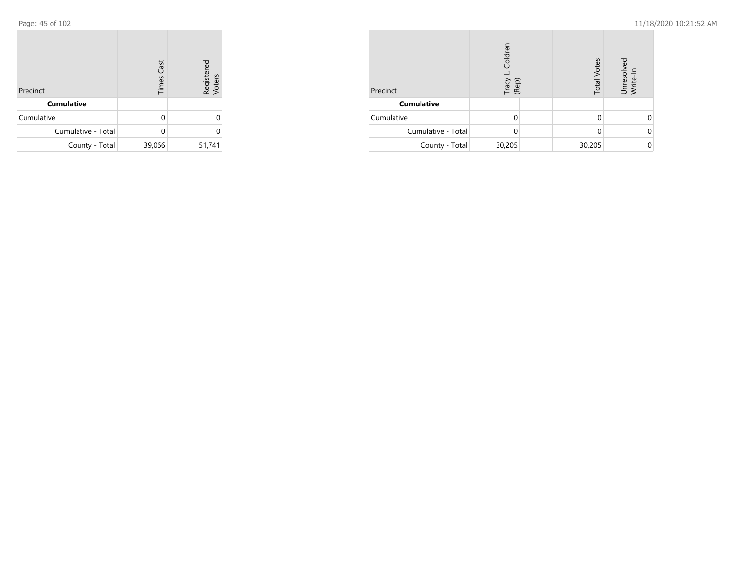| Precinct | Times Cast | Registered Voters |
|---|---|---|
| **Cumulative** | | |
| Cumulative | 0 | 0 |
| Cumulative - Total | 0 | 0 |
| County - Total | 39,066 | 51,741 |

| Precinct | Tracy L. Coldren (Rep) | | Total Votes | Unresolved Write-In |
|---|---|---|---|---|
| **Cumulative** | | | | |
| Cumulative | 0 | | 0 | 0 |
| Cumulative - Total | 0 | | 0 | 0 |
| County - Total | 30,205 | | 30,205 | 0 |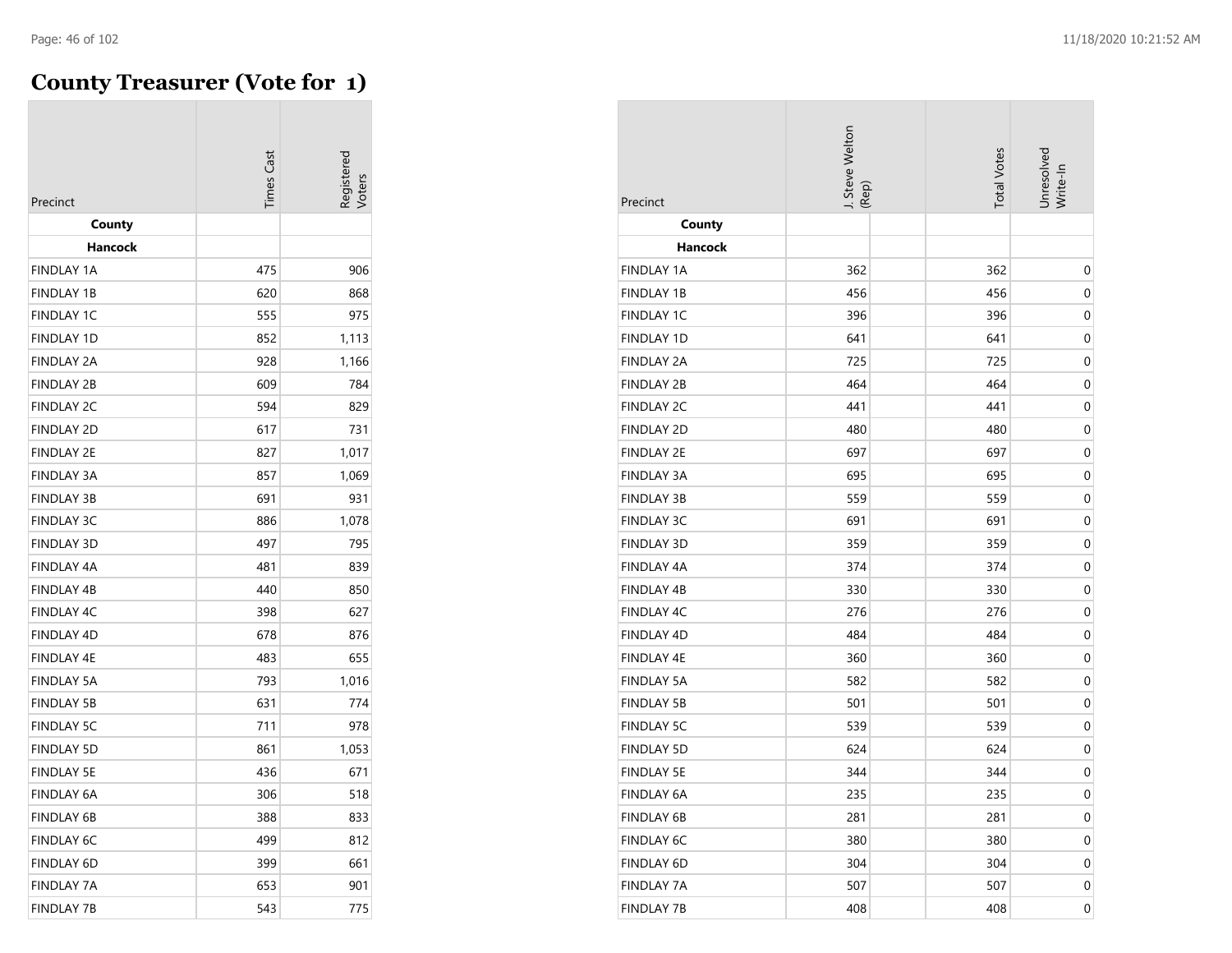# County Treasurer (Vote for 1)

| Precinct | Times Cast | Registered Voters |
|---|---|---|
| **County** | | |
| **Hancock** | | |
| FINDLAY 1A | 475 | 906 |
| FINDLAY 1B | 620 | 868 |
| FINDLAY 1C | 555 | 975 |
| FINDLAY 1D | 852 | 1,113 |
| FINDLAY 2A | 928 | 1,166 |
| FINDLAY 2B | 609 | 784 |
| FINDLAY 2C | 594 | 829 |
| FINDLAY 2D | 617 | 731 |
| FINDLAY 2E | 827 | 1,017 |
| FINDLAY 3A | 857 | 1,069 |
| FINDLAY 3B | 691 | 931 |
| FINDLAY 3C | 886 | 1,078 |
| FINDLAY 3D | 497 | 795 |
| FINDLAY 4A | 481 | 839 |
| FINDLAY 4B | 440 | 850 |
| FINDLAY 4C | 398 | 627 |
| FINDLAY 4D | 678 | 876 |
| FINDLAY 4E | 483 | 655 |
| FINDLAY 5A | 793 | 1,016 |
| FINDLAY 5B | 631 | 774 |
| FINDLAY 5C | 711 | 978 |
| FINDLAY 5D | 861 | 1,053 |
| FINDLAY 5E | 436 | 671 |
| FINDLAY 6A | 306 | 518 |
| FINDLAY 6B | 388 | 833 |
| FINDLAY 6C | 499 | 812 |
| FINDLAY 6D | 399 | 661 |
| FINDLAY 7A | 653 | 901 |
| FINDLAY 7B | 543 | 775 |

| Precinct | J. Steve Welton (Rep) | | Total Votes | Unresolved Write-In |
|---|---|---|---|---|
| **County** | | | | |
| **Hancock** | | | | |
| FINDLAY 1A | 362 | | 362 | 0 |
| FINDLAY 1B | 456 | | 456 | 0 |
| FINDLAY 1C | 396 | | 396 | 0 |
| FINDLAY 1D | 641 | | 641 | 0 |
| FINDLAY 2A | 725 | | 725 | 0 |
| FINDLAY 2B | 464 | | 464 | 0 |
| FINDLAY 2C | 441 | | 441 | 0 |
| FINDLAY 2D | 480 | | 480 | 0 |
| FINDLAY 2E | 697 | | 697 | 0 |
| FINDLAY 3A | 695 | | 695 | 0 |
| FINDLAY 3B | 559 | | 559 | 0 |
| FINDLAY 3C | 691 | | 691 | 0 |
| FINDLAY 3D | 359 | | 359 | 0 |
| FINDLAY 4A | 374 | | 374 | 0 |
| FINDLAY 4B | 330 | | 330 | 0 |
| FINDLAY 4C | 276 | | 276 | 0 |
| FINDLAY 4D | 484 | | 484 | 0 |
| FINDLAY 4E | 360 | | 360 | 0 |
| FINDLAY 5A | 582 | | 582 | 0 |
| FINDLAY 5B | 501 | | 501 | 0 |
| FINDLAY 5C | 539 | | 539 | 0 |
| FINDLAY 5D | 624 | | 624 | 0 |
| FINDLAY 5E | 344 | | 344 | 0 |
| FINDLAY 6A | 235 | | 235 | 0 |
| FINDLAY 6B | 281 | | 281 | 0 |
| FINDLAY 6C | 380 | | 380 | 0 |
| FINDLAY 6D | 304 | | 304 | 0 |
| FINDLAY 7A | 507 | | 507 | 0 |
| FINDLAY 7B | 408 | | 408 | 0 |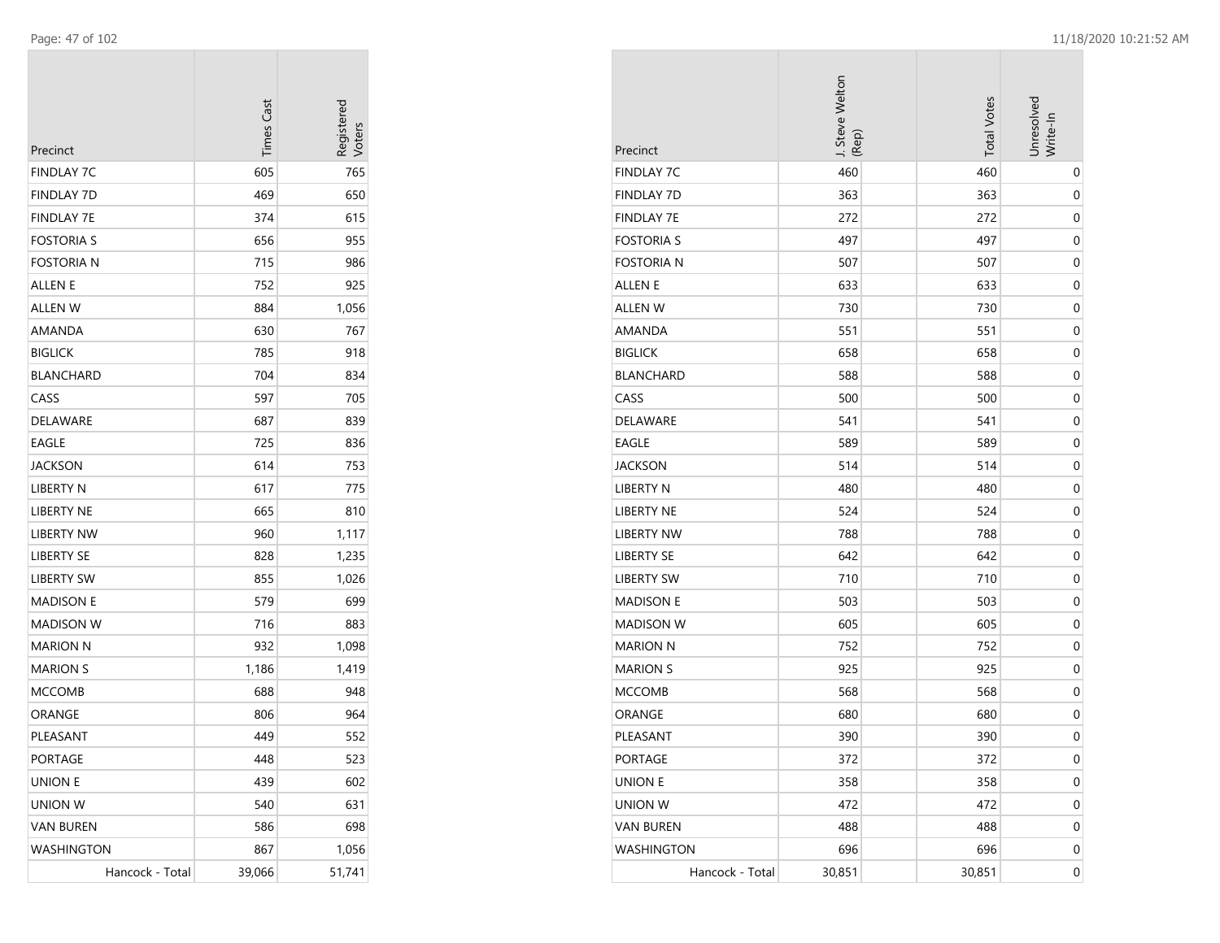| Precinct | Times Cast | Registered Voters |
|---|---|---|
| FINDLAY 7C | 605 | 765 |
| FINDLAY 7D | 469 | 650 |
| FINDLAY 7E | 374 | 615 |
| FOSTORIA S | 656 | 955 |
| FOSTORIA N | 715 | 986 |
| ALLEN E | 752 | 925 |
| ALLEN W | 884 | 1,056 |
| AMANDA | 630 | 767 |
| BIGLICK | 785 | 918 |
| BLANCHARD | 704 | 834 |
| CASS | 597 | 705 |
| DELAWARE | 687 | 839 |
| EAGLE | 725 | 836 |
| JACKSON | 614 | 753 |
| LIBERTY N | 617 | 775 |
| LIBERTY NE | 665 | 810 |
| LIBERTY NW | 960 | 1,117 |
| LIBERTY SE | 828 | 1,235 |
| LIBERTY SW | 855 | 1,026 |
| MADISON E | 579 | 699 |
| MADISON W | 716 | 883 |
| MARION N | 932 | 1,098 |
| MARION S | 1,186 | 1,419 |
| MCCOMB | 688 | 948 |
| ORANGE | 806 | 964 |
| PLEASANT | 449 | 552 |
| PORTAGE | 448 | 523 |
| UNION E | 439 | 602 |
| UNION W | 540 | 631 |
| VAN BUREN | 586 | 698 |
| WASHINGTON | 867 | 1,056 |
| Hancock - Total | 39,066 | 51,741 |

| Precinct | J. Steve Welton (Rep) | Total Votes | Unresolved Write-In |
|---|---|---|---|
| FINDLAY 7C | 460 | 460 | 0 |
| FINDLAY 7D | 363 | 363 | 0 |
| FINDLAY 7E | 272 | 272 | 0 |
| FOSTORIA S | 497 | 497 | 0 |
| FOSTORIA N | 507 | 507 | 0 |
| ALLEN E | 633 | 633 | 0 |
| ALLEN W | 730 | 730 | 0 |
| AMANDA | 551 | 551 | 0 |
| BIGLICK | 658 | 658 | 0 |
| BLANCHARD | 588 | 588 | 0 |
| CASS | 500 | 500 | 0 |
| DELAWARE | 541 | 541 | 0 |
| EAGLE | 589 | 589 | 0 |
| JACKSON | 514 | 514 | 0 |
| LIBERTY N | 480 | 480 | 0 |
| LIBERTY NE | 524 | 524 | 0 |
| LIBERTY NW | 788 | 788 | 0 |
| LIBERTY SE | 642 | 642 | 0 |
| LIBERTY SW | 710 | 710 | 0 |
| MADISON E | 503 | 503 | 0 |
| MADISON W | 605 | 605 | 0 |
| MARION N | 752 | 752 | 0 |
| MARION S | 925 | 925 | 0 |
| MCCOMB | 568 | 568 | 0 |
| ORANGE | 680 | 680 | 0 |
| PLEASANT | 390 | 390 | 0 |
| PORTAGE | 372 | 372 | 0 |
| UNION E | 358 | 358 | 0 |
| UNION W | 472 | 472 | 0 |
| VAN BUREN | 488 | 488 | 0 |
| WASHINGTON | 696 | 696 | 0 |
| Hancock - Total | 30,851 | 30,851 | 0 |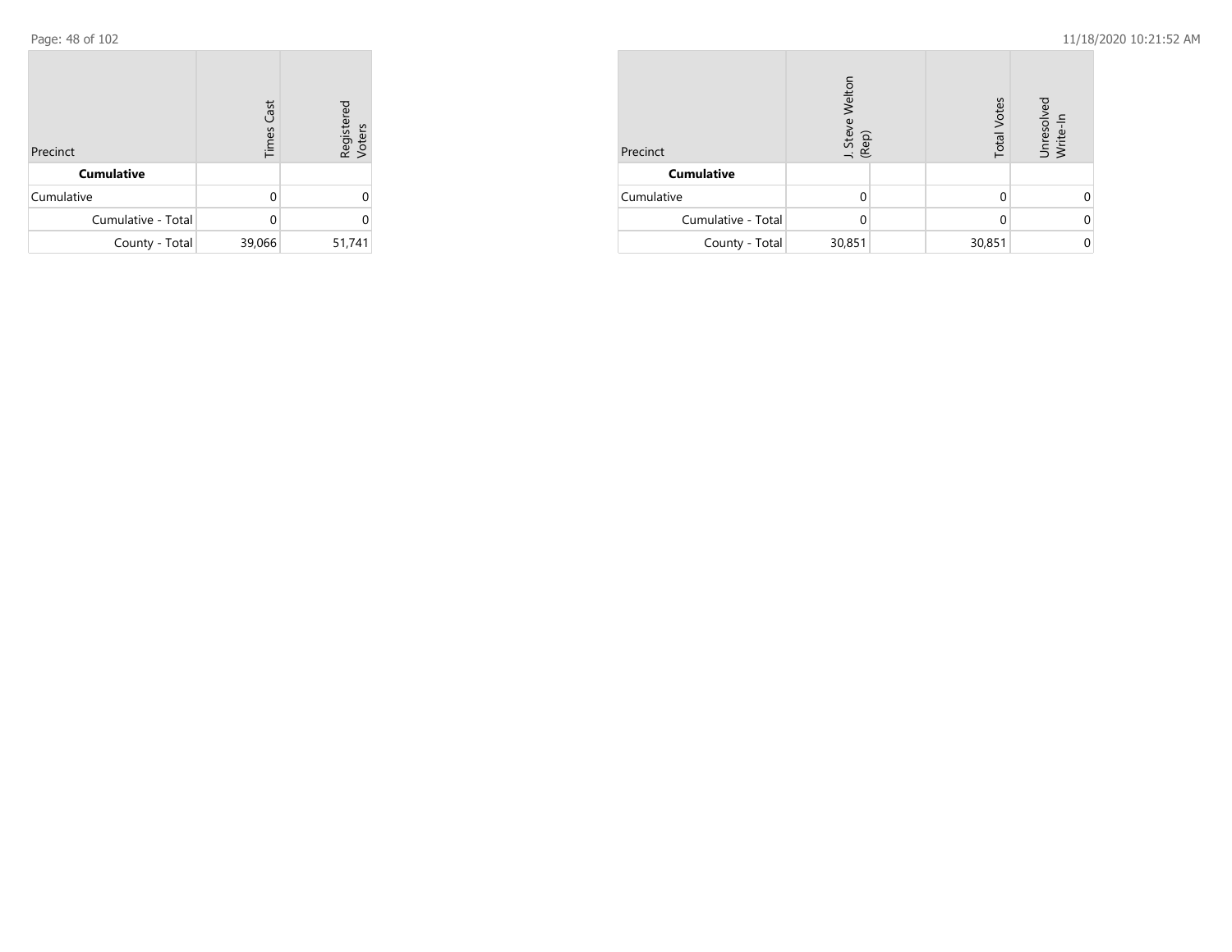| Precinct | Times Cast | Registered Voters |
|---|---|---|
| **Cumulative** | | |
| Cumulative | 0 | 0 |
| Cumulative - Total | 0 | 0 |
| County - Total | 39,066 | 51,741 |

| Precinct | J. Steve Welton (Rep) | | Total Votes | Unresolved Write-In |
|---|---|---|---|---|
| **Cumulative** | | | | |
| Cumulative | 0 | | 0 | 0 |
| Cumulative - Total | 0 | | 0 | 0 |
| County - Total | 30,851 | | 30,851 | 0 |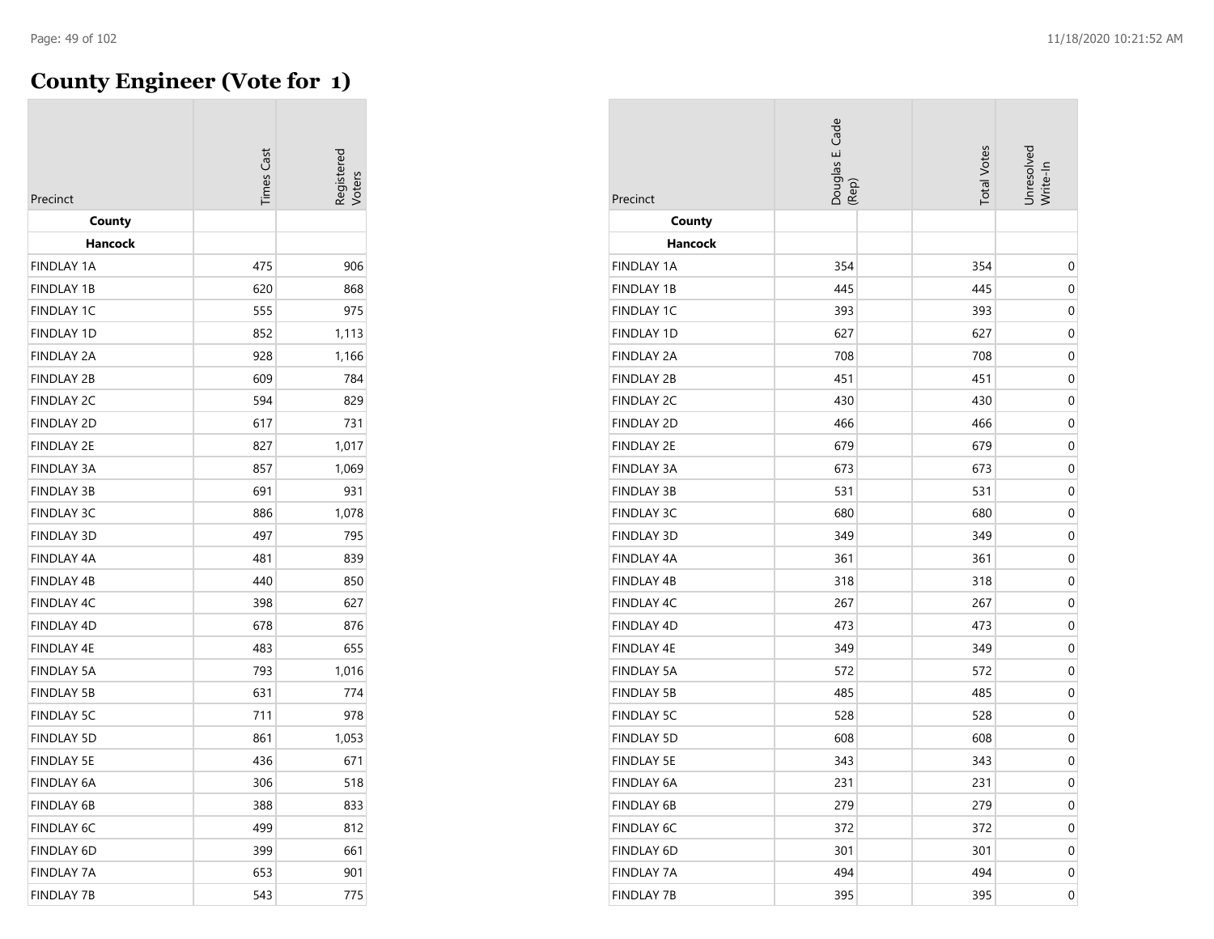# County Engineer (Vote for 1)

| Precinct | Times Cast | Registered Voters | Douglas E. Cade (Rep) | Total Votes | Unresolved Write-In |
|---|---|---|---|---|---|
| **County** | | | | | |
| **Hancock** | | | | | |
| FINDLAY 1A | 475 | 906 | 354 | 354 | 0 |
| FINDLAY 1B | 620 | 868 | 445 | 445 | 0 |
| FINDLAY 1C | 555 | 975 | 393 | 393 | 0 |
| FINDLAY 1D | 852 | 1,113 | 627 | 627 | 0 |
| FINDLAY 2A | 928 | 1,166 | 708 | 708 | 0 |
| FINDLAY 2B | 609 | 784 | 451 | 451 | 0 |
| FINDLAY 2C | 594 | 829 | 430 | 430 | 0 |
| FINDLAY 2D | 617 | 731 | 466 | 466 | 0 |
| FINDLAY 2E | 827 | 1,017 | 679 | 679 | 0 |
| FINDLAY 3A | 857 | 1,069 | 673 | 673 | 0 |
| FINDLAY 3B | 691 | 931 | 531 | 531 | 0 |
| FINDLAY 3C | 886 | 1,078 | 680 | 680 | 0 |
| FINDLAY 3D | 497 | 795 | 349 | 349 | 0 |
| FINDLAY 4A | 481 | 839 | 361 | 361 | 0 |
| FINDLAY 4B | 440 | 850 | 318 | 318 | 0 |
| FINDLAY 4C | 398 | 627 | 267 | 267 | 0 |
| FINDLAY 4D | 678 | 876 | 473 | 473 | 0 |
| FINDLAY 4E | 483 | 655 | 349 | 349 | 0 |
| FINDLAY 5A | 793 | 1,016 | 572 | 572 | 0 |
| FINDLAY 5B | 631 | 774 | 485 | 485 | 0 |
| FINDLAY 5C | 711 | 978 | 528 | 528 | 0 |
| FINDLAY 5D | 861 | 1,053 | 608 | 608 | 0 |
| FINDLAY 5E | 436 | 671 | 343 | 343 | 0 |
| FINDLAY 6A | 306 | 518 | 231 | 231 | 0 |
| FINDLAY 6B | 388 | 833 | 279 | 279 | 0 |
| FINDLAY 6C | 499 | 812 | 372 | 372 | 0 |
| FINDLAY 6D | 399 | 661 | 301 | 301 | 0 |
| FINDLAY 7A | 653 | 901 | 494 | 494 | 0 |
| FINDLAY 7B | 543 | 775 | 395 | 395 | 0 |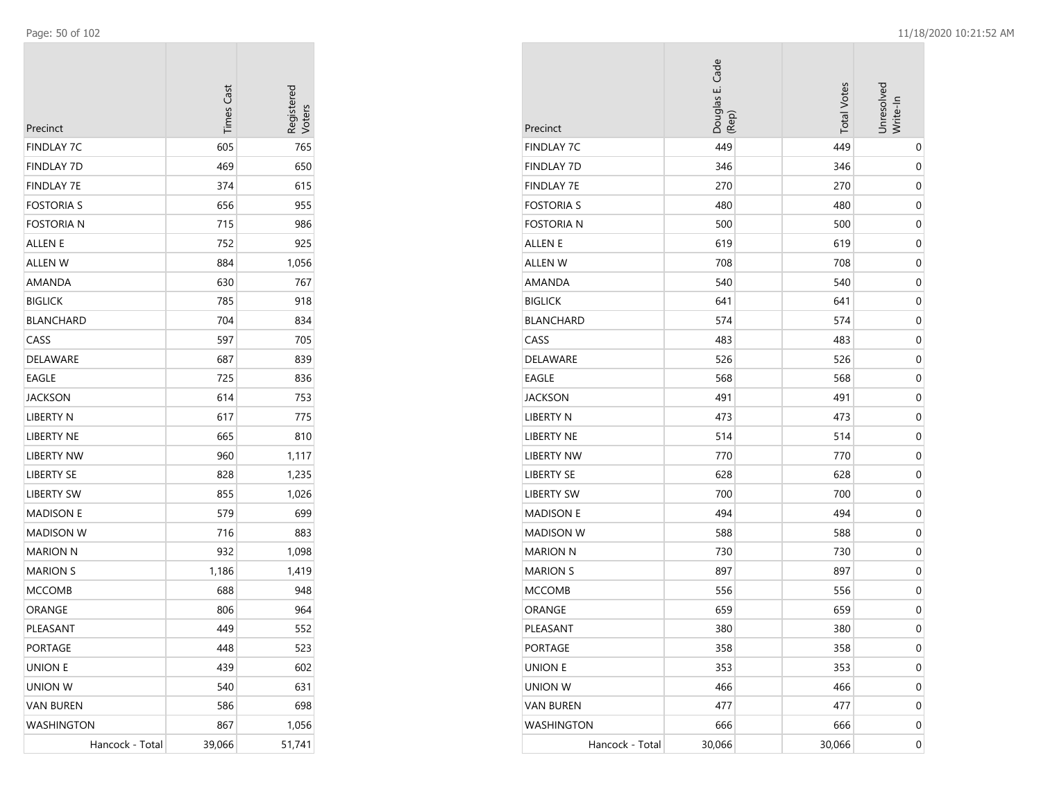| Precinct | Times Cast | Registered Voters |
|---|---|---|
| FINDLAY 7C | 605 | 765 |
| FINDLAY 7D | 469 | 650 |
| FINDLAY 7E | 374 | 615 |
| FOSTORIA S | 656 | 955 |
| FOSTORIA N | 715 | 986 |
| ALLEN E | 752 | 925 |
| ALLEN W | 884 | 1,056 |
| AMANDA | 630 | 767 |
| BIGLICK | 785 | 918 |
| BLANCHARD | 704 | 834 |
| CASS | 597 | 705 |
| DELAWARE | 687 | 839 |
| EAGLE | 725 | 836 |
| JACKSON | 614 | 753 |
| LIBERTY N | 617 | 775 |
| LIBERTY NE | 665 | 810 |
| LIBERTY NW | 960 | 1,117 |
| LIBERTY SE | 828 | 1,235 |
| LIBERTY SW | 855 | 1,026 |
| MADISON E | 579 | 699 |
| MADISON W | 716 | 883 |
| MARION N | 932 | 1,098 |
| MARION S | 1,186 | 1,419 |
| MCCOMB | 688 | 948 |
| ORANGE | 806 | 964 |
| PLEASANT | 449 | 552 |
| PORTAGE | 448 | 523 |
| UNION E | 439 | 602 |
| UNION W | 540 | 631 |
| VAN BUREN | 586 | 698 |
| WASHINGTON | 867 | 1,056 |
| Hancock - Total | 39,066 | 51,741 |

| Precinct | Douglas E. Cade (Rep) | Total Votes | Unresolved Write-In |
|---|---|---|---|
| FINDLAY 7C | 449 | 449 | 0 |
| FINDLAY 7D | 346 | 346 | 0 |
| FINDLAY 7E | 270 | 270 | 0 |
| FOSTORIA S | 480 | 480 | 0 |
| FOSTORIA N | 500 | 500 | 0 |
| ALLEN E | 619 | 619 | 0 |
| ALLEN W | 708 | 708 | 0 |
| AMANDA | 540 | 540 | 0 |
| BIGLICK | 641 | 641 | 0 |
| BLANCHARD | 574 | 574 | 0 |
| CASS | 483 | 483 | 0 |
| DELAWARE | 526 | 526 | 0 |
| EAGLE | 568 | 568 | 0 |
| JACKSON | 491 | 491 | 0 |
| LIBERTY N | 473 | 473 | 0 |
| LIBERTY NE | 514 | 514 | 0 |
| LIBERTY NW | 770 | 770 | 0 |
| LIBERTY SE | 628 | 628 | 0 |
| LIBERTY SW | 700 | 700 | 0 |
| MADISON E | 494 | 494 | 0 |
| MADISON W | 588 | 588 | 0 |
| MARION N | 730 | 730 | 0 |
| MARION S | 897 | 897 | 0 |
| MCCOMB | 556 | 556 | 0 |
| ORANGE | 659 | 659 | 0 |
| PLEASANT | 380 | 380 | 0 |
| PORTAGE | 358 | 358 | 0 |
| UNION E | 353 | 353 | 0 |
| UNION W | 466 | 466 | 0 |
| VAN BUREN | 477 | 477 | 0 |
| WASHINGTON | 666 | 666 | 0 |
| Hancock - Total | 30,066 | 30,066 | 0 |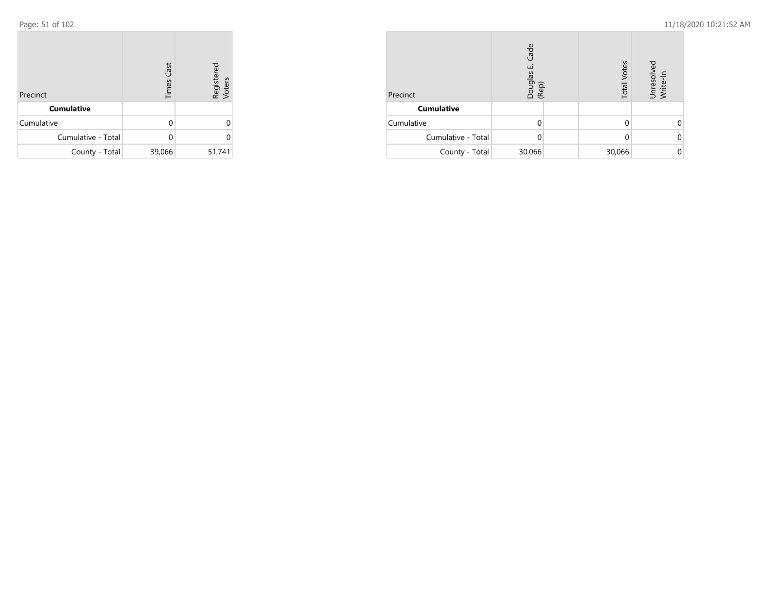| Precinct | Times Cast | Registered Voters |
| --- | --- | --- |
| **Cumulative** | | |
| Cumulative | 0 | 0 |
| Cumulative - Total | 0 | 0 |
| County - Total | 39,066 | 51,741 |

| Precinct | Douglas E. Cade (Rep) | | Total Votes | Unresolved Write-In |
| --- | --- | --- | --- | --- |
| **Cumulative** | | | | |
| Cumulative | 0 | | 0 | 0 |
| Cumulative - Total | 0 | | 0 | 0 |
| County - Total | 30,066 | | 30,066 | 0 |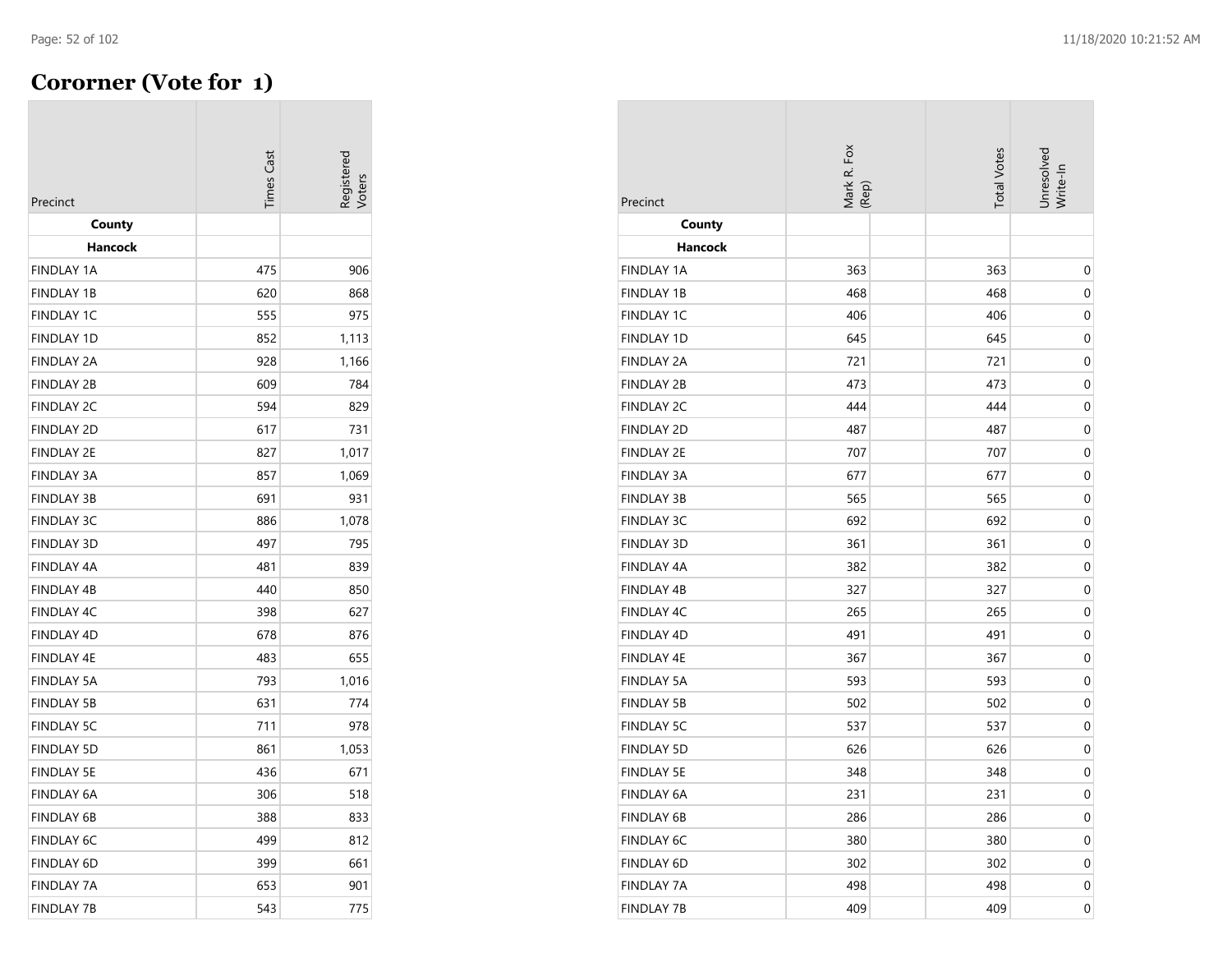# Cororner (Vote for 1)

| Precinct | Times Cast | Registered Voters |
|---|---|---|
| **County** | | |
| **Hancock** | | |
| FINDLAY 1A | 475 | 906 |
| FINDLAY 1B | 620 | 868 |
| FINDLAY 1C | 555 | 975 |
| FINDLAY 1D | 852 | 1,113 |
| FINDLAY 2A | 928 | 1,166 |
| FINDLAY 2B | 609 | 784 |
| FINDLAY 2C | 594 | 829 |
| FINDLAY 2D | 617 | 731 |
| FINDLAY 2E | 827 | 1,017 |
| FINDLAY 3A | 857 | 1,069 |
| FINDLAY 3B | 691 | 931 |
| FINDLAY 3C | 886 | 1,078 |
| FINDLAY 3D | 497 | 795 |
| FINDLAY 4A | 481 | 839 |
| FINDLAY 4B | 440 | 850 |
| FINDLAY 4C | 398 | 627 |
| FINDLAY 4D | 678 | 876 |
| FINDLAY 4E | 483 | 655 |
| FINDLAY 5A | 793 | 1,016 |
| FINDLAY 5B | 631 | 774 |
| FINDLAY 5C | 711 | 978 |
| FINDLAY 5D | 861 | 1,053 |
| FINDLAY 5E | 436 | 671 |
| FINDLAY 6A | 306 | 518 |
| FINDLAY 6B | 388 | 833 |
| FINDLAY 6C | 499 | 812 |
| FINDLAY 6D | 399 | 661 |
| FINDLAY 7A | 653 | 901 |
| FINDLAY 7B | 543 | 775 |

| Precinct | Mark R. Fox (Rep) | | Total Votes | Unresolved Write-In |
|---|---|---|---|---|
| **County** | | | | |
| **Hancock** | | | | |
| FINDLAY 1A | 363 | | 363 | 0 |
| FINDLAY 1B | 468 | | 468 | 0 |
| FINDLAY 1C | 406 | | 406 | 0 |
| FINDLAY 1D | 645 | | 645 | 0 |
| FINDLAY 2A | 721 | | 721 | 0 |
| FINDLAY 2B | 473 | | 473 | 0 |
| FINDLAY 2C | 444 | | 444 | 0 |
| FINDLAY 2D | 487 | | 487 | 0 |
| FINDLAY 2E | 707 | | 707 | 0 |
| FINDLAY 3A | 677 | | 677 | 0 |
| FINDLAY 3B | 565 | | 565 | 0 |
| FINDLAY 3C | 692 | | 692 | 0 |
| FINDLAY 3D | 361 | | 361 | 0 |
| FINDLAY 4A | 382 | | 382 | 0 |
| FINDLAY 4B | 327 | | 327 | 0 |
| FINDLAY 4C | 265 | | 265 | 0 |
| FINDLAY 4D | 491 | | 491 | 0 |
| FINDLAY 4E | 367 | | 367 | 0 |
| FINDLAY 5A | 593 | | 593 | 0 |
| FINDLAY 5B | 502 | | 502 | 0 |
| FINDLAY 5C | 537 | | 537 | 0 |
| FINDLAY 5D | 626 | | 626 | 0 |
| FINDLAY 5E | 348 | | 348 | 0 |
| FINDLAY 6A | 231 | | 231 | 0 |
| FINDLAY 6B | 286 | | 286 | 0 |
| FINDLAY 6C | 380 | | 380 | 0 |
| FINDLAY 6D | 302 | | 302 | 0 |
| FINDLAY 7A | 498 | | 498 | 0 |
| FINDLAY 7B | 409 | | 409 | 0 |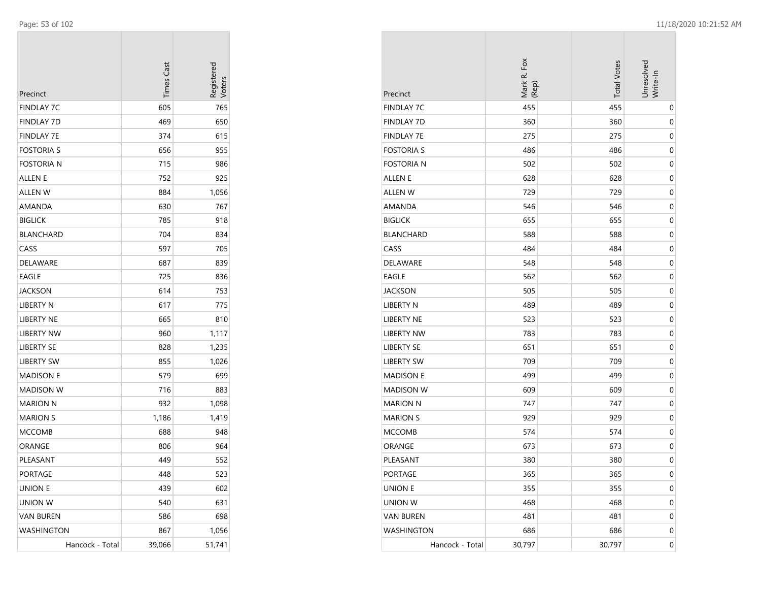| Precinct | Times Cast | Registered Voters |
|---|---|---|
| FINDLAY 7C | 605 | 765 |
| FINDLAY 7D | 469 | 650 |
| FINDLAY 7E | 374 | 615 |
| FOSTORIA S | 656 | 955 |
| FOSTORIA N | 715 | 986 |
| ALLEN E | 752 | 925 |
| ALLEN W | 884 | 1,056 |
| AMANDA | 630 | 767 |
| BIGLICK | 785 | 918 |
| BLANCHARD | 704 | 834 |
| CASS | 597 | 705 |
| DELAWARE | 687 | 839 |
| EAGLE | 725 | 836 |
| JACKSON | 614 | 753 |
| LIBERTY N | 617 | 775 |
| LIBERTY NE | 665 | 810 |
| LIBERTY NW | 960 | 1,117 |
| LIBERTY SE | 828 | 1,235 |
| LIBERTY SW | 855 | 1,026 |
| MADISON E | 579 | 699 |
| MADISON W | 716 | 883 |
| MARION N | 932 | 1,098 |
| MARION S | 1,186 | 1,419 |
| MCCOMB | 688 | 948 |
| ORANGE | 806 | 964 |
| PLEASANT | 449 | 552 |
| PORTAGE | 448 | 523 |
| UNION E | 439 | 602 |
| UNION W | 540 | 631 |
| VAN BUREN | 586 | 698 |
| WASHINGTON | 867 | 1,056 |
| Hancock - Total | 39,066 | 51,741 |

| Precinct | Mark R. Fox (Rep) | Total Votes | Unresolved Write-In |
|---|---|---|---|
| FINDLAY 7C | 455 | 455 | 0 |
| FINDLAY 7D | 360 | 360 | 0 |
| FINDLAY 7E | 275 | 275 | 0 |
| FOSTORIA S | 486 | 486 | 0 |
| FOSTORIA N | 502 | 502 | 0 |
| ALLEN E | 628 | 628 | 0 |
| ALLEN W | 729 | 729 | 0 |
| AMANDA | 546 | 546 | 0 |
| BIGLICK | 655 | 655 | 0 |
| BLANCHARD | 588 | 588 | 0 |
| CASS | 484 | 484 | 0 |
| DELAWARE | 548 | 548 | 0 |
| EAGLE | 562 | 562 | 0 |
| JACKSON | 505 | 505 | 0 |
| LIBERTY N | 489 | 489 | 0 |
| LIBERTY NE | 523 | 523 | 0 |
| LIBERTY NW | 783 | 783 | 0 |
| LIBERTY SE | 651 | 651 | 0 |
| LIBERTY SW | 709 | 709 | 0 |
| MADISON E | 499 | 499 | 0 |
| MADISON W | 609 | 609 | 0 |
| MARION N | 747 | 747 | 0 |
| MARION S | 929 | 929 | 0 |
| MCCOMB | 574 | 574 | 0 |
| ORANGE | 673 | 673 | 0 |
| PLEASANT | 380 | 380 | 0 |
| PORTAGE | 365 | 365 | 0 |
| UNION E | 355 | 355 | 0 |
| UNION W | 468 | 468 | 0 |
| VAN BUREN | 481 | 481 | 0 |
| WASHINGTON | 686 | 686 | 0 |
| Hancock - Total | 30,797 | 30,797 | 0 |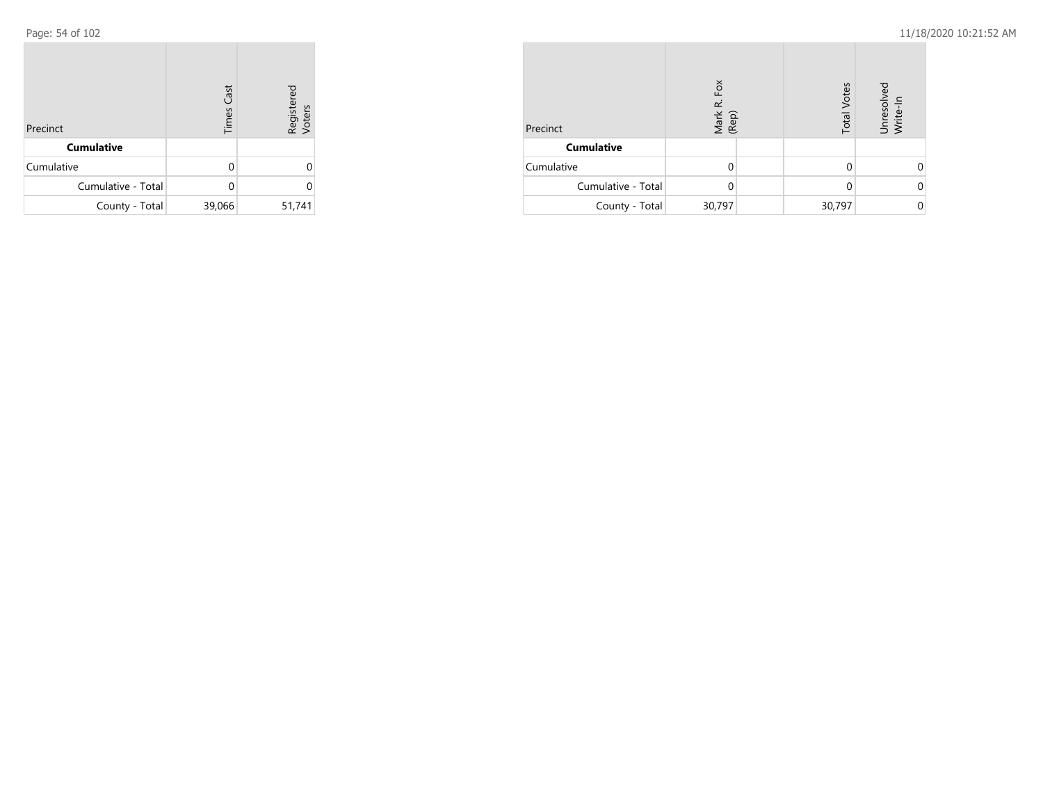| Precinct | Times Cast | Registered Voters |
|---|---|---|
| **Cumulative** | | |
| Cumulative | 0 | 0 |
| Cumulative - Total | 0 | 0 |
| County - Total | 39,066 | 51,741 |

| Precinct | Mark R. Fox (Rep) | | Total Votes | Unresolved Write-In |
|---|---|---|---|---|
| **Cumulative** | | | | |
| Cumulative | 0 | | 0 | 0 |
| Cumulative - Total | 0 | | 0 | 0 |
| County - Total | 30,797 | | 30,797 | 0 |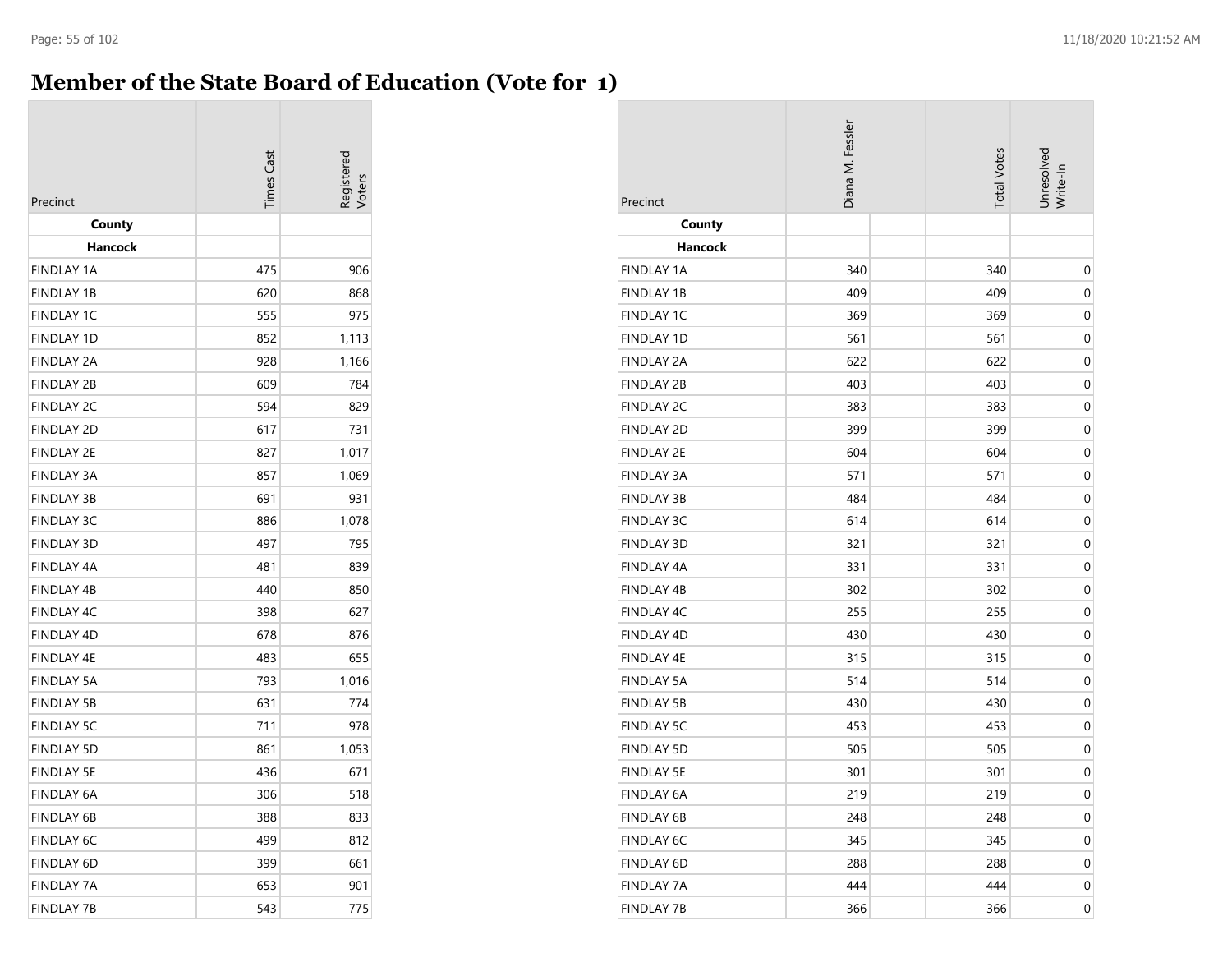# Member of the State Board of Education (Vote for 1)

| Precinct | Times Cast | Registered Voters |
|---|---|---|
| **County** | | |
| **Hancock** | | |
| FINDLAY 1A | 475 | 906 |
| FINDLAY 1B | 620 | 868 |
| FINDLAY 1C | 555 | 975 |
| FINDLAY 1D | 852 | 1,113 |
| FINDLAY 2A | 928 | 1,166 |
| FINDLAY 2B | 609 | 784 |
| FINDLAY 2C | 594 | 829 |
| FINDLAY 2D | 617 | 731 |
| FINDLAY 2E | 827 | 1,017 |
| FINDLAY 3A | 857 | 1,069 |
| FINDLAY 3B | 691 | 931 |
| FINDLAY 3C | 886 | 1,078 |
| FINDLAY 3D | 497 | 795 |
| FINDLAY 4A | 481 | 839 |
| FINDLAY 4B | 440 | 850 |
| FINDLAY 4C | 398 | 627 |
| FINDLAY 4D | 678 | 876 |
| FINDLAY 4E | 483 | 655 |
| FINDLAY 5A | 793 | 1,016 |
| FINDLAY 5B | 631 | 774 |
| FINDLAY 5C | 711 | 978 |
| FINDLAY 5D | 861 | 1,053 |
| FINDLAY 5E | 436 | 671 |
| FINDLAY 6A | 306 | 518 |
| FINDLAY 6B | 388 | 833 |
| FINDLAY 6C | 499 | 812 |
| FINDLAY 6D | 399 | 661 |
| FINDLAY 7A | 653 | 901 |
| FINDLAY 7B | 543 | 775 |

| Precinct | Diana M. Fessler | | Total Votes | Unresolved Write-In |
|---|---|---|---|---|
| **County** | | | | |
| **Hancock** | | | | |
| FINDLAY 1A | 340 | | 340 | 0 |
| FINDLAY 1B | 409 | | 409 | 0 |
| FINDLAY 1C | 369 | | 369 | 0 |
| FINDLAY 1D | 561 | | 561 | 0 |
| FINDLAY 2A | 622 | | 622 | 0 |
| FINDLAY 2B | 403 | | 403 | 0 |
| FINDLAY 2C | 383 | | 383 | 0 |
| FINDLAY 2D | 399 | | 399 | 0 |
| FINDLAY 2E | 604 | | 604 | 0 |
| FINDLAY 3A | 571 | | 571 | 0 |
| FINDLAY 3B | 484 | | 484 | 0 |
| FINDLAY 3C | 614 | | 614 | 0 |
| FINDLAY 3D | 321 | | 321 | 0 |
| FINDLAY 4A | 331 | | 331 | 0 |
| FINDLAY 4B | 302 | | 302 | 0 |
| FINDLAY 4C | 255 | | 255 | 0 |
| FINDLAY 4D | 430 | | 430 | 0 |
| FINDLAY 4E | 315 | | 315 | 0 |
| FINDLAY 5A | 514 | | 514 | 0 |
| FINDLAY 5B | 430 | | 430 | 0 |
| FINDLAY 5C | 453 | | 453 | 0 |
| FINDLAY 5D | 505 | | 505 | 0 |
| FINDLAY 5E | 301 | | 301 | 0 |
| FINDLAY 6A | 219 | | 219 | 0 |
| FINDLAY 6B | 248 | | 248 | 0 |
| FINDLAY 6C | 345 | | 345 | 0 |
| FINDLAY 6D | 288 | | 288 | 0 |
| FINDLAY 7A | 444 | | 444 | 0 |
| FINDLAY 7B | 366 | | 366 | 0 |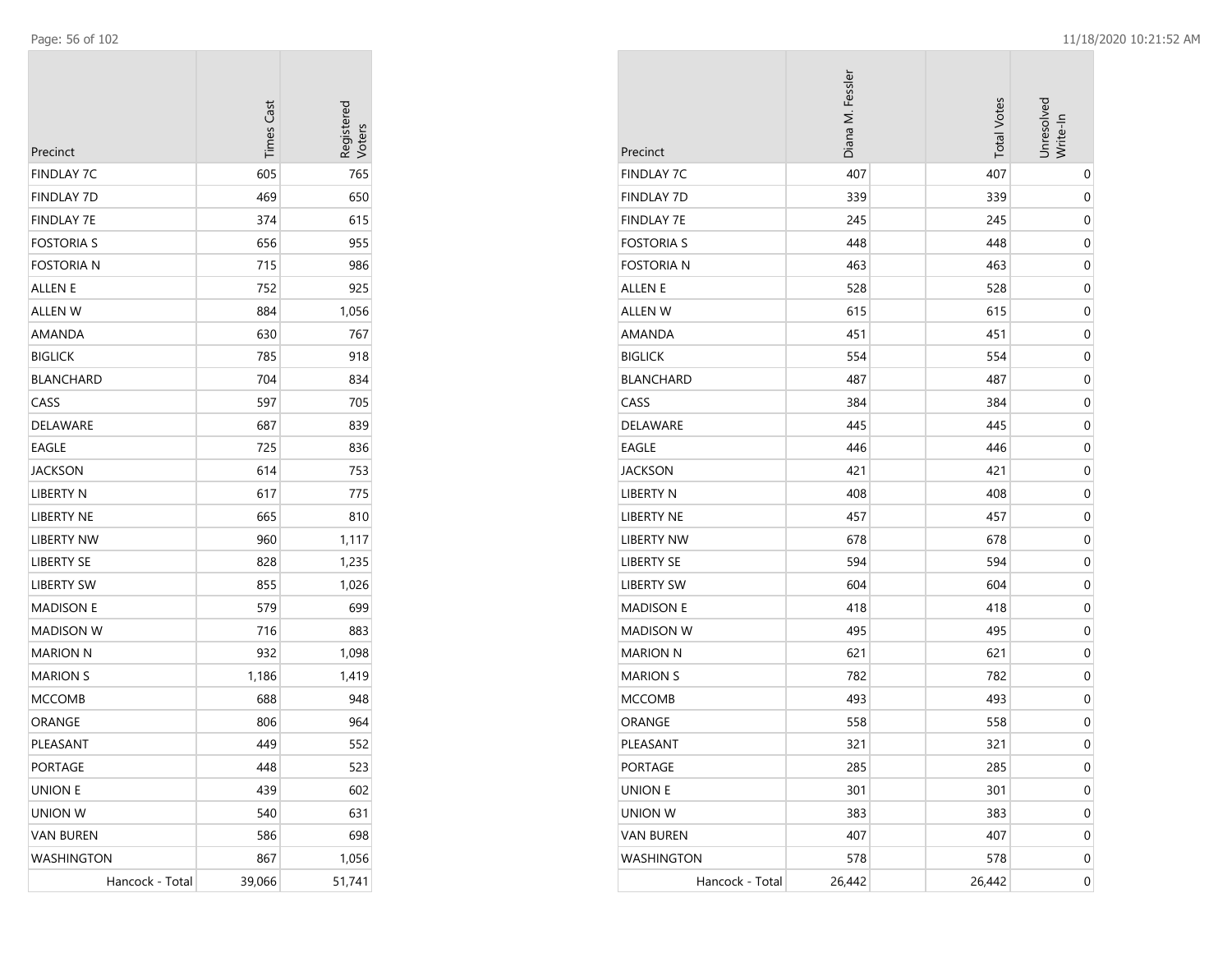| Precinct | Times Cast | Registered Voters |
|---|---|---|
| FINDLAY 7C | 605 | 765 |
| FINDLAY 7D | 469 | 650 |
| FINDLAY 7E | 374 | 615 |
| FOSTORIA S | 656 | 955 |
| FOSTORIA N | 715 | 986 |
| ALLEN E | 752 | 925 |
| ALLEN W | 884 | 1,056 |
| AMANDA | 630 | 767 |
| BIGLICK | 785 | 918 |
| BLANCHARD | 704 | 834 |
| CASS | 597 | 705 |
| DELAWARE | 687 | 839 |
| EAGLE | 725 | 836 |
| JACKSON | 614 | 753 |
| LIBERTY N | 617 | 775 |
| LIBERTY NE | 665 | 810 |
| LIBERTY NW | 960 | 1,117 |
| LIBERTY SE | 828 | 1,235 |
| LIBERTY SW | 855 | 1,026 |
| MADISON E | 579 | 699 |
| MADISON W | 716 | 883 |
| MARION N | 932 | 1,098 |
| MARION S | 1,186 | 1,419 |
| MCCOMB | 688 | 948 |
| ORANGE | 806 | 964 |
| PLEASANT | 449 | 552 |
| PORTAGE | 448 | 523 |
| UNION E | 439 | 602 |
| UNION W | 540 | 631 |
| VAN BUREN | 586 | 698 |
| WASHINGTON | 867 | 1,056 |
| Hancock - Total | 39,066 | 51,741 |

| Precinct | Diana M. Fessler | Total Votes | Unresolved Write-In |
|---|---|---|---|
| FINDLAY 7C | 407 | 407 | 0 |
| FINDLAY 7D | 339 | 339 | 0 |
| FINDLAY 7E | 245 | 245 | 0 |
| FOSTORIA S | 448 | 448 | 0 |
| FOSTORIA N | 463 | 463 | 0 |
| ALLEN E | 528 | 528 | 0 |
| ALLEN W | 615 | 615 | 0 |
| AMANDA | 451 | 451 | 0 |
| BIGLICK | 554 | 554 | 0 |
| BLANCHARD | 487 | 487 | 0 |
| CASS | 384 | 384 | 0 |
| DELAWARE | 445 | 445 | 0 |
| EAGLE | 446 | 446 | 0 |
| JACKSON | 421 | 421 | 0 |
| LIBERTY N | 408 | 408 | 0 |
| LIBERTY NE | 457 | 457 | 0 |
| LIBERTY NW | 678 | 678 | 0 |
| LIBERTY SE | 594 | 594 | 0 |
| LIBERTY SW | 604 | 604 | 0 |
| MADISON E | 418 | 418 | 0 |
| MADISON W | 495 | 495 | 0 |
| MARION N | 621 | 621 | 0 |
| MARION S | 782 | 782 | 0 |
| MCCOMB | 493 | 493 | 0 |
| ORANGE | 558 | 558 | 0 |
| PLEASANT | 321 | 321 | 0 |
| PORTAGE | 285 | 285 | 0 |
| UNION E | 301 | 301 | 0 |
| UNION W | 383 | 383 | 0 |
| VAN BUREN | 407 | 407 | 0 |
| WASHINGTON | 578 | 578 | 0 |
| Hancock - Total | 26,442 | 26,442 | 0 |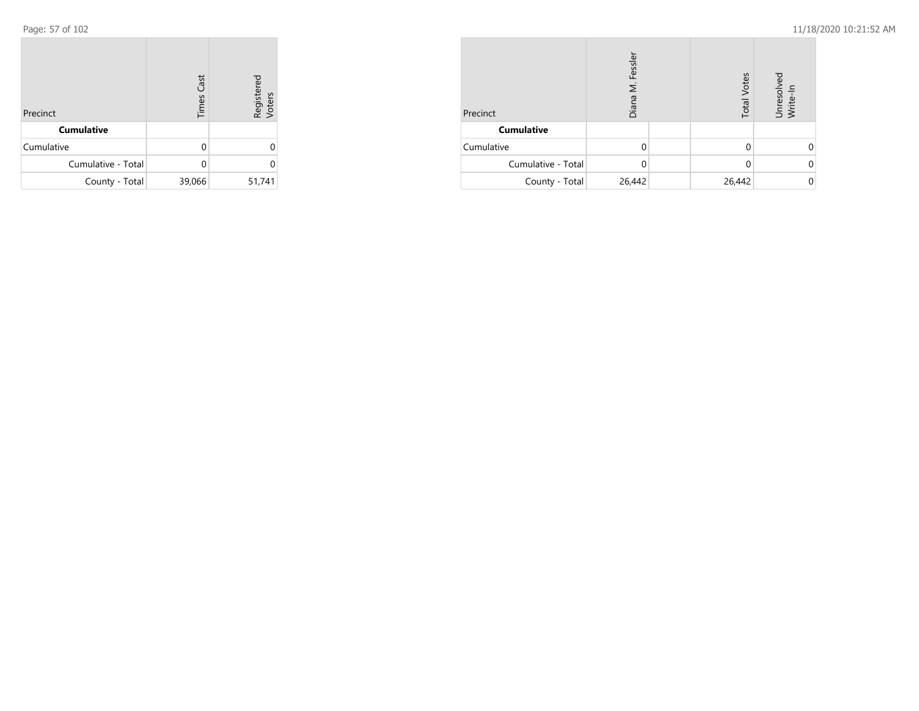| Precinct | Times Cast | Registered Voters |
| --- | --- | --- |
| **Cumulative** | | |
| Cumulative | 0 | 0 |
| Cumulative - Total | 0 | 0 |
| County - Total | 39,066 | 51,741 |

| Precinct | Diana M. Fessler | | Total Votes | Unresolved Write-In |
| --- | --- | --- | --- | --- |
| **Cumulative** | | | | |
| Cumulative | 0 | | 0 | 0 |
| Cumulative - Total | 0 | | 0 | 0 |
| County - Total | 26,442 | | 26,442 | 0 |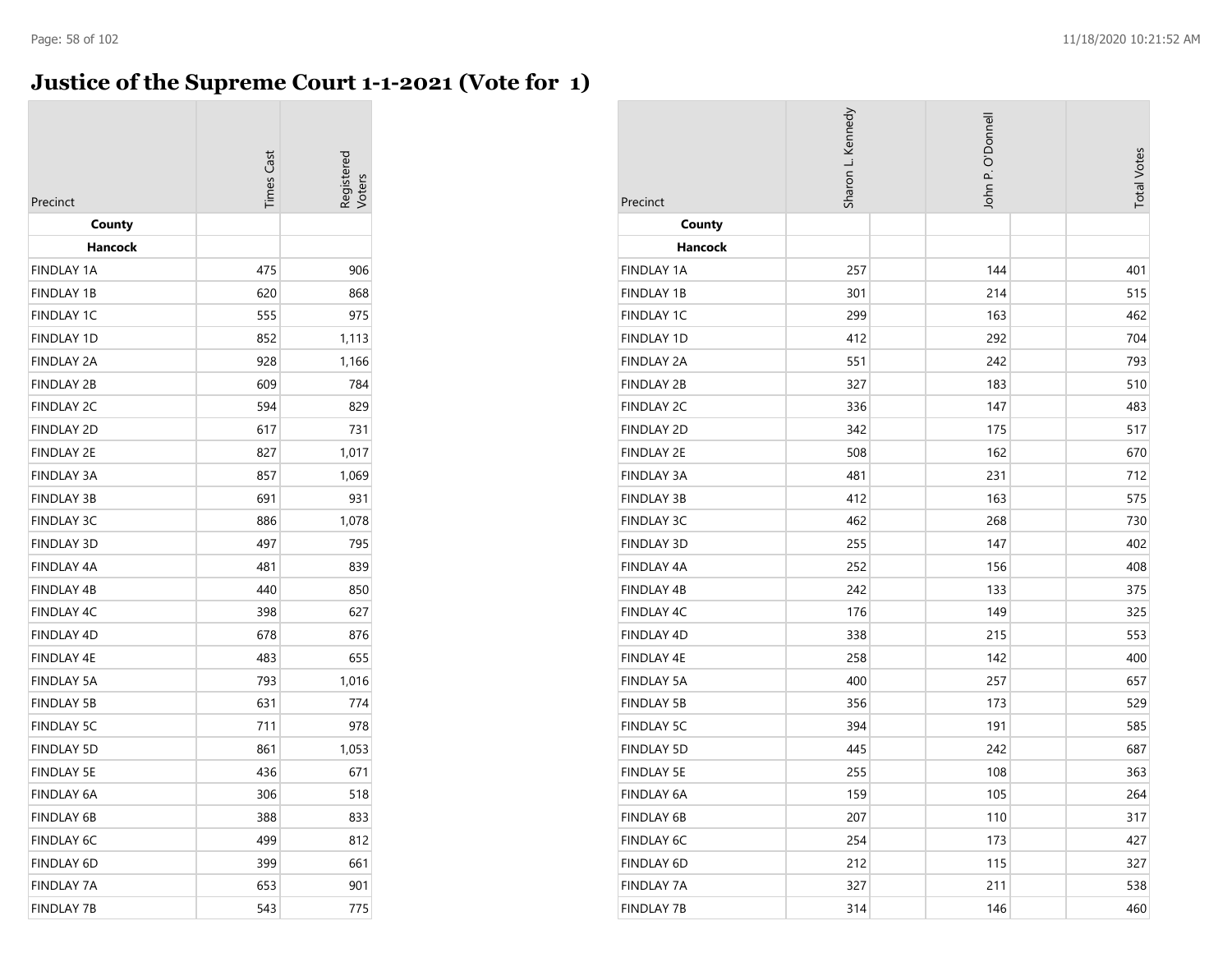# Justice of the Supreme Court 1-1-2021 (Vote for 1)

| Precinct | Times Cast | Registered Voters | Sharon L. Kennedy | John P. O'Donnell | Total Votes |
|---|---|---|---|---|---|
| **County** | | | | | |
| **Hancock** | | | | | |
| FINDLAY 1A | 475 | 906 | 257 | 144 | 401 |
| FINDLAY 1B | 620 | 868 | 301 | 214 | 515 |
| FINDLAY 1C | 555 | 975 | 299 | 163 | 462 |
| FINDLAY 1D | 852 | 1,113 | 412 | 292 | 704 |
| FINDLAY 2A | 928 | 1,166 | 551 | 242 | 793 |
| FINDLAY 2B | 609 | 784 | 327 | 183 | 510 |
| FINDLAY 2C | 594 | 829 | 336 | 147 | 483 |
| FINDLAY 2D | 617 | 731 | 342 | 175 | 517 |
| FINDLAY 2E | 827 | 1,017 | 508 | 162 | 670 |
| FINDLAY 3A | 857 | 1,069 | 481 | 231 | 712 |
| FINDLAY 3B | 691 | 931 | 412 | 163 | 575 |
| FINDLAY 3C | 886 | 1,078 | 462 | 268 | 730 |
| FINDLAY 3D | 497 | 795 | 255 | 147 | 402 |
| FINDLAY 4A | 481 | 839 | 252 | 156 | 408 |
| FINDLAY 4B | 440 | 850 | 242 | 133 | 375 |
| FINDLAY 4C | 398 | 627 | 176 | 149 | 325 |
| FINDLAY 4D | 678 | 876 | 338 | 215 | 553 |
| FINDLAY 4E | 483 | 655 | 258 | 142 | 400 |
| FINDLAY 5A | 793 | 1,016 | 400 | 257 | 657 |
| FINDLAY 5B | 631 | 774 | 356 | 173 | 529 |
| FINDLAY 5C | 711 | 978 | 394 | 191 | 585 |
| FINDLAY 5D | 861 | 1,053 | 445 | 242 | 687 |
| FINDLAY 5E | 436 | 671 | 255 | 108 | 363 |
| FINDLAY 6A | 306 | 518 | 159 | 105 | 264 |
| FINDLAY 6B | 388 | 833 | 207 | 110 | 317 |
| FINDLAY 6C | 499 | 812 | 254 | 173 | 427 |
| FINDLAY 6D | 399 | 661 | 212 | 115 | 327 |
| FINDLAY 7A | 653 | 901 | 327 | 211 | 538 |
| FINDLAY 7B | 543 | 775 | 314 | 146 | 460 |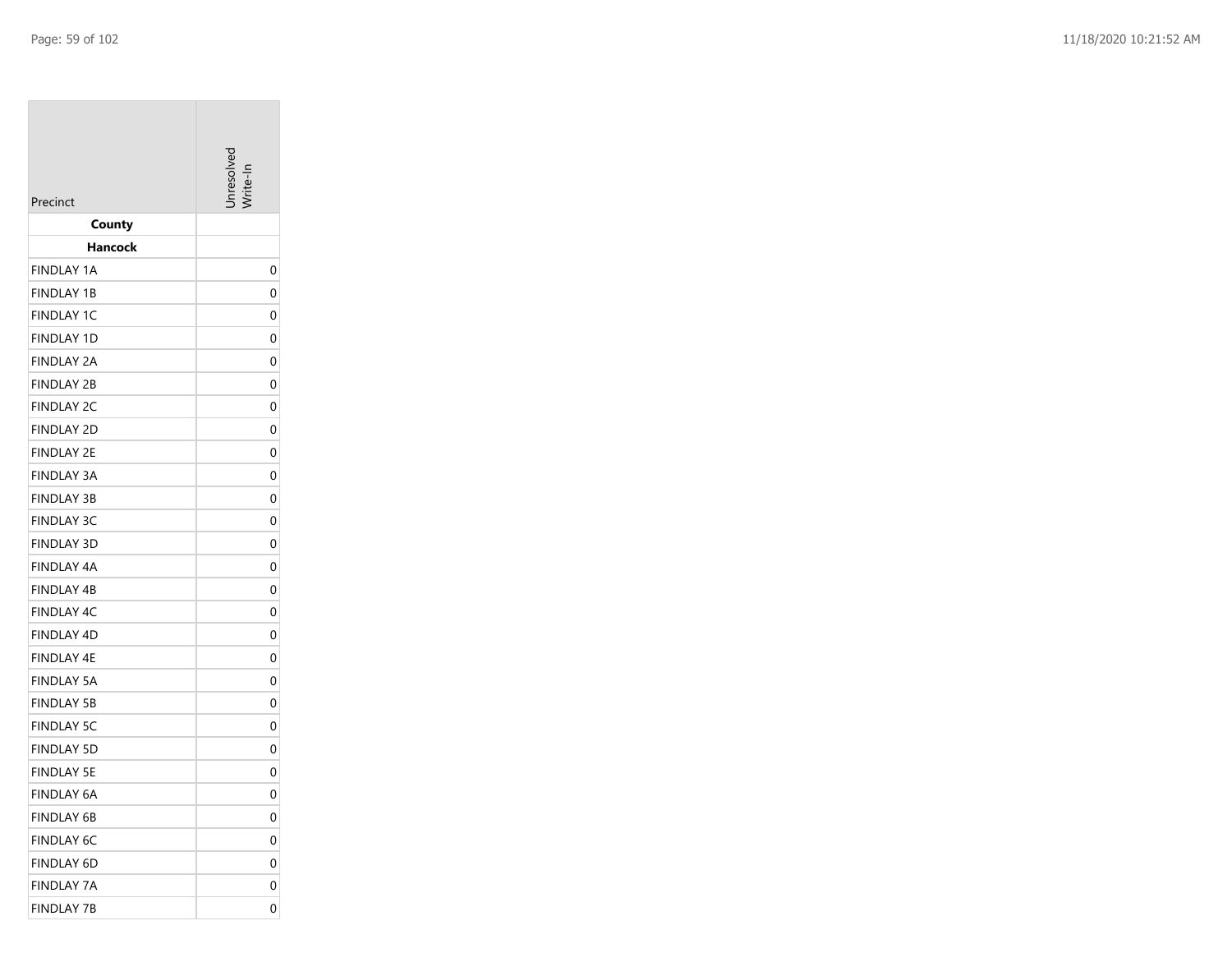| Precinct | Unresolved Write-In |
|---|---|
| **County** | |
| **Hancock** | |
| FINDLAY 1A | 0 |
| FINDLAY 1B | 0 |
| FINDLAY 1C | 0 |
| FINDLAY 1D | 0 |
| FINDLAY 2A | 0 |
| FINDLAY 2B | 0 |
| FINDLAY 2C | 0 |
| FINDLAY 2D | 0 |
| FINDLAY 2E | 0 |
| FINDLAY 3A | 0 |
| FINDLAY 3B | 0 |
| FINDLAY 3C | 0 |
| FINDLAY 3D | 0 |
| FINDLAY 4A | 0 |
| FINDLAY 4B | 0 |
| FINDLAY 4C | 0 |
| FINDLAY 4D | 0 |
| FINDLAY 4E | 0 |
| FINDLAY 5A | 0 |
| FINDLAY 5B | 0 |
| FINDLAY 5C | 0 |
| FINDLAY 5D | 0 |
| FINDLAY 5E | 0 |
| FINDLAY 6A | 0 |
| FINDLAY 6B | 0 |
| FINDLAY 6C | 0 |
| FINDLAY 6D | 0 |
| FINDLAY 7A | 0 |
| FINDLAY 7B | 0 |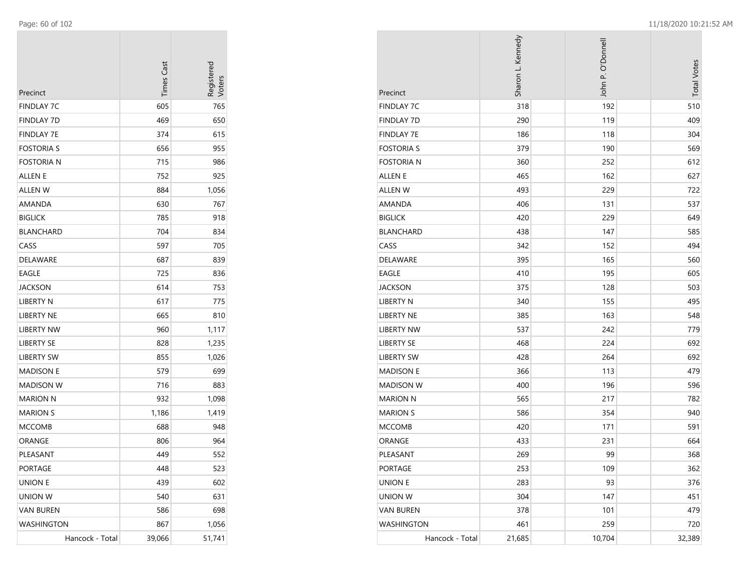| Precinct | Times Cast | Registered Voters |
|---|---|---|
| FINDLAY 7C | 605 | 765 |
| FINDLAY 7D | 469 | 650 |
| FINDLAY 7E | 374 | 615 |
| FOSTORIA S | 656 | 955 |
| FOSTORIA N | 715 | 986 |
| ALLEN E | 752 | 925 |
| ALLEN W | 884 | 1,056 |
| AMANDA | 630 | 767 |
| BIGLICK | 785 | 918 |
| BLANCHARD | 704 | 834 |
| CASS | 597 | 705 |
| DELAWARE | 687 | 839 |
| EAGLE | 725 | 836 |
| JACKSON | 614 | 753 |
| LIBERTY N | 617 | 775 |
| LIBERTY NE | 665 | 810 |
| LIBERTY NW | 960 | 1,117 |
| LIBERTY SE | 828 | 1,235 |
| LIBERTY SW | 855 | 1,026 |
| MADISON E | 579 | 699 |
| MADISON W | 716 | 883 |
| MARION N | 932 | 1,098 |
| MARION S | 1,186 | 1,419 |
| MCCOMB | 688 | 948 |
| ORANGE | 806 | 964 |
| PLEASANT | 449 | 552 |
| PORTAGE | 448 | 523 |
| UNION E | 439 | 602 |
| UNION W | 540 | 631 |
| VAN BUREN | 586 | 698 |
| WASHINGTON | 867 | 1,056 |
| Hancock - Total | 39,066 | 51,741 |

| Precinct | Sharon L. Kennedy | John P. O'Donnell | Total Votes |
|---|---|---|---|
| FINDLAY 7C | 318 | 192 | 510 |
| FINDLAY 7D | 290 | 119 | 409 |
| FINDLAY 7E | 186 | 118 | 304 |
| FOSTORIA S | 379 | 190 | 569 |
| FOSTORIA N | 360 | 252 | 612 |
| ALLEN E | 465 | 162 | 627 |
| ALLEN W | 493 | 229 | 722 |
| AMANDA | 406 | 131 | 537 |
| BIGLICK | 420 | 229 | 649 |
| BLANCHARD | 438 | 147 | 585 |
| CASS | 342 | 152 | 494 |
| DELAWARE | 395 | 165 | 560 |
| EAGLE | 410 | 195 | 605 |
| JACKSON | 375 | 128 | 503 |
| LIBERTY N | 340 | 155 | 495 |
| LIBERTY NE | 385 | 163 | 548 |
| LIBERTY NW | 537 | 242 | 779 |
| LIBERTY SE | 468 | 224 | 692 |
| LIBERTY SW | 428 | 264 | 692 |
| MADISON E | 366 | 113 | 479 |
| MADISON W | 400 | 196 | 596 |
| MARION N | 565 | 217 | 782 |
| MARION S | 586 | 354 | 940 |
| MCCOMB | 420 | 171 | 591 |
| ORANGE | 433 | 231 | 664 |
| PLEASANT | 269 | 99 | 368 |
| PORTAGE | 253 | 109 | 362 |
| UNION E | 283 | 93 | 376 |
| UNION W | 304 | 147 | 451 |
| VAN BUREN | 378 | 101 | 479 |
| WASHINGTON | 461 | 259 | 720 |
| Hancock - Total | 21,685 | 10,704 | 32,389 |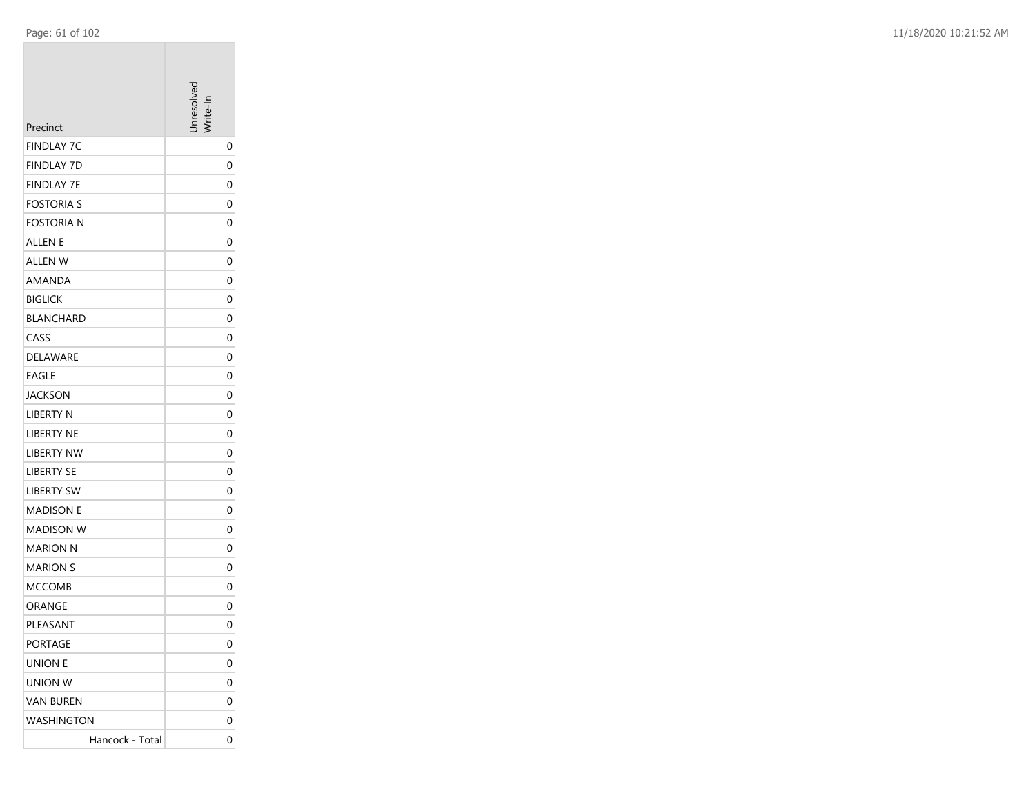| Precinct | Unresolved Write-In |
|---|---|
| FINDLAY 7C | 0 |
| FINDLAY 7D | 0 |
| FINDLAY 7E | 0 |
| FOSTORIA S | 0 |
| FOSTORIA N | 0 |
| ALLEN E | 0 |
| ALLEN W | 0 |
| AMANDA | 0 |
| BIGLICK | 0 |
| BLANCHARD | 0 |
| CASS | 0 |
| DELAWARE | 0 |
| EAGLE | 0 |
| JACKSON | 0 |
| LIBERTY N | 0 |
| LIBERTY NE | 0 |
| LIBERTY NW | 0 |
| LIBERTY SE | 0 |
| LIBERTY SW | 0 |
| MADISON E | 0 |
| MADISON W | 0 |
| MARION N | 0 |
| MARION S | 0 |
| MCCOMB | 0 |
| ORANGE | 0 |
| PLEASANT | 0 |
| PORTAGE | 0 |
| UNION E | 0 |
| UNION W | 0 |
| VAN BUREN | 0 |
| WASHINGTON | 0 |
| Hancock - Total | 0 |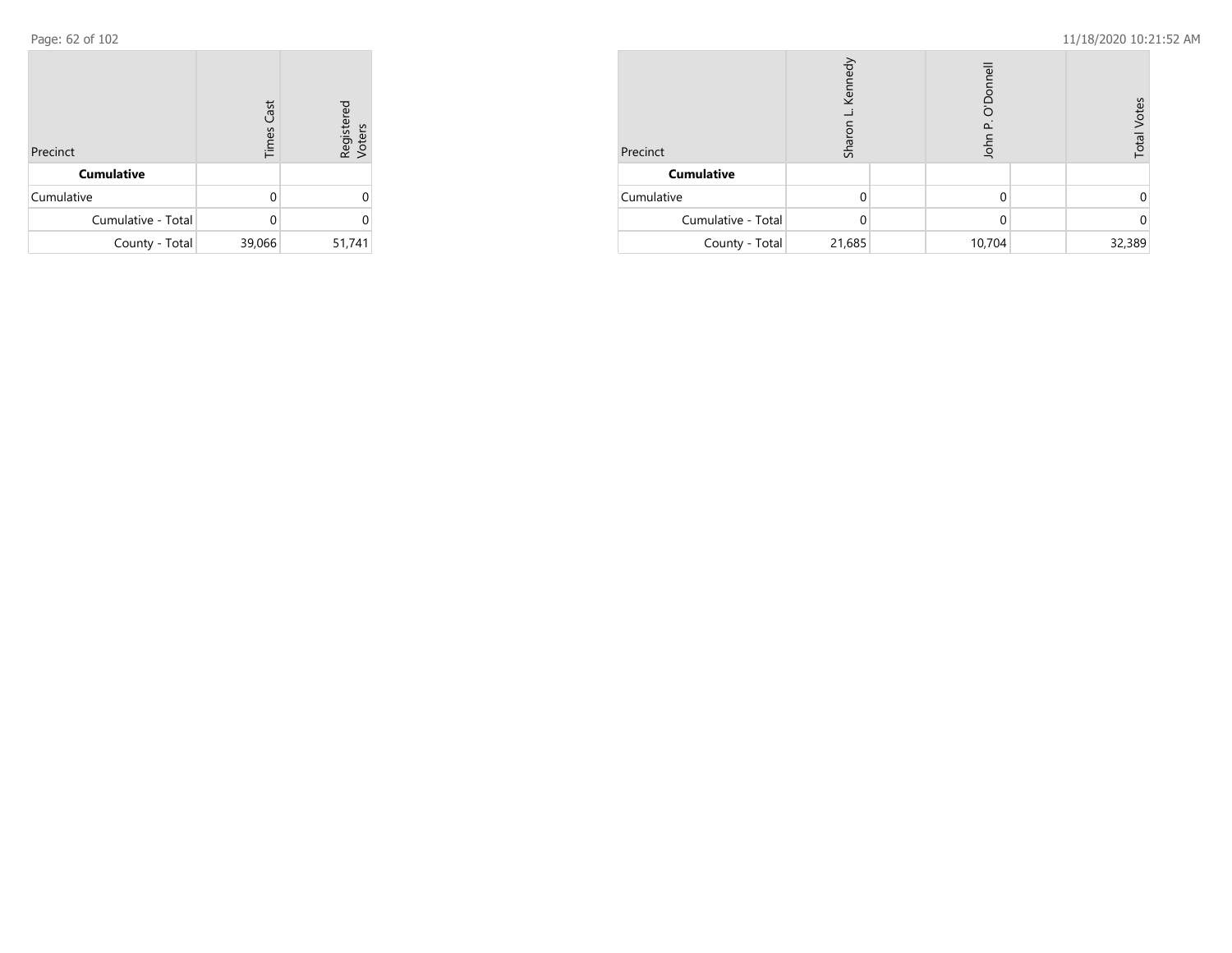| Precinct | Times Cast | Registered Voters |
|---|---|---|
| **Cumulative** | | |
| Cumulative | 0 | 0 |
| Cumulative - Total | 0 | 0 |
| County - Total | 39,066 | 51,741 |

| Precinct | Sharon L. Kennedy | | John P. O'Donnell | | Total Votes |
|---|---|---|---|---|---|
| **Cumulative** | | | | | |
| Cumulative | 0 | | 0 | | 0 |
| Cumulative - Total | 0 | | 0 | | 0 |
| County - Total | 21,685 | | 10,704 | | 32,389 |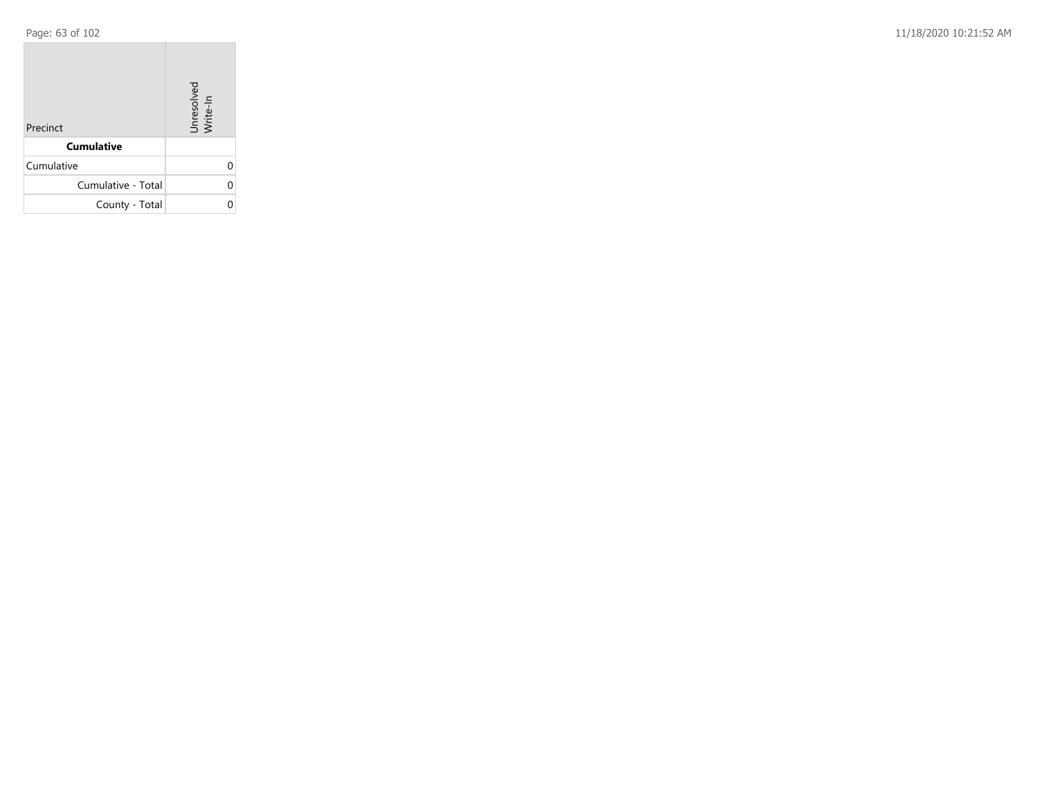| Precinct | Unresolved Write-In |
|---|---|
| **Cumulative** | |
| Cumulative | 0 |
| Cumulative - Total | 0 |
| County - Total | 0 |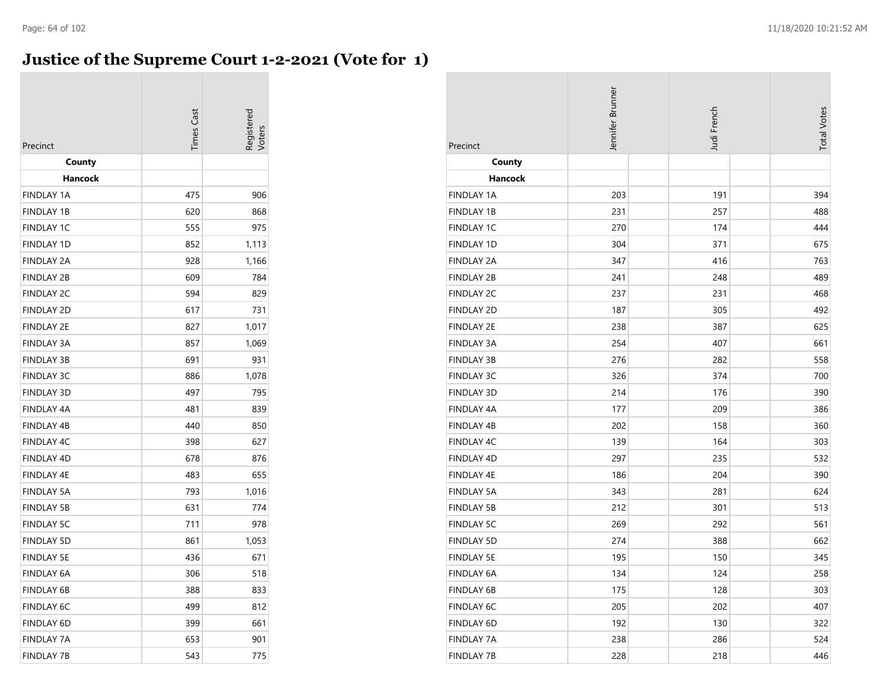# Justice of the Supreme Court 1-2-2021 (Vote for 1)

| Precinct | Times Cast | Registered Voters | Jennifer Brunner | Judi French | Total Votes |
|---|---|---|---|---|---|
| **County** | | | | | |
| **Hancock** | | | | | |
| FINDLAY 1A | 475 | 906 | 203 | 191 | 394 |
| FINDLAY 1B | 620 | 868 | 231 | 257 | 488 |
| FINDLAY 1C | 555 | 975 | 270 | 174 | 444 |
| FINDLAY 1D | 852 | 1,113 | 304 | 371 | 675 |
| FINDLAY 2A | 928 | 1,166 | 347 | 416 | 763 |
| FINDLAY 2B | 609 | 784 | 241 | 248 | 489 |
| FINDLAY 2C | 594 | 829 | 237 | 231 | 468 |
| FINDLAY 2D | 617 | 731 | 187 | 305 | 492 |
| FINDLAY 2E | 827 | 1,017 | 238 | 387 | 625 |
| FINDLAY 3A | 857 | 1,069 | 254 | 407 | 661 |
| FINDLAY 3B | 691 | 931 | 276 | 282 | 558 |
| FINDLAY 3C | 886 | 1,078 | 326 | 374 | 700 |
| FINDLAY 3D | 497 | 795 | 214 | 176 | 390 |
| FINDLAY 4A | 481 | 839 | 177 | 209 | 386 |
| FINDLAY 4B | 440 | 850 | 202 | 158 | 360 |
| FINDLAY 4C | 398 | 627 | 139 | 164 | 303 |
| FINDLAY 4D | 678 | 876 | 297 | 235 | 532 |
| FINDLAY 4E | 483 | 655 | 186 | 204 | 390 |
| FINDLAY 5A | 793 | 1,016 | 343 | 281 | 624 |
| FINDLAY 5B | 631 | 774 | 212 | 301 | 513 |
| FINDLAY 5C | 711 | 978 | 269 | 292 | 561 |
| FINDLAY 5D | 861 | 1,053 | 274 | 388 | 662 |
| FINDLAY 5E | 436 | 671 | 195 | 150 | 345 |
| FINDLAY 6A | 306 | 518 | 134 | 124 | 258 |
| FINDLAY 6B | 388 | 833 | 175 | 128 | 303 |
| FINDLAY 6C | 499 | 812 | 205 | 202 | 407 |
| FINDLAY 6D | 399 | 661 | 192 | 130 | 322 |
| FINDLAY 7A | 653 | 901 | 238 | 286 | 524 |
| FINDLAY 7B | 543 | 775 | 228 | 218 | 446 |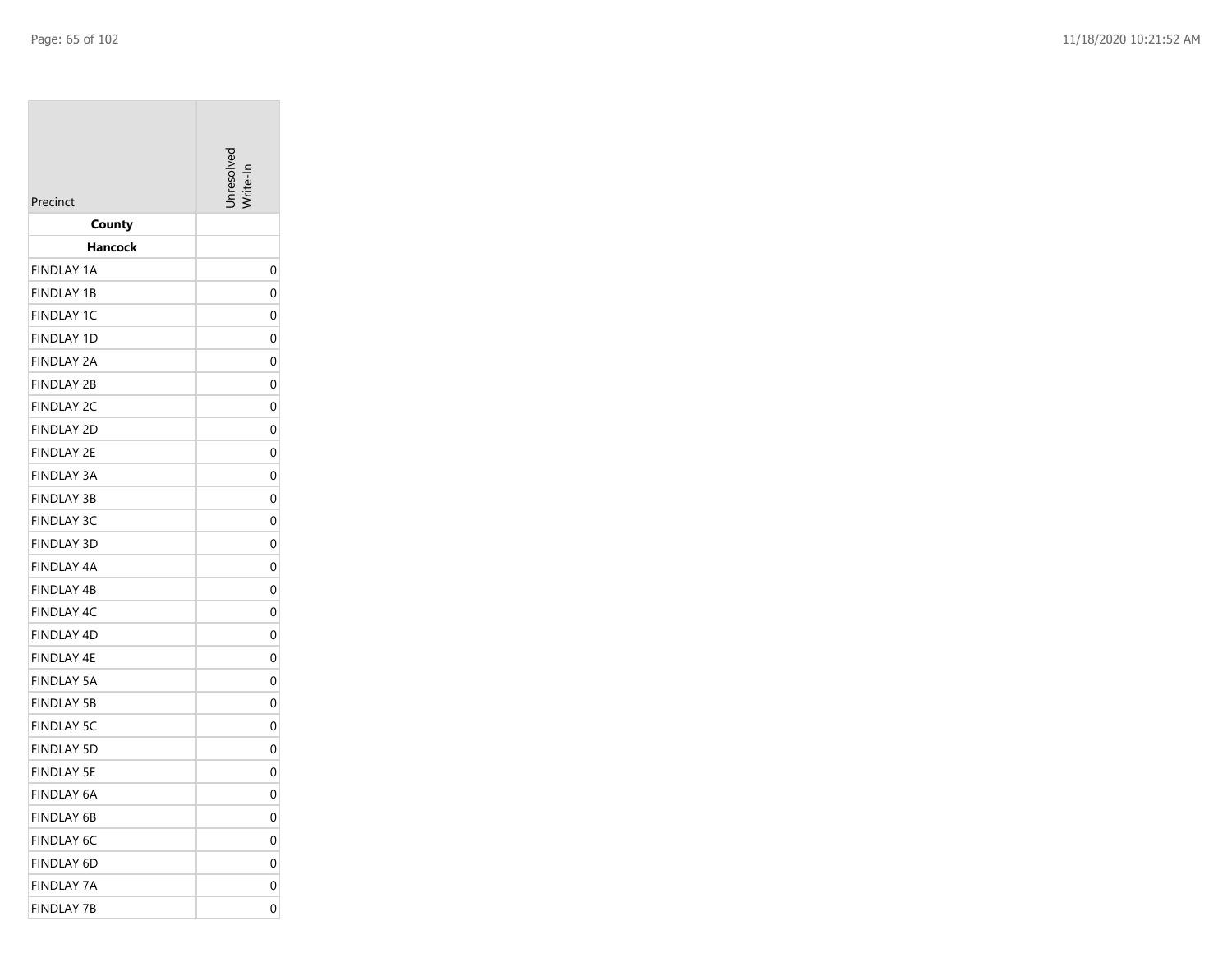| Precinct | Unresolved Write-In |
| --- | --- |
| **County** | |
| **Hancock** | |
| FINDLAY 1A | 0 |
| FINDLAY 1B | 0 |
| FINDLAY 1C | 0 |
| FINDLAY 1D | 0 |
| FINDLAY 2A | 0 |
| FINDLAY 2B | 0 |
| FINDLAY 2C | 0 |
| FINDLAY 2D | 0 |
| FINDLAY 2E | 0 |
| FINDLAY 3A | 0 |
| FINDLAY 3B | 0 |
| FINDLAY 3C | 0 |
| FINDLAY 3D | 0 |
| FINDLAY 4A | 0 |
| FINDLAY 4B | 0 |
| FINDLAY 4C | 0 |
| FINDLAY 4D | 0 |
| FINDLAY 4E | 0 |
| FINDLAY 5A | 0 |
| FINDLAY 5B | 0 |
| FINDLAY 5C | 0 |
| FINDLAY 5D | 0 |
| FINDLAY 5E | 0 |
| FINDLAY 6A | 0 |
| FINDLAY 6B | 0 |
| FINDLAY 6C | 0 |
| FINDLAY 6D | 0 |
| FINDLAY 7A | 0 |
| FINDLAY 7B | 0 |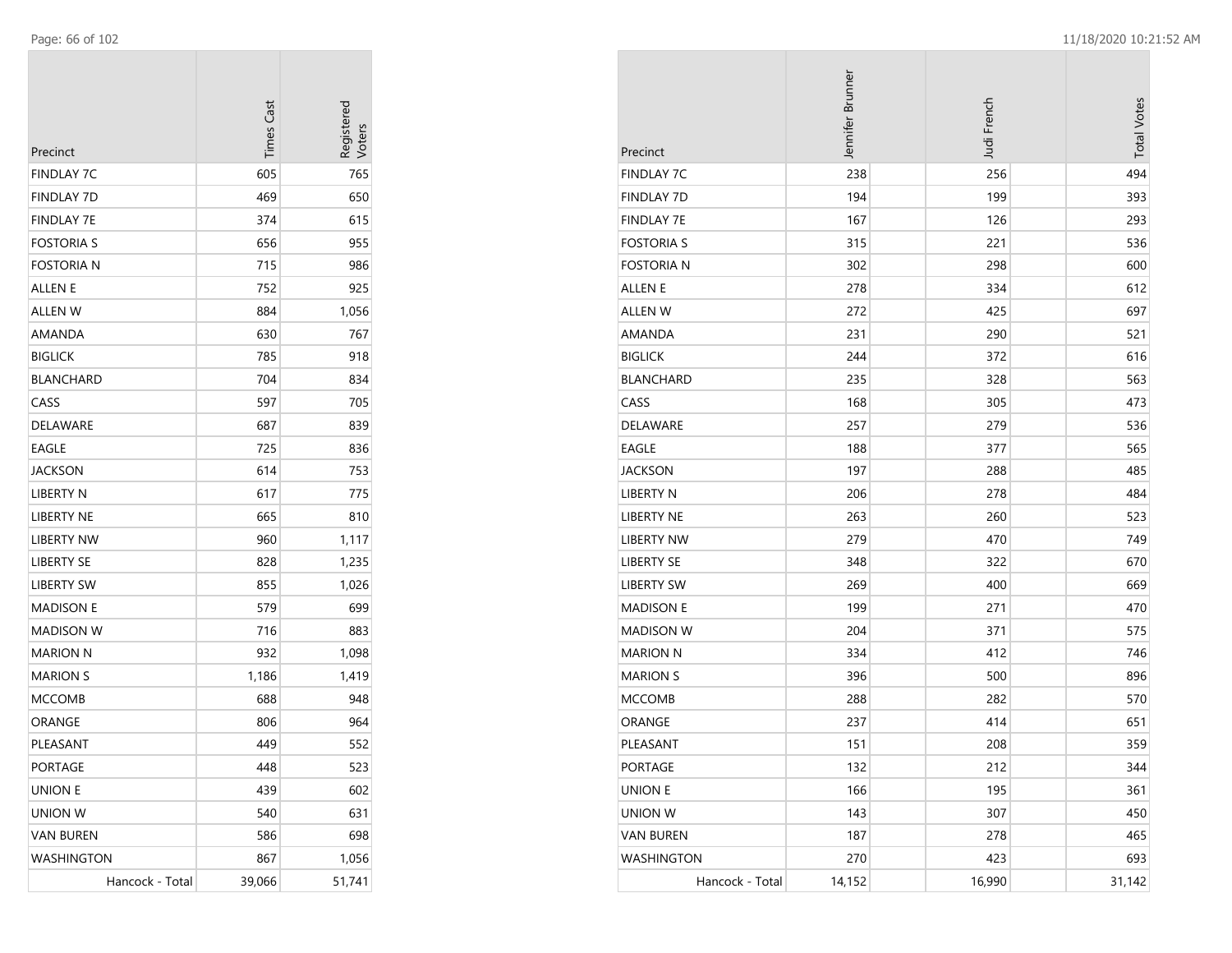| Precinct | Times Cast | Registered Voters |
|---|---|---|
| FINDLAY 7C | 605 | 765 |
| FINDLAY 7D | 469 | 650 |
| FINDLAY 7E | 374 | 615 |
| FOSTORIA S | 656 | 955 |
| FOSTORIA N | 715 | 986 |
| ALLEN E | 752 | 925 |
| ALLEN W | 884 | 1,056 |
| AMANDA | 630 | 767 |
| BIGLICK | 785 | 918 |
| BLANCHARD | 704 | 834 |
| CASS | 597 | 705 |
| DELAWARE | 687 | 839 |
| EAGLE | 725 | 836 |
| JACKSON | 614 | 753 |
| LIBERTY N | 617 | 775 |
| LIBERTY NE | 665 | 810 |
| LIBERTY NW | 960 | 1,117 |
| LIBERTY SE | 828 | 1,235 |
| LIBERTY SW | 855 | 1,026 |
| MADISON E | 579 | 699 |
| MADISON W | 716 | 883 |
| MARION N | 932 | 1,098 |
| MARION S | 1,186 | 1,419 |
| MCCOMB | 688 | 948 |
| ORANGE | 806 | 964 |
| PLEASANT | 449 | 552 |
| PORTAGE | 448 | 523 |
| UNION E | 439 | 602 |
| UNION W | 540 | 631 |
| VAN BUREN | 586 | 698 |
| WASHINGTON | 867 | 1,056 |
| Hancock - Total | 39,066 | 51,741 |

| Precinct | Jennifer Brunner | Judi French | Total Votes |
|---|---|---|---|
| FINDLAY 7C | 238 | 256 | 494 |
| FINDLAY 7D | 194 | 199 | 393 |
| FINDLAY 7E | 167 | 126 | 293 |
| FOSTORIA S | 315 | 221 | 536 |
| FOSTORIA N | 302 | 298 | 600 |
| ALLEN E | 278 | 334 | 612 |
| ALLEN W | 272 | 425 | 697 |
| AMANDA | 231 | 290 | 521 |
| BIGLICK | 244 | 372 | 616 |
| BLANCHARD | 235 | 328 | 563 |
| CASS | 168 | 305 | 473 |
| DELAWARE | 257 | 279 | 536 |
| EAGLE | 188 | 377 | 565 |
| JACKSON | 197 | 288 | 485 |
| LIBERTY N | 206 | 278 | 484 |
| LIBERTY NE | 263 | 260 | 523 |
| LIBERTY NW | 279 | 470 | 749 |
| LIBERTY SE | 348 | 322 | 670 |
| LIBERTY SW | 269 | 400 | 669 |
| MADISON E | 199 | 271 | 470 |
| MADISON W | 204 | 371 | 575 |
| MARION N | 334 | 412 | 746 |
| MARION S | 396 | 500 | 896 |
| MCCOMB | 288 | 282 | 570 |
| ORANGE | 237 | 414 | 651 |
| PLEASANT | 151 | 208 | 359 |
| PORTAGE | 132 | 212 | 344 |
| UNION E | 166 | 195 | 361 |
| UNION W | 143 | 307 | 450 |
| VAN BUREN | 187 | 278 | 465 |
| WASHINGTON | 270 | 423 | 693 |
| Hancock - Total | 14,152 | 16,990 | 31,142 |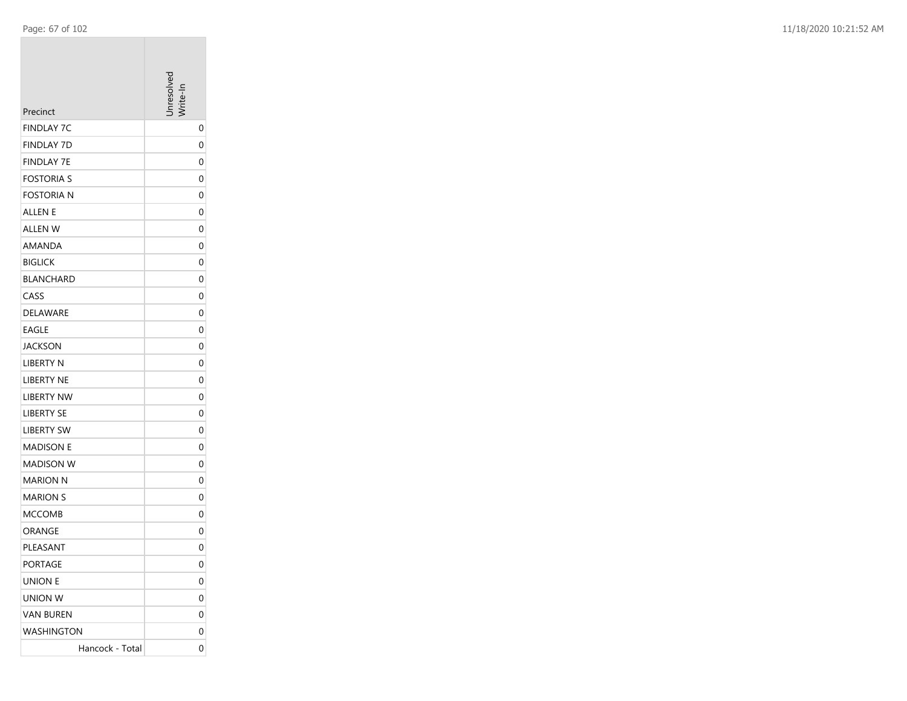| Precinct | Unresolved Write-In |
|---|---|
| FINDLAY 7C | 0 |
| FINDLAY 7D | 0 |
| FINDLAY 7E | 0 |
| FOSTORIA S | 0 |
| FOSTORIA N | 0 |
| ALLEN E | 0 |
| ALLEN W | 0 |
| AMANDA | 0 |
| BIGLICK | 0 |
| BLANCHARD | 0 |
| CASS | 0 |
| DELAWARE | 0 |
| EAGLE | 0 |
| JACKSON | 0 |
| LIBERTY N | 0 |
| LIBERTY NE | 0 |
| LIBERTY NW | 0 |
| LIBERTY SE | 0 |
| LIBERTY SW | 0 |
| MADISON E | 0 |
| MADISON W | 0 |
| MARION N | 0 |
| MARION S | 0 |
| MCCOMB | 0 |
| ORANGE | 0 |
| PLEASANT | 0 |
| PORTAGE | 0 |
| UNION E | 0 |
| UNION W | 0 |
| VAN BUREN | 0 |
| WASHINGTON | 0 |
| Hancock - Total | 0 |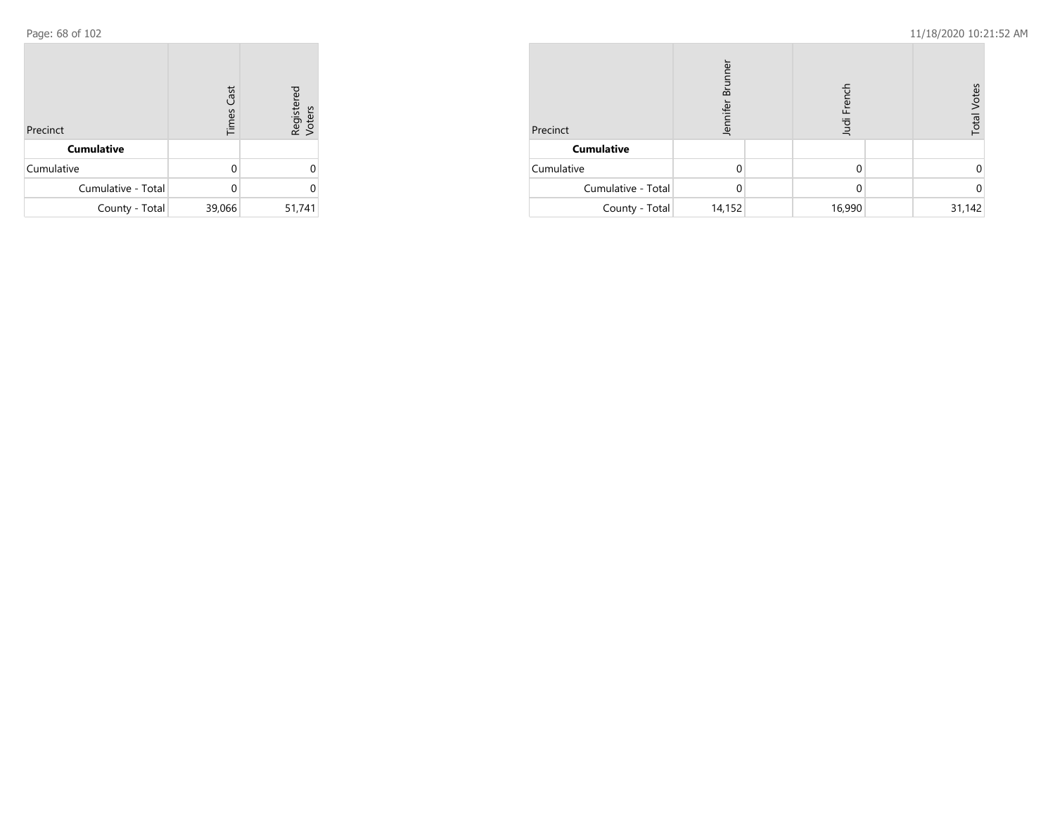| Precinct | Times Cast | Registered Voters |
|---|---|---|
| **Cumulative** | | |
| Cumulative | 0 | 0 |
| Cumulative - Total | 0 | 0 |
| County - Total | 39,066 | 51,741 |

| Precinct | Jennifer Brunner | | Judi French | | Total Votes |
|---|---|---|---|---|---|
| **Cumulative** | | | | | |
| Cumulative | 0 | | 0 | | 0 |
| Cumulative - Total | 0 | | 0 | | 0 |
| County - Total | 14,152 | | 16,990 | | 31,142 |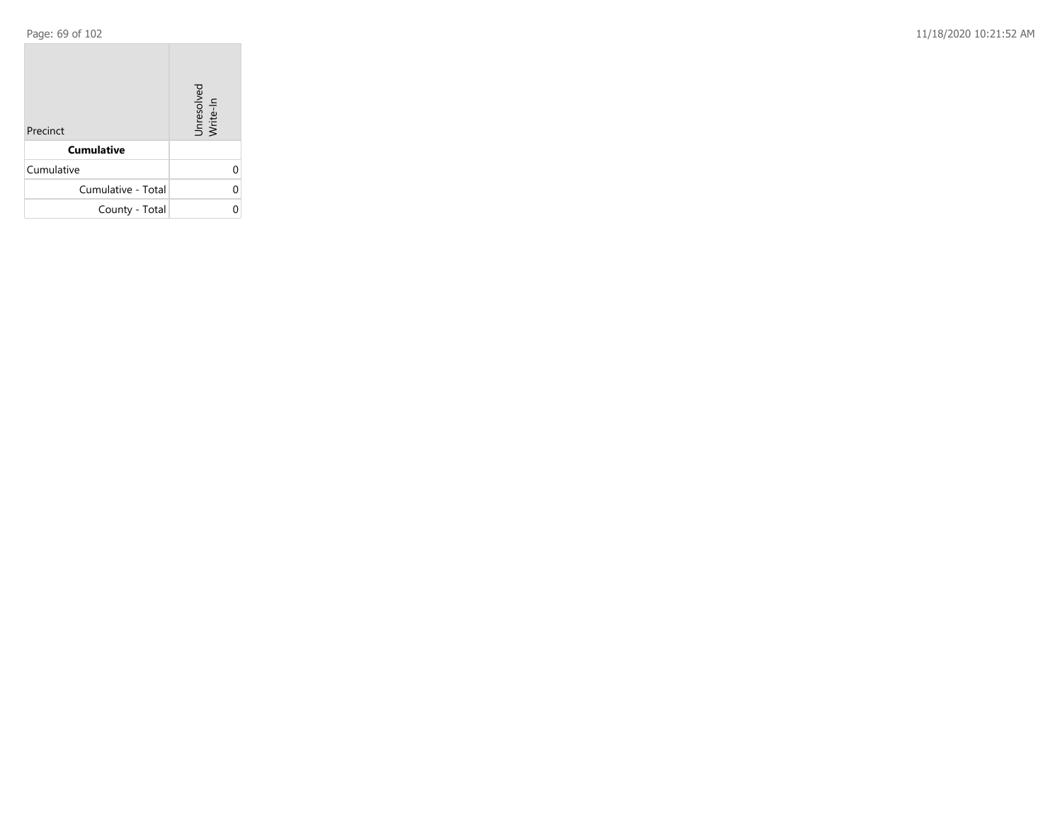| Precinct | Unresolved Write-In |
|---|---|
| **Cumulative** | |
| Cumulative | 0 |
| Cumulative - Total | 0 |
| County - Total | 0 |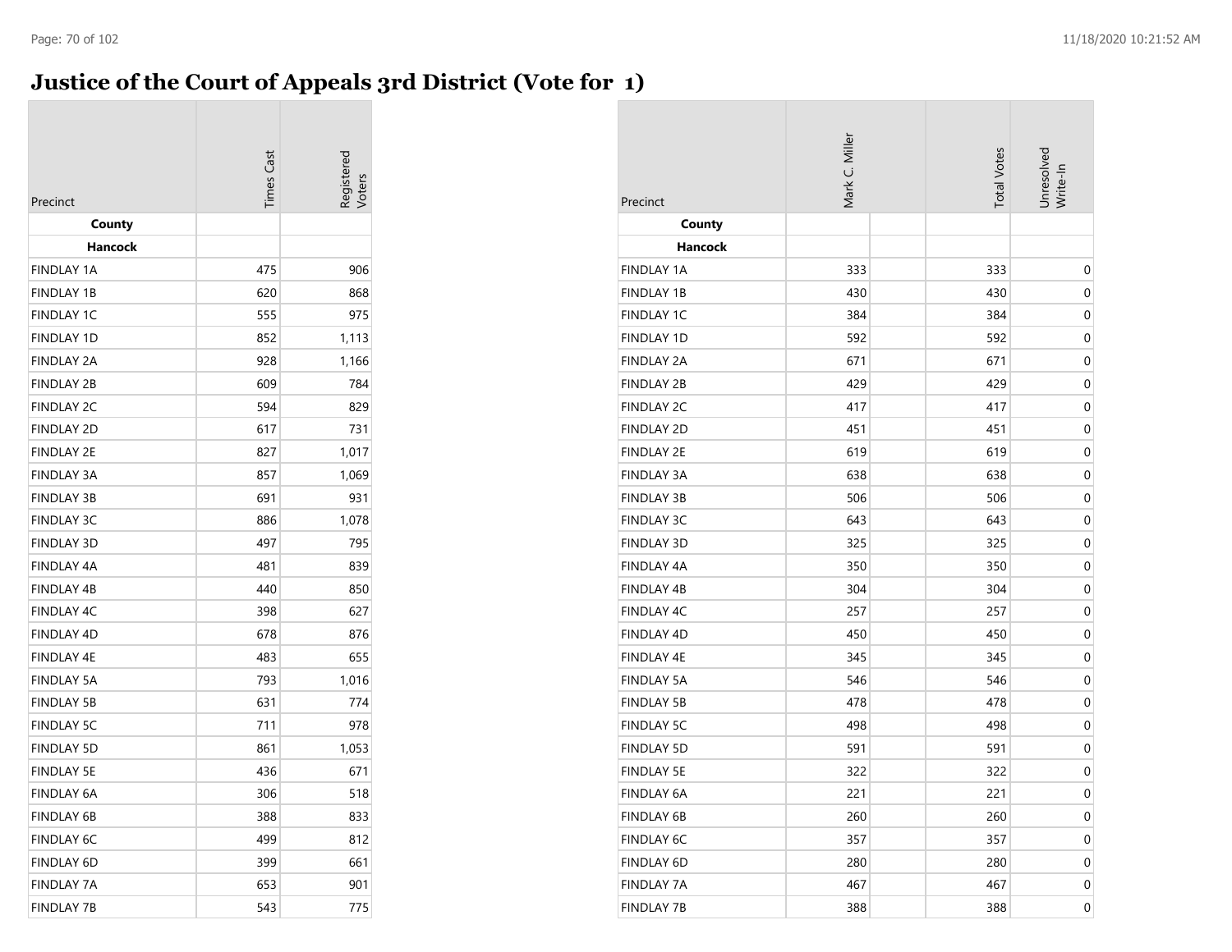# Justice of the Court of Appeals 3rd District (Vote for 1)

| Precinct | Times Cast | Registered Voters | Mark C. Miller | Total Votes | Unresolved Write-In |
|---|---|---|---|---|---|
| **County** | | | | | |
| **Hancock** | | | | | |
| FINDLAY 1A | 475 | 906 | 333 | 333 | 0 |
| FINDLAY 1B | 620 | 868 | 430 | 430 | 0 |
| FINDLAY 1C | 555 | 975 | 384 | 384 | 0 |
| FINDLAY 1D | 852 | 1,113 | 592 | 592 | 0 |
| FINDLAY 2A | 928 | 1,166 | 671 | 671 | 0 |
| FINDLAY 2B | 609 | 784 | 429 | 429 | 0 |
| FINDLAY 2C | 594 | 829 | 417 | 417 | 0 |
| FINDLAY 2D | 617 | 731 | 451 | 451 | 0 |
| FINDLAY 2E | 827 | 1,017 | 619 | 619 | 0 |
| FINDLAY 3A | 857 | 1,069 | 638 | 638 | 0 |
| FINDLAY 3B | 691 | 931 | 506 | 506 | 0 |
| FINDLAY 3C | 886 | 1,078 | 643 | 643 | 0 |
| FINDLAY 3D | 497 | 795 | 325 | 325 | 0 |
| FINDLAY 4A | 481 | 839 | 350 | 350 | 0 |
| FINDLAY 4B | 440 | 850 | 304 | 304 | 0 |
| FINDLAY 4C | 398 | 627 | 257 | 257 | 0 |
| FINDLAY 4D | 678 | 876 | 450 | 450 | 0 |
| FINDLAY 4E | 483 | 655 | 345 | 345 | 0 |
| FINDLAY 5A | 793 | 1,016 | 546 | 546 | 0 |
| FINDLAY 5B | 631 | 774 | 478 | 478 | 0 |
| FINDLAY 5C | 711 | 978 | 498 | 498 | 0 |
| FINDLAY 5D | 861 | 1,053 | 591 | 591 | 0 |
| FINDLAY 5E | 436 | 671 | 322 | 322 | 0 |
| FINDLAY 6A | 306 | 518 | 221 | 221 | 0 |
| FINDLAY 6B | 388 | 833 | 260 | 260 | 0 |
| FINDLAY 6C | 499 | 812 | 357 | 357 | 0 |
| FINDLAY 6D | 399 | 661 | 280 | 280 | 0 |
| FINDLAY 7A | 653 | 901 | 467 | 467 | 0 |
| FINDLAY 7B | 543 | 775 | 388 | 388 | 0 |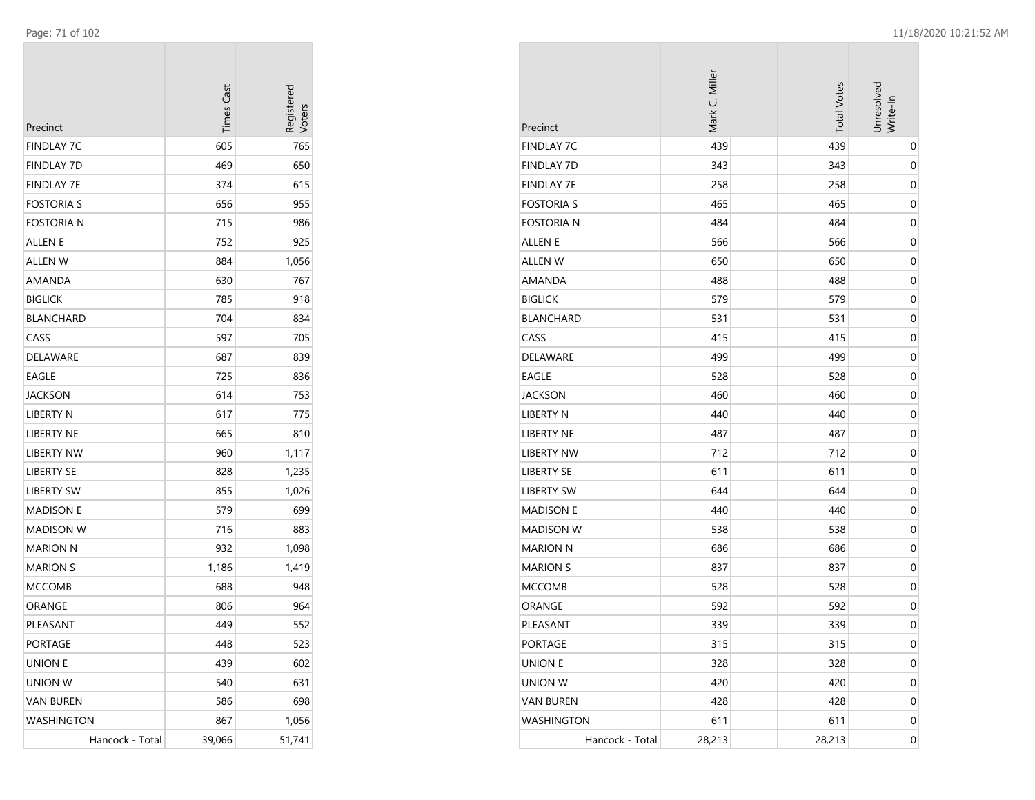| Precinct | Times Cast | Registered Voters |
|---|---|---|
| FINDLAY 7C | 605 | 765 |
| FINDLAY 7D | 469 | 650 |
| FINDLAY 7E | 374 | 615 |
| FOSTORIA S | 656 | 955 |
| FOSTORIA N | 715 | 986 |
| ALLEN E | 752 | 925 |
| ALLEN W | 884 | 1,056 |
| AMANDA | 630 | 767 |
| BIGLICK | 785 | 918 |
| BLANCHARD | 704 | 834 |
| CASS | 597 | 705 |
| DELAWARE | 687 | 839 |
| EAGLE | 725 | 836 |
| JACKSON | 614 | 753 |
| LIBERTY N | 617 | 775 |
| LIBERTY NE | 665 | 810 |
| LIBERTY NW | 960 | 1,117 |
| LIBERTY SE | 828 | 1,235 |
| LIBERTY SW | 855 | 1,026 |
| MADISON E | 579 | 699 |
| MADISON W | 716 | 883 |
| MARION N | 932 | 1,098 |
| MARION S | 1,186 | 1,419 |
| MCCOMB | 688 | 948 |
| ORANGE | 806 | 964 |
| PLEASANT | 449 | 552 |
| PORTAGE | 448 | 523 |
| UNION E | 439 | 602 |
| UNION W | 540 | 631 |
| VAN BUREN | 586 | 698 |
| WASHINGTON | 867 | 1,056 |
| Hancock - Total | 39,066 | 51,741 |

| Precinct | Mark C. Miller | Total Votes | Unresolved Write-In |
|---|---|---|---|
| FINDLAY 7C | 439 | 439 | 0 |
| FINDLAY 7D | 343 | 343 | 0 |
| FINDLAY 7E | 258 | 258 | 0 |
| FOSTORIA S | 465 | 465 | 0 |
| FOSTORIA N | 484 | 484 | 0 |
| ALLEN E | 566 | 566 | 0 |
| ALLEN W | 650 | 650 | 0 |
| AMANDA | 488 | 488 | 0 |
| BIGLICK | 579 | 579 | 0 |
| BLANCHARD | 531 | 531 | 0 |
| CASS | 415 | 415 | 0 |
| DELAWARE | 499 | 499 | 0 |
| EAGLE | 528 | 528 | 0 |
| JACKSON | 460 | 460 | 0 |
| LIBERTY N | 440 | 440 | 0 |
| LIBERTY NE | 487 | 487 | 0 |
| LIBERTY NW | 712 | 712 | 0 |
| LIBERTY SE | 611 | 611 | 0 |
| LIBERTY SW | 644 | 644 | 0 |
| MADISON E | 440 | 440 | 0 |
| MADISON W | 538 | 538 | 0 |
| MARION N | 686 | 686 | 0 |
| MARION S | 837 | 837 | 0 |
| MCCOMB | 528 | 528 | 0 |
| ORANGE | 592 | 592 | 0 |
| PLEASANT | 339 | 339 | 0 |
| PORTAGE | 315 | 315 | 0 |
| UNION E | 328 | 328 | 0 |
| UNION W | 420 | 420 | 0 |
| VAN BUREN | 428 | 428 | 0 |
| WASHINGTON | 611 | 611 | 0 |
| Hancock - Total | 28,213 | 28,213 | 0 |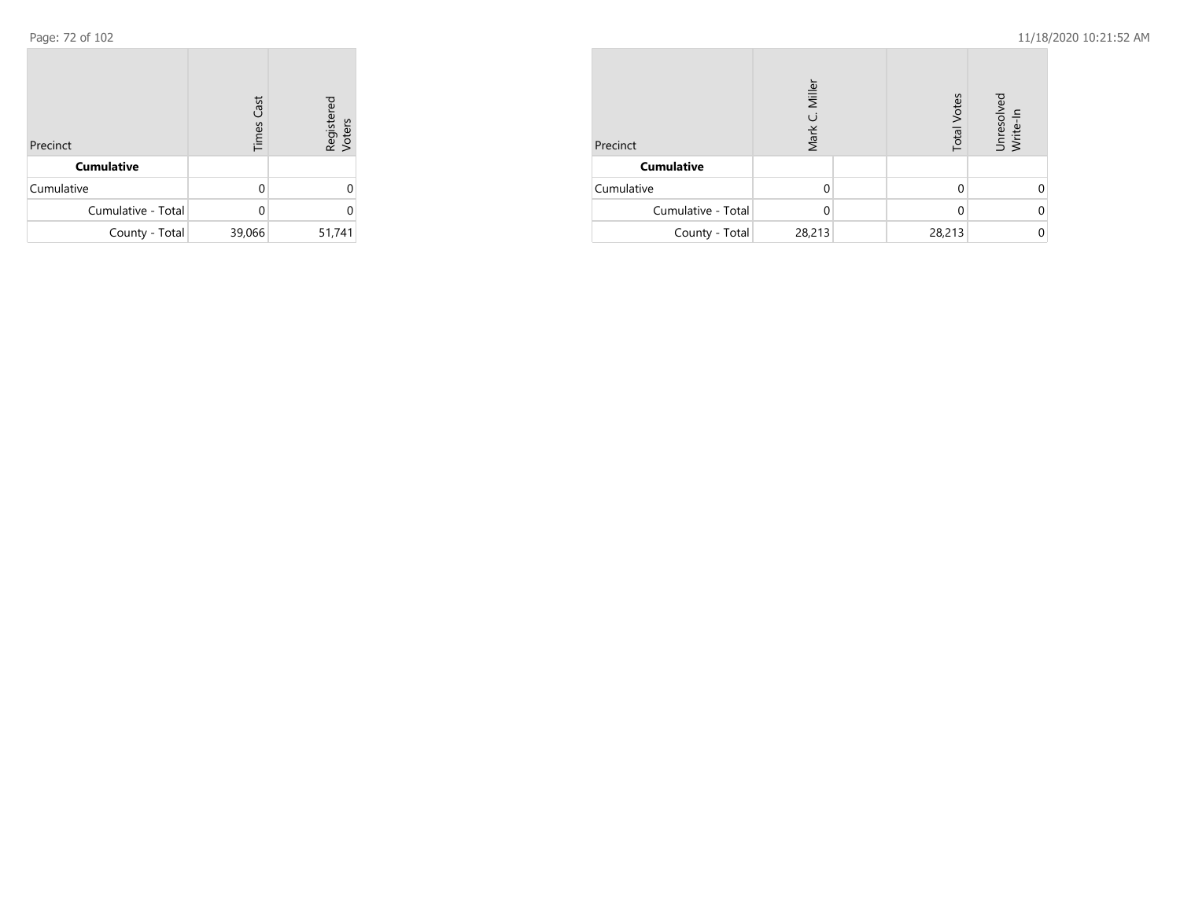| Precinct | Times Cast | Registered Voters |
|---|---|---|
| **Cumulative** | | |
| Cumulative | 0 | 0 |
| Cumulative - Total | 0 | 0 |
| County - Total | 39,066 | 51,741 |

| Precinct | Mark C. Miller | | Total Votes | Unresolved Write-In |
|---|---|---|---|---|
| **Cumulative** | | | | |
| Cumulative | 0 | | 0 | 0 |
| Cumulative - Total | 0 | | 0 | 0 |
| County - Total | 28,213 | | 28,213 | 0 |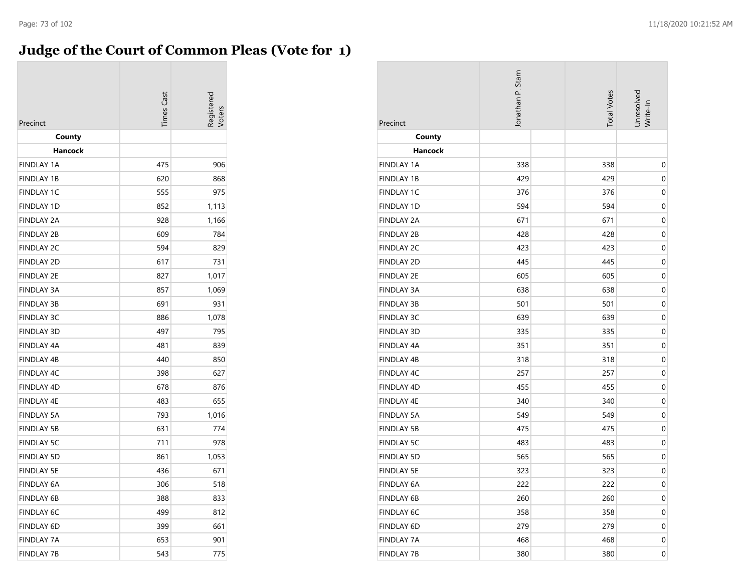# Judge of the Court of Common Pleas (Vote for 1)

| Precinct | Times Cast | Registered Voters | Jonathan P. Starn | Total Votes | Unresolved Write-In |
|---|---|---|---|---|---|
| **County** | | | | | |
| **Hancock** | | | | | |
| FINDLAY 1A | 475 | 906 | 338 | 338 | 0 |
| FINDLAY 1B | 620 | 868 | 429 | 429 | 0 |
| FINDLAY 1C | 555 | 975 | 376 | 376 | 0 |
| FINDLAY 1D | 852 | 1,113 | 594 | 594 | 0 |
| FINDLAY 2A | 928 | 1,166 | 671 | 671 | 0 |
| FINDLAY 2B | 609 | 784 | 428 | 428 | 0 |
| FINDLAY 2C | 594 | 829 | 423 | 423 | 0 |
| FINDLAY 2D | 617 | 731 | 445 | 445 | 0 |
| FINDLAY 2E | 827 | 1,017 | 605 | 605 | 0 |
| FINDLAY 3A | 857 | 1,069 | 638 | 638 | 0 |
| FINDLAY 3B | 691 | 931 | 501 | 501 | 0 |
| FINDLAY 3C | 886 | 1,078 | 639 | 639 | 0 |
| FINDLAY 3D | 497 | 795 | 335 | 335 | 0 |
| FINDLAY 4A | 481 | 839 | 351 | 351 | 0 |
| FINDLAY 4B | 440 | 850 | 318 | 318 | 0 |
| FINDLAY 4C | 398 | 627 | 257 | 257 | 0 |
| FINDLAY 4D | 678 | 876 | 455 | 455 | 0 |
| FINDLAY 4E | 483 | 655 | 340 | 340 | 0 |
| FINDLAY 5A | 793 | 1,016 | 549 | 549 | 0 |
| FINDLAY 5B | 631 | 774 | 475 | 475 | 0 |
| FINDLAY 5C | 711 | 978 | 483 | 483 | 0 |
| FINDLAY 5D | 861 | 1,053 | 565 | 565 | 0 |
| FINDLAY 5E | 436 | 671 | 323 | 323 | 0 |
| FINDLAY 6A | 306 | 518 | 222 | 222 | 0 |
| FINDLAY 6B | 388 | 833 | 260 | 260 | 0 |
| FINDLAY 6C | 499 | 812 | 358 | 358 | 0 |
| FINDLAY 6D | 399 | 661 | 279 | 279 | 0 |
| FINDLAY 7A | 653 | 901 | 468 | 468 | 0 |
| FINDLAY 7B | 543 | 775 | 380 | 380 | 0 |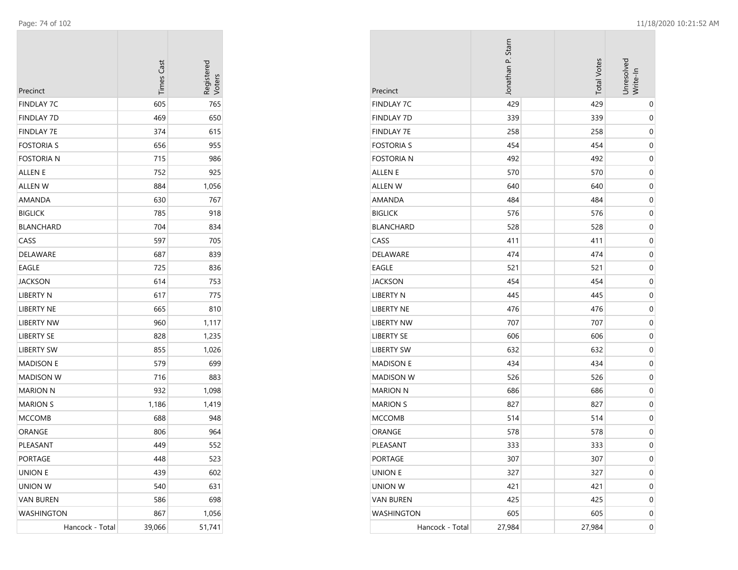| Precinct | Times Cast | Registered Voters |
|---|---|---|
| FINDLAY 7C | 605 | 765 |
| FINDLAY 7D | 469 | 650 |
| FINDLAY 7E | 374 | 615 |
| FOSTORIA S | 656 | 955 |
| FOSTORIA N | 715 | 986 |
| ALLEN E | 752 | 925 |
| ALLEN W | 884 | 1,056 |
| AMANDA | 630 | 767 |
| BIGLICK | 785 | 918 |
| BLANCHARD | 704 | 834 |
| CASS | 597 | 705 |
| DELAWARE | 687 | 839 |
| EAGLE | 725 | 836 |
| JACKSON | 614 | 753 |
| LIBERTY N | 617 | 775 |
| LIBERTY NE | 665 | 810 |
| LIBERTY NW | 960 | 1,117 |
| LIBERTY SE | 828 | 1,235 |
| LIBERTY SW | 855 | 1,026 |
| MADISON E | 579 | 699 |
| MADISON W | 716 | 883 |
| MARION N | 932 | 1,098 |
| MARION S | 1,186 | 1,419 |
| MCCOMB | 688 | 948 |
| ORANGE | 806 | 964 |
| PLEASANT | 449 | 552 |
| PORTAGE | 448 | 523 |
| UNION E | 439 | 602 |
| UNION W | 540 | 631 |
| VAN BUREN | 586 | 698 |
| WASHINGTON | 867 | 1,056 |
| Hancock - Total | 39,066 | 51,741 |

| Precinct | Jonathan P. Starn | Total Votes | Unresolved Write-In |
|---|---|---|---|
| FINDLAY 7C | 429 | 429 | 0 |
| FINDLAY 7D | 339 | 339 | 0 |
| FINDLAY 7E | 258 | 258 | 0 |
| FOSTORIA S | 454 | 454 | 0 |
| FOSTORIA N | 492 | 492 | 0 |
| ALLEN E | 570 | 570 | 0 |
| ALLEN W | 640 | 640 | 0 |
| AMANDA | 484 | 484 | 0 |
| BIGLICK | 576 | 576 | 0 |
| BLANCHARD | 528 | 528 | 0 |
| CASS | 411 | 411 | 0 |
| DELAWARE | 474 | 474 | 0 |
| EAGLE | 521 | 521 | 0 |
| JACKSON | 454 | 454 | 0 |
| LIBERTY N | 445 | 445 | 0 |
| LIBERTY NE | 476 | 476 | 0 |
| LIBERTY NW | 707 | 707 | 0 |
| LIBERTY SE | 606 | 606 | 0 |
| LIBERTY SW | 632 | 632 | 0 |
| MADISON E | 434 | 434 | 0 |
| MADISON W | 526 | 526 | 0 |
| MARION N | 686 | 686 | 0 |
| MARION S | 827 | 827 | 0 |
| MCCOMB | 514 | 514 | 0 |
| ORANGE | 578 | 578 | 0 |
| PLEASANT | 333 | 333 | 0 |
| PORTAGE | 307 | 307 | 0 |
| UNION E | 327 | 327 | 0 |
| UNION W | 421 | 421 | 0 |
| VAN BUREN | 425 | 425 | 0 |
| WASHINGTON | 605 | 605 | 0 |
| Hancock - Total | 27,984 | 27,984 | 0 |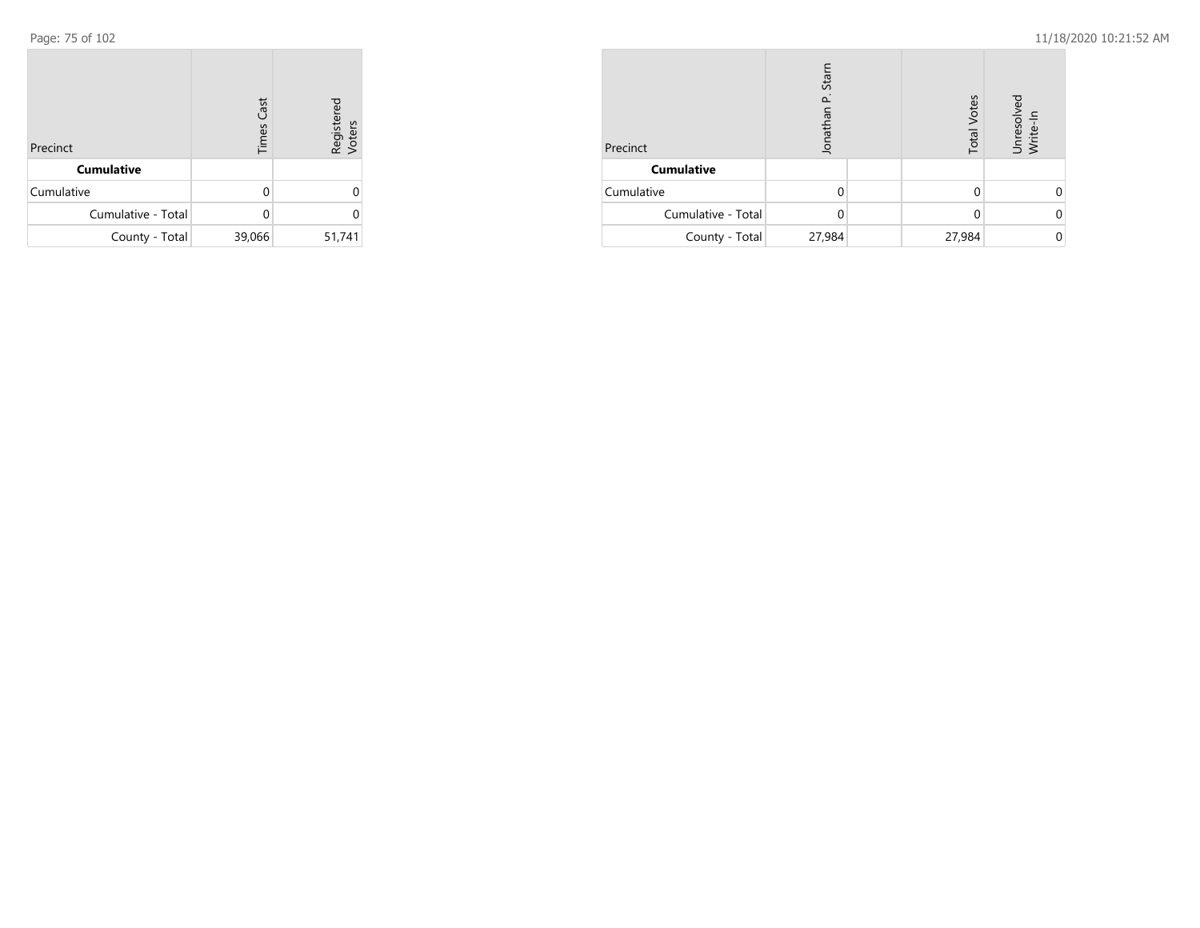| Precinct | Times Cast | Registered Voters |
|---|---|---|
| **Cumulative** | | |
| Cumulative | 0 | 0 |
| Cumulative - Total | 0 | 0 |
| County - Total | 39,066 | 51,741 |

| Precinct | Jonathan P. Starn | | Total Votes | Unresolved Write-In |
|---|---|---|---|---|
| **Cumulative** | | | | |
| Cumulative | 0 | | 0 | 0 |
| Cumulative - Total | 0 | | 0 | 0 |
| County - Total | 27,984 | | 27,984 | 0 |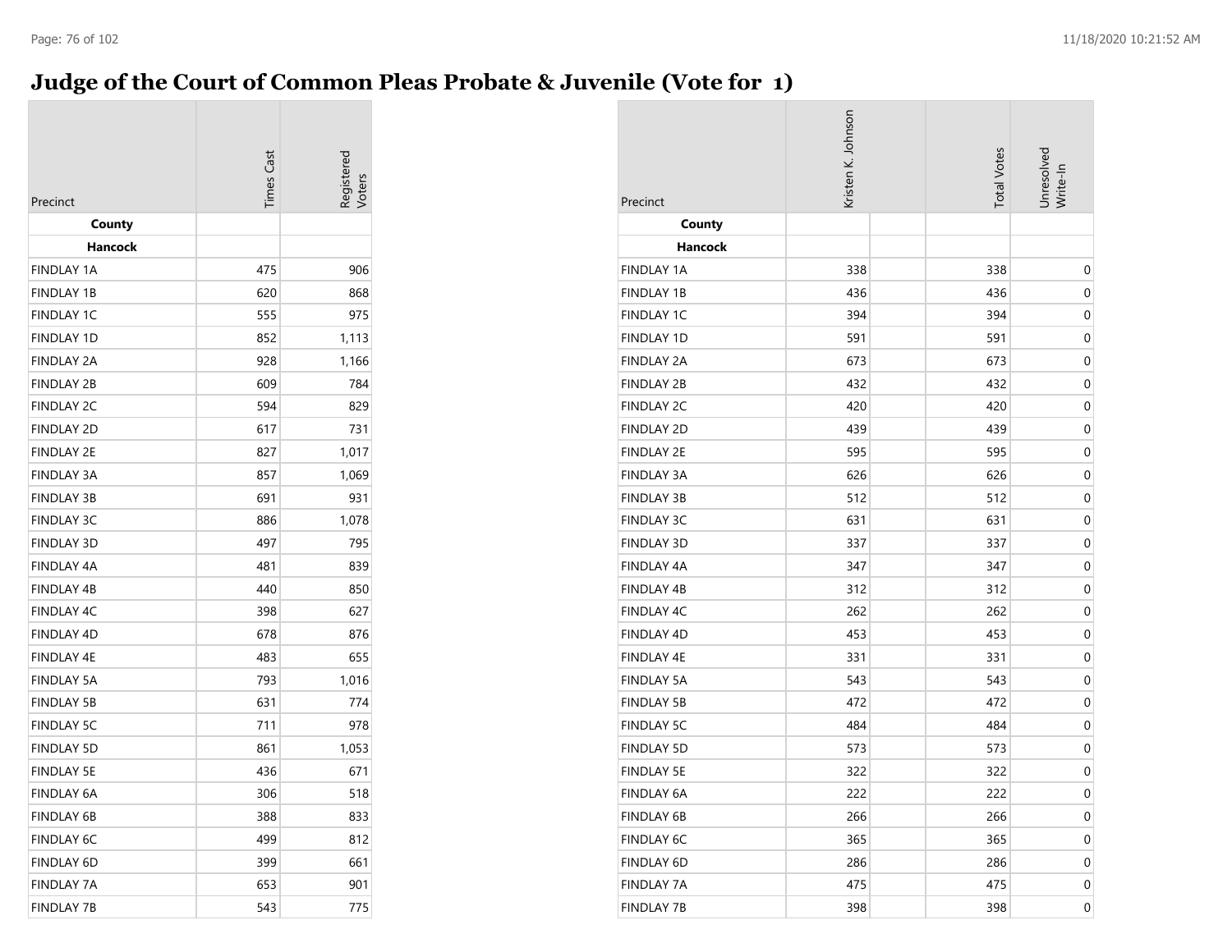# Judge of the Court of Common Pleas Probate & Juvenile (Vote for 1)

| Precinct | Times Cast | Registered Voters |
|---|---|---|
| **County** | | |
| **Hancock** | | |
| FINDLAY 1A | 475 | 906 |
| FINDLAY 1B | 620 | 868 |
| FINDLAY 1C | 555 | 975 |
| FINDLAY 1D | 852 | 1,113 |
| FINDLAY 2A | 928 | 1,166 |
| FINDLAY 2B | 609 | 784 |
| FINDLAY 2C | 594 | 829 |
| FINDLAY 2D | 617 | 731 |
| FINDLAY 2E | 827 | 1,017 |
| FINDLAY 3A | 857 | 1,069 |
| FINDLAY 3B | 691 | 931 |
| FINDLAY 3C | 886 | 1,078 |
| FINDLAY 3D | 497 | 795 |
| FINDLAY 4A | 481 | 839 |
| FINDLAY 4B | 440 | 850 |
| FINDLAY 4C | 398 | 627 |
| FINDLAY 4D | 678 | 876 |
| FINDLAY 4E | 483 | 655 |
| FINDLAY 5A | 793 | 1,016 |
| FINDLAY 5B | 631 | 774 |
| FINDLAY 5C | 711 | 978 |
| FINDLAY 5D | 861 | 1,053 |
| FINDLAY 5E | 436 | 671 |
| FINDLAY 6A | 306 | 518 |
| FINDLAY 6B | 388 | 833 |
| FINDLAY 6C | 499 | 812 |
| FINDLAY 6D | 399 | 661 |
| FINDLAY 7A | 653 | 901 |
| FINDLAY 7B | 543 | 775 |

| Precinct | Kristen K. Johnson | | Total Votes | Unresolved Write-In |
|---|---|---|---|---|
| **County** | | | | |
| **Hancock** | | | | |
| FINDLAY 1A | 338 | | 338 | 0 |
| FINDLAY 1B | 436 | | 436 | 0 |
| FINDLAY 1C | 394 | | 394 | 0 |
| FINDLAY 1D | 591 | | 591 | 0 |
| FINDLAY 2A | 673 | | 673 | 0 |
| FINDLAY 2B | 432 | | 432 | 0 |
| FINDLAY 2C | 420 | | 420 | 0 |
| FINDLAY 2D | 439 | | 439 | 0 |
| FINDLAY 2E | 595 | | 595 | 0 |
| FINDLAY 3A | 626 | | 626 | 0 |
| FINDLAY 3B | 512 | | 512 | 0 |
| FINDLAY 3C | 631 | | 631 | 0 |
| FINDLAY 3D | 337 | | 337 | 0 |
| FINDLAY 4A | 347 | | 347 | 0 |
| FINDLAY 4B | 312 | | 312 | 0 |
| FINDLAY 4C | 262 | | 262 | 0 |
| FINDLAY 4D | 453 | | 453 | 0 |
| FINDLAY 4E | 331 | | 331 | 0 |
| FINDLAY 5A | 543 | | 543 | 0 |
| FINDLAY 5B | 472 | | 472 | 0 |
| FINDLAY 5C | 484 | | 484 | 0 |
| FINDLAY 5D | 573 | | 573 | 0 |
| FINDLAY 5E | 322 | | 322 | 0 |
| FINDLAY 6A | 222 | | 222 | 0 |
| FINDLAY 6B | 266 | | 266 | 0 |
| FINDLAY 6C | 365 | | 365 | 0 |
| FINDLAY 6D | 286 | | 286 | 0 |
| FINDLAY 7A | 475 | | 475 | 0 |
| FINDLAY 7B | 398 | | 398 | 0 |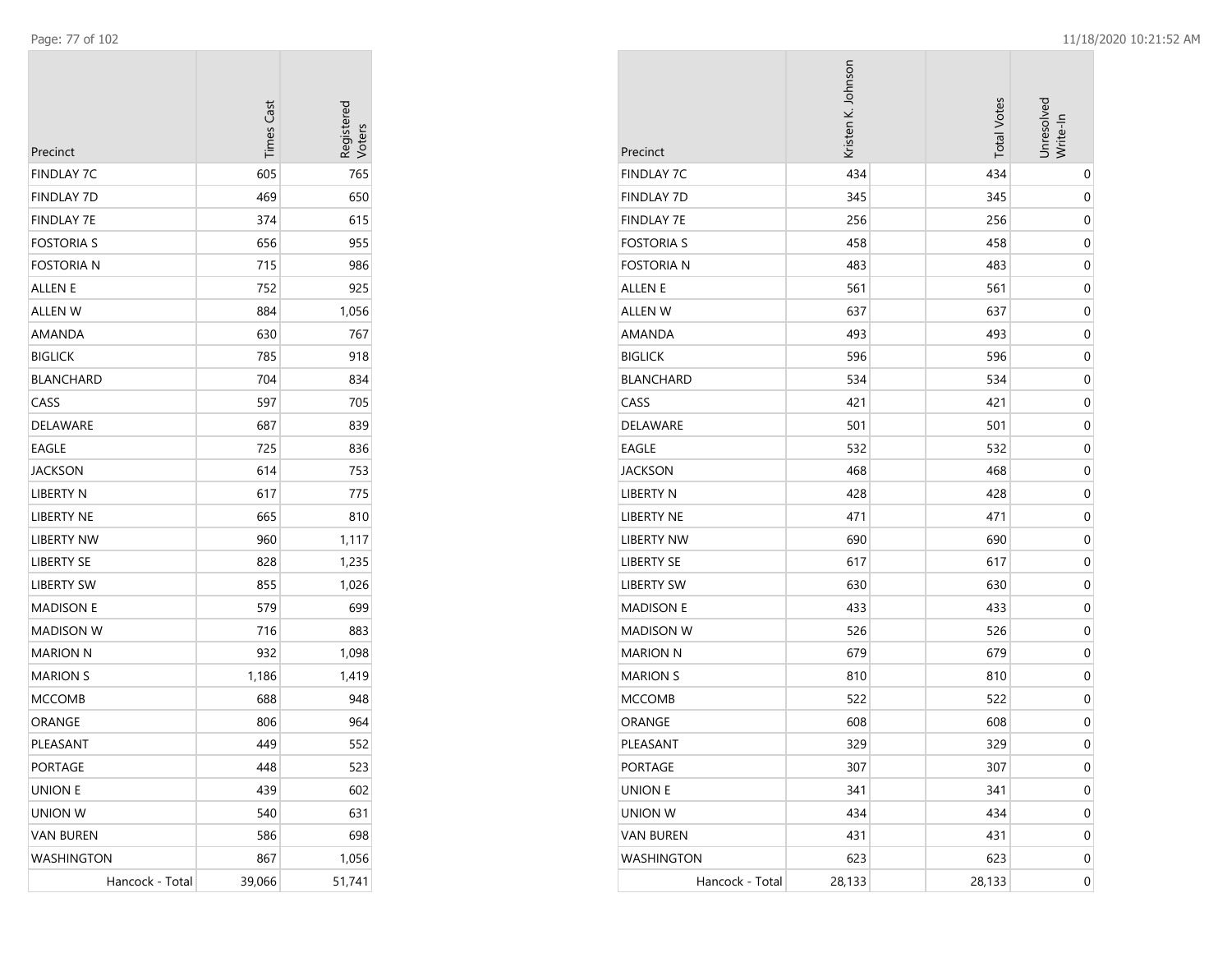| Precinct | Times Cast | Registered Voters |
|---|---|---|
| FINDLAY 7C | 605 | 765 |
| FINDLAY 7D | 469 | 650 |
| FINDLAY 7E | 374 | 615 |
| FOSTORIA S | 656 | 955 |
| FOSTORIA N | 715 | 986 |
| ALLEN E | 752 | 925 |
| ALLEN W | 884 | 1,056 |
| AMANDA | 630 | 767 |
| BIGLICK | 785 | 918 |
| BLANCHARD | 704 | 834 |
| CASS | 597 | 705 |
| DELAWARE | 687 | 839 |
| EAGLE | 725 | 836 |
| JACKSON | 614 | 753 |
| LIBERTY N | 617 | 775 |
| LIBERTY NE | 665 | 810 |
| LIBERTY NW | 960 | 1,117 |
| LIBERTY SE | 828 | 1,235 |
| LIBERTY SW | 855 | 1,026 |
| MADISON E | 579 | 699 |
| MADISON W | 716 | 883 |
| MARION N | 932 | 1,098 |
| MARION S | 1,186 | 1,419 |
| MCCOMB | 688 | 948 |
| ORANGE | 806 | 964 |
| PLEASANT | 449 | 552 |
| PORTAGE | 448 | 523 |
| UNION E | 439 | 602 |
| UNION W | 540 | 631 |
| VAN BUREN | 586 | 698 |
| WASHINGTON | 867 | 1,056 |
| Hancock - Total | 39,066 | 51,741 |

| Precinct | Kristen K. Johnson | Total Votes | Unresolved Write-In |
|---|---|---|---|
| FINDLAY 7C | 434 | 434 | 0 |
| FINDLAY 7D | 345 | 345 | 0 |
| FINDLAY 7E | 256 | 256 | 0 |
| FOSTORIA S | 458 | 458 | 0 |
| FOSTORIA N | 483 | 483 | 0 |
| ALLEN E | 561 | 561 | 0 |
| ALLEN W | 637 | 637 | 0 |
| AMANDA | 493 | 493 | 0 |
| BIGLICK | 596 | 596 | 0 |
| BLANCHARD | 534 | 534 | 0 |
| CASS | 421 | 421 | 0 |
| DELAWARE | 501 | 501 | 0 |
| EAGLE | 532 | 532 | 0 |
| JACKSON | 468 | 468 | 0 |
| LIBERTY N | 428 | 428 | 0 |
| LIBERTY NE | 471 | 471 | 0 |
| LIBERTY NW | 690 | 690 | 0 |
| LIBERTY SE | 617 | 617 | 0 |
| LIBERTY SW | 630 | 630 | 0 |
| MADISON E | 433 | 433 | 0 |
| MADISON W | 526 | 526 | 0 |
| MARION N | 679 | 679 | 0 |
| MARION S | 810 | 810 | 0 |
| MCCOMB | 522 | 522 | 0 |
| ORANGE | 608 | 608 | 0 |
| PLEASANT | 329 | 329 | 0 |
| PORTAGE | 307 | 307 | 0 |
| UNION E | 341 | 341 | 0 |
| UNION W | 434 | 434 | 0 |
| VAN BUREN | 431 | 431 | 0 |
| WASHINGTON | 623 | 623 | 0 |
| Hancock - Total | 28,133 | 28,133 | 0 |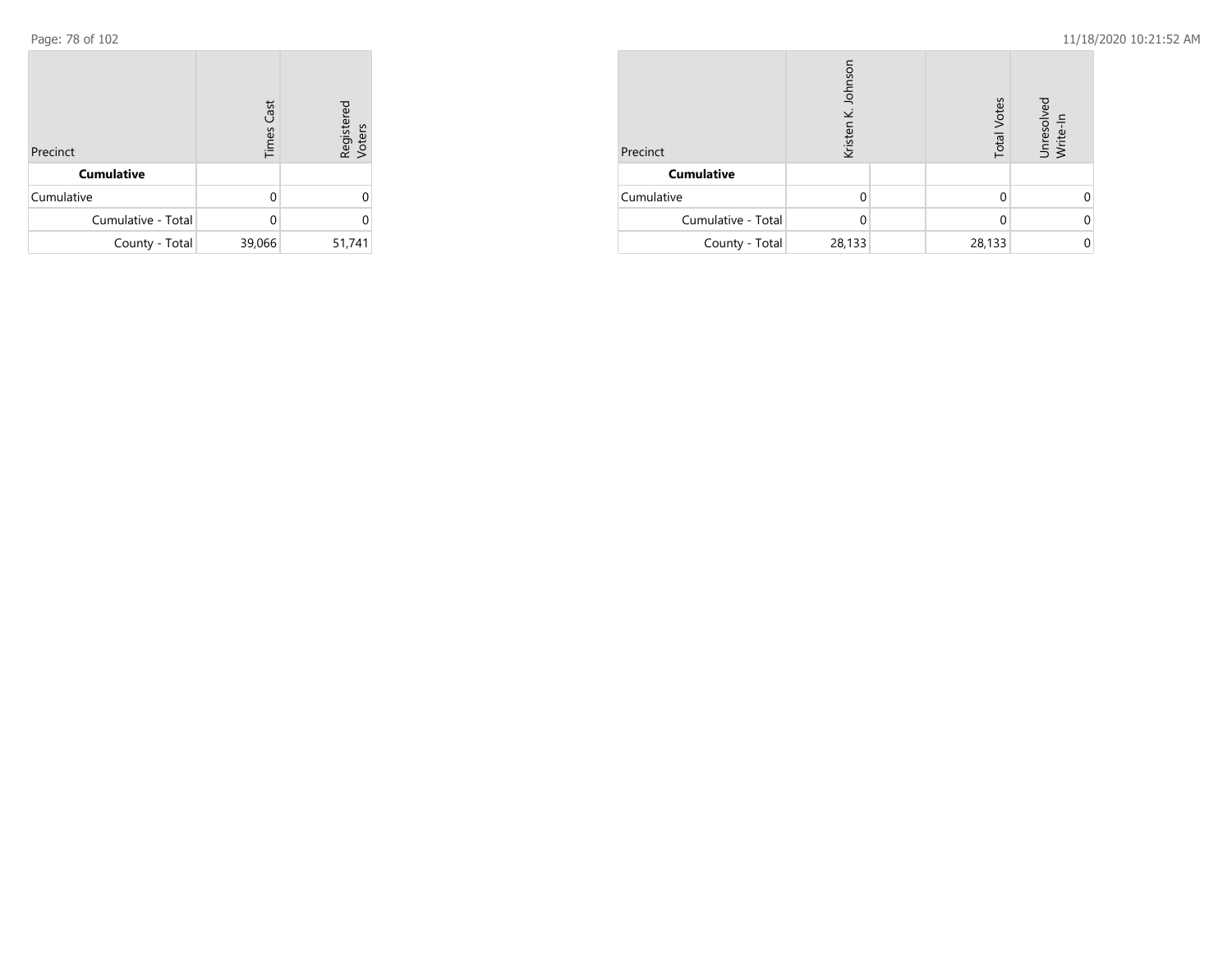| Precinct | Times Cast | Registered Voters |
|---|---|---|
| **Cumulative** | | |
| Cumulative | 0 | 0 |
| Cumulative - Total | 0 | 0 |
| County - Total | 39,066 | 51,741 |

| Precinct | Kristen K. Johnson | | Total Votes | Unresolved Write-In |
|---|---|---|---|---|
| **Cumulative** | | | | |
| Cumulative | 0 | | 0 | 0 |
| Cumulative - Total | 0 | | 0 | 0 |
| County - Total | 28,133 | | 28,133 | 0 |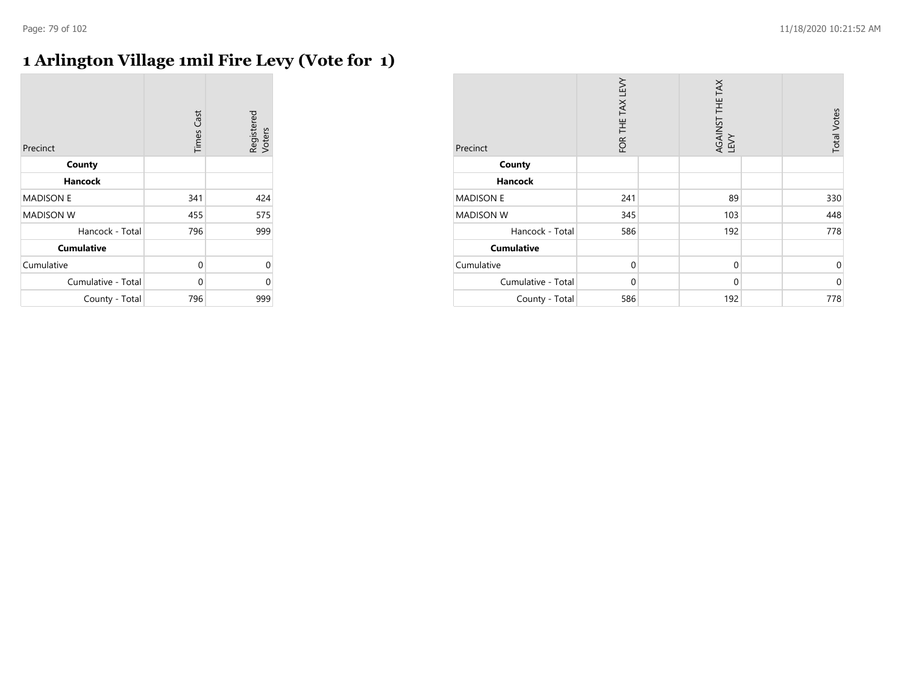# 1 Arlington Village 1mil Fire Levy (Vote for 1)

| Precinct | Times Cast | Registered Voters |
|---|---|---|
| **County** | | |
| **Hancock** | | |
| MADISON E | 341 | 424 |
| MADISON W | 455 | 575 |
| Hancock - Total | 796 | 999 |
| **Cumulative** | | |
| Cumulative | 0 | 0 |
| Cumulative - Total | 0 | 0 |
| County - Total | 796 | 999 |

| Precinct | FOR THE TAX LEVY | | AGAINST THE TAX LEVY | | Total Votes |
|---|---|---|---|---|---|
| **County** | | | | | |
| **Hancock** | | | | | |
| MADISON E | 241 | | 89 | | 330 |
| MADISON W | 345 | | 103 | | 448 |
| Hancock - Total | 586 | | 192 | | 778 |
| **Cumulative** | | | | | |
| Cumulative | 0 | | 0 | | 0 |
| Cumulative - Total | 0 | | 0 | | 0 |
| County - Total | 586 | | 192 | | 778 |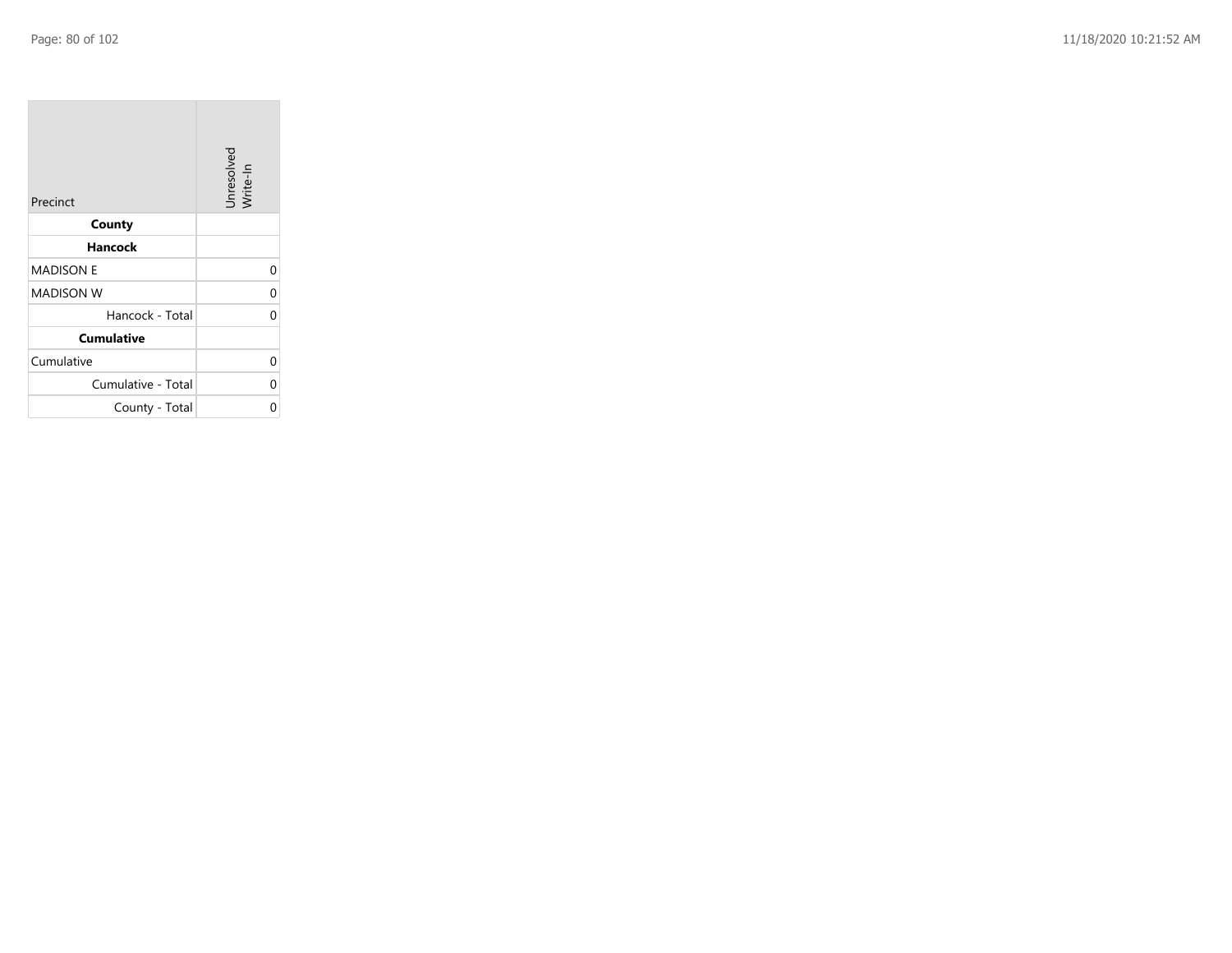| Precinct | Unresolved Write-In |
|---|---|
| **County** | |
| **Hancock** | |
| MADISON E | 0 |
| MADISON W | 0 |
| Hancock - Total | 0 |
| **Cumulative** | |
| Cumulative | 0 |
| Cumulative - Total | 0 |
| County - Total | 0 |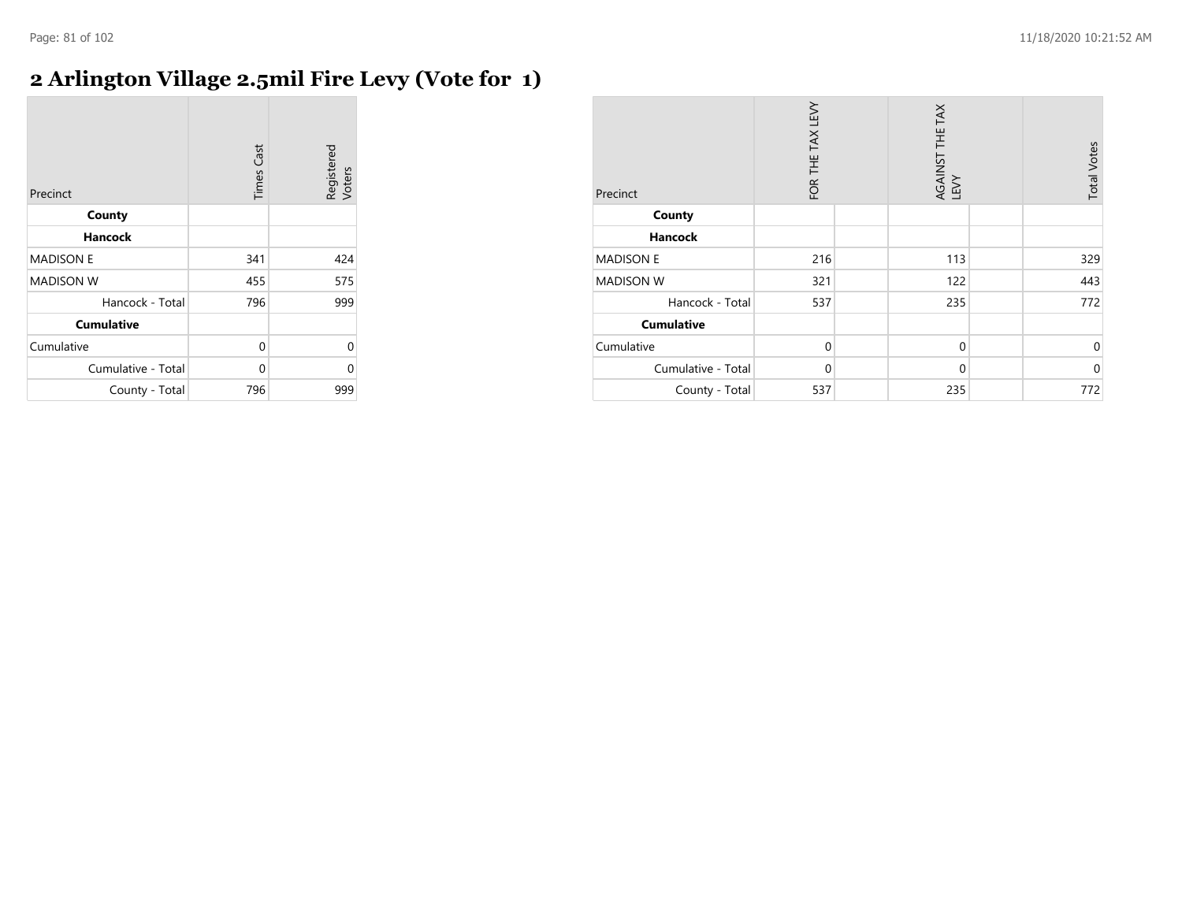# 2 Arlington Village 2.5mil Fire Levy (Vote for 1)

| Precinct | Times Cast | Registered Voters |
|---|---|---|
| **County** | | |
| **Hancock** | | |
| MADISON E | 341 | 424 |
| MADISON W | 455 | 575 |
| Hancock - Total | 796 | 999 |
| **Cumulative** | | |
| Cumulative | 0 | 0 |
| Cumulative - Total | 0 | 0 |
| County - Total | 796 | 999 |

| Precinct | FOR THE TAX LEVY | | AGAINST THE TAX LEVY | | Total Votes |
|---|---|---|---|---|---|
| **County** | | | | | |
| **Hancock** | | | | | |
| MADISON E | 216 | | 113 | | 329 |
| MADISON W | 321 | | 122 | | 443 |
| Hancock - Total | 537 | | 235 | | 772 |
| **Cumulative** | | | | | |
| Cumulative | 0 | | 0 | | 0 |
| Cumulative - Total | 0 | | 0 | | 0 |
| County - Total | 537 | | 235 | | 772 |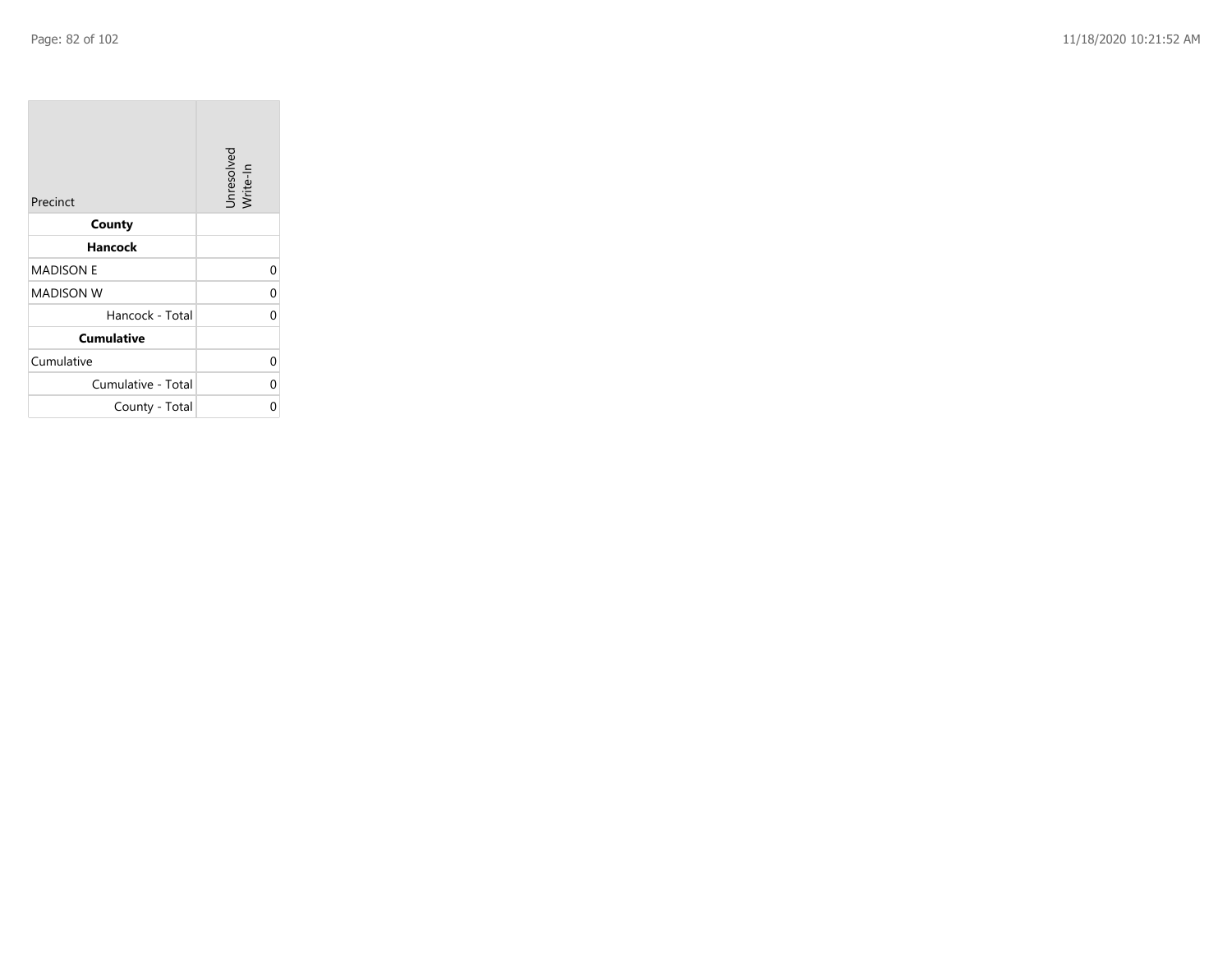| Precinct | Unresolved Write-In |
| --- | --- |
| **County** | |
| **Hancock** | |
| MADISON E | 0 |
| MADISON W | 0 |
| Hancock - Total | 0 |
| **Cumulative** | |
| Cumulative | 0 |
| Cumulative - Total | 0 |
| County - Total | 0 |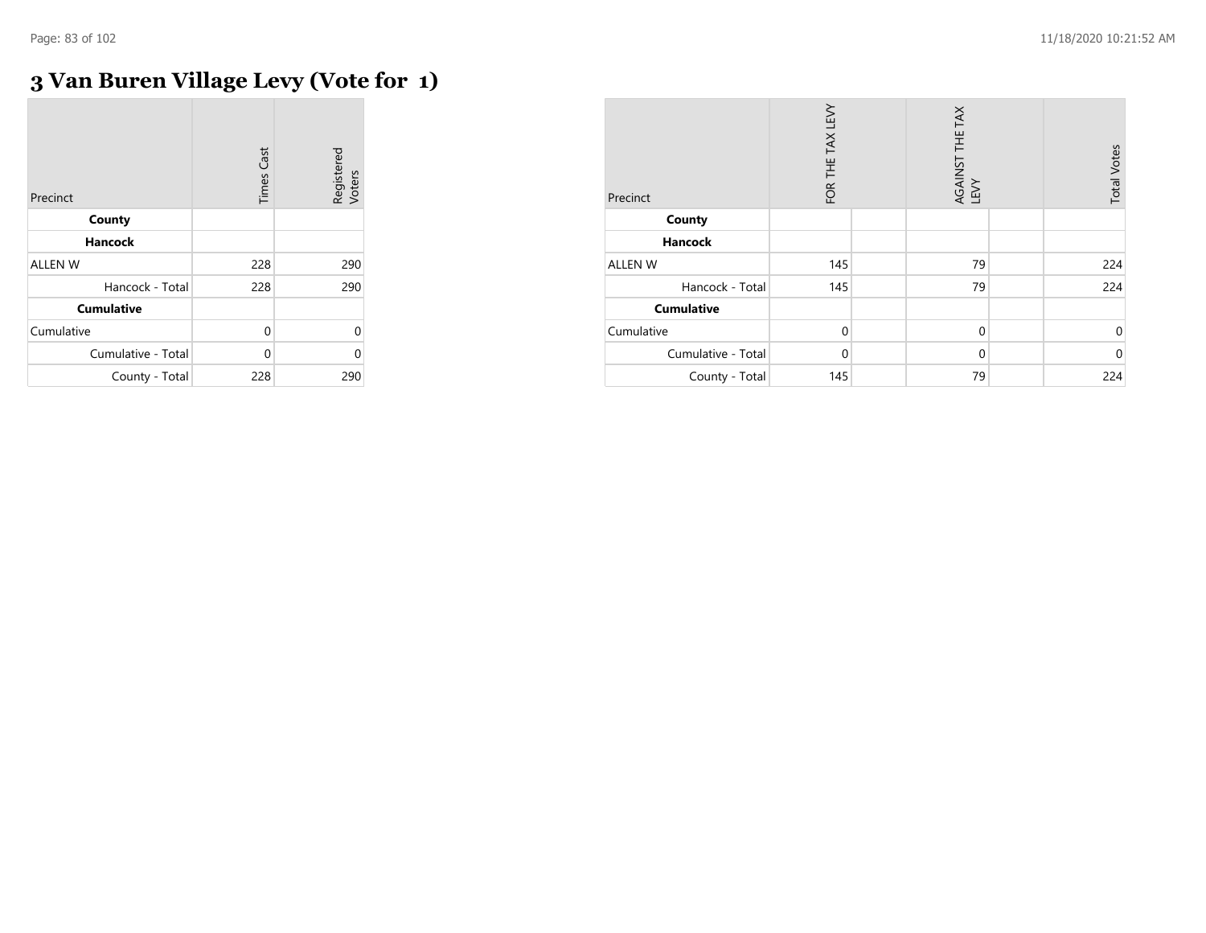# 3 Van Buren Village Levy (Vote for 1)

| Precinct | Times Cast | Registered Voters |
|---|---|---|
| **County** | | |
| **Hancock** | | |
| ALLEN W | 228 | 290 |
| Hancock - Total | 228 | 290 |
| **Cumulative** | | |
| Cumulative | 0 | 0 |
| Cumulative - Total | 0 | 0 |
| County - Total | 228 | 290 |

| Precinct | FOR THE TAX LEVY | | AGAINST THE TAX LEVY | | Total Votes |
|---|---|---|---|---|---|
| **County** | | | | | |
| **Hancock** | | | | | |
| ALLEN W | 145 | | 79 | | 224 |
| Hancock - Total | 145 | | 79 | | 224 |
| **Cumulative** | | | | | |
| Cumulative | 0 | | 0 | | 0 |
| Cumulative - Total | 0 | | 0 | | 0 |
| County - Total | 145 | | 79 | | 224 |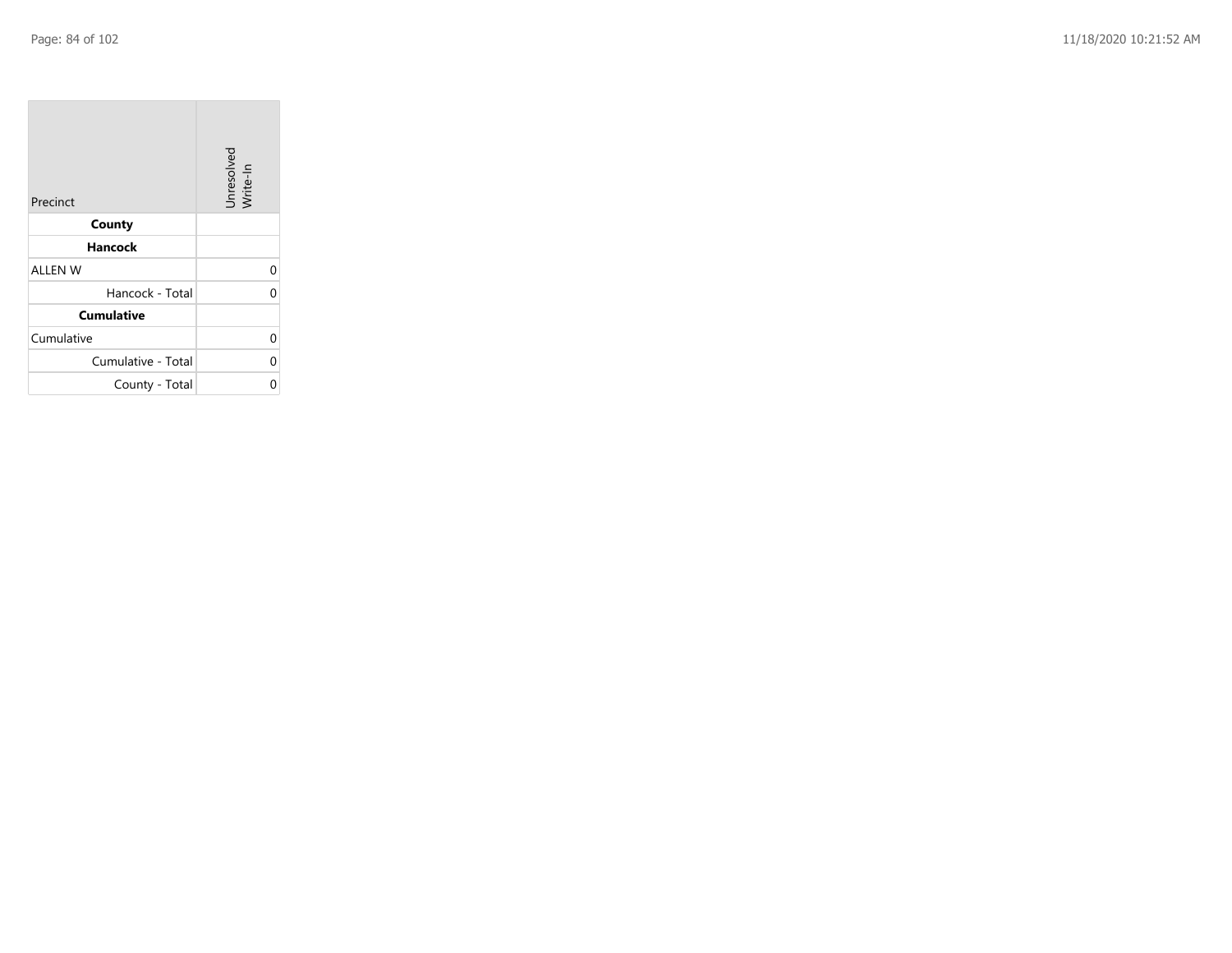| Precinct | Unresolved Write-In |
| --- | --- |
| **County** | |
| **Hancock** | |
| ALLEN W | 0 |
| Hancock - Total | 0 |
| **Cumulative** | |
| Cumulative | 0 |
| Cumulative - Total | 0 |
| County - Total | 0 |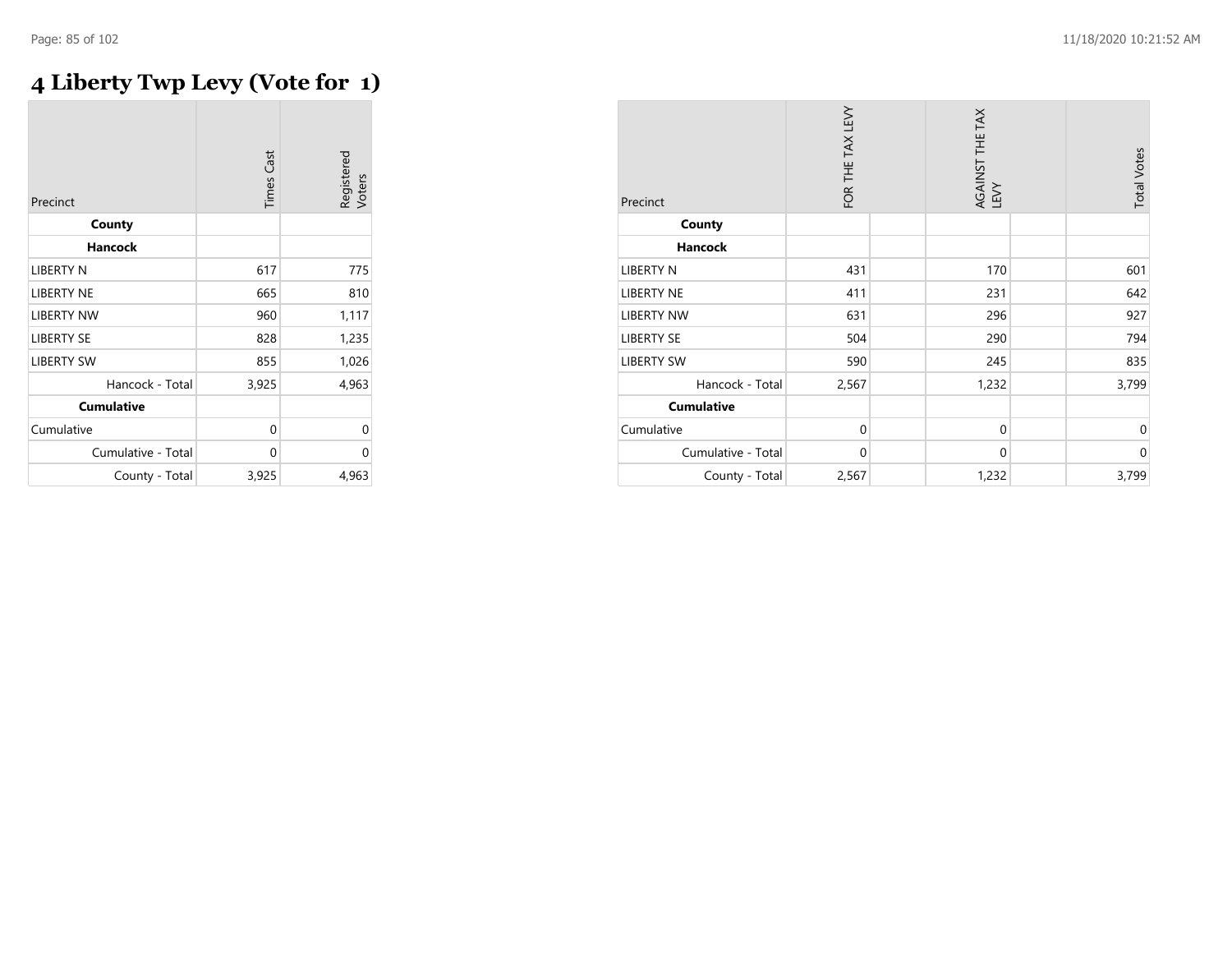# 4 Liberty Twp Levy (Vote for 1)

| Precinct | Times Cast | Registered Voters |
|---|---|---|
| **County** | | |
| **Hancock** | | |
| LIBERTY N | 617 | 775 |
| LIBERTY NE | 665 | 810 |
| LIBERTY NW | 960 | 1,117 |
| LIBERTY SE | 828 | 1,235 |
| LIBERTY SW | 855 | 1,026 |
| Hancock - Total | 3,925 | 4,963 |
| **Cumulative** | | |
| Cumulative | 0 | 0 |
| Cumulative - Total | 0 | 0 |
| County - Total | 3,925 | 4,963 |

| Precinct | FOR THE TAX LEVY | | AGAINST THE TAX LEVY | | Total Votes |
|---|---|---|---|---|---|
| **County** | | | | | |
| **Hancock** | | | | | |
| LIBERTY N | 431 | | 170 | | 601 |
| LIBERTY NE | 411 | | 231 | | 642 |
| LIBERTY NW | 631 | | 296 | | 927 |
| LIBERTY SE | 504 | | 290 | | 794 |
| LIBERTY SW | 590 | | 245 | | 835 |
| Hancock - Total | 2,567 | | 1,232 | | 3,799 |
| **Cumulative** | | | | | |
| Cumulative | 0 | | 0 | | 0 |
| Cumulative - Total | 0 | | 0 | | 0 |
| County - Total | 2,567 | | 1,232 | | 3,799 |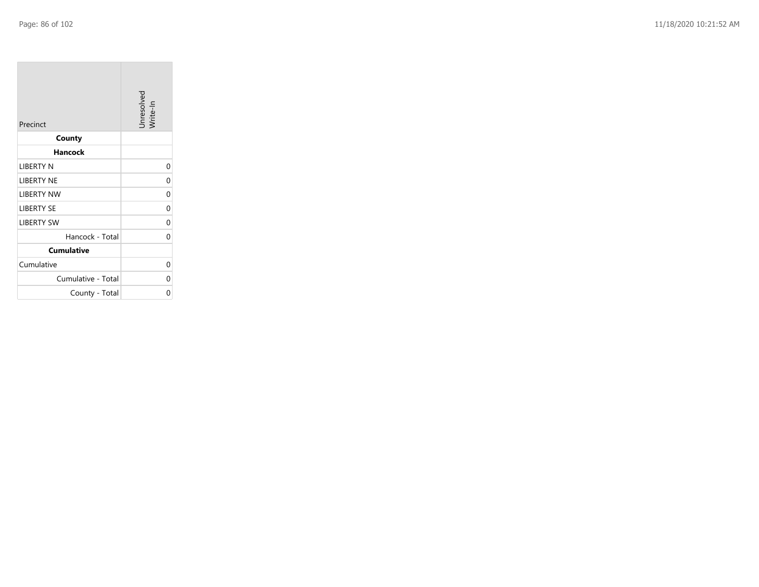| Precinct | Unresolved Write-In |
| --- | --- |
| **County** | |
| **Hancock** | |
| LIBERTY N | 0 |
| LIBERTY NE | 0 |
| LIBERTY NW | 0 |
| LIBERTY SE | 0 |
| LIBERTY SW | 0 |
| Hancock - Total | 0 |
| **Cumulative** | |
| Cumulative | 0 |
| Cumulative - Total | 0 |
| County - Total | 0 |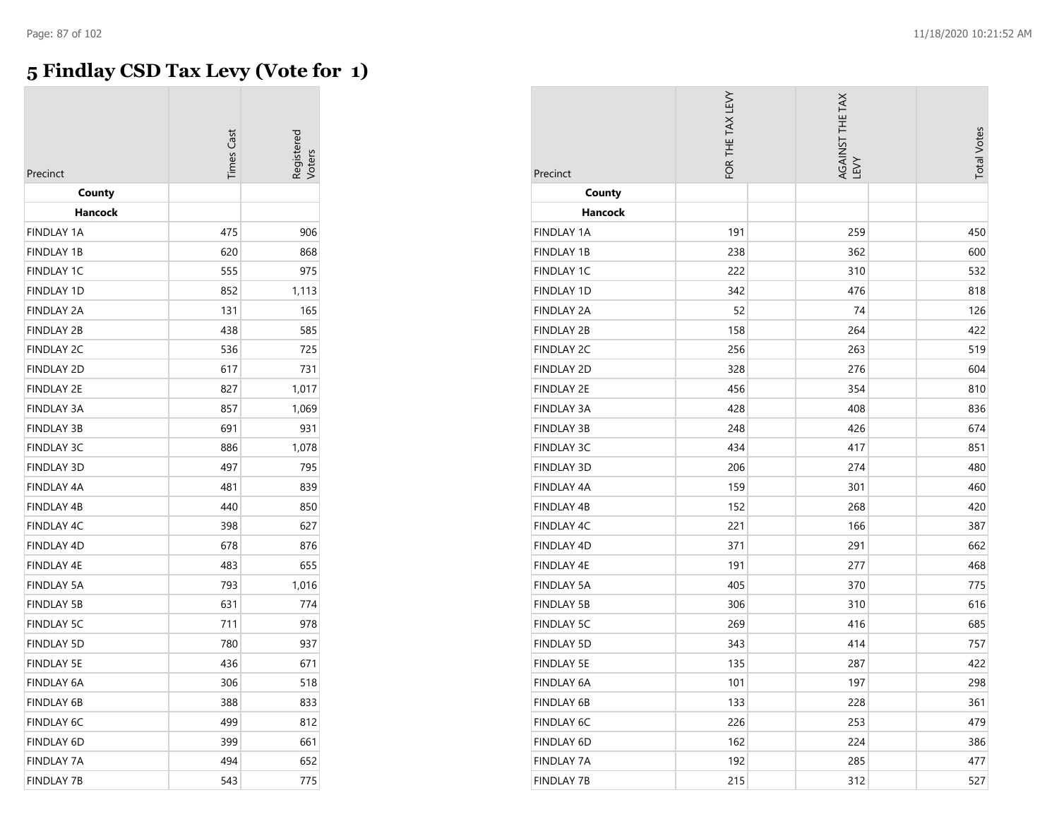# 5 Findlay CSD Tax Levy (Vote for 1)

| Precinct | Times Cast | Registered Voters |
|---|---|---|
| **County** | | |
| **Hancock** | | |
| FINDLAY 1A | 475 | 906 |
| FINDLAY 1B | 620 | 868 |
| FINDLAY 1C | 555 | 975 |
| FINDLAY 1D | 852 | 1,113 |
| FINDLAY 2A | 131 | 165 |
| FINDLAY 2B | 438 | 585 |
| FINDLAY 2C | 536 | 725 |
| FINDLAY 2D | 617 | 731 |
| FINDLAY 2E | 827 | 1,017 |
| FINDLAY 3A | 857 | 1,069 |
| FINDLAY 3B | 691 | 931 |
| FINDLAY 3C | 886 | 1,078 |
| FINDLAY 3D | 497 | 795 |
| FINDLAY 4A | 481 | 839 |
| FINDLAY 4B | 440 | 850 |
| FINDLAY 4C | 398 | 627 |
| FINDLAY 4D | 678 | 876 |
| FINDLAY 4E | 483 | 655 |
| FINDLAY 5A | 793 | 1,016 |
| FINDLAY 5B | 631 | 774 |
| FINDLAY 5C | 711 | 978 |
| FINDLAY 5D | 780 | 937 |
| FINDLAY 5E | 436 | 671 |
| FINDLAY 6A | 306 | 518 |
| FINDLAY 6B | 388 | 833 |
| FINDLAY 6C | 499 | 812 |
| FINDLAY 6D | 399 | 661 |
| FINDLAY 7A | 494 | 652 |
| FINDLAY 7B | 543 | 775 |

| Precinct | FOR THE TAX LEVY | | AGAINST THE TAX LEVY | | Total Votes |
|---|---|---|---|---|---|
| **County** | | | | | |
| **Hancock** | | | | | |
| FINDLAY 1A | 191 | | 259 | | 450 |
| FINDLAY 1B | 238 | | 362 | | 600 |
| FINDLAY 1C | 222 | | 310 | | 532 |
| FINDLAY 1D | 342 | | 476 | | 818 |
| FINDLAY 2A | 52 | | 74 | | 126 |
| FINDLAY 2B | 158 | | 264 | | 422 |
| FINDLAY 2C | 256 | | 263 | | 519 |
| FINDLAY 2D | 328 | | 276 | | 604 |
| FINDLAY 2E | 456 | | 354 | | 810 |
| FINDLAY 3A | 428 | | 408 | | 836 |
| FINDLAY 3B | 248 | | 426 | | 674 |
| FINDLAY 3C | 434 | | 417 | | 851 |
| FINDLAY 3D | 206 | | 274 | | 480 |
| FINDLAY 4A | 159 | | 301 | | 460 |
| FINDLAY 4B | 152 | | 268 | | 420 |
| FINDLAY 4C | 221 | | 166 | | 387 |
| FINDLAY 4D | 371 | | 291 | | 662 |
| FINDLAY 4E | 191 | | 277 | | 468 |
| FINDLAY 5A | 405 | | 370 | | 775 |
| FINDLAY 5B | 306 | | 310 | | 616 |
| FINDLAY 5C | 269 | | 416 | | 685 |
| FINDLAY 5D | 343 | | 414 | | 757 |
| FINDLAY 5E | 135 | | 287 | | 422 |
| FINDLAY 6A | 101 | | 197 | | 298 |
| FINDLAY 6B | 133 | | 228 | | 361 |
| FINDLAY 6C | 226 | | 253 | | 479 |
| FINDLAY 6D | 162 | | 224 | | 386 |
| FINDLAY 7A | 192 | | 285 | | 477 |
| FINDLAY 7B | 215 | | 312 | | 527 |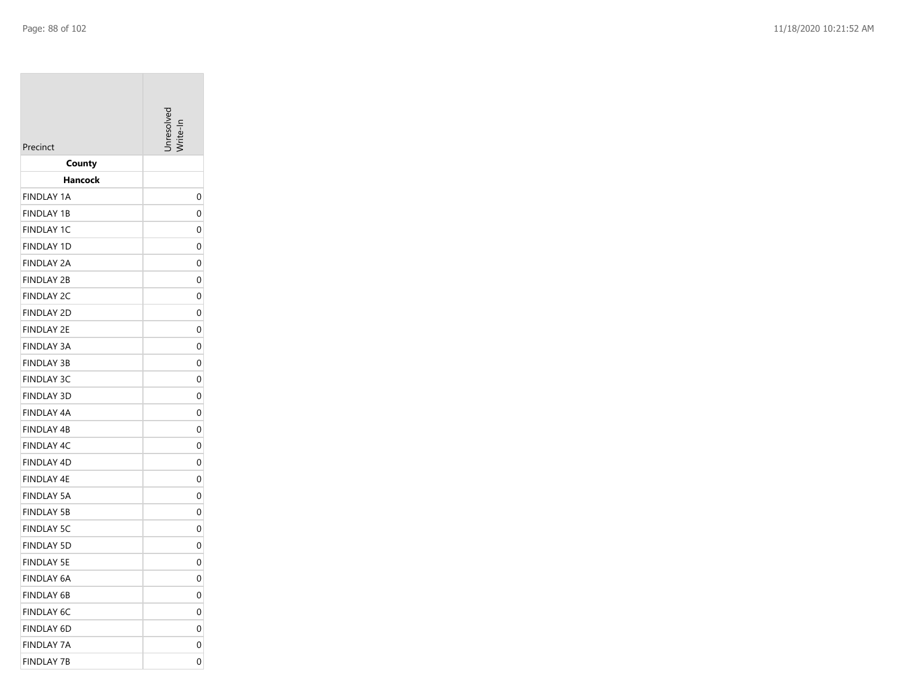| Precinct | Unresolved Write-In |
|---|---|
| **County** | |
| **Hancock** | |
| FINDLAY 1A | 0 |
| FINDLAY 1B | 0 |
| FINDLAY 1C | 0 |
| FINDLAY 1D | 0 |
| FINDLAY 2A | 0 |
| FINDLAY 2B | 0 |
| FINDLAY 2C | 0 |
| FINDLAY 2D | 0 |
| FINDLAY 2E | 0 |
| FINDLAY 3A | 0 |
| FINDLAY 3B | 0 |
| FINDLAY 3C | 0 |
| FINDLAY 3D | 0 |
| FINDLAY 4A | 0 |
| FINDLAY 4B | 0 |
| FINDLAY 4C | 0 |
| FINDLAY 4D | 0 |
| FINDLAY 4E | 0 |
| FINDLAY 5A | 0 |
| FINDLAY 5B | 0 |
| FINDLAY 5C | 0 |
| FINDLAY 5D | 0 |
| FINDLAY 5E | 0 |
| FINDLAY 6A | 0 |
| FINDLAY 6B | 0 |
| FINDLAY 6C | 0 |
| FINDLAY 6D | 0 |
| FINDLAY 7A | 0 |
| FINDLAY 7B | 0 |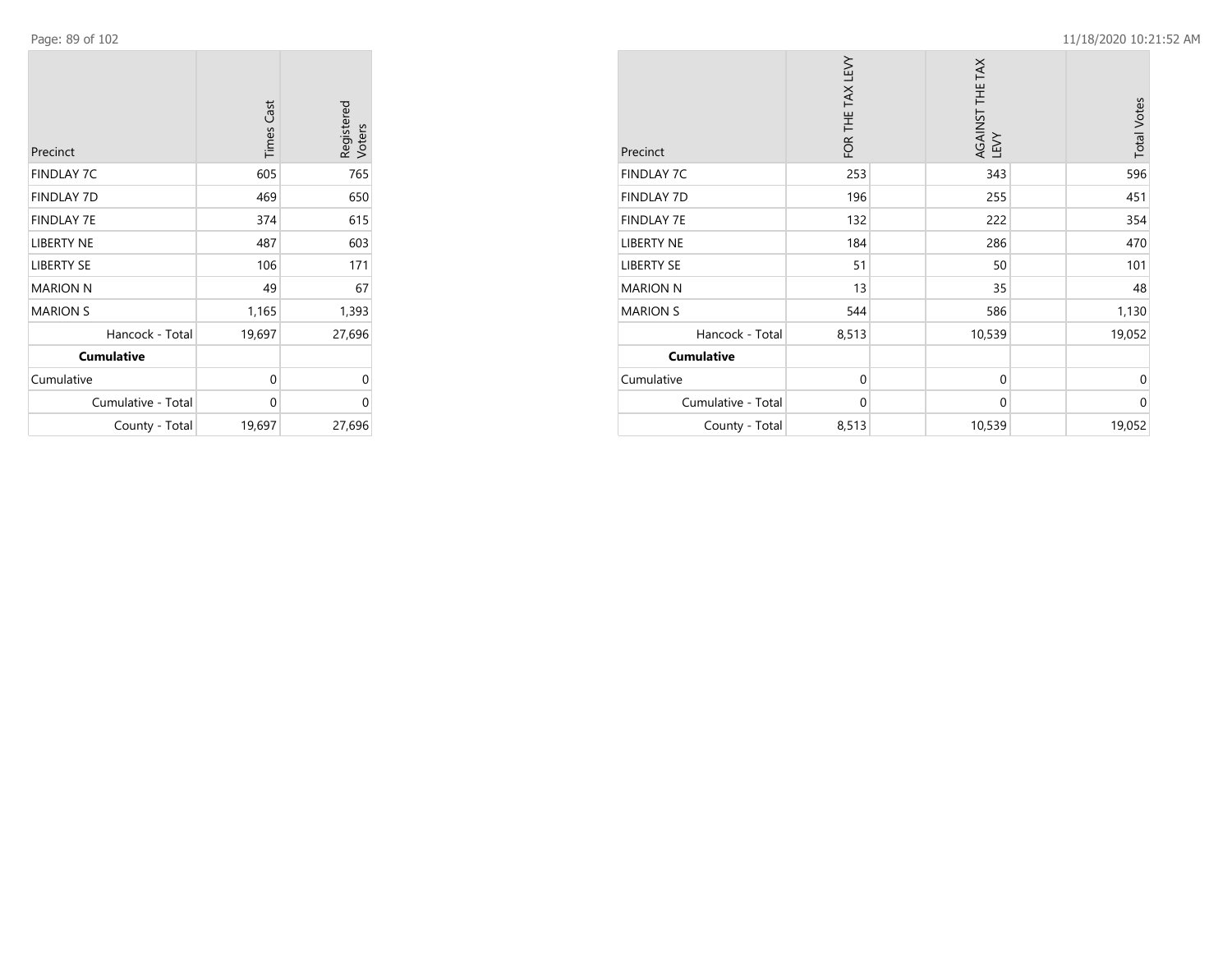| Precinct | Times Cast | Registered Voters |
|---|---|---|
| FINDLAY 7C | 605 | 765 |
| FINDLAY 7D | 469 | 650 |
| FINDLAY 7E | 374 | 615 |
| LIBERTY NE | 487 | 603 |
| LIBERTY SE | 106 | 171 |
| MARION N | 49 | 67 |
| MARION S | 1,165 | 1,393 |
| Hancock - Total | 19,697 | 27,696 |
| **Cumulative** | | |
| Cumulative | 0 | 0 |
| Cumulative - Total | 0 | 0 |
| County - Total | 19,697 | 27,696 |

| Precinct | FOR THE TAX LEVY | AGAINST THE TAX LEVY | Total Votes |
|---|---|---|---|
| FINDLAY 7C | 253 | 343 | 596 |
| FINDLAY 7D | 196 | 255 | 451 |
| FINDLAY 7E | 132 | 222 | 354 |
| LIBERTY NE | 184 | 286 | 470 |
| LIBERTY SE | 51 | 50 | 101 |
| MARION N | 13 | 35 | 48 |
| MARION S | 544 | 586 | 1,130 |
| Hancock - Total | 8,513 | 10,539 | 19,052 |
| **Cumulative** | | | |
| Cumulative | 0 | 0 | 0 |
| Cumulative - Total | 0 | 0 | 0 |
| County - Total | 8,513 | 10,539 | 19,052 |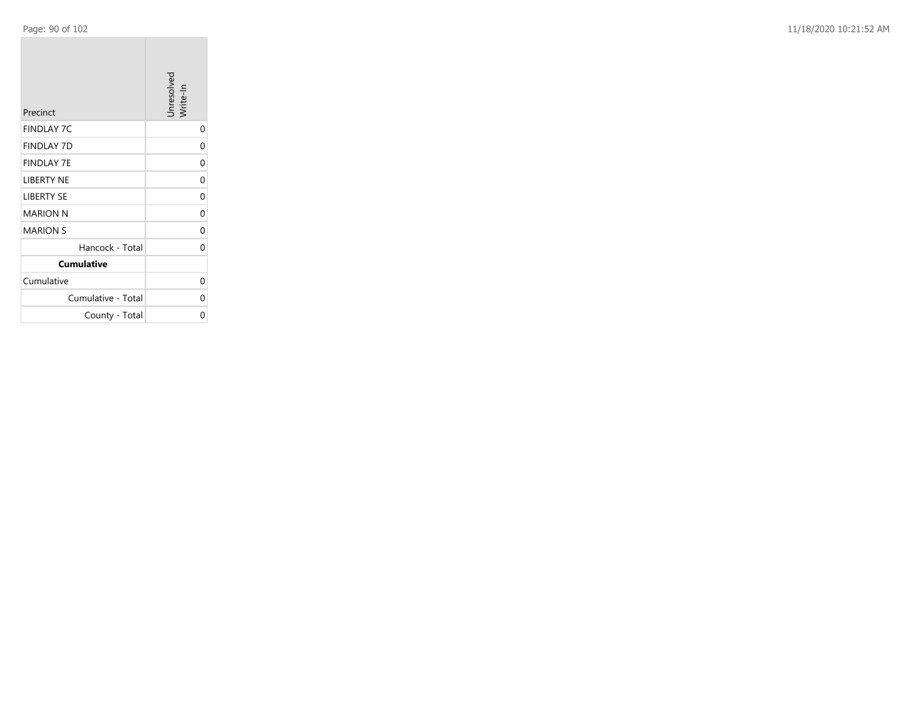| Precinct | Unresolved Write-In |
|---|---|
| FINDLAY 7C | 0 |
| FINDLAY 7D | 0 |
| FINDLAY 7E | 0 |
| LIBERTY NE | 0 |
| LIBERTY SE | 0 |
| MARION N | 0 |
| MARION S | 0 |
| Hancock - Total | 0 |
| **Cumulative** | |
| Cumulative | 0 |
| Cumulative - Total | 0 |
| County - Total | 0 |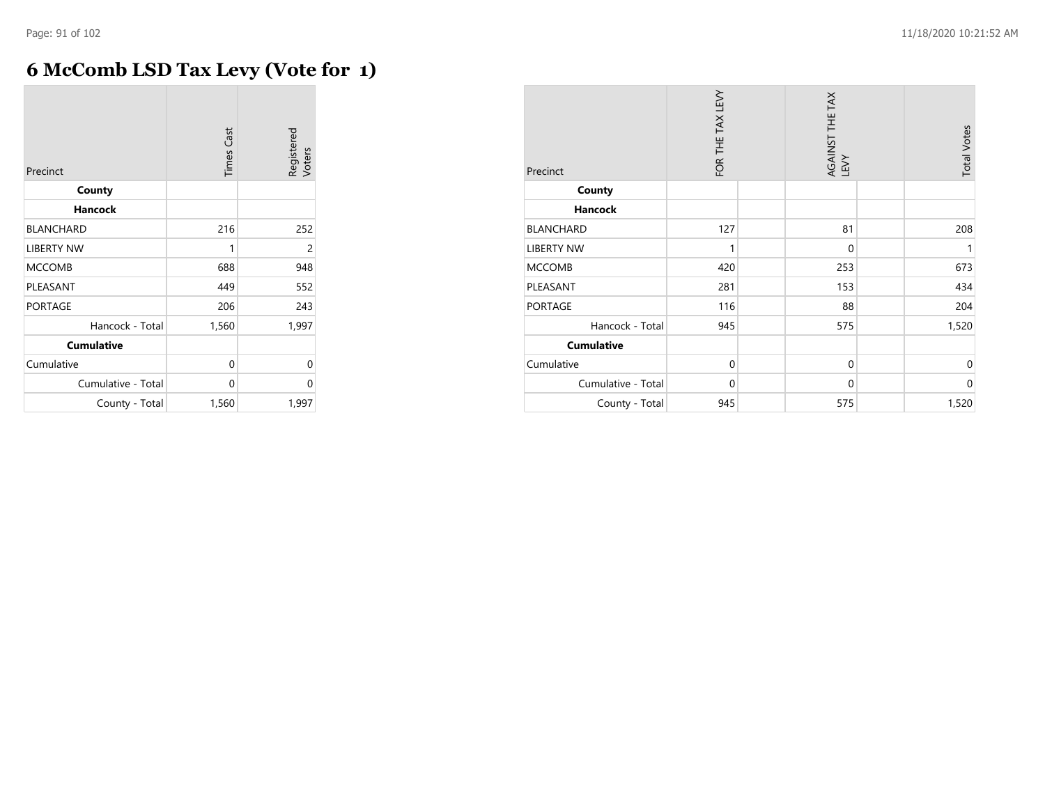# 6 McComb LSD Tax Levy (Vote for 1)

| Precinct | Times Cast | Registered Voters |
|---|---|---|
| **County** | | |
| **Hancock** | | |
| BLANCHARD | 216 | 252 |
| LIBERTY NW | 1 | 2 |
| MCCOMB | 688 | 948 |
| PLEASANT | 449 | 552 |
| PORTAGE | 206 | 243 |
| Hancock - Total | 1,560 | 1,997 |
| **Cumulative** | | |
| Cumulative | 0 | 0 |
| Cumulative - Total | 0 | 0 |
| County - Total | 1,560 | 1,997 |

| Precinct | FOR THE TAX LEVY | AGAINST THE TAX LEVY | Total Votes |
|---|---|---|---|
| **County** | | | |
| **Hancock** | | | |
| BLANCHARD | 127 | 81 | 208 |
| LIBERTY NW | 1 | 0 | 1 |
| MCCOMB | 420 | 253 | 673 |
| PLEASANT | 281 | 153 | 434 |
| PORTAGE | 116 | 88 | 204 |
| Hancock - Total | 945 | 575 | 1,520 |
| **Cumulative** | | | |
| Cumulative | 0 | 0 | 0 |
| Cumulative - Total | 0 | 0 | 0 |
| County - Total | 945 | 575 | 1,520 |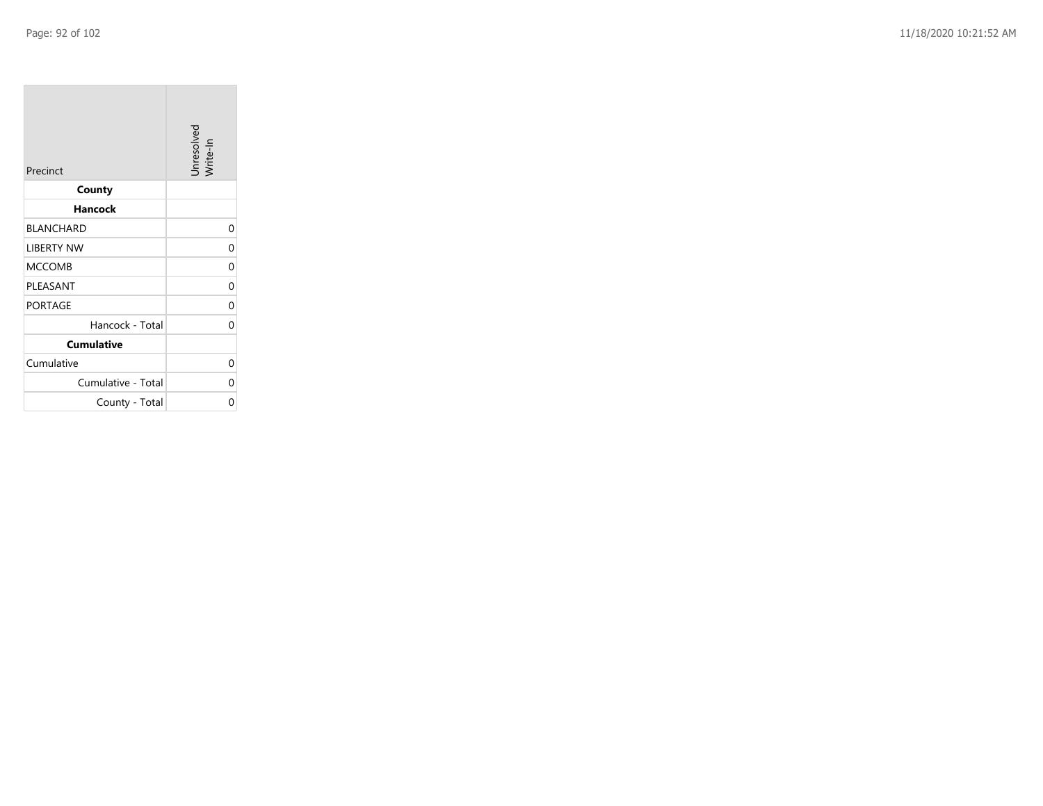| Precinct | Unresolved Write-In |
|---|---|
| **County** | |
| **Hancock** | |
| BLANCHARD | 0 |
| LIBERTY NW | 0 |
| MCCOMB | 0 |
| PLEASANT | 0 |
| PORTAGE | 0 |
| Hancock - Total | 0 |
| **Cumulative** | |
| Cumulative | 0 |
| Cumulative - Total | 0 |
| County - Total | 0 |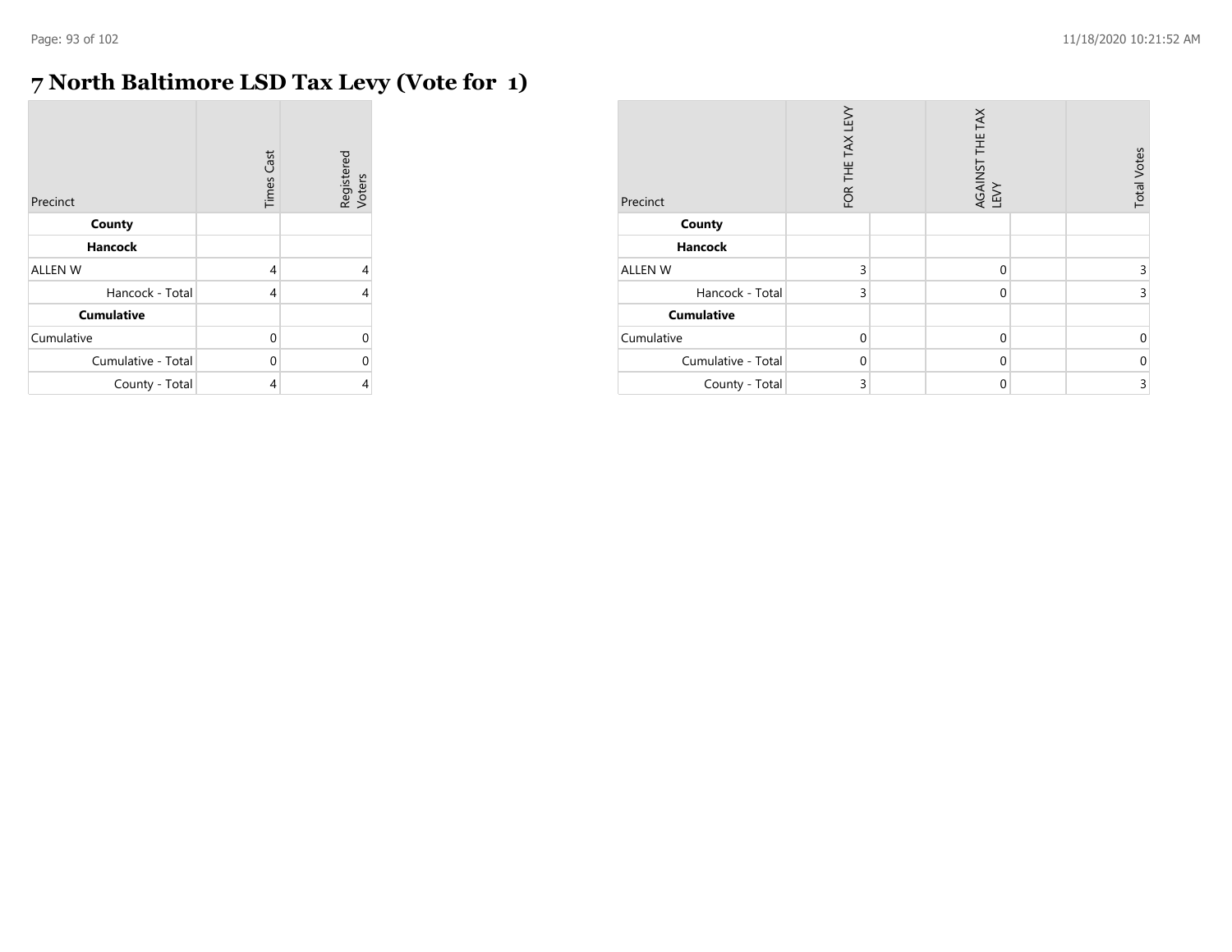# 7 North Baltimore LSD Tax Levy (Vote for 1)

| Precinct | Times Cast | Registered Voters |
|---|---|---|
| **County** | | |
| **Hancock** | | |
| ALLEN W | 4 | 4 |
| Hancock - Total | 4 | 4 |
| **Cumulative** | | |
| Cumulative | 0 | 0 |
| Cumulative - Total | 0 | 0 |
| County - Total | 4 | 4 |

| Precinct | FOR THE TAX LEVY | | AGAINST THE TAX LEVY | | Total Votes |
|---|---|---|---|---|---|
| **County** | | | | | |
| **Hancock** | | | | | |
| ALLEN W | 3 | | 0 | | 3 |
| Hancock - Total | 3 | | 0 | | 3 |
| **Cumulative** | | | | | |
| Cumulative | 0 | | 0 | | 0 |
| Cumulative - Total | 0 | | 0 | | 0 |
| County - Total | 3 | | 0 | | 3 |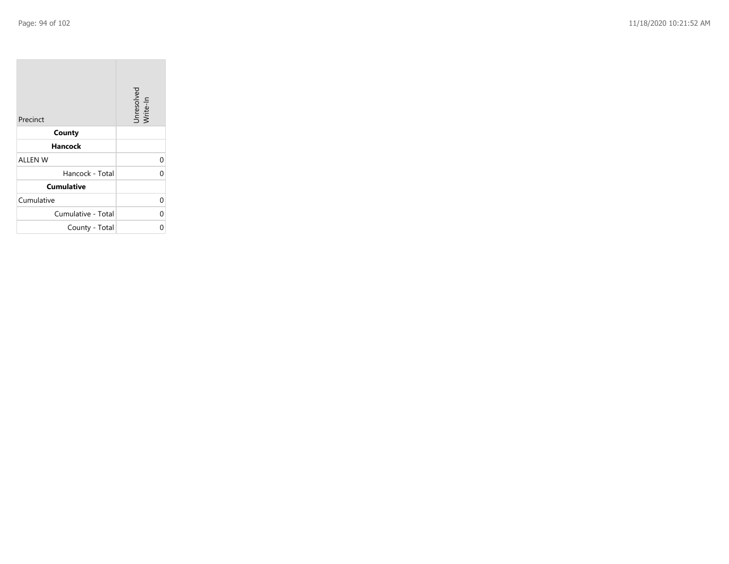| Precinct | Unresolved Write-In |
| --- | --- |
| **County** | |
| **Hancock** | |
| ALLEN W | 0 |
| Hancock - Total | 0 |
| **Cumulative** | |
| Cumulative | 0 |
| Cumulative - Total | 0 |
| County - Total | 0 |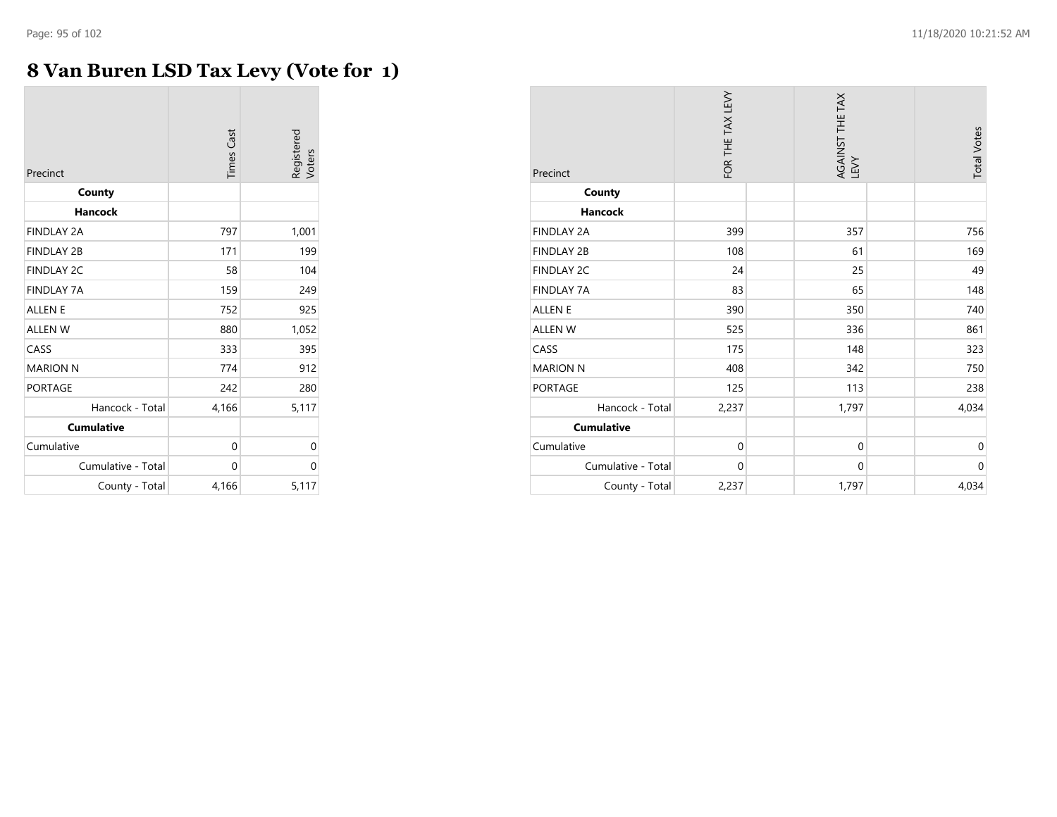# 8 Van Buren LSD Tax Levy (Vote for 1)

| Precinct | Times Cast | Registered Voters |
|---|---|---|
| **County** | | |
| **Hancock** | | |
| FINDLAY 2A | 797 | 1,001 |
| FINDLAY 2B | 171 | 199 |
| FINDLAY 2C | 58 | 104 |
| FINDLAY 7A | 159 | 249 |
| ALLEN E | 752 | 925 |
| ALLEN W | 880 | 1,052 |
| CASS | 333 | 395 |
| MARION N | 774 | 912 |
| PORTAGE | 242 | 280 |
| Hancock - Total | 4,166 | 5,117 |
| **Cumulative** | | |
| Cumulative | 0 | 0 |
| Cumulative - Total | 0 | 0 |
| County - Total | 4,166 | 5,117 |

| Precinct | FOR THE TAX LEVY | AGAINST THE TAX LEVY | Total Votes |
|---|---|---|---|
| **County** | | | |
| **Hancock** | | | |
| FINDLAY 2A | 399 | 357 | 756 |
| FINDLAY 2B | 108 | 61 | 169 |
| FINDLAY 2C | 24 | 25 | 49 |
| FINDLAY 7A | 83 | 65 | 148 |
| ALLEN E | 390 | 350 | 740 |
| ALLEN W | 525 | 336 | 861 |
| CASS | 175 | 148 | 323 |
| MARION N | 408 | 342 | 750 |
| PORTAGE | 125 | 113 | 238 |
| Hancock - Total | 2,237 | 1,797 | 4,034 |
| **Cumulative** | | | |
| Cumulative | 0 | 0 | 0 |
| Cumulative - Total | 0 | 0 | 0 |
| County - Total | 2,237 | 1,797 | 4,034 |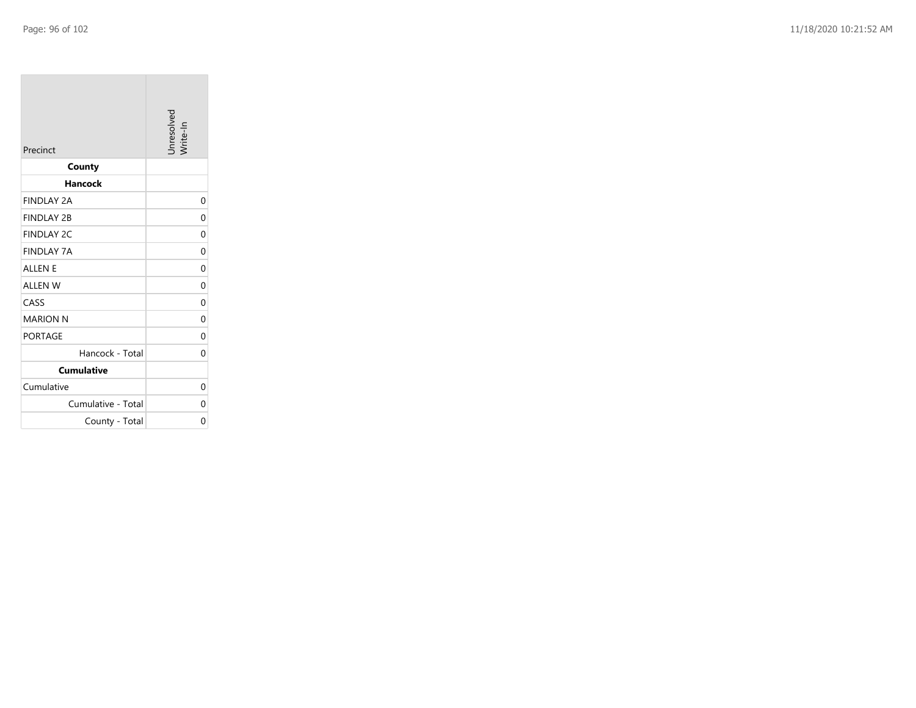| Precinct | Unresolved Write-In |
|---|---|
| **County** | |
| **Hancock** | |
| FINDLAY 2A | 0 |
| FINDLAY 2B | 0 |
| FINDLAY 2C | 0 |
| FINDLAY 7A | 0 |
| ALLEN E | 0 |
| ALLEN W | 0 |
| CASS | 0 |
| MARION N | 0 |
| PORTAGE | 0 |
| Hancock - Total | 0 |
| **Cumulative** | |
| Cumulative | 0 |
| Cumulative - Total | 0 |
| County - Total | 0 |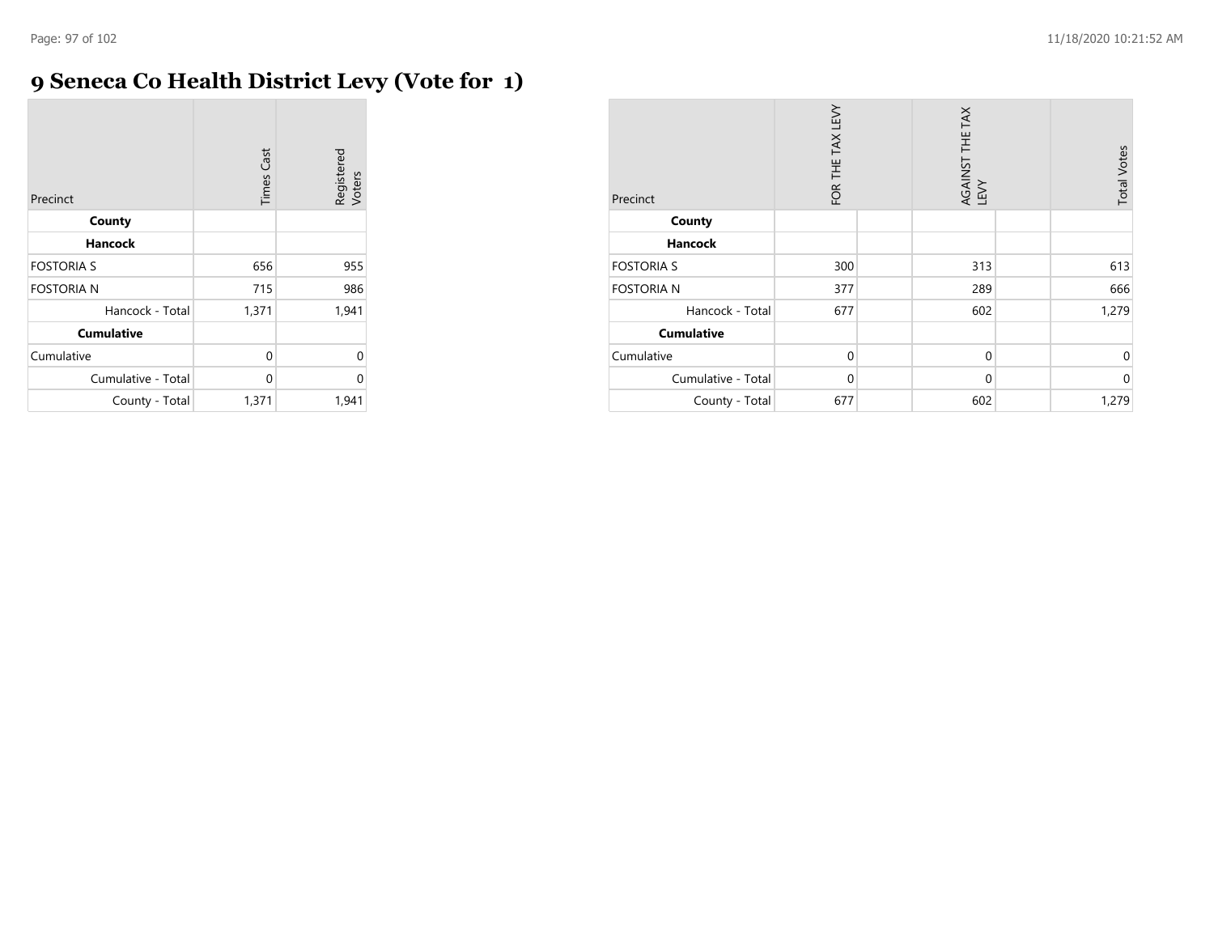# 9 Seneca Co Health District Levy (Vote for 1)

| Precinct | Times Cast | Registered Voters |
|---|---|---|
| **County** | | |
| **Hancock** | | |
| FOSTORIA S | 656 | 955 |
| FOSTORIA N | 715 | 986 |
| Hancock - Total | 1,371 | 1,941 |
| **Cumulative** | | |
| Cumulative | 0 | 0 |
| Cumulative - Total | 0 | 0 |
| County - Total | 1,371 | 1,941 |

| Precinct | FOR THE TAX LEVY | | AGAINST THE TAX LEVY | | Total Votes |
|---|---|---|---|---|---|
| **County** | | | | | |
| **Hancock** | | | | | |
| FOSTORIA S | 300 | | 313 | | 613 |
| FOSTORIA N | 377 | | 289 | | 666 |
| Hancock - Total | 677 | | 602 | | 1,279 |
| **Cumulative** | | | | | |
| Cumulative | 0 | | 0 | | 0 |
| Cumulative - Total | 0 | | 0 | | 0 |
| County - Total | 677 | | 602 | | 1,279 |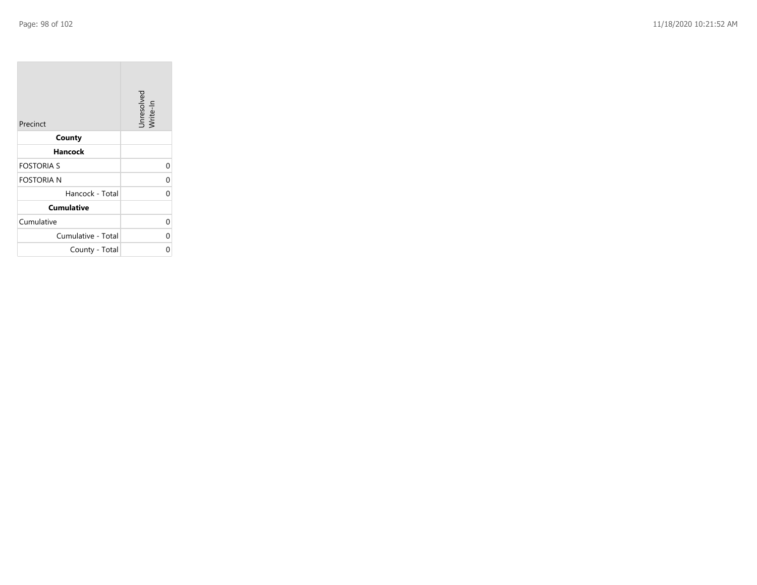| Precinct | Unresolved Write-In |
|---|---|
| **County** | |
| **Hancock** | |
| FOSTORIA S | 0 |
| FOSTORIA N | 0 |
| Hancock - Total | 0 |
| **Cumulative** | |
| Cumulative | 0 |
| Cumulative - Total | 0 |
| County - Total | 0 |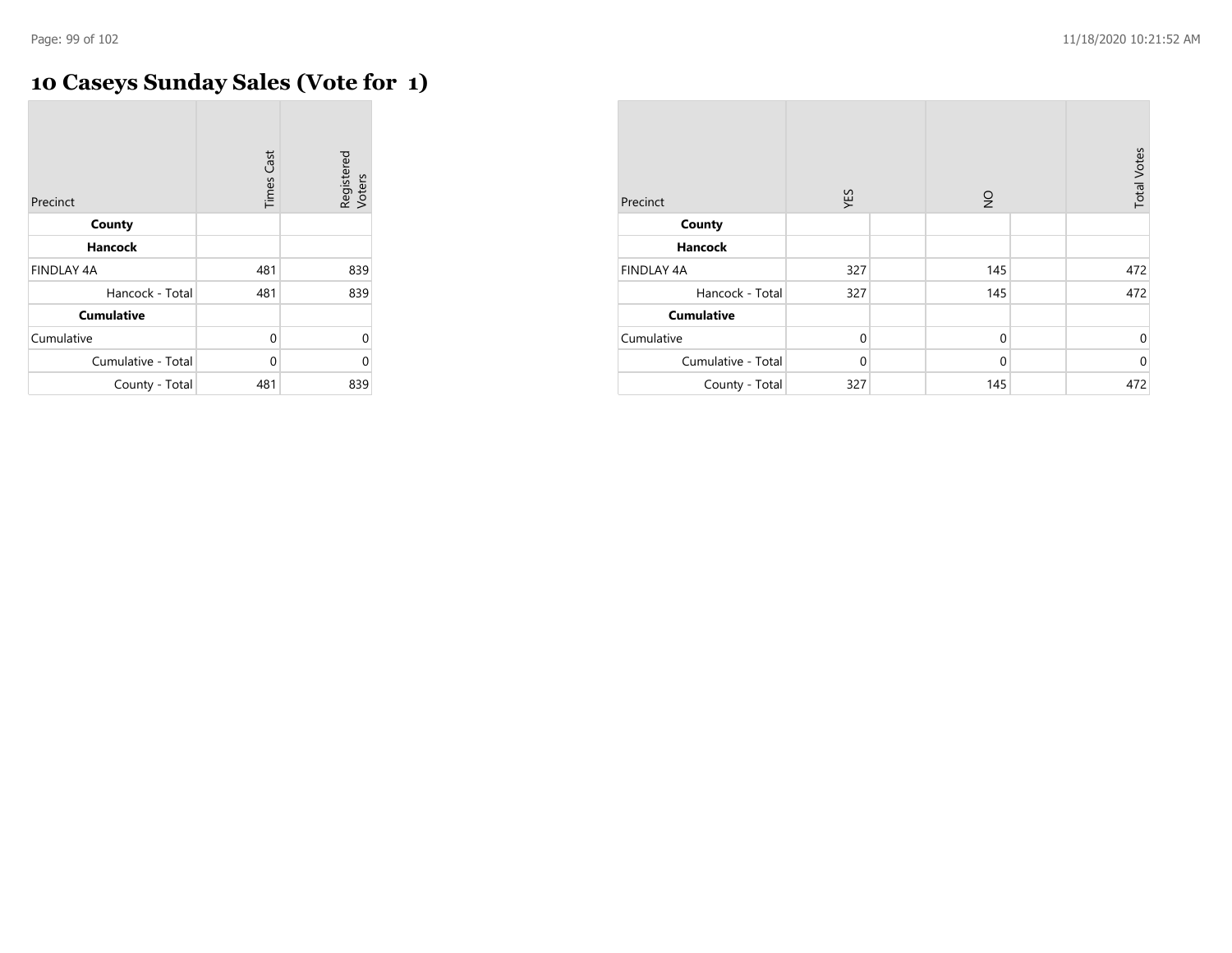# 10 Caseys Sunday Sales (Vote for 1)

| Precinct | Times Cast | Registered Voters |
|---|---|---|
| **County** | | |
| **Hancock** | | |
| FINDLAY 4A | 481 | 839 |
| Hancock - Total | 481 | 839 |
| **Cumulative** | | |
| Cumulative | 0 | 0 |
| Cumulative - Total | 0 | 0 |
| County - Total | 481 | 839 |

| Precinct | YES | | NO | | Total Votes |
|---|---|---|---|---|---|
| **County** | | | | | |
| **Hancock** | | | | | |
| FINDLAY 4A | 327 | | 145 | | 472 |
| Hancock - Total | 327 | | 145 | | 472 |
| **Cumulative** | | | | | |
| Cumulative | 0 | | 0 | | 0 |
| Cumulative - Total | 0 | | 0 | | 0 |
| County - Total | 327 | | 145 | | 472 |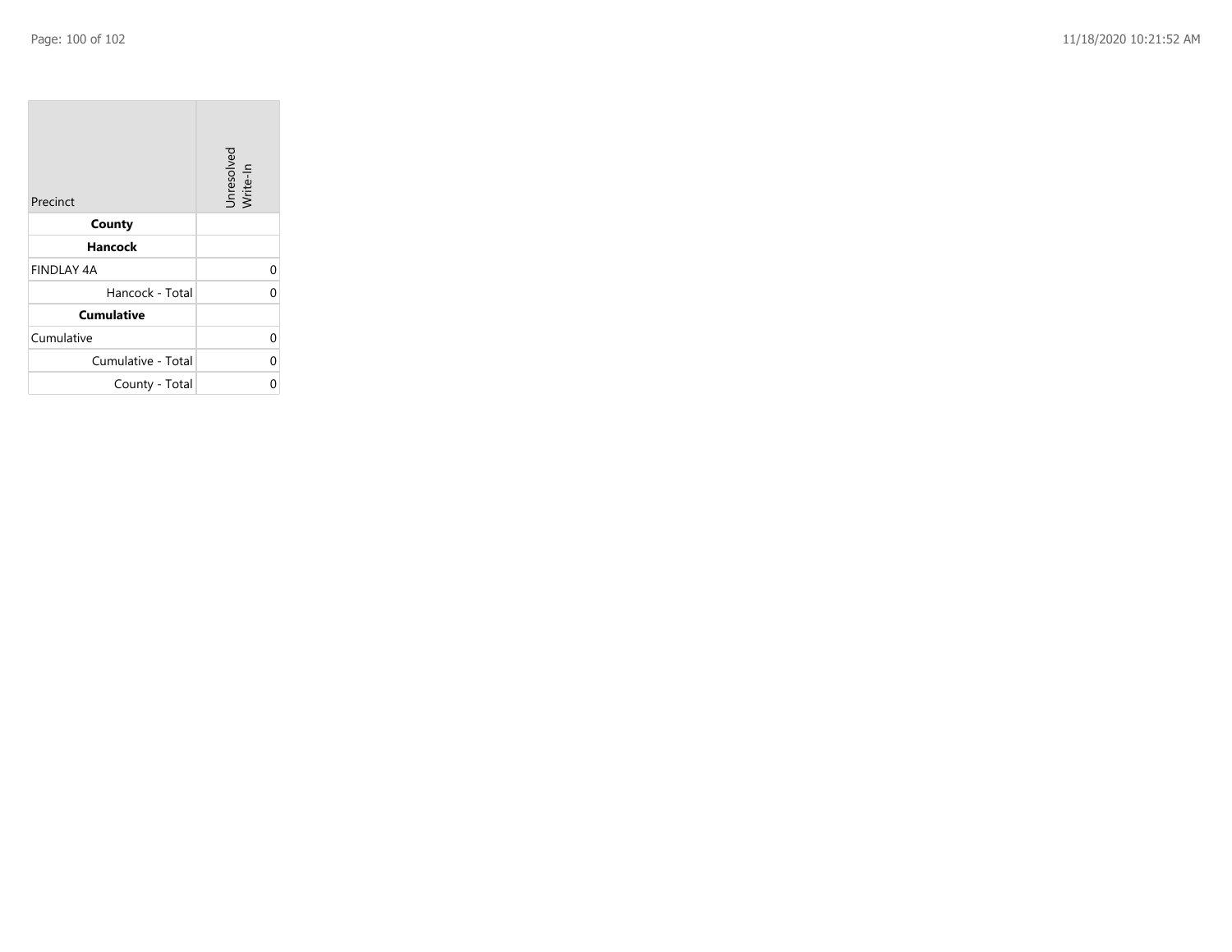| Precinct | Unresolved Write-In |
| --- | --- |
| **County** | |
| **Hancock** | |
| FINDLAY 4A | 0 |
| Hancock - Total | 0 |
| **Cumulative** | |
| Cumulative | 0 |
| Cumulative - Total | 0 |
| County - Total | 0 |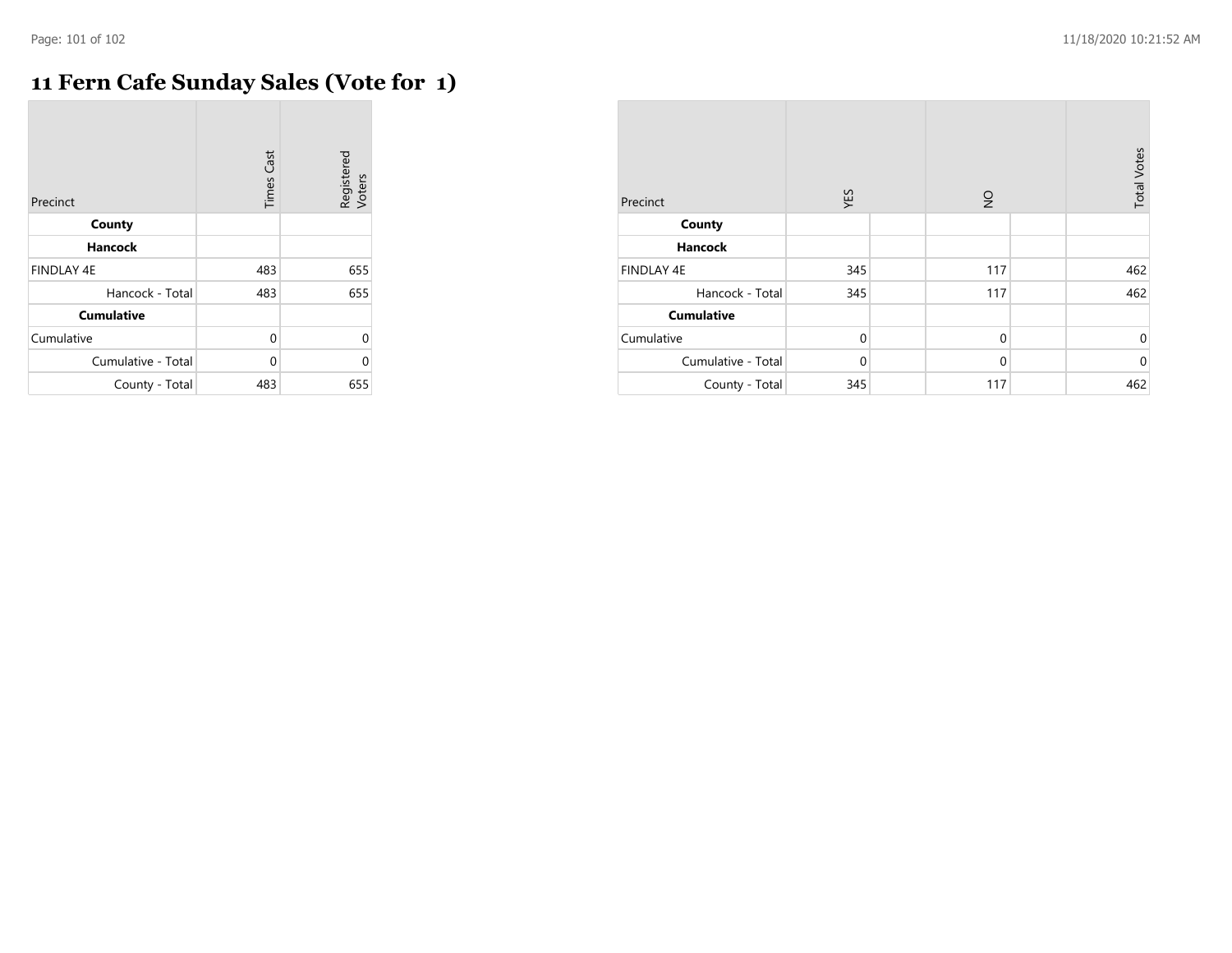# 11 Fern Cafe Sunday Sales (Vote for 1)

| Precinct | Times Cast | Registered Voters |
|---|---|---|
| **County** | | |
| **Hancock** | | |
| FINDLAY 4E | 483 | 655 |
| Hancock - Total | 483 | 655 |
| **Cumulative** | | |
| Cumulative | 0 | 0 |
| Cumulative - Total | 0 | 0 |
| County - Total | 483 | 655 |

| Precinct | YES | | NO | | Total Votes |
|---|---|---|---|---|---|
| **County** | | | | | |
| **Hancock** | | | | | |
| FINDLAY 4E | 345 | | 117 | | 462 |
| Hancock - Total | 345 | | 117 | | 462 |
| **Cumulative** | | | | | |
| Cumulative | 0 | | 0 | | 0 |
| Cumulative - Total | 0 | | 0 | | 0 |
| County - Total | 345 | | 117 | | 462 |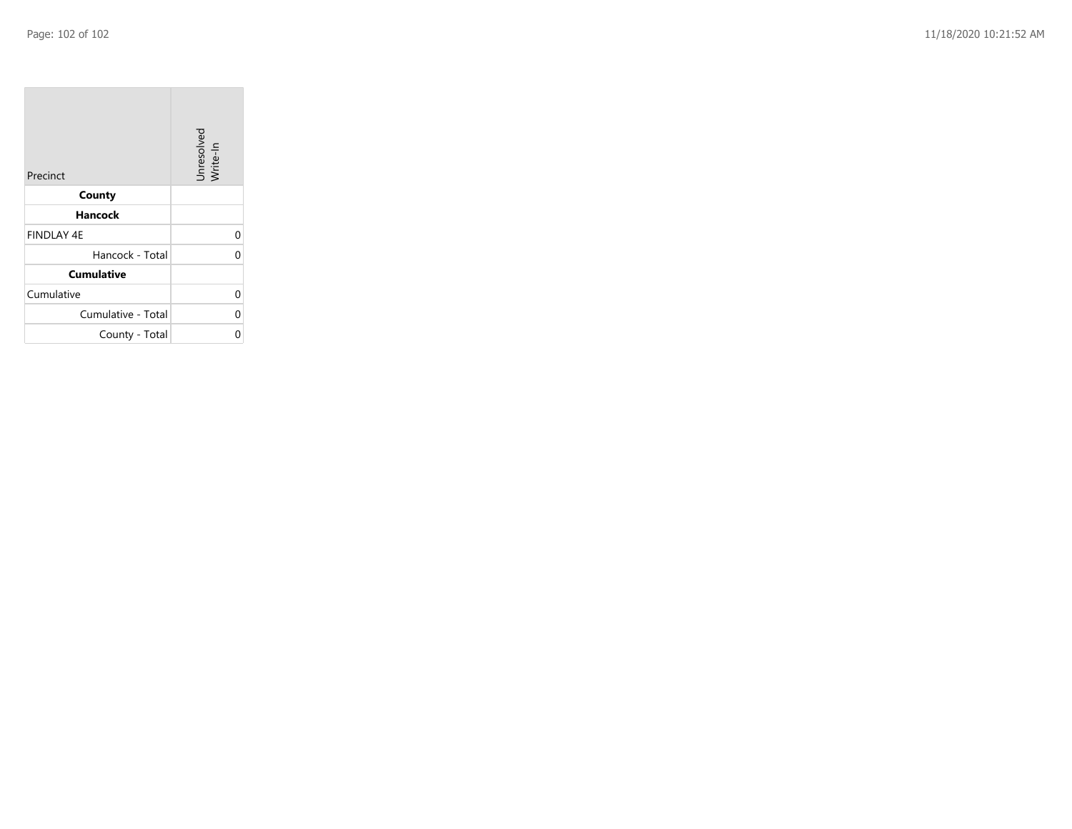| Precinct | Unresolved Write-In |
| --- | --- |
| **County** | |
| **Hancock** | |
| FINDLAY 4E | 0 |
| Hancock - Total | 0 |
| **Cumulative** | |
| Cumulative | 0 |
| Cumulative - Total | 0 |
| County - Total | 0 |